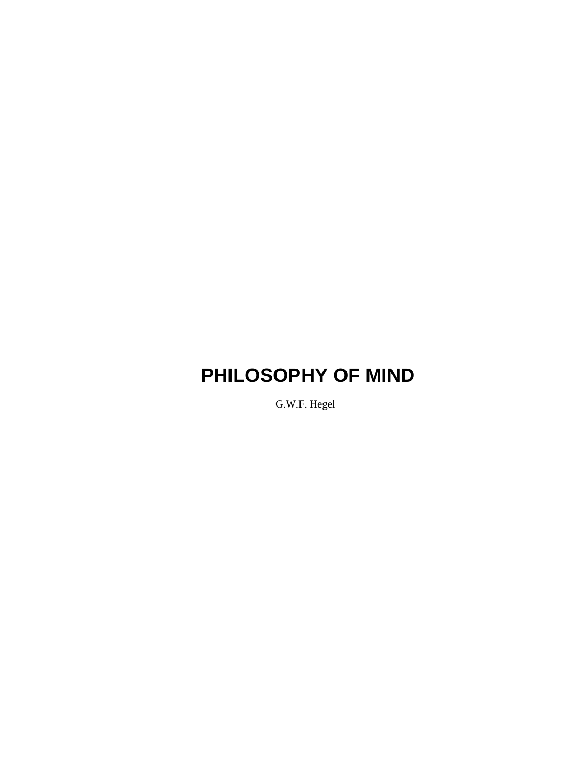# PHILOSOPHY OF MIND

G.W.F. Hegel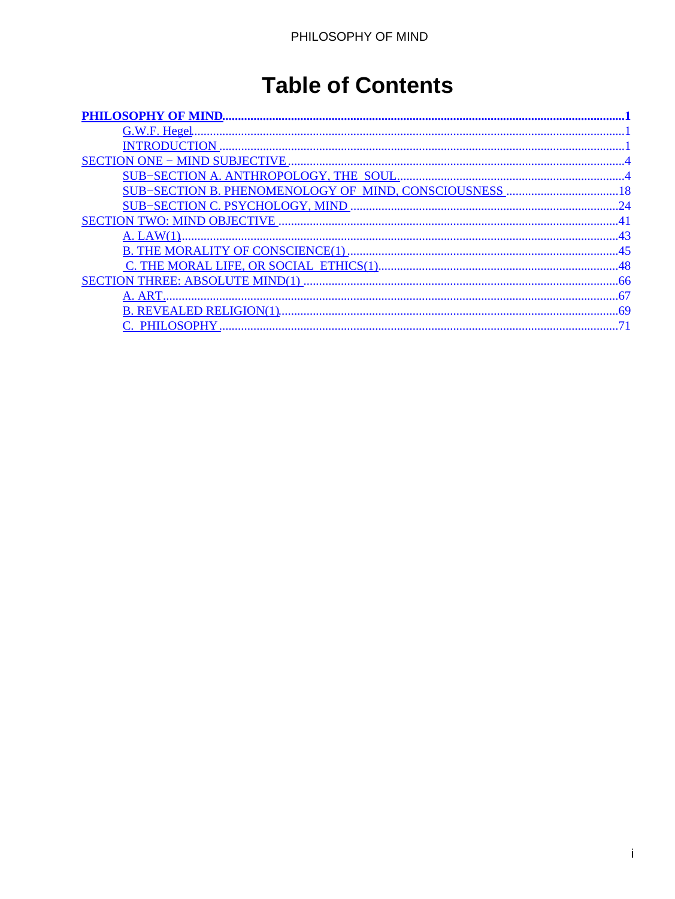# Table of Contents

**PHILOSOPHY OF MIND**.....1
- G.W.F. Hegel.....1
- INTRODUCTION.....1

SECTION ONE − MIND SUBJECTIVE.....4
- SUB−SECTION A. ANTHROPOLOGY, THE SOUL.....4
- SUB−SECTION B. PHENOMENOLOGY OF MIND, CONSCIOUSNESS.....18
- SUB−SECTION C. PSYCHOLOGY, MIND.....24

SECTION TWO: MIND OBJECTIVE.....41
- A. LAW(1).....43
- B. THE MORALITY OF CONSCIENCE(1).....45
- C. THE MORAL LIFE, OR SOCIAL ETHICS(1).....48

SECTION THREE: ABSOLUTE MIND(1).....66
- A. ART.....67
- B. REVEALED RELIGION(1).....69
- C. PHILOSOPHY.....71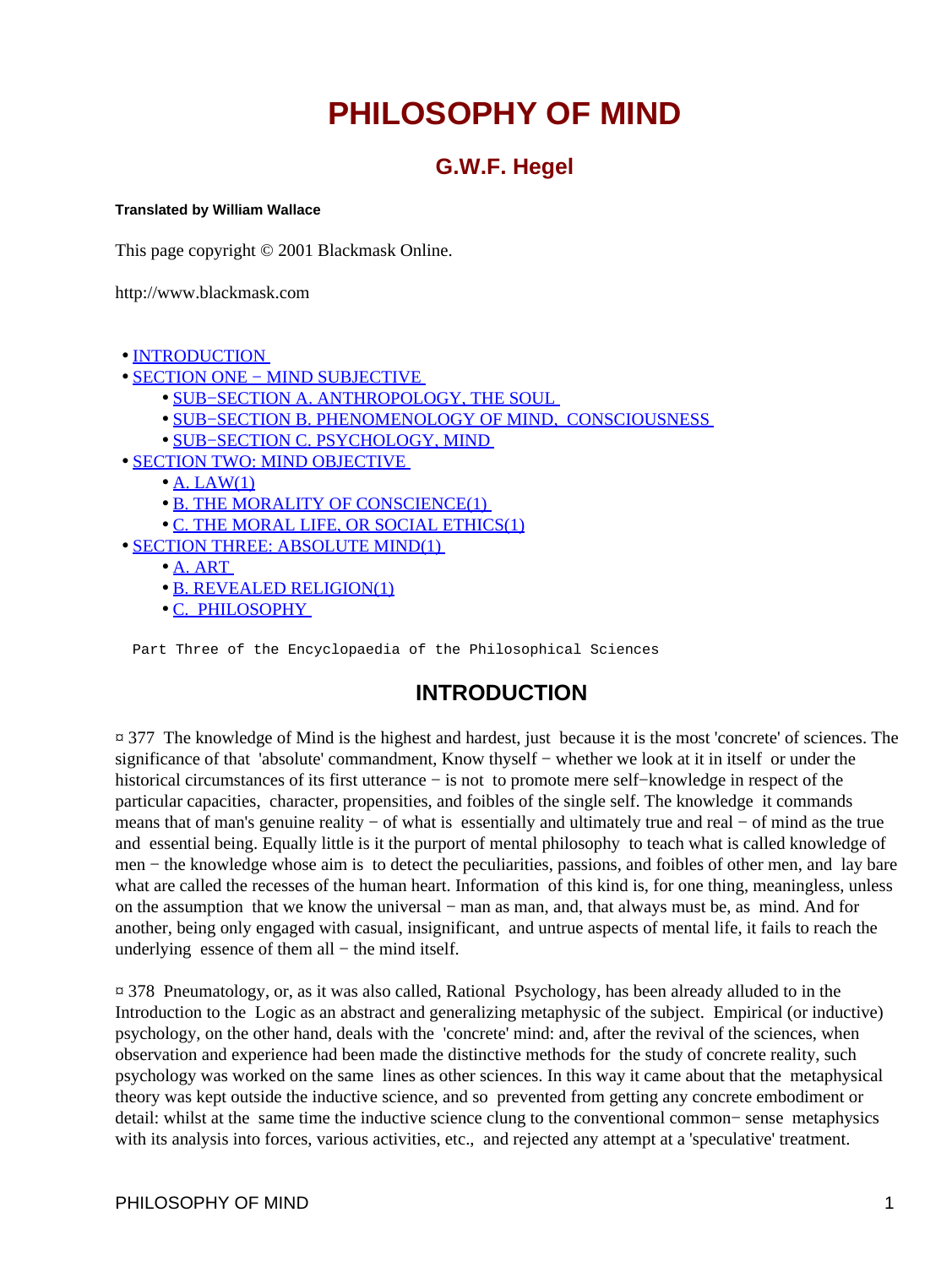# PHILOSOPHY OF MIND

## G.W.F. Hegel

**Translated by William Wallace**

This page copyright © 2001 Blackmask Online.

http://www.blackmask.com

- INTRODUCTION
- SECTION ONE − MIND SUBJECTIVE
  - SUB−SECTION A. ANTHROPOLOGY, THE SOUL
  - SUB−SECTION B. PHENOMENOLOGY OF MIND, CONSCIOUSNESS
  - SUB−SECTION C. PSYCHOLOGY, MIND
- SECTION TWO: MIND OBJECTIVE
  - A. LAW(1)
  - B. THE MORALITY OF CONSCIENCE(1)
  - C. THE MORAL LIFE, OR SOCIAL ETHICS(1)
- SECTION THREE: ABSOLUTE MIND(1)
  - A. ART
  - B. REVEALED RELIGION(1)
  - C. PHILOSOPHY

```
Part Three of the Encyclopaedia of the Philosophical Sciences
```

## INTRODUCTION

¤ 377 The knowledge of Mind is the highest and hardest, just because it is the most 'concrete' of sciences. The significance of that 'absolute' commandment, Know thyself − whether we look at it in itself or under the historical circumstances of its first utterance − is not to promote mere self−knowledge in respect of the particular capacities, character, propensities, and foibles of the single self. The knowledge it commands means that of man's genuine reality − of what is essentially and ultimately true and real − of mind as the true and essential being. Equally little is it the purport of mental philosophy to teach what is called knowledge of men − the knowledge whose aim is to detect the peculiarities, passions, and foibles of other men, and lay bare what are called the recesses of the human heart. Information of this kind is, for one thing, meaningless, unless on the assumption that we know the universal − man as man, and, that always must be, as mind. And for another, being only engaged with casual, insignificant, and untrue aspects of mental life, it fails to reach the underlying essence of them all − the mind itself.

¤ 378 Pneumatology, or, as it was also called, Rational Psychology, has been already alluded to in the Introduction to the Logic as an abstract and generalizing metaphysic of the subject. Empirical (or inductive) psychology, on the other hand, deals with the 'concrete' mind: and, after the revival of the sciences, when observation and experience had been made the distinctive methods for the study of concrete reality, such psychology was worked on the same lines as other sciences. In this way it came about that the metaphysical theory was kept outside the inductive science, and so prevented from getting any concrete embodiment or detail: whilst at the same time the inductive science clung to the conventional common− sense metaphysics with its analysis into forces, various activities, etc., and rejected any attempt at a 'speculative' treatment.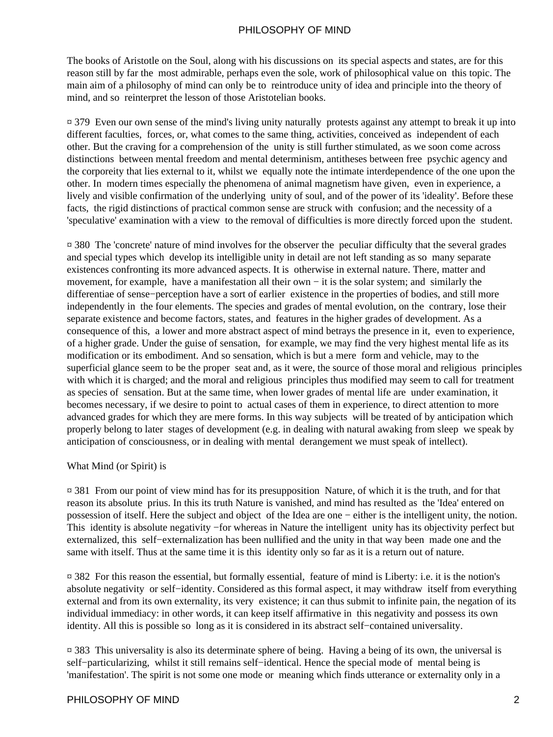The books of Aristotle on the Soul, along with his discussions on its special aspects and states, are for this reason still by far the most admirable, perhaps even the sole, work of philosophical value on this topic. The main aim of a philosophy of mind can only be to reintroduce unity of idea and principle into the theory of mind, and so reinterpret the lesson of those Aristotelian books.

¤ 379 Even our own sense of the mind's living unity naturally protests against any attempt to break it up into different faculties, forces, or, what comes to the same thing, activities, conceived as independent of each other. But the craving for a comprehension of the unity is still further stimulated, as we soon come across distinctions between mental freedom and mental determinism, antitheses between free psychic agency and the corporeity that lies external to it, whilst we equally note the intimate interdependence of the one upon the other. In modern times especially the phenomena of animal magnetism have given, even in experience, a lively and visible confirmation of the underlying unity of soul, and of the power of its 'ideality'. Before these facts, the rigid distinctions of practical common sense are struck with confusion; and the necessity of a 'speculative' examination with a view to the removal of difficulties is more directly forced upon the student.

¤ 380 The 'concrete' nature of mind involves for the observer the peculiar difficulty that the several grades and special types which develop its intelligible unity in detail are not left standing as so many separate existences confronting its more advanced aspects. It is otherwise in external nature. There, matter and movement, for example, have a manifestation all their own − it is the solar system; and similarly the differentiae of sense−perception have a sort of earlier existence in the properties of bodies, and still more independently in the four elements. The species and grades of mental evolution, on the contrary, lose their separate existence and become factors, states, and features in the higher grades of development. As a consequence of this, a lower and more abstract aspect of mind betrays the presence in it, even to experience, of a higher grade. Under the guise of sensation, for example, we may find the very highest mental life as its modification or its embodiment. And so sensation, which is but a mere form and vehicle, may to the superficial glance seem to be the proper seat and, as it were, the source of those moral and religious principles with which it is charged; and the moral and religious principles thus modified may seem to call for treatment as species of sensation. But at the same time, when lower grades of mental life are under examination, it becomes necessary, if we desire to point to actual cases of them in experience, to direct attention to more advanced grades for which they are mere forms. In this way subjects will be treated of by anticipation which properly belong to later stages of development (e.g. in dealing with natural awaking from sleep we speak by anticipation of consciousness, or in dealing with mental derangement we must speak of intellect).

What Mind (or Spirit) is

¤ 381 From our point of view mind has for its presupposition Nature, of which it is the truth, and for that reason its absolute prius. In this its truth Nature is vanished, and mind has resulted as the 'Idea' entered on possession of itself. Here the subject and object of the Idea are one − either is the intelligent unity, the notion. This identity is absolute negativity −for whereas in Nature the intelligent unity has its objectivity perfect but externalized, this self−externalization has been nullified and the unity in that way been made one and the same with itself. Thus at the same time it is this identity only so far as it is a return out of nature.

¤ 382 For this reason the essential, but formally essential, feature of mind is Liberty: i.e. it is the notion's absolute negativity or self−identity. Considered as this formal aspect, it may withdraw itself from everything external and from its own externality, its very existence; it can thus submit to infinite pain, the negation of its individual immediacy: in other words, it can keep itself affirmative in this negativity and possess its own identity. All this is possible so long as it is considered in its abstract self−contained universality.

¤ 383 This universality is also its determinate sphere of being. Having a being of its own, the universal is self−particularizing, whilst it still remains self−identical. Hence the special mode of mental being is 'manifestation'. The spirit is not some one mode or meaning which finds utterance or externality only in a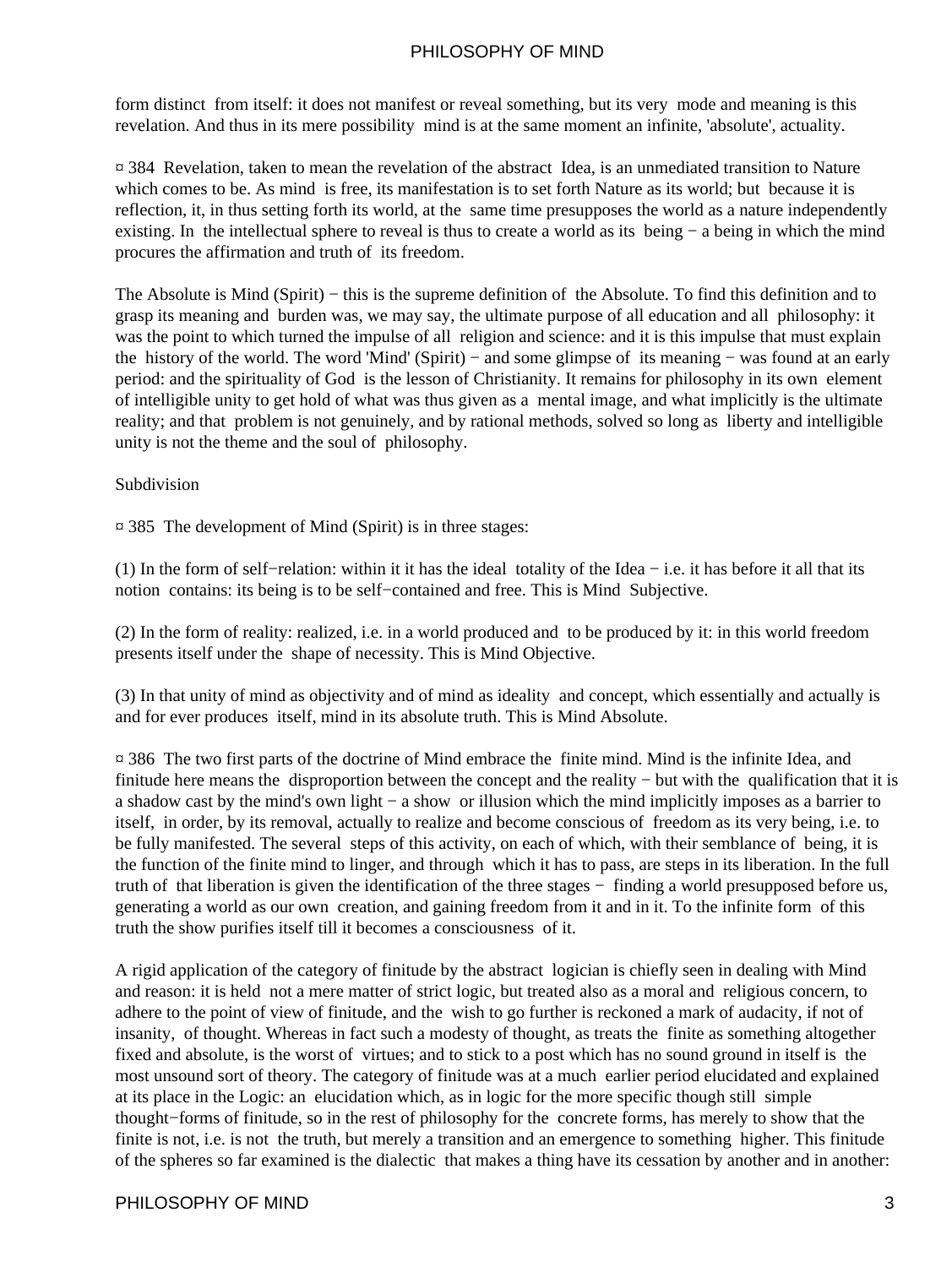form distinct from itself: it does not manifest or reveal something, but its very mode and meaning is this revelation. And thus in its mere possibility mind is at the same moment an infinite, 'absolute', actuality.

¤ 384 Revelation, taken to mean the revelation of the abstract Idea, is an unmediated transition to Nature which comes to be. As mind is free, its manifestation is to set forth Nature as its world; but because it is reflection, it, in thus setting forth its world, at the same time presupposes the world as a nature independently existing. In the intellectual sphere to reveal is thus to create a world as its being − a being in which the mind procures the affirmation and truth of its freedom.

The Absolute is Mind (Spirit) − this is the supreme definition of the Absolute. To find this definition and to grasp its meaning and burden was, we may say, the ultimate purpose of all education and all philosophy: it was the point to which turned the impulse of all religion and science: and it is this impulse that must explain the history of the world. The word 'Mind' (Spirit) − and some glimpse of its meaning − was found at an early period: and the spirituality of God is the lesson of Christianity. It remains for philosophy in its own element of intelligible unity to get hold of what was thus given as a mental image, and what implicitly is the ultimate reality; and that problem is not genuinely, and by rational methods, solved so long as liberty and intelligible unity is not the theme and the soul of philosophy.

Subdivision

¤ 385 The development of Mind (Spirit) is in three stages:

(1) In the form of self−relation: within it it has the ideal totality of the Idea − i.e. it has before it all that its notion contains: its being is to be self−contained and free. This is Mind Subjective.

(2) In the form of reality: realized, i.e. in a world produced and to be produced by it: in this world freedom presents itself under the shape of necessity. This is Mind Objective.

(3) In that unity of mind as objectivity and of mind as ideality and concept, which essentially and actually is and for ever produces itself, mind in its absolute truth. This is Mind Absolute.

¤ 386 The two first parts of the doctrine of Mind embrace the finite mind. Mind is the infinite Idea, and finitude here means the disproportion between the concept and the reality − but with the qualification that it is a shadow cast by the mind's own light − a show or illusion which the mind implicitly imposes as a barrier to itself, in order, by its removal, actually to realize and become conscious of freedom as its very being, i.e. to be fully manifested. The several steps of this activity, on each of which, with their semblance of being, it is the function of the finite mind to linger, and through which it has to pass, are steps in its liberation. In the full truth of that liberation is given the identification of the three stages − finding a world presupposed before us, generating a world as our own creation, and gaining freedom from it and in it. To the infinite form of this truth the show purifies itself till it becomes a consciousness of it.

A rigid application of the category of finitude by the abstract logician is chiefly seen in dealing with Mind and reason: it is held not a mere matter of strict logic, but treated also as a moral and religious concern, to adhere to the point of view of finitude, and the wish to go further is reckoned a mark of audacity, if not of insanity, of thought. Whereas in fact such a modesty of thought, as treats the finite as something altogether fixed and absolute, is the worst of virtues; and to stick to a post which has no sound ground in itself is the most unsound sort of theory. The category of finitude was at a much earlier period elucidated and explained at its place in the Logic: an elucidation which, as in logic for the more specific though still simple thought−forms of finitude, so in the rest of philosophy for the concrete forms, has merely to show that the finite is not, i.e. is not the truth, but merely a transition and an emergence to something higher. This finitude of the spheres so far examined is the dialectic that makes a thing have its cessation by another and in another: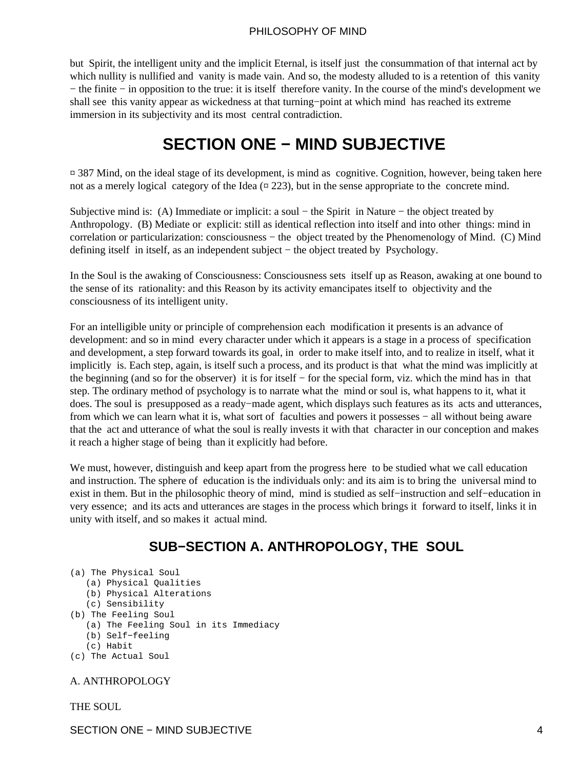but Spirit, the intelligent unity and the implicit Eternal, is itself just the consummation of that internal act by which nullity is nullified and vanity is made vain. And so, the modesty alluded to is a retention of this vanity − the finite − in opposition to the true: it is itself therefore vanity. In the course of the mind's development we shall see this vanity appear as wickedness at that turning−point at which mind has reached its extreme immersion in its subjectivity and its most central contradiction.

# SECTION ONE − MIND SUBJECTIVE

¤ 387 Mind, on the ideal stage of its development, is mind as cognitive. Cognition, however, being taken here not as a merely logical category of the Idea (¤ 223), but in the sense appropriate to the concrete mind.

Subjective mind is: (A) Immediate or implicit: a soul − the Spirit in Nature − the object treated by Anthropology. (B) Mediate or explicit: still as identical reflection into itself and into other things: mind in correlation or particularization: consciousness − the object treated by the Phenomenology of Mind. (C) Mind defining itself in itself, as an independent subject − the object treated by Psychology.

In the Soul is the awaking of Consciousness: Consciousness sets itself up as Reason, awaking at one bound to the sense of its rationality: and this Reason by its activity emancipates itself to objectivity and the consciousness of its intelligent unity.

For an intelligible unity or principle of comprehension each modification it presents is an advance of development: and so in mind every character under which it appears is a stage in a process of specification and development, a step forward towards its goal, in order to make itself into, and to realize in itself, what it implicitly is. Each step, again, is itself such a process, and its product is that what the mind was implicitly at the beginning (and so for the observer) it is for itself − for the special form, viz. which the mind has in that step. The ordinary method of psychology is to narrate what the mind or soul is, what happens to it, what it does. The soul is presupposed as a ready−made agent, which displays such features as its acts and utterances, from which we can learn what it is, what sort of faculties and powers it possesses − all without being aware that the act and utterance of what the soul is really invests it with that character in our conception and makes it reach a higher stage of being than it explicitly had before.

We must, however, distinguish and keep apart from the progress here to be studied what we call education and instruction. The sphere of education is the individuals only: and its aim is to bring the universal mind to exist in them. But in the philosophic theory of mind, mind is studied as self−instruction and self−education in very essence; and its acts and utterances are stages in the process which brings it forward to itself, links it in unity with itself, and so makes it actual mind.

## SUB−SECTION A. ANTHROPOLOGY, THE SOUL

```
(a) The Physical Soul
   (a) Physical Qualities
   (b) Physical Alterations
   (c) Sensibility
(b) The Feeling Soul
   (a) The Feeling Soul in its Immediacy
   (b) Self−feeling
   (c) Habit
(c) The Actual Soul
```

A. ANTHROPOLOGY

THE SOUL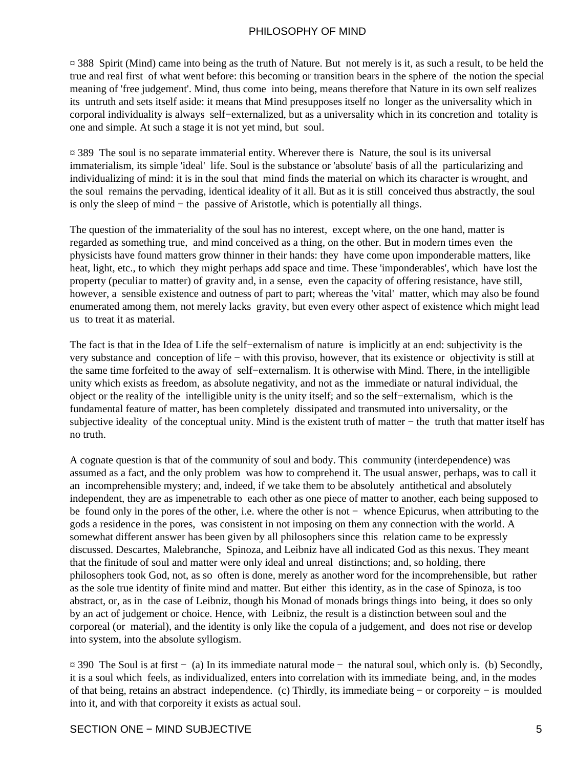¤ 388 Spirit (Mind) came into being as the truth of Nature. But not merely is it, as such a result, to be held the true and real first of what went before: this becoming or transition bears in the sphere of the notion the special meaning of 'free judgement'. Mind, thus come into being, means therefore that Nature in its own self realizes its untruth and sets itself aside: it means that Mind presupposes itself no longer as the universality which in corporal individuality is always self−externalized, but as a universality which in its concretion and totality is one and simple. At such a stage it is not yet mind, but soul.

¤ 389 The soul is no separate immaterial entity. Wherever there is Nature, the soul is its universal immaterialism, its simple 'ideal' life. Soul is the substance or 'absolute' basis of all the particularizing and individualizing of mind: it is in the soul that mind finds the material on which its character is wrought, and the soul remains the pervading, identical ideality of it all. But as it is still conceived thus abstractly, the soul is only the sleep of mind − the passive of Aristotle, which is potentially all things.

The question of the immateriality of the soul has no interest, except where, on the one hand, matter is regarded as something true, and mind conceived as a thing, on the other. But in modern times even the physicists have found matters grow thinner in their hands: they have come upon imponderable matters, like heat, light, etc., to which they might perhaps add space and time. These 'imponderables', which have lost the property (peculiar to matter) of gravity and, in a sense, even the capacity of offering resistance, have still, however, a sensible existence and outness of part to part; whereas the 'vital' matter, which may also be found enumerated among them, not merely lacks gravity, but even every other aspect of existence which might lead us to treat it as material.

The fact is that in the Idea of Life the self−externalism of nature is implicitly at an end: subjectivity is the very substance and conception of life − with this proviso, however, that its existence or objectivity is still at the same time forfeited to the away of self−externalism. It is otherwise with Mind. There, in the intelligible unity which exists as freedom, as absolute negativity, and not as the immediate or natural individual, the object or the reality of the intelligible unity is the unity itself; and so the self−externalism, which is the fundamental feature of matter, has been completely dissipated and transmuted into universality, or the subjective ideality of the conceptual unity. Mind is the existent truth of matter − the truth that matter itself has no truth.

A cognate question is that of the community of soul and body. This community (interdependence) was assumed as a fact, and the only problem was how to comprehend it. The usual answer, perhaps, was to call it an incomprehensible mystery; and, indeed, if we take them to be absolutely antithetical and absolutely independent, they are as impenetrable to each other as one piece of matter to another, each being supposed to be found only in the pores of the other, i.e. where the other is not − whence Epicurus, when attributing to the gods a residence in the pores, was consistent in not imposing on them any connection with the world. A somewhat different answer has been given by all philosophers since this relation came to be expressly discussed. Descartes, Malebranche, Spinoza, and Leibniz have all indicated God as this nexus. They meant that the finitude of soul and matter were only ideal and unreal distinctions; and, so holding, there philosophers took God, not, as so often is done, merely as another word for the incomprehensible, but rather as the sole true identity of finite mind and matter. But either this identity, as in the case of Spinoza, is too abstract, or, as in the case of Leibniz, though his Monad of monads brings things into being, it does so only by an act of judgement or choice. Hence, with Leibniz, the result is a distinction between soul and the corporeal (or material), and the identity is only like the copula of a judgement, and does not rise or develop into system, into the absolute syllogism.

¤ 390 The Soul is at first − (a) In its immediate natural mode − the natural soul, which only is. (b) Secondly, it is a soul which feels, as individualized, enters into correlation with its immediate being, and, in the modes of that being, retains an abstract independence. (c) Thirdly, its immediate being − or corporeity − is moulded into it, and with that corporeity it exists as actual soul.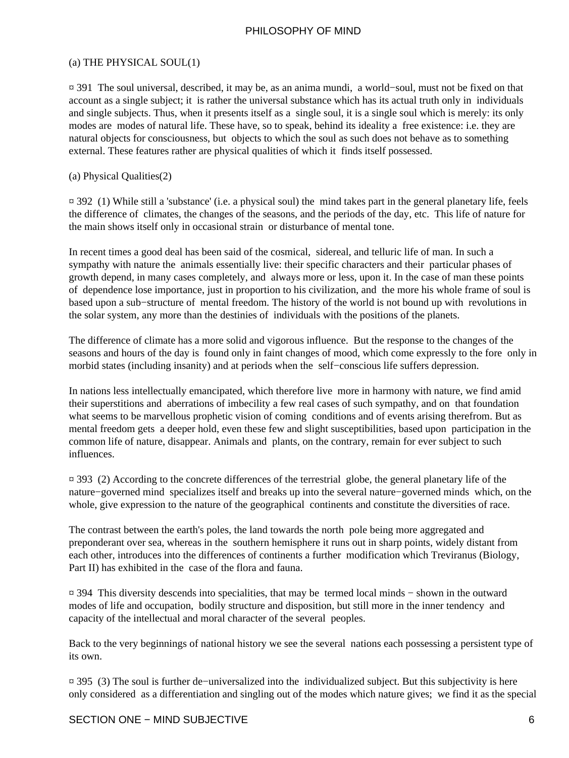(a) THE PHYSICAL SOUL(1)

¤ 391 The soul universal, described, it may be, as an anima mundi, a world−soul, must not be fixed on that account as a single subject; it is rather the universal substance which has its actual truth only in individuals and single subjects. Thus, when it presents itself as a single soul, it is a single soul which is merely: its only modes are modes of natural life. These have, so to speak, behind its ideality a free existence: i.e. they are natural objects for consciousness, but objects to which the soul as such does not behave as to something external. These features rather are physical qualities of which it finds itself possessed.

(a) Physical Qualities(2)

¤ 392 (1) While still a 'substance' (i.e. a physical soul) the mind takes part in the general planetary life, feels the difference of climates, the changes of the seasons, and the periods of the day, etc. This life of nature for the main shows itself only in occasional strain or disturbance of mental tone.

In recent times a good deal has been said of the cosmical, sidereal, and telluric life of man. In such a sympathy with nature the animals essentially live: their specific characters and their particular phases of growth depend, in many cases completely, and always more or less, upon it. In the case of man these points of dependence lose importance, just in proportion to his civilization, and the more his whole frame of soul is based upon a sub−structure of mental freedom. The history of the world is not bound up with revolutions in the solar system, any more than the destinies of individuals with the positions of the planets.

The difference of climate has a more solid and vigorous influence. But the response to the changes of the seasons and hours of the day is found only in faint changes of mood, which come expressly to the fore only in morbid states (including insanity) and at periods when the self−conscious life suffers depression.

In nations less intellectually emancipated, which therefore live more in harmony with nature, we find amid their superstitions and aberrations of imbecility a few real cases of such sympathy, and on that foundation what seems to be marvellous prophetic vision of coming conditions and of events arising therefrom. But as mental freedom gets a deeper hold, even these few and slight susceptibilities, based upon participation in the common life of nature, disappear. Animals and plants, on the contrary, remain for ever subject to such influences.

¤ 393 (2) According to the concrete differences of the terrestrial globe, the general planetary life of the nature−governed mind specializes itself and breaks up into the several nature−governed minds which, on the whole, give expression to the nature of the geographical continents and constitute the diversities of race.

The contrast between the earth's poles, the land towards the north pole being more aggregated and preponderant over sea, whereas in the southern hemisphere it runs out in sharp points, widely distant from each other, introduces into the differences of continents a further modification which Treviranus (Biology, Part II) has exhibited in the case of the flora and fauna.

¤ 394 This diversity descends into specialities, that may be termed local minds − shown in the outward modes of life and occupation, bodily structure and disposition, but still more in the inner tendency and capacity of the intellectual and moral character of the several peoples.

Back to the very beginnings of national history we see the several nations each possessing a persistent type of its own.

¤ 395 (3) The soul is further de−universalized into the individualized subject. But this subjectivity is here only considered as a differentiation and singling out of the modes which nature gives; we find it as the special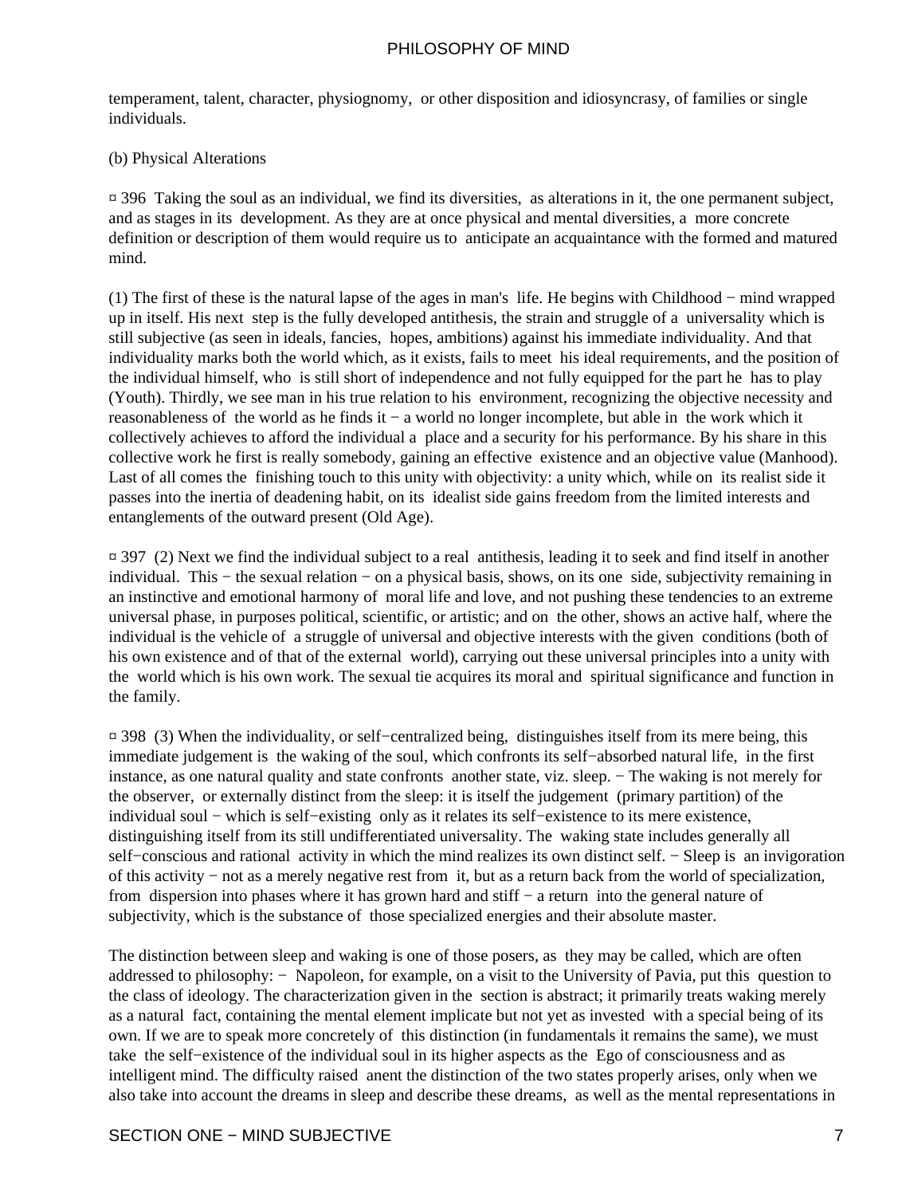temperament, talent, character, physiognomy, or other disposition and idiosyncrasy, of families or single individuals.

(b) Physical Alterations

¤ 396 Taking the soul as an individual, we find its diversities, as alterations in it, the one permanent subject, and as stages in its development. As they are at once physical and mental diversities, a more concrete definition or description of them would require us to anticipate an acquaintance with the formed and matured mind.

(1) The first of these is the natural lapse of the ages in man's life. He begins with Childhood − mind wrapped up in itself. His next step is the fully developed antithesis, the strain and struggle of a universality which is still subjective (as seen in ideals, fancies, hopes, ambitions) against his immediate individuality. And that individuality marks both the world which, as it exists, fails to meet his ideal requirements, and the position of the individual himself, who is still short of independence and not fully equipped for the part he has to play (Youth). Thirdly, we see man in his true relation to his environment, recognizing the objective necessity and reasonableness of the world as he finds it − a world no longer incomplete, but able in the work which it collectively achieves to afford the individual a place and a security for his performance. By his share in this collective work he first is really somebody, gaining an effective existence and an objective value (Manhood). Last of all comes the finishing touch to this unity with objectivity: a unity which, while on its realist side it passes into the inertia of deadening habit, on its idealist side gains freedom from the limited interests and entanglements of the outward present (Old Age).

¤ 397 (2) Next we find the individual subject to a real antithesis, leading it to seek and find itself in another individual. This − the sexual relation − on a physical basis, shows, on its one side, subjectivity remaining in an instinctive and emotional harmony of moral life and love, and not pushing these tendencies to an extreme universal phase, in purposes political, scientific, or artistic; and on the other, shows an active half, where the individual is the vehicle of a struggle of universal and objective interests with the given conditions (both of his own existence and of that of the external world), carrying out these universal principles into a unity with the world which is his own work. The sexual tie acquires its moral and spiritual significance and function in the family.

¤ 398 (3) When the individuality, or self−centralized being, distinguishes itself from its mere being, this immediate judgement is the waking of the soul, which confronts its self−absorbed natural life, in the first instance, as one natural quality and state confronts another state, viz. sleep. − The waking is not merely for the observer, or externally distinct from the sleep: it is itself the judgement (primary partition) of the individual soul − which is self−existing only as it relates its self−existence to its mere existence, distinguishing itself from its still undifferentiated universality. The waking state includes generally all self−conscious and rational activity in which the mind realizes its own distinct self. − Sleep is an invigoration of this activity − not as a merely negative rest from it, but as a return back from the world of specialization, from dispersion into phases where it has grown hard and stiff − a return into the general nature of subjectivity, which is the substance of those specialized energies and their absolute master.

The distinction between sleep and waking is one of those posers, as they may be called, which are often addressed to philosophy: − Napoleon, for example, on a visit to the University of Pavia, put this question to the class of ideology. The characterization given in the section is abstract; it primarily treats waking merely as a natural fact, containing the mental element implicate but not yet as invested with a special being of its own. If we are to speak more concretely of this distinction (in fundamentals it remains the same), we must take the self−existence of the individual soul in its higher aspects as the Ego of consciousness and as intelligent mind. The difficulty raised anent the distinction of the two states properly arises, only when we also take into account the dreams in sleep and describe these dreams, as well as the mental representations in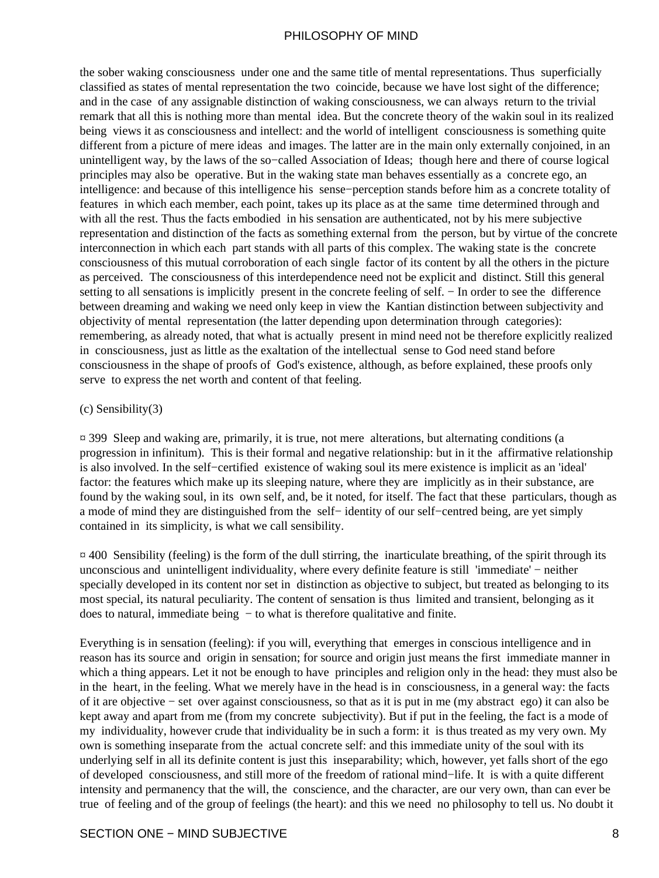the sober waking consciousness under one and the same title of mental representations. Thus superficially classified as states of mental representation the two coincide, because we have lost sight of the difference; and in the case of any assignable distinction of waking consciousness, we can always return to the trivial remark that all this is nothing more than mental idea. But the concrete theory of the wakin soul in its realized being views it as consciousness and intellect: and the world of intelligent consciousness is something quite different from a picture of mere ideas and images. The latter are in the main only externally conjoined, in an unintelligent way, by the laws of the so−called Association of Ideas; though here and there of course logical principles may also be operative. But in the waking state man behaves essentially as a concrete ego, an intelligence: and because of this intelligence his sense−perception stands before him as a concrete totality of features in which each member, each point, takes up its place as at the same time determined through and with all the rest. Thus the facts embodied in his sensation are authenticated, not by his mere subjective representation and distinction of the facts as something external from the person, but by virtue of the concrete interconnection in which each part stands with all parts of this complex. The waking state is the concrete consciousness of this mutual corroboration of each single factor of its content by all the others in the picture as perceived. The consciousness of this interdependence need not be explicit and distinct. Still this general setting to all sensations is implicitly present in the concrete feeling of self. − In order to see the difference between dreaming and waking we need only keep in view the Kantian distinction between subjectivity and objectivity of mental representation (the latter depending upon determination through categories): remembering, as already noted, that what is actually present in mind need not be therefore explicitly realized in consciousness, just as little as the exaltation of the intellectual sense to God need stand before consciousness in the shape of proofs of God's existence, although, as before explained, these proofs only serve to express the net worth and content of that feeling.

(c) Sensibility(3)

¤ 399 Sleep and waking are, primarily, it is true, not mere alterations, but alternating conditions (a progression in infinitum). This is their formal and negative relationship: but in it the affirmative relationship is also involved. In the self−certified existence of waking soul its mere existence is implicit as an 'ideal' factor: the features which make up its sleeping nature, where they are implicitly as in their substance, are found by the waking soul, in its own self, and, be it noted, for itself. The fact that these particulars, though as a mode of mind they are distinguished from the self− identity of our self−centred being, are yet simply contained in its simplicity, is what we call sensibility.

¤ 400 Sensibility (feeling) is the form of the dull stirring, the inarticulate breathing, of the spirit through its unconscious and unintelligent individuality, where every definite feature is still 'immediate' − neither specially developed in its content nor set in distinction as objective to subject, but treated as belonging to its most special, its natural peculiarity. The content of sensation is thus limited and transient, belonging as it does to natural, immediate being − to what is therefore qualitative and finite.

Everything is in sensation (feeling): if you will, everything that emerges in conscious intelligence and in reason has its source and origin in sensation; for source and origin just means the first immediate manner in which a thing appears. Let it not be enough to have principles and religion only in the head: they must also be in the heart, in the feeling. What we merely have in the head is in consciousness, in a general way: the facts of it are objective − set over against consciousness, so that as it is put in me (my abstract ego) it can also be kept away and apart from me (from my concrete subjectivity). But if put in the feeling, the fact is a mode of my individuality, however crude that individuality be in such a form: it is thus treated as my very own. My own is something inseparate from the actual concrete self: and this immediate unity of the soul with its underlying self in all its definite content is just this inseparability; which, however, yet falls short of the ego of developed consciousness, and still more of the freedom of rational mind−life. It is with a quite different intensity and permanency that the will, the conscience, and the character, are our very own, than can ever be true of feeling and of the group of feelings (the heart): and this we need no philosophy to tell us. No doubt it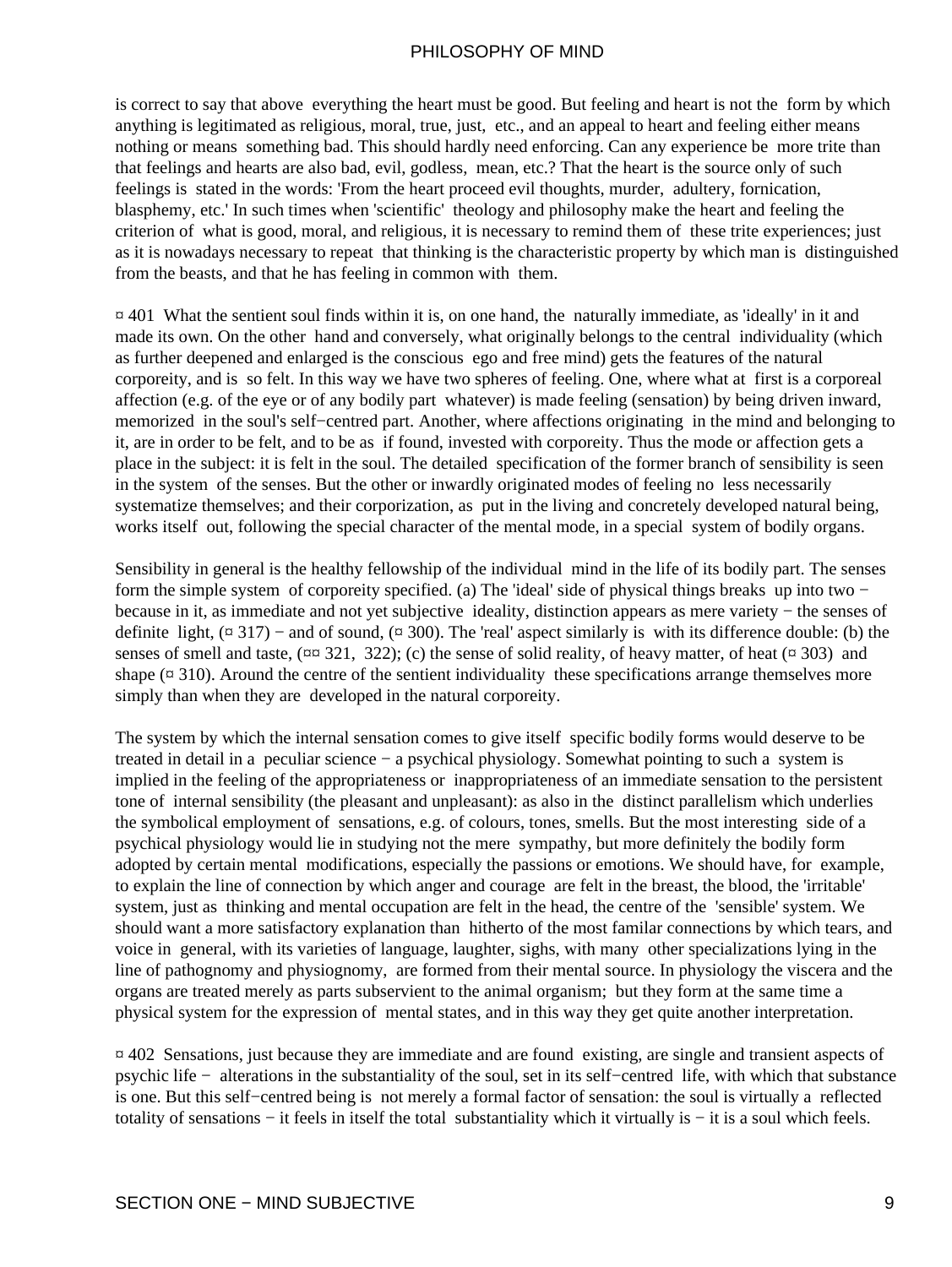is correct to say that above everything the heart must be good. But feeling and heart is not the form by which anything is legitimated as religious, moral, true, just, etc., and an appeal to heart and feeling either means nothing or means something bad. This should hardly need enforcing. Can any experience be more trite than that feelings and hearts are also bad, evil, godless, mean, etc.? That the heart is the source only of such feelings is stated in the words: 'From the heart proceed evil thoughts, murder, adultery, fornication, blasphemy, etc.' In such times when 'scientific' theology and philosophy make the heart and feeling the criterion of what is good, moral, and religious, it is necessary to remind them of these trite experiences; just as it is nowadays necessary to repeat that thinking is the characteristic property by which man is distinguished from the beasts, and that he has feeling in common with them.

¤ 401 What the sentient soul finds within it is, on one hand, the naturally immediate, as 'ideally' in it and made its own. On the other hand and conversely, what originally belongs to the central individuality (which as further deepened and enlarged is the conscious ego and free mind) gets the features of the natural corporeity, and is so felt. In this way we have two spheres of feeling. One, where what at first is a corporeal affection (e.g. of the eye or of any bodily part whatever) is made feeling (sensation) by being driven inward, memorized in the soul's self−centred part. Another, where affections originating in the mind and belonging to it, are in order to be felt, and to be as if found, invested with corporeity. Thus the mode or affection gets a place in the subject: it is felt in the soul. The detailed specification of the former branch of sensibility is seen in the system of the senses. But the other or inwardly originated modes of feeling no less necessarily systematize themselves; and their corporization, as put in the living and concretely developed natural being, works itself out, following the special character of the mental mode, in a special system of bodily organs.

Sensibility in general is the healthy fellowship of the individual mind in the life of its bodily part. The senses form the simple system of corporeity specified. (a) The 'ideal' side of physical things breaks up into two − because in it, as immediate and not yet subjective ideality, distinction appears as mere variety − the senses of definite light, (¤ 317) − and of sound, (¤ 300). The 'real' aspect similarly is with its difference double: (b) the senses of smell and taste, (¤¤ 321, 322); (c) the sense of solid reality, of heavy matter, of heat (¤ 303) and shape (¤ 310). Around the centre of the sentient individuality these specifications arrange themselves more simply than when they are developed in the natural corporeity.

The system by which the internal sensation comes to give itself specific bodily forms would deserve to be treated in detail in a peculiar science − a psychical physiology. Somewhat pointing to such a system is implied in the feeling of the appropriateness or inappropriateness of an immediate sensation to the persistent tone of internal sensibility (the pleasant and unpleasant): as also in the distinct parallelism which underlies the symbolical employment of sensations, e.g. of colours, tones, smells. But the most interesting side of a psychical physiology would lie in studying not the mere sympathy, but more definitely the bodily form adopted by certain mental modifications, especially the passions or emotions. We should have, for example, to explain the line of connection by which anger and courage are felt in the breast, the blood, the 'irritable' system, just as thinking and mental occupation are felt in the head, the centre of the 'sensible' system. We should want a more satisfactory explanation than hitherto of the most familar connections by which tears, and voice in general, with its varieties of language, laughter, sighs, with many other specializations lying in the line of pathognomy and physiognomy, are formed from their mental source. In physiology the viscera and the organs are treated merely as parts subservient to the animal organism; but they form at the same time a physical system for the expression of mental states, and in this way they get quite another interpretation.

¤ 402 Sensations, just because they are immediate and are found existing, are single and transient aspects of psychic life − alterations in the substantiality of the soul, set in its self−centred life, with which that substance is one. But this self−centred being is not merely a formal factor of sensation: the soul is virtually a reflected totality of sensations − it feels in itself the total substantiality which it virtually is − it is a soul which feels.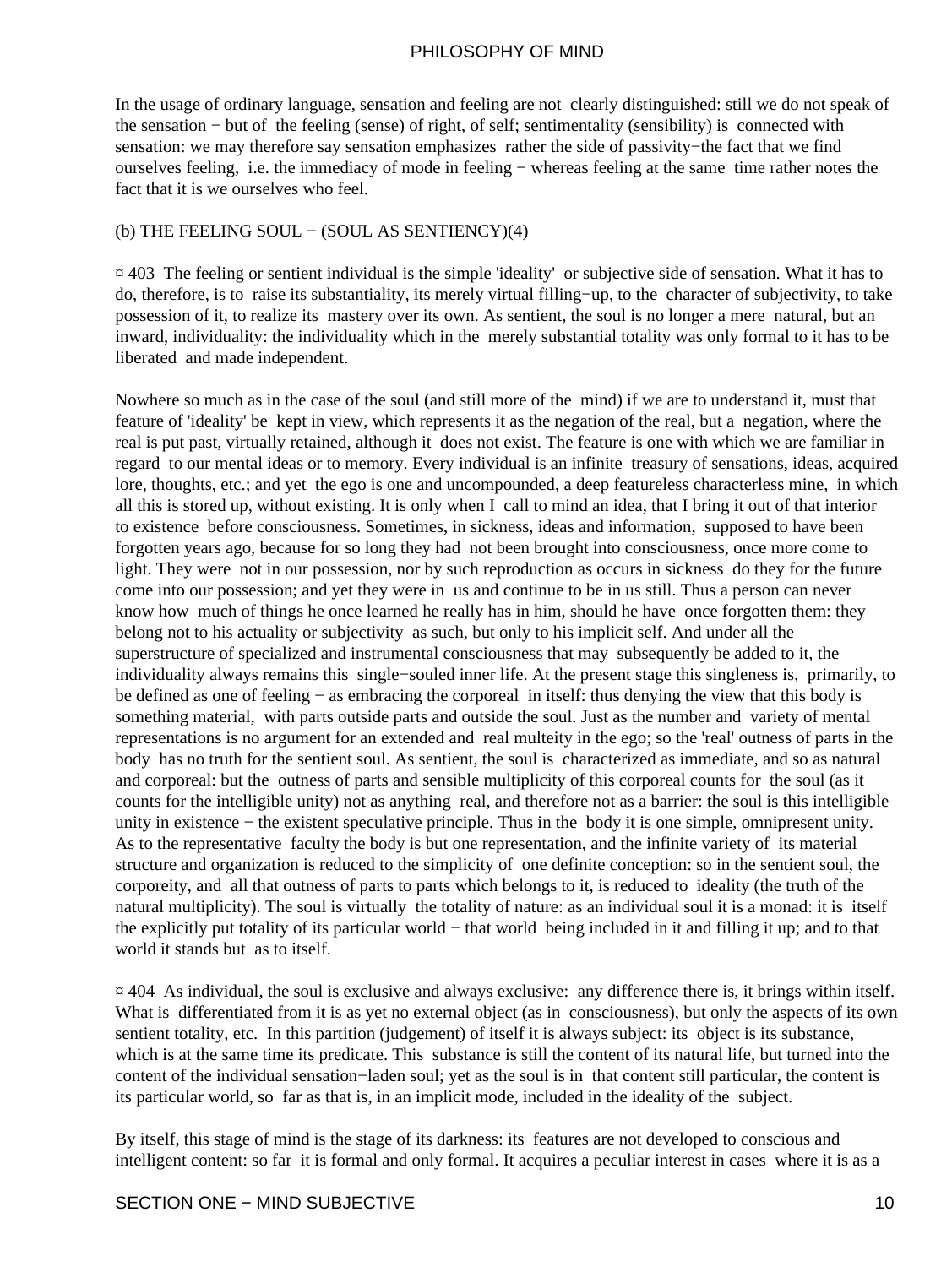In the usage of ordinary language, sensation and feeling are not clearly distinguished: still we do not speak of the sensation − but of the feeling (sense) of right, of self; sentimentality (sensibility) is connected with sensation: we may therefore say sensation emphasizes rather the side of passivity−the fact that we find ourselves feeling, i.e. the immediacy of mode in feeling − whereas feeling at the same time rather notes the fact that it is we ourselves who feel.

(b) THE FEELING SOUL − (SOUL AS SENTIENCY)(4)

¤ 403 The feeling or sentient individual is the simple 'ideality' or subjective side of sensation. What it has to do, therefore, is to raise its substantiality, its merely virtual filling−up, to the character of subjectivity, to take possession of it, to realize its mastery over its own. As sentient, the soul is no longer a mere natural, but an inward, individuality: the individuality which in the merely substantial totality was only formal to it has to be liberated and made independent.

Nowhere so much as in the case of the soul (and still more of the mind) if we are to understand it, must that feature of 'ideality' be kept in view, which represents it as the negation of the real, but a negation, where the real is put past, virtually retained, although it does not exist. The feature is one with which we are familiar in regard to our mental ideas or to memory. Every individual is an infinite treasury of sensations, ideas, acquired lore, thoughts, etc.; and yet the ego is one and uncompounded, a deep featureless characterless mine, in which all this is stored up, without existing. It is only when I call to mind an idea, that I bring it out of that interior to existence before consciousness. Sometimes, in sickness, ideas and information, supposed to have been forgotten years ago, because for so long they had not been brought into consciousness, once more come to light. They were not in our possession, nor by such reproduction as occurs in sickness do they for the future come into our possession; and yet they were in us and continue to be in us still. Thus a person can never know how much of things he once learned he really has in him, should he have once forgotten them: they belong not to his actuality or subjectivity as such, but only to his implicit self. And under all the superstructure of specialized and instrumental consciousness that may subsequently be added to it, the individuality always remains this single−souled inner life. At the present stage this singleness is, primarily, to be defined as one of feeling − as embracing the corporeal in itself: thus denying the view that this body is something material, with parts outside parts and outside the soul. Just as the number and variety of mental representations is no argument for an extended and real multeity in the ego; so the 'real' outness of parts in the body has no truth for the sentient soul. As sentient, the soul is characterized as immediate, and so as natural and corporeal: but the outness of parts and sensible multiplicity of this corporeal counts for the soul (as it counts for the intelligible unity) not as anything real, and therefore not as a barrier: the soul is this intelligible unity in existence − the existent speculative principle. Thus in the body it is one simple, omnipresent unity. As to the representative faculty the body is but one representation, and the infinite variety of its material structure and organization is reduced to the simplicity of one definite conception: so in the sentient soul, the corporeity, and all that outness of parts to parts which belongs to it, is reduced to ideality (the truth of the natural multiplicity). The soul is virtually the totality of nature: as an individual soul it is a monad: it is itself the explicitly put totality of its particular world − that world being included in it and filling it up; and to that world it stands but as to itself.

¤ 404 As individual, the soul is exclusive and always exclusive: any difference there is, it brings within itself. What is differentiated from it is as yet no external object (as in consciousness), but only the aspects of its own sentient totality, etc. In this partition (judgement) of itself it is always subject: its object is its substance, which is at the same time its predicate. This substance is still the content of its natural life, but turned into the content of the individual sensation−laden soul; yet as the soul is in that content still particular, the content is its particular world, so far as that is, in an implicit mode, included in the ideality of the subject.

By itself, this stage of mind is the stage of its darkness: its features are not developed to conscious and intelligent content: so far it is formal and only formal. It acquires a peculiar interest in cases where it is as a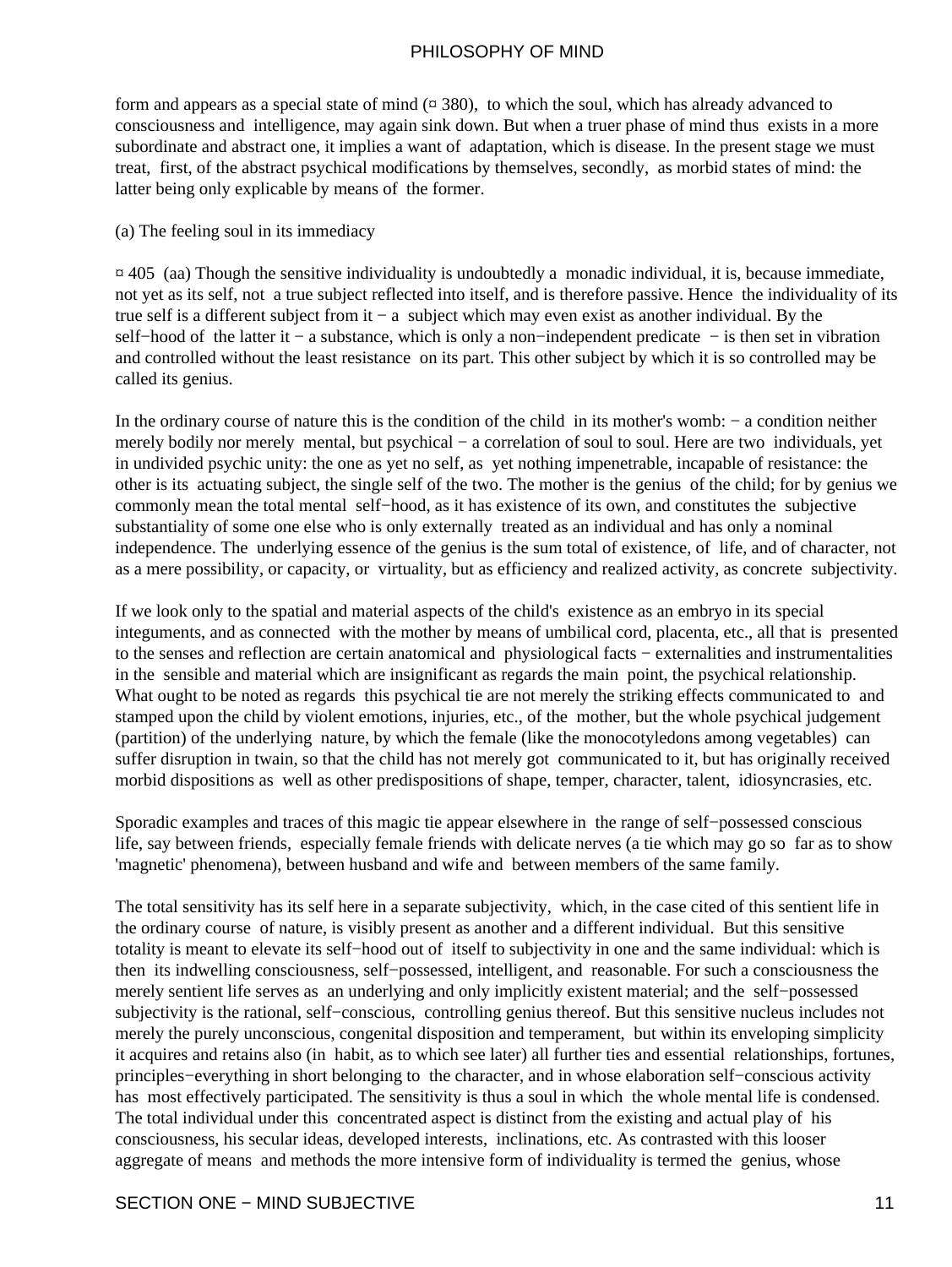form and appears as a special state of mind (¤ 380), to which the soul, which has already advanced to consciousness and intelligence, may again sink down. But when a truer phase of mind thus exists in a more subordinate and abstract one, it implies a want of adaptation, which is disease. In the present stage we must treat, first, of the abstract psychical modifications by themselves, secondly, as morbid states of mind: the latter being only explicable by means of the former.

(a) The feeling soul in its immediacy

¤ 405 (aa) Though the sensitive individuality is undoubtedly a monadic individual, it is, because immediate, not yet as its self, not a true subject reflected into itself, and is therefore passive. Hence the individuality of its true self is a different subject from it − a subject which may even exist as another individual. By the self−hood of the latter it − a substance, which is only a non−independent predicate − is then set in vibration and controlled without the least resistance on its part. This other subject by which it is so controlled may be called its genius.

In the ordinary course of nature this is the condition of the child in its mother's womb: − a condition neither merely bodily nor merely mental, but psychical − a correlation of soul to soul. Here are two individuals, yet in undivided psychic unity: the one as yet no self, as yet nothing impenetrable, incapable of resistance: the other is its actuating subject, the single self of the two. The mother is the genius of the child; for by genius we commonly mean the total mental self−hood, as it has existence of its own, and constitutes the subjective substantiality of some one else who is only externally treated as an individual and has only a nominal independence. The underlying essence of the genius is the sum total of existence, of life, and of character, not as a mere possibility, or capacity, or virtuality, but as efficiency and realized activity, as concrete subjectivity.

If we look only to the spatial and material aspects of the child's existence as an embryo in its special integuments, and as connected with the mother by means of umbilical cord, placenta, etc., all that is presented to the senses and reflection are certain anatomical and physiological facts − externalities and instrumentalities in the sensible and material which are insignificant as regards the main point, the psychical relationship. What ought to be noted as regards this psychical tie are not merely the striking effects communicated to and stamped upon the child by violent emotions, injuries, etc., of the mother, but the whole psychical judgement (partition) of the underlying nature, by which the female (like the monocotyledons among vegetables) can suffer disruption in twain, so that the child has not merely got communicated to it, but has originally received morbid dispositions as well as other predispositions of shape, temper, character, talent, idiosyncrasies, etc.

Sporadic examples and traces of this magic tie appear elsewhere in the range of self−possessed conscious life, say between friends, especially female friends with delicate nerves (a tie which may go so far as to show 'magnetic' phenomena), between husband and wife and between members of the same family.

The total sensitivity has its self here in a separate subjectivity, which, in the case cited of this sentient life in the ordinary course of nature, is visibly present as another and a different individual. But this sensitive totality is meant to elevate its self−hood out of itself to subjectivity in one and the same individual: which is then its indwelling consciousness, self−possessed, intelligent, and reasonable. For such a consciousness the merely sentient life serves as an underlying and only implicitly existent material; and the self−possessed subjectivity is the rational, self−conscious, controlling genius thereof. But this sensitive nucleus includes not merely the purely unconscious, congenital disposition and temperament, but within its enveloping simplicity it acquires and retains also (in habit, as to which see later) all further ties and essential relationships, fortunes, principles−everything in short belonging to the character, and in whose elaboration self−conscious activity has most effectively participated. The sensitivity is thus a soul in which the whole mental life is condensed. The total individual under this concentrated aspect is distinct from the existing and actual play of his consciousness, his secular ideas, developed interests, inclinations, etc. As contrasted with this looser aggregate of means and methods the more intensive form of individuality is termed the genius, whose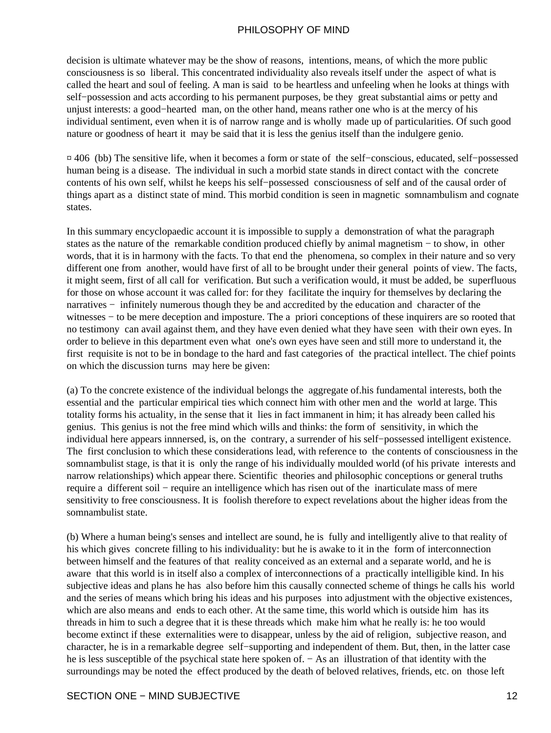decision is ultimate whatever may be the show of reasons, intentions, means, of which the more public consciousness is so liberal. This concentrated individuality also reveals itself under the aspect of what is called the heart and soul of feeling. A man is said to be heartless and unfeeling when he looks at things with self−possession and acts according to his permanent purposes, be they great substantial aims or petty and unjust interests: a good−hearted man, on the other hand, means rather one who is at the mercy of his individual sentiment, even when it is of narrow range and is wholly made up of particularities. Of such good nature or goodness of heart it may be said that it is less the genius itself than the indulgere genio.

¤ 406 (bb) The sensitive life, when it becomes a form or state of the self−conscious, educated, self−possessed human being is a disease. The individual in such a morbid state stands in direct contact with the concrete contents of his own self, whilst he keeps his self−possessed consciousness of self and of the causal order of things apart as a distinct state of mind. This morbid condition is seen in magnetic somnambulism and cognate states.

In this summary encyclopaedic account it is impossible to supply a demonstration of what the paragraph states as the nature of the remarkable condition produced chiefly by animal magnetism − to show, in other words, that it is in harmony with the facts. To that end the phenomena, so complex in their nature and so very different one from another, would have first of all to be brought under their general points of view. The facts, it might seem, first of all call for verification. But such a verification would, it must be added, be superfluous for those on whose account it was called for: for they facilitate the inquiry for themselves by declaring the narratives − infinitely numerous though they be and accredited by the education and character of the witnesses − to be mere deception and imposture. The a priori conceptions of these inquirers are so rooted that no testimony can avail against them, and they have even denied what they have seen with their own eyes. In order to believe in this department even what one's own eyes have seen and still more to understand it, the first requisite is not to be in bondage to the hard and fast categories of the practical intellect. The chief points on which the discussion turns may here be given:

(a) To the concrete existence of the individual belongs the aggregate of.his fundamental interests, both the essential and the particular empirical ties which connect him with other men and the world at large. This totality forms his actuality, in the sense that it lies in fact immanent in him; it has already been called his genius. This genius is not the free mind which wills and thinks: the form of sensitivity, in which the individual here appears innnersed, is, on the contrary, a surrender of his self−possessed intelligent existence. The first conclusion to which these considerations lead, with reference to the contents of consciousness in the somnambulist stage, is that it is only the range of his individually moulded world (of his private interests and narrow relationships) which appear there. Scientific theories and philosophic conceptions or general truths require a different soil − require an intelligence which has risen out of the inarticulate mass of mere sensitivity to free consciousness. It is foolish therefore to expect revelations about the higher ideas from the somnambulist state.

(b) Where a human being's senses and intellect are sound, he is fully and intelligently alive to that reality of his which gives concrete filling to his individuality: but he is awake to it in the form of interconnection between himself and the features of that reality conceived as an external and a separate world, and he is aware that this world is in itself also a complex of interconnections of a practically intelligible kind. In his subjective ideas and plans he has also before him this causally connected scheme of things he calls his world and the series of means which bring his ideas and his purposes into adjustment with the objective existences, which are also means and ends to each other. At the same time, this world which is outside him has its threads in him to such a degree that it is these threads which make him what he really is: he too would become extinct if these externalities were to disappear, unless by the aid of religion, subjective reason, and character, he is in a remarkable degree self−supporting and independent of them. But, then, in the latter case he is less susceptible of the psychical state here spoken of. − As an illustration of that identity with the surroundings may be noted the effect produced by the death of beloved relatives, friends, etc. on those left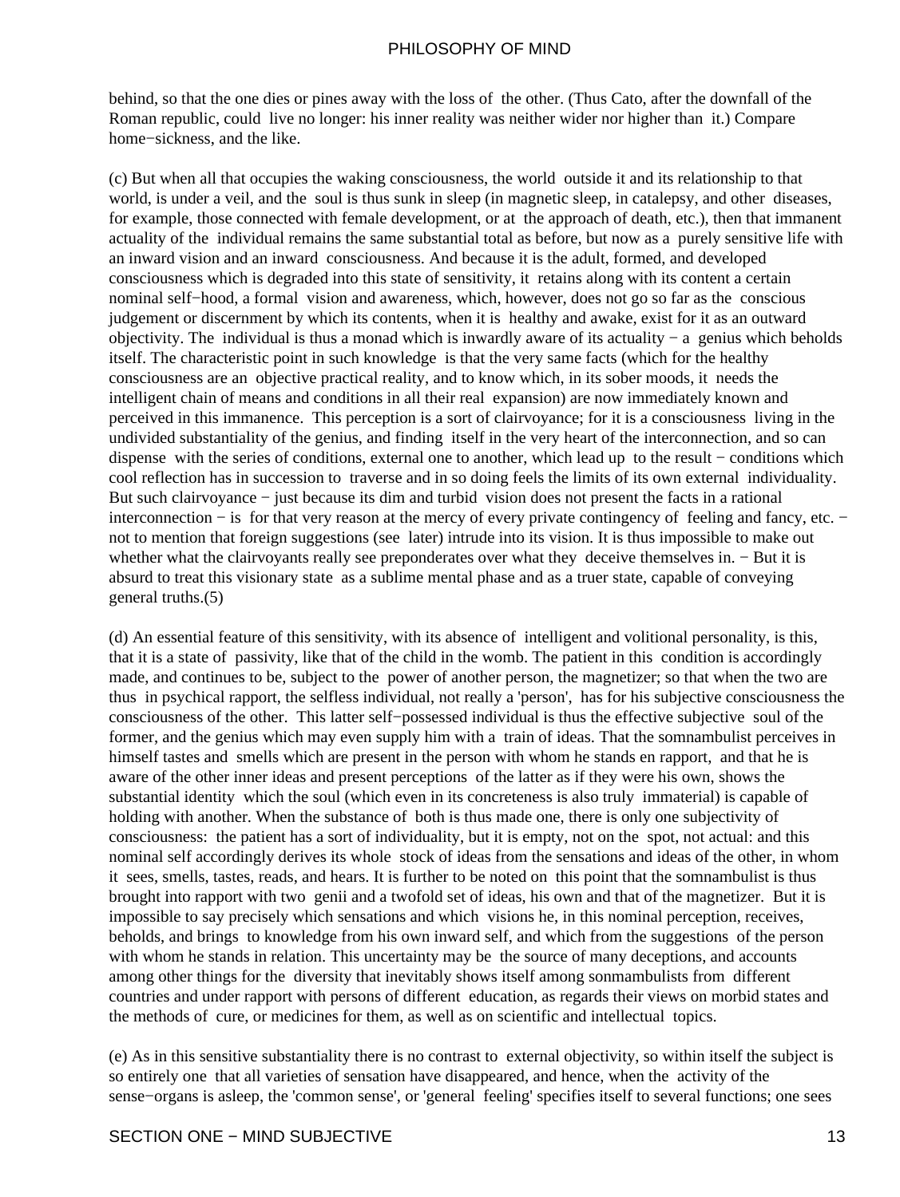behind, so that the one dies or pines away with the loss of the other. (Thus Cato, after the downfall of the Roman republic, could live no longer: his inner reality was neither wider nor higher than it.) Compare home−sickness, and the like.

(c) But when all that occupies the waking consciousness, the world outside it and its relationship to that world, is under a veil, and the soul is thus sunk in sleep (in magnetic sleep, in catalepsy, and other diseases, for example, those connected with female development, or at the approach of death, etc.), then that immanent actuality of the individual remains the same substantial total as before, but now as a purely sensitive life with an inward vision and an inward consciousness. And because it is the adult, formed, and developed consciousness which is degraded into this state of sensitivity, it retains along with its content a certain nominal self−hood, a formal vision and awareness, which, however, does not go so far as the conscious judgement or discernment by which its contents, when it is healthy and awake, exist for it as an outward objectivity. The individual is thus a monad which is inwardly aware of its actuality − a genius which beholds itself. The characteristic point in such knowledge is that the very same facts (which for the healthy consciousness are an objective practical reality, and to know which, in its sober moods, it needs the intelligent chain of means and conditions in all their real expansion) are now immediately known and perceived in this immanence. This perception is a sort of clairvoyance; for it is a consciousness living in the undivided substantiality of the genius, and finding itself in the very heart of the interconnection, and so can dispense with the series of conditions, external one to another, which lead up to the result − conditions which cool reflection has in succession to traverse and in so doing feels the limits of its own external individuality. But such clairvoyance − just because its dim and turbid vision does not present the facts in a rational interconnection − is for that very reason at the mercy of every private contingency of feeling and fancy, etc. − not to mention that foreign suggestions (see later) intrude into its vision. It is thus impossible to make out whether what the clairvoyants really see preponderates over what they deceive themselves in. − But it is absurd to treat this visionary state as a sublime mental phase and as a truer state, capable of conveying general truths.(5)

(d) An essential feature of this sensitivity, with its absence of intelligent and volitional personality, is this, that it is a state of passivity, like that of the child in the womb. The patient in this condition is accordingly made, and continues to be, subject to the power of another person, the magnetizer; so that when the two are thus in psychical rapport, the selfless individual, not really a 'person', has for his subjective consciousness the consciousness of the other. This latter self−possessed individual is thus the effective subjective soul of the former, and the genius which may even supply him with a train of ideas. That the somnambulist perceives in himself tastes and smells which are present in the person with whom he stands en rapport, and that he is aware of the other inner ideas and present perceptions of the latter as if they were his own, shows the substantial identity which the soul (which even in its concreteness is also truly immaterial) is capable of holding with another. When the substance of both is thus made one, there is only one subjectivity of consciousness: the patient has a sort of individuality, but it is empty, not on the spot, not actual: and this nominal self accordingly derives its whole stock of ideas from the sensations and ideas of the other, in whom it sees, smells, tastes, reads, and hears. It is further to be noted on this point that the somnambulist is thus brought into rapport with two genii and a twofold set of ideas, his own and that of the magnetizer. But it is impossible to say precisely which sensations and which visions he, in this nominal perception, receives, beholds, and brings to knowledge from his own inward self, and which from the suggestions of the person with whom he stands in relation. This uncertainty may be the source of many deceptions, and accounts among other things for the diversity that inevitably shows itself among sonmambulists from different countries and under rapport with persons of different education, as regards their views on morbid states and the methods of cure, or medicines for them, as well as on scientific and intellectual topics.

(e) As in this sensitive substantiality there is no contrast to external objectivity, so within itself the subject is so entirely one that all varieties of sensation have disappeared, and hence, when the activity of the sense−organs is asleep, the 'common sense', or 'general feeling' specifies itself to several functions; one sees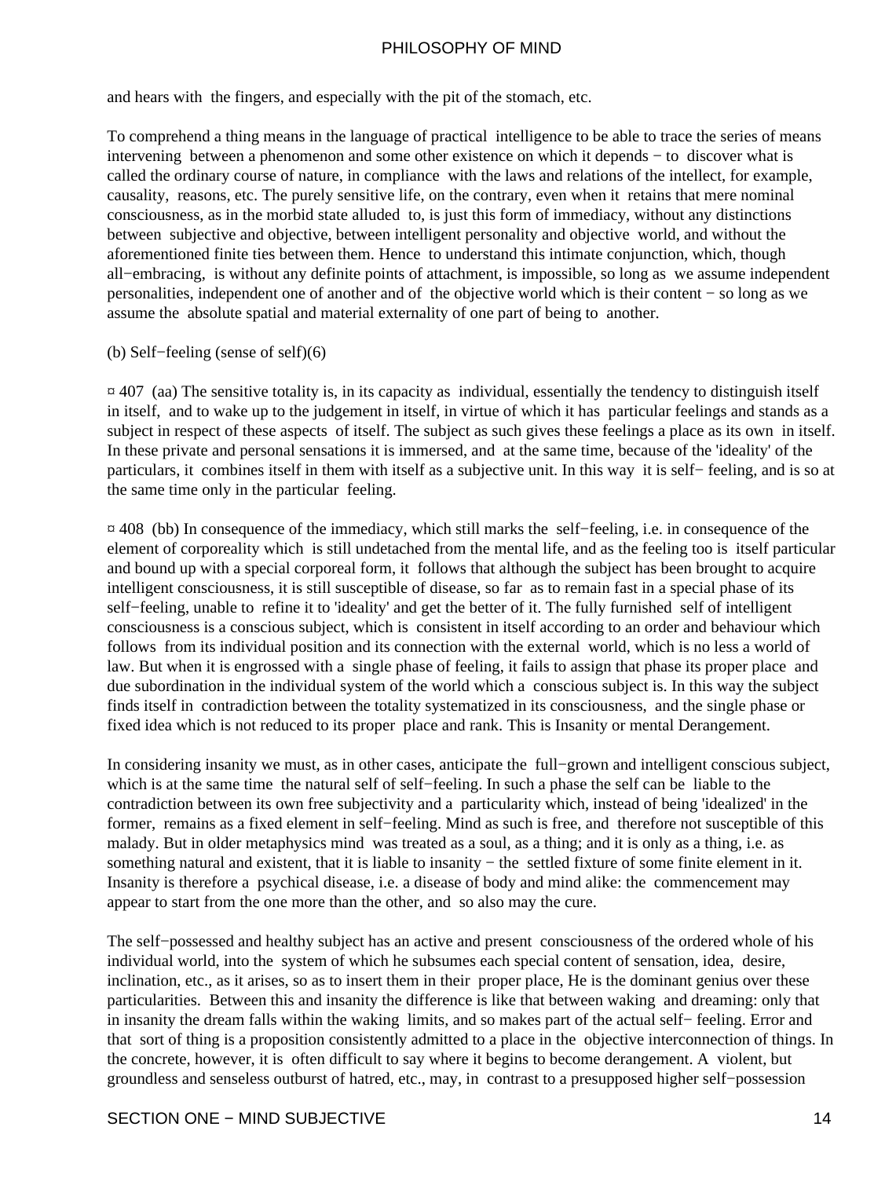and hears with the fingers, and especially with the pit of the stomach, etc.

To comprehend a thing means in the language of practical intelligence to be able to trace the series of means intervening between a phenomenon and some other existence on which it depends − to discover what is called the ordinary course of nature, in compliance with the laws and relations of the intellect, for example, causality, reasons, etc. The purely sensitive life, on the contrary, even when it retains that mere nominal consciousness, as in the morbid state alluded to, is just this form of immediacy, without any distinctions between subjective and objective, between intelligent personality and objective world, and without the aforementioned finite ties between them. Hence to understand this intimate conjunction, which, though all−embracing, is without any definite points of attachment, is impossible, so long as we assume independent personalities, independent one of another and of the objective world which is their content − so long as we assume the absolute spatial and material externality of one part of being to another.

(b) Self−feeling (sense of self)(6)

¤ 407 (aa) The sensitive totality is, in its capacity as individual, essentially the tendency to distinguish itself in itself, and to wake up to the judgement in itself, in virtue of which it has particular feelings and stands as a subject in respect of these aspects of itself. The subject as such gives these feelings a place as its own in itself. In these private and personal sensations it is immersed, and at the same time, because of the 'ideality' of the particulars, it combines itself in them with itself as a subjective unit. In this way it is self− feeling, and is so at the same time only in the particular feeling.

¤ 408 (bb) In consequence of the immediacy, which still marks the self−feeling, i.e. in consequence of the element of corporeality which is still undetached from the mental life, and as the feeling too is itself particular and bound up with a special corporeal form, it follows that although the subject has been brought to acquire intelligent consciousness, it is still susceptible of disease, so far as to remain fast in a special phase of its self−feeling, unable to refine it to 'ideality' and get the better of it. The fully furnished self of intelligent consciousness is a conscious subject, which is consistent in itself according to an order and behaviour which follows from its individual position and its connection with the external world, which is no less a world of law. But when it is engrossed with a single phase of feeling, it fails to assign that phase its proper place and due subordination in the individual system of the world which a conscious subject is. In this way the subject finds itself in contradiction between the totality systematized in its consciousness, and the single phase or fixed idea which is not reduced to its proper place and rank. This is Insanity or mental Derangement.

In considering insanity we must, as in other cases, anticipate the full−grown and intelligent conscious subject, which is at the same time the natural self of self−feeling. In such a phase the self can be liable to the contradiction between its own free subjectivity and a particularity which, instead of being 'idealized' in the former, remains as a fixed element in self−feeling. Mind as such is free, and therefore not susceptible of this malady. But in older metaphysics mind was treated as a soul, as a thing; and it is only as a thing, i.e. as something natural and existent, that it is liable to insanity − the settled fixture of some finite element in it. Insanity is therefore a psychical disease, i.e. a disease of body and mind alike: the commencement may appear to start from the one more than the other, and so also may the cure.

The self−possessed and healthy subject has an active and present consciousness of the ordered whole of his individual world, into the system of which he subsumes each special content of sensation, idea, desire, inclination, etc., as it arises, so as to insert them in their proper place, He is the dominant genius over these particularities. Between this and insanity the difference is like that between waking and dreaming: only that in insanity the dream falls within the waking limits, and so makes part of the actual self− feeling. Error and that sort of thing is a proposition consistently admitted to a place in the objective interconnection of things. In the concrete, however, it is often difficult to say where it begins to become derangement. A violent, but groundless and senseless outburst of hatred, etc., may, in contrast to a presupposed higher self−possession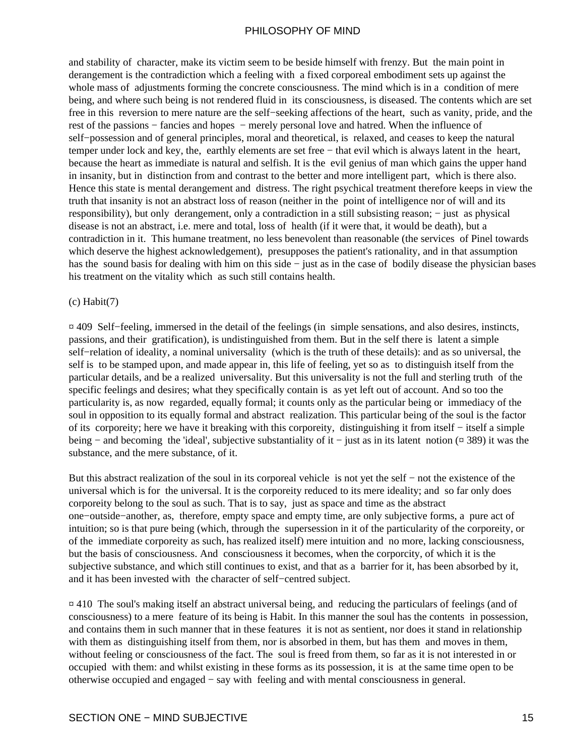and stability of character, make its victim seem to be beside himself with frenzy. But the main point in derangement is the contradiction which a feeling with a fixed corporeal embodiment sets up against the whole mass of adjustments forming the concrete consciousness. The mind which is in a condition of mere being, and where such being is not rendered fluid in its consciousness, is diseased. The contents which are set free in this reversion to mere nature are the self−seeking affections of the heart, such as vanity, pride, and the rest of the passions − fancies and hopes − merely personal love and hatred. When the influence of self−possession and of general principles, moral and theoretical, is relaxed, and ceases to keep the natural temper under lock and key, the, earthly elements are set free − that evil which is always latent in the heart, because the heart as immediate is natural and selfish. It is the evil genius of man which gains the upper hand in insanity, but in distinction from and contrast to the better and more intelligent part, which is there also. Hence this state is mental derangement and distress. The right psychical treatment therefore keeps in view the truth that insanity is not an abstract loss of reason (neither in the point of intelligence nor of will and its responsibility), but only derangement, only a contradiction in a still subsisting reason; − just as physical disease is not an abstract, i.e. mere and total, loss of health (if it were that, it would be death), but a contradiction in it. This humane treatment, no less benevolent than reasonable (the services of Pinel towards which deserve the highest acknowledgement), presupposes the patient's rationality, and in that assumption has the sound basis for dealing with him on this side − just as in the case of bodily disease the physician bases his treatment on the vitality which as such still contains health.

(c) Habit(7)

¤ 409 Self−feeling, immersed in the detail of the feelings (in simple sensations, and also desires, instincts, passions, and their gratification), is undistinguished from them. But in the self there is latent a simple self−relation of ideality, a nominal universality (which is the truth of these details): and as so universal, the self is to be stamped upon, and made appear in, this life of feeling, yet so as to distinguish itself from the particular details, and be a realized universality. But this universality is not the full and sterling truth of the specific feelings and desires; what they specifically contain is as yet left out of account. And so too the particularity is, as now regarded, equally formal; it counts only as the particular being or immediacy of the soul in opposition to its equally formal and abstract realization. This particular being of the soul is the factor of its corporeity; here we have it breaking with this corporeity, distinguishing it from itself − itself a simple being − and becoming the 'ideal', subjective substantiality of it − just as in its latent notion (¤ 389) it was the substance, and the mere substance, of it.

But this abstract realization of the soul in its corporeal vehicle is not yet the self − not the existence of the universal which is for the universal. It is the corporeity reduced to its mere ideality; and so far only does corporeity belong to the soul as such. That is to say, just as space and time as the abstract one−outside−another, as, therefore, empty space and empty time, are only subjective forms, a pure act of intuition; so is that pure being (which, through the supersession in it of the particularity of the corporeity, or of the immediate corporeity as such, has realized itself) mere intuition and no more, lacking consciousness, but the basis of consciousness. And consciousness it becomes, when the corporcity, of which it is the subjective substance, and which still continues to exist, and that as a barrier for it, has been absorbed by it, and it has been invested with the character of self−centred subject.

¤ 410 The soul's making itself an abstract universal being, and reducing the particulars of feelings (and of consciousness) to a mere feature of its being is Habit. In this manner the soul has the contents in possession, and contains them in such manner that in these features it is not as sentient, nor does it stand in relationship with them as distinguishing itself from them, nor is absorbed in them, but has them and moves in them, without feeling or consciousness of the fact. The soul is freed from them, so far as it is not interested in or occupied with them: and whilst existing in these forms as its possession, it is at the same time open to be otherwise occupied and engaged − say with feeling and with mental consciousness in general.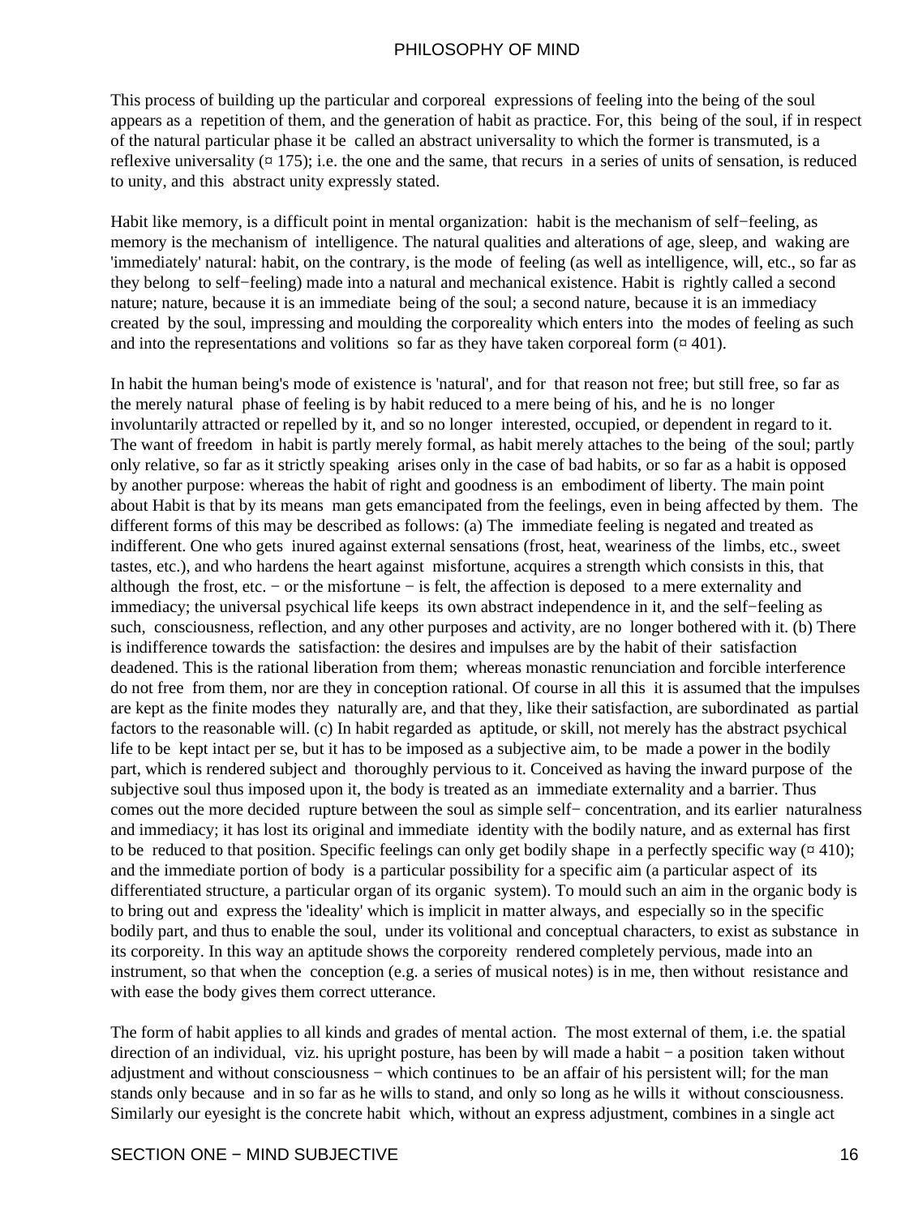This process of building up the particular and corporeal expressions of feeling into the being of the soul appears as a repetition of them, and the generation of habit as practice. For, this being of the soul, if in respect of the natural particular phase it be called an abstract universality to which the former is transmuted, is a reflexive universality (¤ 175); i.e. the one and the same, that recurs in a series of units of sensation, is reduced to unity, and this abstract unity expressly stated.

Habit like memory, is a difficult point in mental organization: habit is the mechanism of self−feeling, as memory is the mechanism of intelligence. The natural qualities and alterations of age, sleep, and waking are 'immediately' natural: habit, on the contrary, is the mode of feeling (as well as intelligence, will, etc., so far as they belong to self−feeling) made into a natural and mechanical existence. Habit is rightly called a second nature; nature, because it is an immediate being of the soul; a second nature, because it is an immediacy created by the soul, impressing and moulding the corporeality which enters into the modes of feeling as such and into the representations and volitions so far as they have taken corporeal form (¤ 401).

In habit the human being's mode of existence is 'natural', and for that reason not free; but still free, so far as the merely natural phase of feeling is by habit reduced to a mere being of his, and he is no longer involuntarily attracted or repelled by it, and so no longer interested, occupied, or dependent in regard to it. The want of freedom in habit is partly merely formal, as habit merely attaches to the being of the soul; partly only relative, so far as it strictly speaking arises only in the case of bad habits, or so far as a habit is opposed by another purpose: whereas the habit of right and goodness is an embodiment of liberty. The main point about Habit is that by its means man gets emancipated from the feelings, even in being affected by them. The different forms of this may be described as follows: (a) The immediate feeling is negated and treated as indifferent. One who gets inured against external sensations (frost, heat, weariness of the limbs, etc., sweet tastes, etc.), and who hardens the heart against misfortune, acquires a strength which consists in this, that although the frost, etc. − or the misfortune − is felt, the affection is deposed to a mere externality and immediacy; the universal psychical life keeps its own abstract independence in it, and the self−feeling as such, consciousness, reflection, and any other purposes and activity, are no longer bothered with it. (b) There is indifference towards the satisfaction: the desires and impulses are by the habit of their satisfaction deadened. This is the rational liberation from them; whereas monastic renunciation and forcible interference do not free from them, nor are they in conception rational. Of course in all this it is assumed that the impulses are kept as the finite modes they naturally are, and that they, like their satisfaction, are subordinated as partial factors to the reasonable will. (c) In habit regarded as aptitude, or skill, not merely has the abstract psychical life to be kept intact per se, but it has to be imposed as a subjective aim, to be made a power in the bodily part, which is rendered subject and thoroughly pervious to it. Conceived as having the inward purpose of the subjective soul thus imposed upon it, the body is treated as an immediate externality and a barrier. Thus comes out the more decided rupture between the soul as simple self− concentration, and its earlier naturalness and immediacy; it has lost its original and immediate identity with the bodily nature, and as external has first to be reduced to that position. Specific feelings can only get bodily shape in a perfectly specific way (¤ 410); and the immediate portion of body is a particular possibility for a specific aim (a particular aspect of its differentiated structure, a particular organ of its organic system). To mould such an aim in the organic body is to bring out and express the 'ideality' which is implicit in matter always, and especially so in the specific bodily part, and thus to enable the soul, under its volitional and conceptual characters, to exist as substance in its corporeity. In this way an aptitude shows the corporeity rendered completely pervious, made into an instrument, so that when the conception (e.g. a series of musical notes) is in me, then without resistance and with ease the body gives them correct utterance.

The form of habit applies to all kinds and grades of mental action. The most external of them, i.e. the spatial direction of an individual, viz. his upright posture, has been by will made a habit − a position taken without adjustment and without consciousness − which continues to be an affair of his persistent will; for the man stands only because and in so far as he wills to stand, and only so long as he wills it without consciousness. Similarly our eyesight is the concrete habit which, without an express adjustment, combines in a single act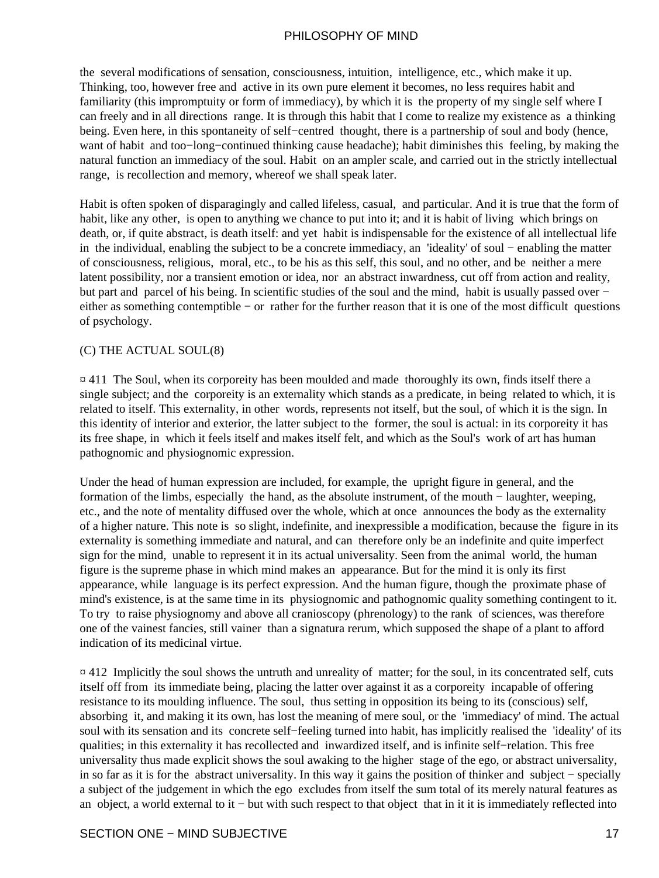the several modifications of sensation, consciousness, intuition, intelligence, etc., which make it up. Thinking, too, however free and active in its own pure element it becomes, no less requires habit and familiarity (this impromptuity or form of immediacy), by which it is the property of my single self where I can freely and in all directions range. It is through this habit that I come to realize my existence as a thinking being. Even here, in this spontaneity of self−centred thought, there is a partnership of soul and body (hence, want of habit and too−long−continued thinking cause headache); habit diminishes this feeling, by making the natural function an immediacy of the soul. Habit on an ampler scale, and carried out in the strictly intellectual range, is recollection and memory, whereof we shall speak later.

Habit is often spoken of disparagingly and called lifeless, casual, and particular. And it is true that the form of habit, like any other, is open to anything we chance to put into it; and it is habit of living which brings on death, or, if quite abstract, is death itself: and yet habit is indispensable for the existence of all intellectual life in the individual, enabling the subject to be a concrete immediacy, an 'ideality' of soul − enabling the matter of consciousness, religious, moral, etc., to be his as this self, this soul, and no other, and be neither a mere latent possibility, nor a transient emotion or idea, nor an abstract inwardness, cut off from action and reality, but part and parcel of his being. In scientific studies of the soul and the mind, habit is usually passed over − either as something contemptible − or rather for the further reason that it is one of the most difficult questions of psychology.

### (C) THE ACTUAL SOUL(8)

¤ 411 The Soul, when its corporeity has been moulded and made thoroughly its own, finds itself there a single subject; and the corporeity is an externality which stands as a predicate, in being related to which, it is related to itself. This externality, in other words, represents not itself, but the soul, of which it is the sign. In this identity of interior and exterior, the latter subject to the former, the soul is actual: in its corporeity it has its free shape, in which it feels itself and makes itself felt, and which as the Soul's work of art has human pathognomic and physiognomic expression.

Under the head of human expression are included, for example, the upright figure in general, and the formation of the limbs, especially the hand, as the absolute instrument, of the mouth − laughter, weeping, etc., and the note of mentality diffused over the whole, which at once announces the body as the externality of a higher nature. This note is so slight, indefinite, and inexpressible a modification, because the figure in its externality is something immediate and natural, and can therefore only be an indefinite and quite imperfect sign for the mind, unable to represent it in its actual universality. Seen from the animal world, the human figure is the supreme phase in which mind makes an appearance. But for the mind it is only its first appearance, while language is its perfect expression. And the human figure, though the proximate phase of mind's existence, is at the same time in its physiognomic and pathognomic quality something contingent to it. To try to raise physiognomy and above all cranioscopy (phrenology) to the rank of sciences, was therefore one of the vainest fancies, still vainer than a signatura rerum, which supposed the shape of a plant to afford indication of its medicinal virtue.

¤ 412 Implicitly the soul shows the untruth and unreality of matter; for the soul, in its concentrated self, cuts itself off from its immediate being, placing the latter over against it as a corporeity incapable of offering resistance to its moulding influence. The soul, thus setting in opposition its being to its (conscious) self, absorbing it, and making it its own, has lost the meaning of mere soul, or the 'immediacy' of mind. The actual soul with its sensation and its concrete self−feeling turned into habit, has implicitly realised the 'ideality' of its qualities; in this externality it has recollected and inwardized itself, and is infinite self−relation. This free universality thus made explicit shows the soul awaking to the higher stage of the ego, or abstract universality, in so far as it is for the abstract universality. In this way it gains the position of thinker and subject − specially a subject of the judgement in which the ego excludes from itself the sum total of its merely natural features as an object, a world external to it − but with such respect to that object that in it it is immediately reflected into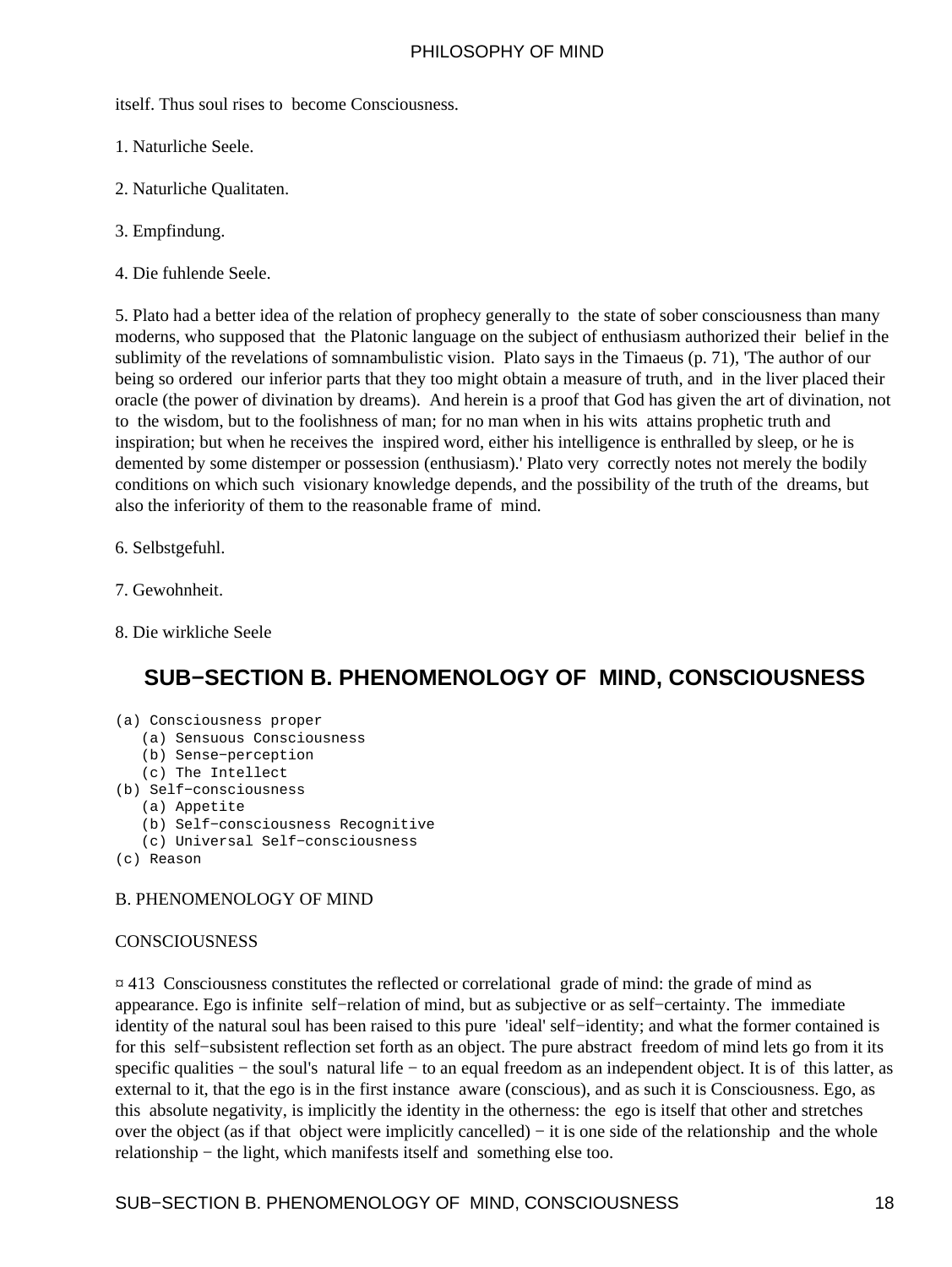itself. Thus soul rises to become Consciousness.

1. Naturliche Seele.

2. Naturliche Qualitaten.

3. Empfindung.

4. Die fuhlende Seele.

5. Plato had a better idea of the relation of prophecy generally to the state of sober consciousness than many moderns, who supposed that the Platonic language on the subject of enthusiasm authorized their belief in the sublimity of the revelations of somnambulistic vision. Plato says in the Timaeus (p. 71), 'The author of our being so ordered our inferior parts that they too might obtain a measure of truth, and in the liver placed their oracle (the power of divination by dreams). And herein is a proof that God has given the art of divination, not to the wisdom, but to the foolishness of man; for no man when in his wits attains prophetic truth and inspiration; but when he receives the inspired word, either his intelligence is enthralled by sleep, or he is demented by some distemper or possession (enthusiasm).' Plato very correctly notes not merely the bodily conditions on which such visionary knowledge depends, and the possibility of the truth of the dreams, but also the inferiority of them to the reasonable frame of mind.

6. Selbstgefuhl.

7. Gewohnheit.

8. Die wirkliche Seele

## SUB−SECTION B. PHENOMENOLOGY OF MIND, CONSCIOUSNESS

```
(a) Consciousness proper
   (a) Sensuous Consciousness
   (b) Sense−perception
   (c) The Intellect
(b) Self−consciousness
   (a) Appetite
   (b) Self−consciousness Recognitive
   (c) Universal Self−consciousness
(c) Reason
```

B. PHENOMENOLOGY OF MIND

CONSCIOUSNESS

¤ 413 Consciousness constitutes the reflected or correlational grade of mind: the grade of mind as appearance. Ego is infinite self−relation of mind, but as subjective or as self−certainty. The immediate identity of the natural soul has been raised to this pure 'ideal' self−identity; and what the former contained is for this self−subsistent reflection set forth as an object. The pure abstract freedom of mind lets go from it its specific qualities − the soul's natural life − to an equal freedom as an independent object. It is of this latter, as external to it, that the ego is in the first instance aware (conscious), and as such it is Consciousness. Ego, as this absolute negativity, is implicitly the identity in the otherness: the ego is itself that other and stretches over the object (as if that object were implicitly cancelled) − it is one side of the relationship and the whole relationship − the light, which manifests itself and something else too.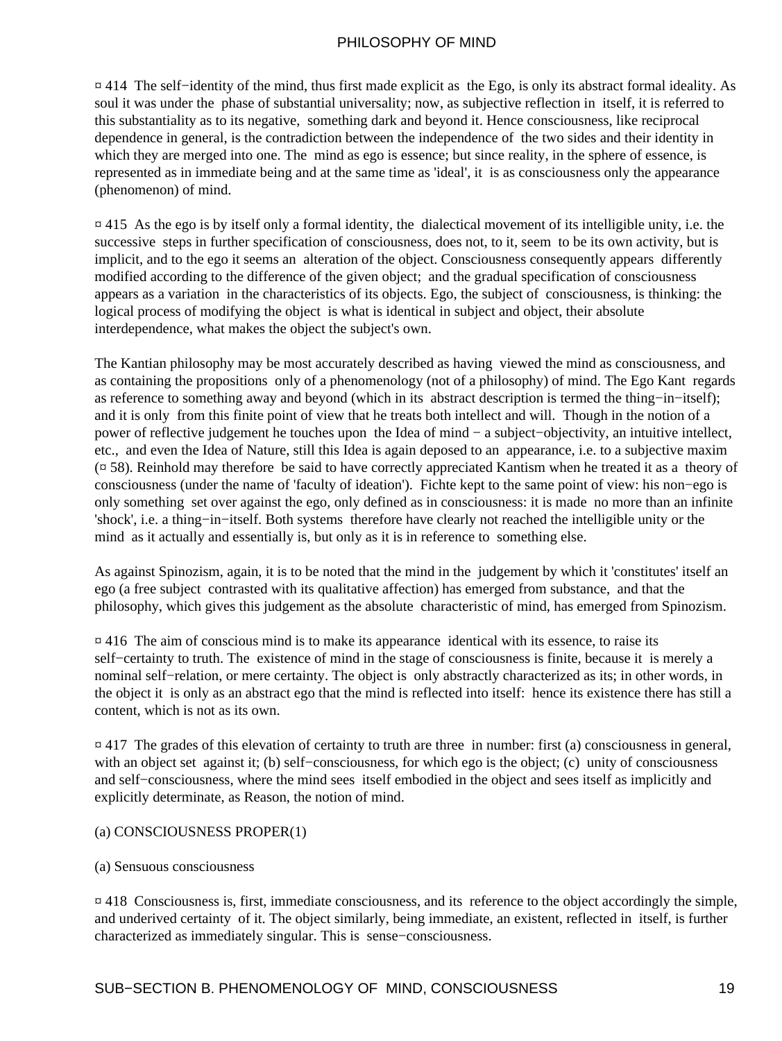¤ 414 The self−identity of the mind, thus first made explicit as the Ego, is only its abstract formal ideality. As soul it was under the phase of substantial universality; now, as subjective reflection in itself, it is referred to this substantiality as to its negative, something dark and beyond it. Hence consciousness, like reciprocal dependence in general, is the contradiction between the independence of the two sides and their identity in which they are merged into one. The mind as ego is essence; but since reality, in the sphere of essence, is represented as in immediate being and at the same time as 'ideal', it is as consciousness only the appearance (phenomenon) of mind.

¤ 415 As the ego is by itself only a formal identity, the dialectical movement of its intelligible unity, i.e. the successive steps in further specification of consciousness, does not, to it, seem to be its own activity, but is implicit, and to the ego it seems an alteration of the object. Consciousness consequently appears differently modified according to the difference of the given object; and the gradual specification of consciousness appears as a variation in the characteristics of its objects. Ego, the subject of consciousness, is thinking: the logical process of modifying the object is what is identical in subject and object, their absolute interdependence, what makes the object the subject's own.

The Kantian philosophy may be most accurately described as having viewed the mind as consciousness, and as containing the propositions only of a phenomenology (not of a philosophy) of mind. The Ego Kant regards as reference to something away and beyond (which in its abstract description is termed the thing−in−itself); and it is only from this finite point of view that he treats both intellect and will. Though in the notion of a power of reflective judgement he touches upon the Idea of mind − a subject−objectivity, an intuitive intellect, etc., and even the Idea of Nature, still this Idea is again deposed to an appearance, i.e. to a subjective maxim (¤ 58). Reinhold may therefore be said to have correctly appreciated Kantism when he treated it as a theory of consciousness (under the name of 'faculty of ideation'). Fichte kept to the same point of view: his non−ego is only something set over against the ego, only defined as in consciousness: it is made no more than an infinite 'shock', i.e. a thing−in−itself. Both systems therefore have clearly not reached the intelligible unity or the mind as it actually and essentially is, but only as it is in reference to something else.

As against Spinozism, again, it is to be noted that the mind in the judgement by which it 'constitutes' itself an ego (a free subject contrasted with its qualitative affection) has emerged from substance, and that the philosophy, which gives this judgement as the absolute characteristic of mind, has emerged from Spinozism.

¤ 416 The aim of conscious mind is to make its appearance identical with its essence, to raise its self−certainty to truth. The existence of mind in the stage of consciousness is finite, because it is merely a nominal self−relation, or mere certainty. The object is only abstractly characterized as its; in other words, in the object it is only as an abstract ego that the mind is reflected into itself: hence its existence there has still a content, which is not as its own.

¤ 417 The grades of this elevation of certainty to truth are three in number: first (a) consciousness in general, with an object set against it; (b) self−consciousness, for which ego is the object; (c) unity of consciousness and self−consciousness, where the mind sees itself embodied in the object and sees itself as implicitly and explicitly determinate, as Reason, the notion of mind.

(a) CONSCIOUSNESS PROPER(1)

(a) Sensuous consciousness

¤ 418 Consciousness is, first, immediate consciousness, and its reference to the object accordingly the simple, and underived certainty of it. The object similarly, being immediate, an existent, reflected in itself, is further characterized as immediately singular. This is sense−consciousness.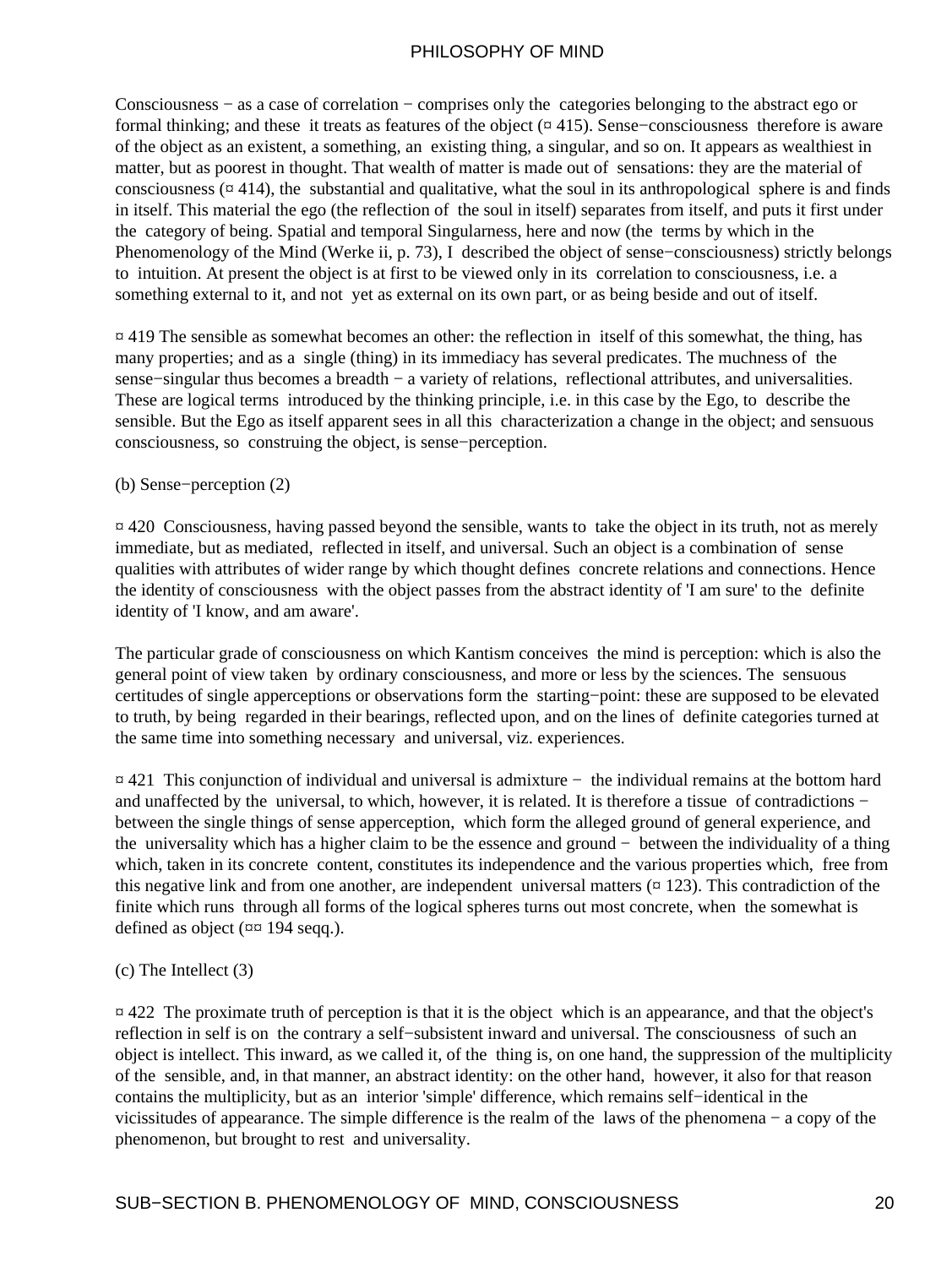Consciousness − as a case of correlation − comprises only the categories belonging to the abstract ego or formal thinking; and these it treats as features of the object (¤ 415). Sense−consciousness therefore is aware of the object as an existent, a something, an existing thing, a singular, and so on. It appears as wealthiest in matter, but as poorest in thought. That wealth of matter is made out of sensations: they are the material of consciousness (¤ 414), the substantial and qualitative, what the soul in its anthropological sphere is and finds in itself. This material the ego (the reflection of the soul in itself) separates from itself, and puts it first under the category of being. Spatial and temporal Singularness, here and now (the terms by which in the Phenomenology of the Mind (Werke ii, p. 73), I described the object of sense−consciousness) strictly belongs to intuition. At present the object is at first to be viewed only in its correlation to consciousness, i.e. a something external to it, and not yet as external on its own part, or as being beside and out of itself.

¤ 419 The sensible as somewhat becomes an other: the reflection in itself of this somewhat, the thing, has many properties; and as a single (thing) in its immediacy has several predicates. The muchness of the sense−singular thus becomes a breadth − a variety of relations, reflectional attributes, and universalities. These are logical terms introduced by the thinking principle, i.e. in this case by the Ego, to describe the sensible. But the Ego as itself apparent sees in all this characterization a change in the object; and sensuous consciousness, so construing the object, is sense−perception.

(b) Sense−perception (2)

¤ 420 Consciousness, having passed beyond the sensible, wants to take the object in its truth, not as merely immediate, but as mediated, reflected in itself, and universal. Such an object is a combination of sense qualities with attributes of wider range by which thought defines concrete relations and connections. Hence the identity of consciousness with the object passes from the abstract identity of 'I am sure' to the definite identity of 'I know, and am aware'.

The particular grade of consciousness on which Kantism conceives the mind is perception: which is also the general point of view taken by ordinary consciousness, and more or less by the sciences. The sensuous certitudes of single apperceptions or observations form the starting−point: these are supposed to be elevated to truth, by being regarded in their bearings, reflected upon, and on the lines of definite categories turned at the same time into something necessary and universal, viz. experiences.

¤ 421 This conjunction of individual and universal is admixture − the individual remains at the bottom hard and unaffected by the universal, to which, however, it is related. It is therefore a tissue of contradictions − between the single things of sense apperception, which form the alleged ground of general experience, and the universality which has a higher claim to be the essence and ground − between the individuality of a thing which, taken in its concrete content, constitutes its independence and the various properties which, free from this negative link and from one another, are independent universal matters (¤ 123). This contradiction of the finite which runs through all forms of the logical spheres turns out most concrete, when the somewhat is defined as object (¤¤ 194 seqq.).

(c) The Intellect (3)

¤ 422 The proximate truth of perception is that it is the object which is an appearance, and that the object's reflection in self is on the contrary a self−subsistent inward and universal. The consciousness of such an object is intellect. This inward, as we called it, of the thing is, on one hand, the suppression of the multiplicity of the sensible, and, in that manner, an abstract identity: on the other hand, however, it also for that reason contains the multiplicity, but as an interior 'simple' difference, which remains self−identical in the vicissitudes of appearance. The simple difference is the realm of the laws of the phenomena − a copy of the phenomenon, but brought to rest and universality.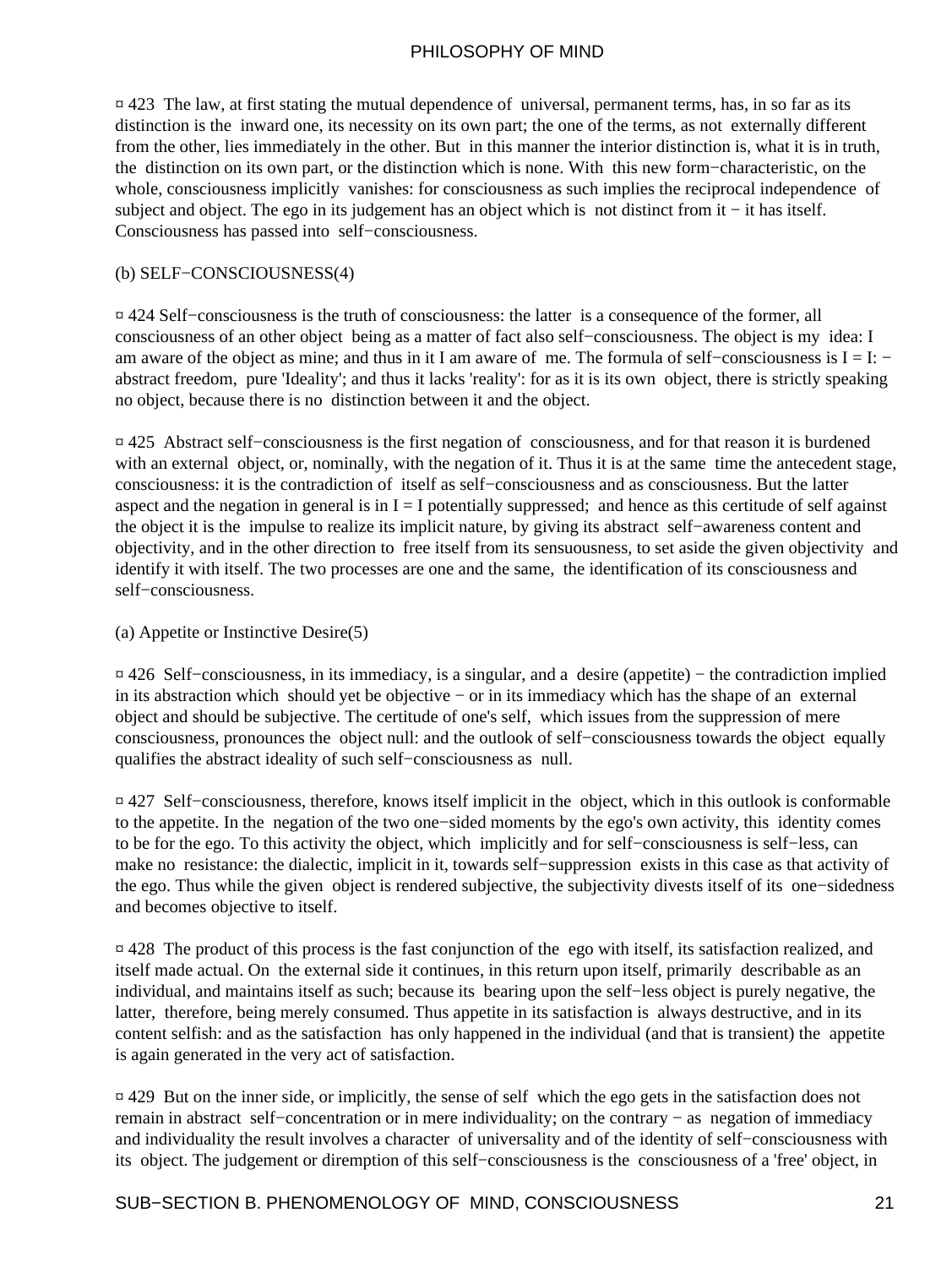¤ 423 The law, at first stating the mutual dependence of universal, permanent terms, has, in so far as its distinction is the inward one, its necessity on its own part; the one of the terms, as not externally different from the other, lies immediately in the other. But in this manner the interior distinction is, what it is in truth, the distinction on its own part, or the distinction which is none. With this new form−characteristic, on the whole, consciousness implicitly vanishes: for consciousness as such implies the reciprocal independence of subject and object. The ego in its judgement has an object which is not distinct from it − it has itself. Consciousness has passed into self−consciousness.

## (b) SELF−CONSCIOUSNESS(4)

¤ 424 Self−consciousness is the truth of consciousness: the latter is a consequence of the former, all consciousness of an other object being as a matter of fact also self−consciousness. The object is my idea: I am aware of the object as mine; and thus in it I am aware of me. The formula of self−consciousness is I = I: − abstract freedom, pure 'Ideality'; and thus it lacks 'reality': for as it is its own object, there is strictly speaking no object, because there is no distinction between it and the object.

¤ 425 Abstract self−consciousness is the first negation of consciousness, and for that reason it is burdened with an external object, or, nominally, with the negation of it. Thus it is at the same time the antecedent stage, consciousness: it is the contradiction of itself as self−consciousness and as consciousness. But the latter aspect and the negation in general is in I = I potentially suppressed; and hence as this certitude of self against the object it is the impulse to realize its implicit nature, by giving its abstract self−awareness content and objectivity, and in the other direction to free itself from its sensuousness, to set aside the given objectivity and identify it with itself. The two processes are one and the same, the identification of its consciousness and self−consciousness.

### (a) Appetite or Instinctive Desire(5)

¤ 426 Self−consciousness, in its immediacy, is a singular, and a desire (appetite) − the contradiction implied in its abstraction which should yet be objective − or in its immediacy which has the shape of an external object and should be subjective. The certitude of one's self, which issues from the suppression of mere consciousness, pronounces the object null: and the outlook of self−consciousness towards the object equally qualifies the abstract ideality of such self−consciousness as null.

¤ 427 Self−consciousness, therefore, knows itself implicit in the object, which in this outlook is conformable to the appetite. In the negation of the two one−sided moments by the ego's own activity, this identity comes to be for the ego. To this activity the object, which implicitly and for self−consciousness is self−less, can make no resistance: the dialectic, implicit in it, towards self−suppression exists in this case as that activity of the ego. Thus while the given object is rendered subjective, the subjectivity divests itself of its one−sidedness and becomes objective to itself.

¤ 428 The product of this process is the fast conjunction of the ego with itself, its satisfaction realized, and itself made actual. On the external side it continues, in this return upon itself, primarily describable as an individual, and maintains itself as such; because its bearing upon the self−less object is purely negative, the latter, therefore, being merely consumed. Thus appetite in its satisfaction is always destructive, and in its content selfish: and as the satisfaction has only happened in the individual (and that is transient) the appetite is again generated in the very act of satisfaction.

¤ 429 But on the inner side, or implicitly, the sense of self which the ego gets in the satisfaction does not remain in abstract self−concentration or in mere individuality; on the contrary − as negation of immediacy and individuality the result involves a character of universality and of the identity of self−consciousness with its object. The judgement or diremption of this self−consciousness is the consciousness of a 'free' object, in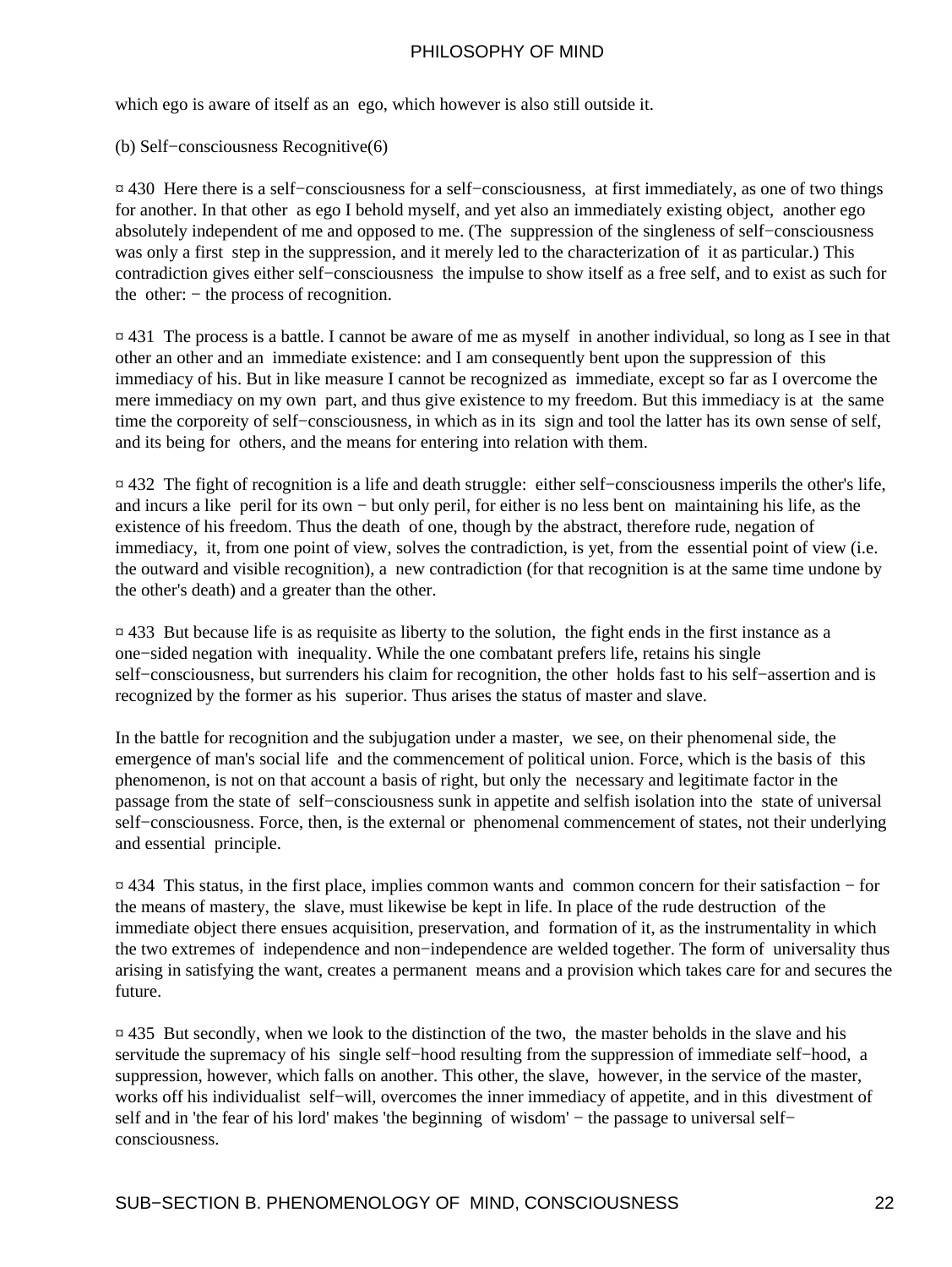which ego is aware of itself as an ego, which however is also still outside it.

(b) Self−consciousness Recognitive(6)

¤ 430 Here there is a self−consciousness for a self−consciousness, at first immediately, as one of two things for another. In that other as ego I behold myself, and yet also an immediately existing object, another ego absolutely independent of me and opposed to me. (The suppression of the singleness of self−consciousness was only a first step in the suppression, and it merely led to the characterization of it as particular.) This contradiction gives either self−consciousness the impulse to show itself as a free self, and to exist as such for the other: − the process of recognition.

¤ 431 The process is a battle. I cannot be aware of me as myself in another individual, so long as I see in that other an other and an immediate existence: and I am consequently bent upon the suppression of this immediacy of his. But in like measure I cannot be recognized as immediate, except so far as I overcome the mere immediacy on my own part, and thus give existence to my freedom. But this immediacy is at the same time the corporeity of self−consciousness, in which as in its sign and tool the latter has its own sense of self, and its being for others, and the means for entering into relation with them.

¤ 432 The fight of recognition is a life and death struggle: either self−consciousness imperils the other's life, and incurs a like peril for its own − but only peril, for either is no less bent on maintaining his life, as the existence of his freedom. Thus the death of one, though by the abstract, therefore rude, negation of immediacy, it, from one point of view, solves the contradiction, is yet, from the essential point of view (i.e. the outward and visible recognition), a new contradiction (for that recognition is at the same time undone by the other's death) and a greater than the other.

¤ 433 But because life is as requisite as liberty to the solution, the fight ends in the first instance as a one−sided negation with inequality. While the one combatant prefers life, retains his single self−consciousness, but surrenders his claim for recognition, the other holds fast to his self−assertion and is recognized by the former as his superior. Thus arises the status of master and slave.

In the battle for recognition and the subjugation under a master, we see, on their phenomenal side, the emergence of man's social life and the commencement of political union. Force, which is the basis of this phenomenon, is not on that account a basis of right, but only the necessary and legitimate factor in the passage from the state of self−consciousness sunk in appetite and selfish isolation into the state of universal self−consciousness. Force, then, is the external or phenomenal commencement of states, not their underlying and essential principle.

¤ 434 This status, in the first place, implies common wants and common concern for their satisfaction − for the means of mastery, the slave, must likewise be kept in life. In place of the rude destruction of the immediate object there ensues acquisition, preservation, and formation of it, as the instrumentality in which the two extremes of independence and non−independence are welded together. The form of universality thus arising in satisfying the want, creates a permanent means and a provision which takes care for and secures the future.

¤ 435 But secondly, when we look to the distinction of the two, the master beholds in the slave and his servitude the supremacy of his single self−hood resulting from the suppression of immediate self−hood, a suppression, however, which falls on another. This other, the slave, however, in the service of the master, works off his individualist self−will, overcomes the inner immediacy of appetite, and in this divestment of self and in 'the fear of his lord' makes 'the beginning of wisdom' − the passage to universal self−consciousness.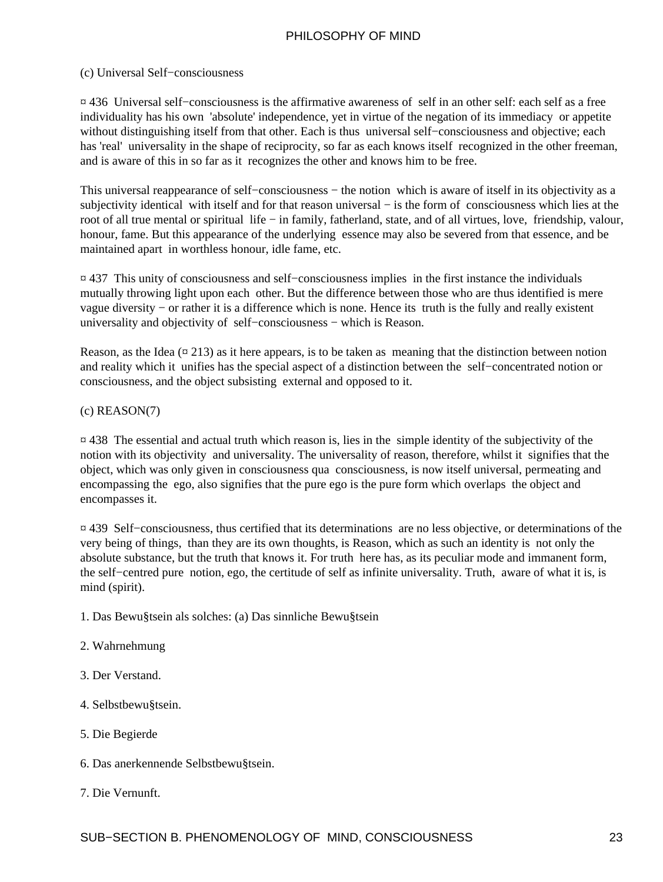(c) Universal Self−consciousness

¤ 436 Universal self−consciousness is the affirmative awareness of self in an other self: each self as a free individuality has his own 'absolute' independence, yet in virtue of the negation of its immediacy or appetite without distinguishing itself from that other. Each is thus universal self−consciousness and objective; each has 'real' universality in the shape of reciprocity, so far as each knows itself recognized in the other freeman, and is aware of this in so far as it recognizes the other and knows him to be free.

This universal reappearance of self−consciousness − the notion which is aware of itself in its objectivity as a subjectivity identical with itself and for that reason universal − is the form of consciousness which lies at the root of all true mental or spiritual life − in family, fatherland, state, and of all virtues, love, friendship, valour, honour, fame. But this appearance of the underlying essence may also be severed from that essence, and be maintained apart in worthless honour, idle fame, etc.

¤ 437 This unity of consciousness and self−consciousness implies in the first instance the individuals mutually throwing light upon each other. But the difference between those who are thus identified is mere vague diversity − or rather it is a difference which is none. Hence its truth is the fully and really existent universality and objectivity of self−consciousness − which is Reason.

Reason, as the Idea (¤ 213) as it here appears, is to be taken as meaning that the distinction between notion and reality which it unifies has the special aspect of a distinction between the self−concentrated notion or consciousness, and the object subsisting external and opposed to it.

(c) REASON(7)

¤ 438 The essential and actual truth which reason is, lies in the simple identity of the subjectivity of the notion with its objectivity and universality. The universality of reason, therefore, whilst it signifies that the object, which was only given in consciousness qua consciousness, is now itself universal, permeating and encompassing the ego, also signifies that the pure ego is the pure form which overlaps the object and encompasses it.

¤ 439 Self−consciousness, thus certified that its determinations are no less objective, or determinations of the very being of things, than they are its own thoughts, is Reason, which as such an identity is not only the absolute substance, but the truth that knows it. For truth here has, as its peculiar mode and immanent form, the self−centred pure notion, ego, the certitude of self as infinite universality. Truth, aware of what it is, is mind (spirit).

1. Das Bewu§tsein als solches: (a) Das sinnliche Bewu§tsein

2. Wahrnehmung

3. Der Verstand.

4. Selbstbewu§tsein.

5. Die Begierde

6. Das anerkennende Selbstbewu§tsein.

7. Die Vernunft.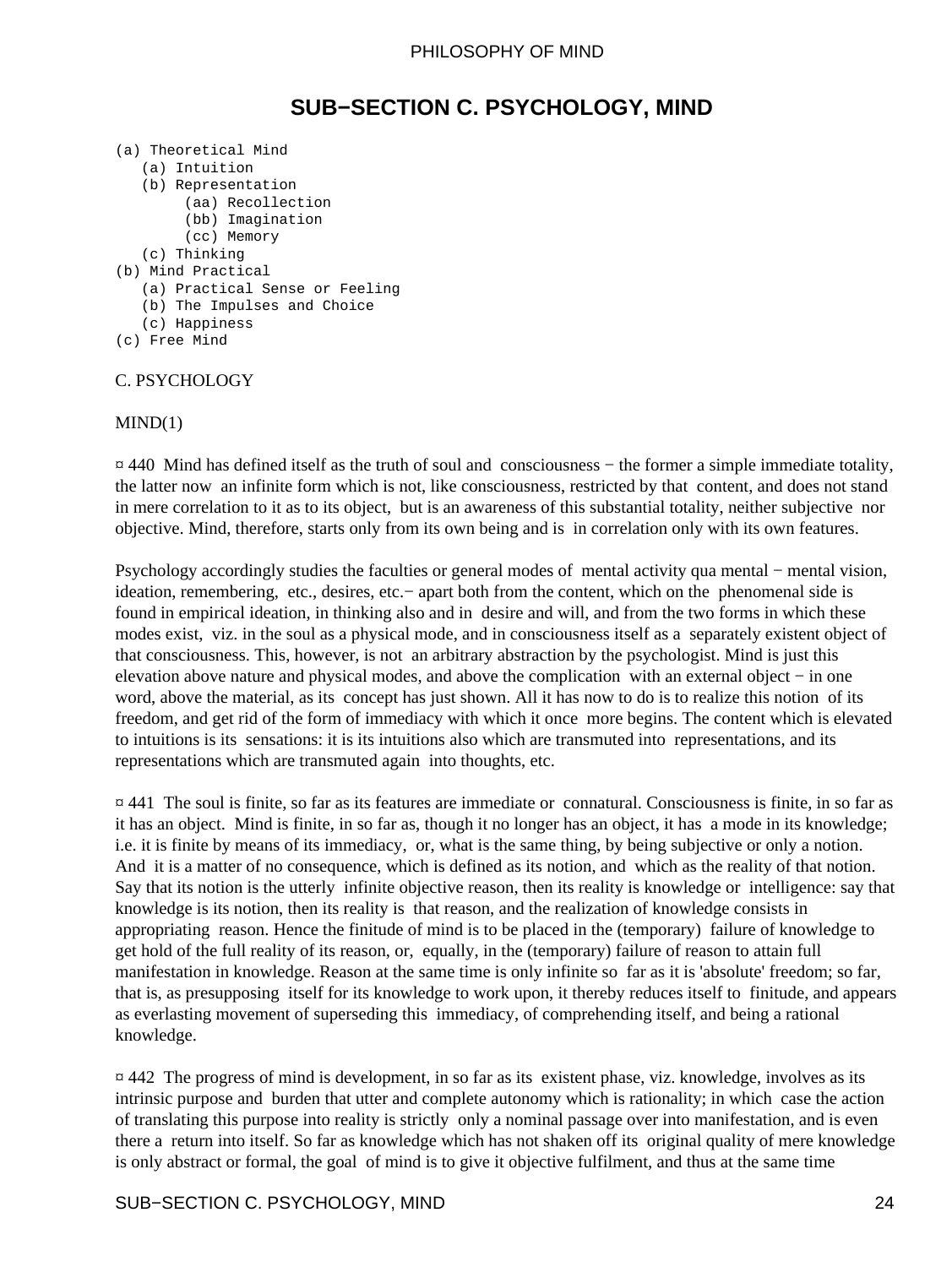# SUB−SECTION C. PSYCHOLOGY, MIND

```
(a) Theoretical Mind
   (a) Intuition
   (b) Representation
        (aa) Recollection
        (bb) Imagination
        (cc) Memory
   (c) Thinking
(b) Mind Practical
   (a) Practical Sense or Feeling
   (b) The Impulses and Choice
   (c) Happiness
(c) Free Mind
```

C. PSYCHOLOGY

MIND(1)

¤ 440 Mind has defined itself as the truth of soul and consciousness − the former a simple immediate totality, the latter now an infinite form which is not, like consciousness, restricted by that content, and does not stand in mere correlation to it as to its object, but is an awareness of this substantial totality, neither subjective nor objective. Mind, therefore, starts only from its own being and is in correlation only with its own features.

Psychology accordingly studies the faculties or general modes of mental activity qua mental − mental vision, ideation, remembering, etc., desires, etc.− apart both from the content, which on the phenomenal side is found in empirical ideation, in thinking also and in desire and will, and from the two forms in which these modes exist, viz. in the soul as a physical mode, and in consciousness itself as a separately existent object of that consciousness. This, however, is not an arbitrary abstraction by the psychologist. Mind is just this elevation above nature and physical modes, and above the complication with an external object − in one word, above the material, as its concept has just shown. All it has now to do is to realize this notion of its freedom, and get rid of the form of immediacy with which it once more begins. The content which is elevated to intuitions is its sensations: it is its intuitions also which are transmuted into representations, and its representations which are transmuted again into thoughts, etc.

¤ 441 The soul is finite, so far as its features are immediate or connatural. Consciousness is finite, in so far as it has an object. Mind is finite, in so far as, though it no longer has an object, it has a mode in its knowledge; i.e. it is finite by means of its immediacy, or, what is the same thing, by being subjective or only a notion. And it is a matter of no consequence, which is defined as its notion, and which as the reality of that notion. Say that its notion is the utterly infinite objective reason, then its reality is knowledge or intelligence: say that knowledge is its notion, then its reality is that reason, and the realization of knowledge consists in appropriating reason. Hence the finitude of mind is to be placed in the (temporary) failure of knowledge to get hold of the full reality of its reason, or, equally, in the (temporary) failure of reason to attain full manifestation in knowledge. Reason at the same time is only infinite so far as it is 'absolute' freedom; so far, that is, as presupposing itself for its knowledge to work upon, it thereby reduces itself to finitude, and appears as everlasting movement of superseding this immediacy, of comprehending itself, and being a rational knowledge.

¤ 442 The progress of mind is development, in so far as its existent phase, viz. knowledge, involves as its intrinsic purpose and burden that utter and complete autonomy which is rationality; in which case the action of translating this purpose into reality is strictly only a nominal passage over into manifestation, and is even there a return into itself. So far as knowledge which has not shaken off its original quality of mere knowledge is only abstract or formal, the goal of mind is to give it objective fulfilment, and thus at the same time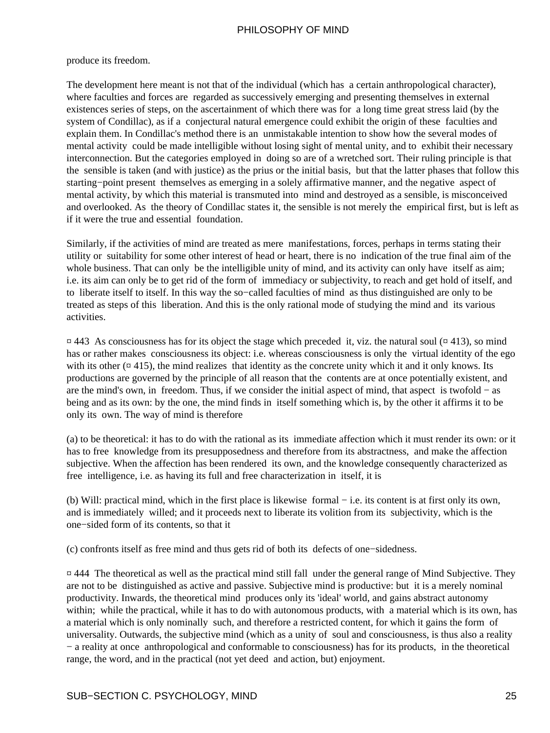produce its freedom.

The development here meant is not that of the individual (which has a certain anthropological character), where faculties and forces are regarded as successively emerging and presenting themselves in external existences series of steps, on the ascertainment of which there was for a long time great stress laid (by the system of Condillac), as if a conjectural natural emergence could exhibit the origin of these faculties and explain them. In Condillac's method there is an unmistakable intention to show how the several modes of mental activity could be made intelligible without losing sight of mental unity, and to exhibit their necessary interconnection. But the categories employed in doing so are of a wretched sort. Their ruling principle is that the sensible is taken (and with justice) as the prius or the initial basis, but that the latter phases that follow this starting−point present themselves as emerging in a solely affirmative manner, and the negative aspect of mental activity, by which this material is transmuted into mind and destroyed as a sensible, is misconceived and overlooked. As the theory of Condillac states it, the sensible is not merely the empirical first, but is left as if it were the true and essential foundation.

Similarly, if the activities of mind are treated as mere manifestations, forces, perhaps in terms stating their utility or suitability for some other interest of head or heart, there is no indication of the true final aim of the whole business. That can only be the intelligible unity of mind, and its activity can only have itself as aim; i.e. its aim can only be to get rid of the form of immediacy or subjectivity, to reach and get hold of itself, and to liberate itself to itself. In this way the so−called faculties of mind as thus distinguished are only to be treated as steps of this liberation. And this is the only rational mode of studying the mind and its various activities.

¤ 443 As consciousness has for its object the stage which preceded it, viz. the natural soul (¤ 413), so mind has or rather makes consciousness its object: i.e. whereas consciousness is only the virtual identity of the ego with its other (¤ 415), the mind realizes that identity as the concrete unity which it and it only knows. Its productions are governed by the principle of all reason that the contents are at once potentially existent, and are the mind's own, in freedom. Thus, if we consider the initial aspect of mind, that aspect is twofold − as being and as its own: by the one, the mind finds in itself something which is, by the other it affirms it to be only its own. The way of mind is therefore

(a) to be theoretical: it has to do with the rational as its immediate affection which it must render its own: or it has to free knowledge from its presupposedness and therefore from its abstractness, and make the affection subjective. When the affection has been rendered its own, and the knowledge consequently characterized as free intelligence, i.e. as having its full and free characterization in itself, it is

(b) Will: practical mind, which in the first place is likewise formal − i.e. its content is at first only its own, and is immediately willed; and it proceeds next to liberate its volition from its subjectivity, which is the one−sided form of its contents, so that it

(c) confronts itself as free mind and thus gets rid of both its defects of one−sidedness.

¤ 444 The theoretical as well as the practical mind still fall under the general range of Mind Subjective. They are not to be distinguished as active and passive. Subjective mind is productive: but it is a merely nominal productivity. Inwards, the theoretical mind produces only its 'ideal' world, and gains abstract autonomy within; while the practical, while it has to do with autonomous products, with a material which is its own, has a material which is only nominally such, and therefore a restricted content, for which it gains the form of universality. Outwards, the subjective mind (which as a unity of soul and consciousness, is thus also a reality − a reality at once anthropological and conformable to consciousness) has for its products, in the theoretical range, the word, and in the practical (not yet deed and action, but) enjoyment.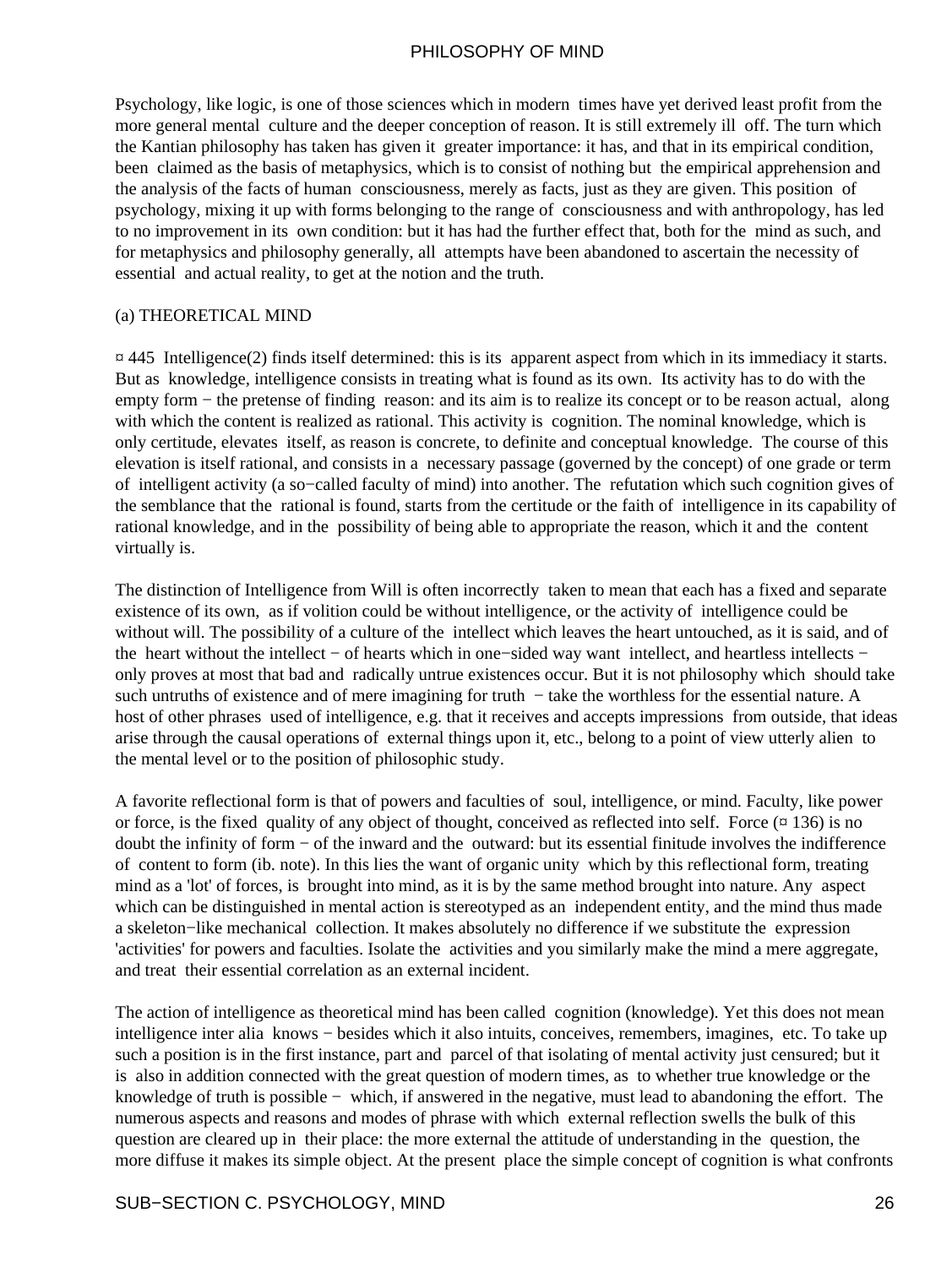Psychology, like logic, is one of those sciences which in modern times have yet derived least profit from the more general mental culture and the deeper conception of reason. It is still extremely ill off. The turn which the Kantian philosophy has taken has given it greater importance: it has, and that in its empirical condition, been claimed as the basis of metaphysics, which is to consist of nothing but the empirical apprehension and the analysis of the facts of human consciousness, merely as facts, just as they are given. This position of psychology, mixing it up with forms belonging to the range of consciousness and with anthropology, has led to no improvement in its own condition: but it has had the further effect that, both for the mind as such, and for metaphysics and philosophy generally, all attempts have been abandoned to ascertain the necessity of essential and actual reality, to get at the notion and the truth.

(a) THEORETICAL MIND

¤ 445 Intelligence(2) finds itself determined: this is its apparent aspect from which in its immediacy it starts. But as knowledge, intelligence consists in treating what is found as its own. Its activity has to do with the empty form − the pretense of finding reason: and its aim is to realize its concept or to be reason actual, along with which the content is realized as rational. This activity is cognition. The nominal knowledge, which is only certitude, elevates itself, as reason is concrete, to definite and conceptual knowledge. The course of this elevation is itself rational, and consists in a necessary passage (governed by the concept) of one grade or term of intelligent activity (a so−called faculty of mind) into another. The refutation which such cognition gives of the semblance that the rational is found, starts from the certitude or the faith of intelligence in its capability of rational knowledge, and in the possibility of being able to appropriate the reason, which it and the content virtually is.

The distinction of Intelligence from Will is often incorrectly taken to mean that each has a fixed and separate existence of its own, as if volition could be without intelligence, or the activity of intelligence could be without will. The possibility of a culture of the intellect which leaves the heart untouched, as it is said, and of the heart without the intellect − of hearts which in one−sided way want intellect, and heartless intellects − only proves at most that bad and radically untrue existences occur. But it is not philosophy which should take such untruths of existence and of mere imagining for truth − take the worthless for the essential nature. A host of other phrases used of intelligence, e.g. that it receives and accepts impressions from outside, that ideas arise through the causal operations of external things upon it, etc., belong to a point of view utterly alien to the mental level or to the position of philosophic study.

A favorite reflectional form is that of powers and faculties of soul, intelligence, or mind. Faculty, like power or force, is the fixed quality of any object of thought, conceived as reflected into self. Force (¤ 136) is no doubt the infinity of form − of the inward and the outward: but its essential finitude involves the indifference of content to form (ib. note). In this lies the want of organic unity which by this reflectional form, treating mind as a 'lot' of forces, is brought into mind, as it is by the same method brought into nature. Any aspect which can be distinguished in mental action is stereotyped as an independent entity, and the mind thus made a skeleton−like mechanical collection. It makes absolutely no difference if we substitute the expression 'activities' for powers and faculties. Isolate the activities and you similarly make the mind a mere aggregate, and treat their essential correlation as an external incident.

The action of intelligence as theoretical mind has been called cognition (knowledge). Yet this does not mean intelligence inter alia knows − besides which it also intuits, conceives, remembers, imagines, etc. To take up such a position is in the first instance, part and parcel of that isolating of mental activity just censured; but it is also in addition connected with the great question of modern times, as to whether true knowledge or the knowledge of truth is possible − which, if answered in the negative, must lead to abandoning the effort. The numerous aspects and reasons and modes of phrase with which external reflection swells the bulk of this question are cleared up in their place: the more external the attitude of understanding in the question, the more diffuse it makes its simple object. At the present place the simple concept of cognition is what confronts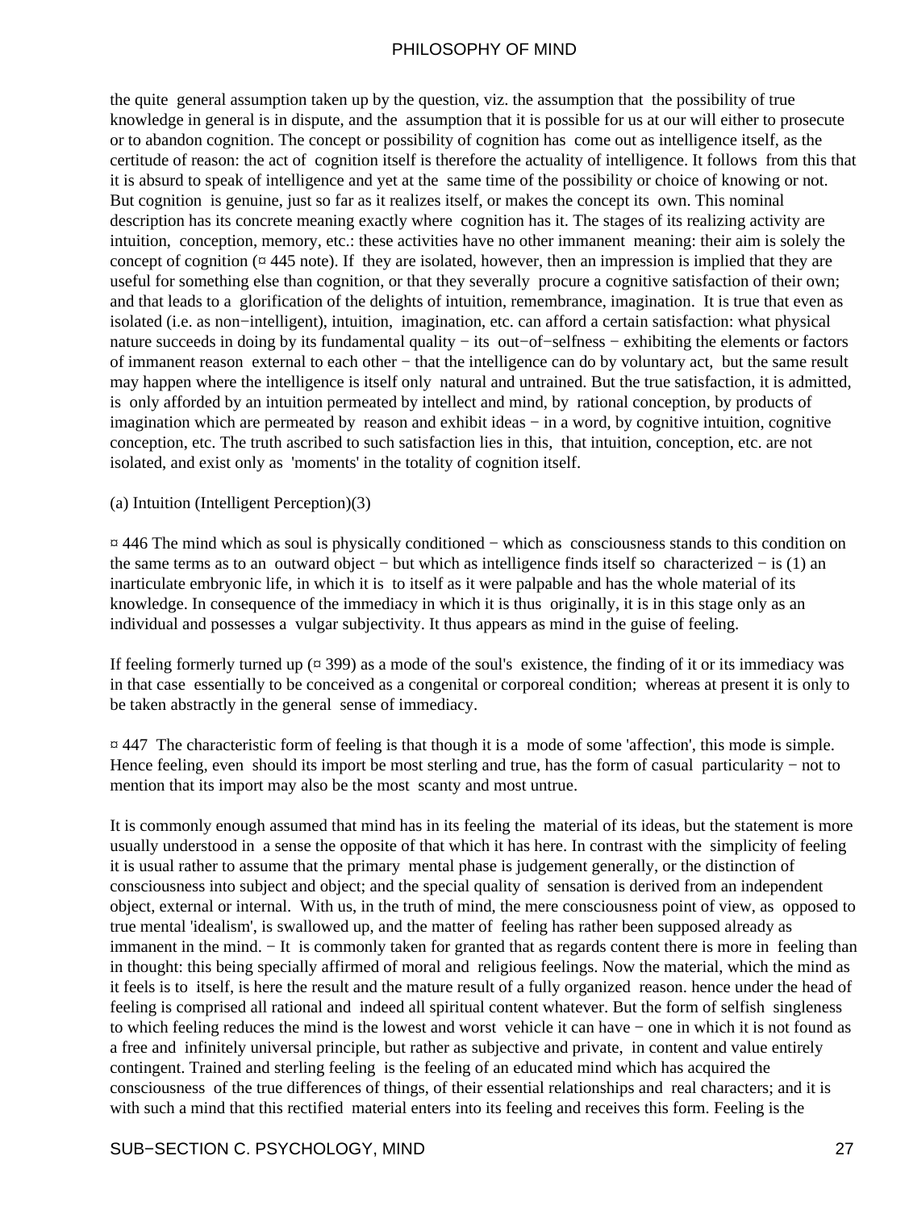the quite general assumption taken up by the question, viz. the assumption that the possibility of true knowledge in general is in dispute, and the assumption that it is possible for us at our will either to prosecute or to abandon cognition. The concept or possibility of cognition has come out as intelligence itself, as the certitude of reason: the act of cognition itself is therefore the actuality of intelligence. It follows from this that it is absurd to speak of intelligence and yet at the same time of the possibility or choice of knowing or not. But cognition is genuine, just so far as it realizes itself, or makes the concept its own. This nominal description has its concrete meaning exactly where cognition has it. The stages of its realizing activity are intuition, conception, memory, etc.: these activities have no other immanent meaning: their aim is solely the concept of cognition (¤ 445 note). If they are isolated, however, then an impression is implied that they are useful for something else than cognition, or that they severally procure a cognitive satisfaction of their own; and that leads to a glorification of the delights of intuition, remembrance, imagination. It is true that even as isolated (i.e. as non−intelligent), intuition, imagination, etc. can afford a certain satisfaction: what physical nature succeeds in doing by its fundamental quality − its out−of−selfness − exhibiting the elements or factors of immanent reason external to each other − that the intelligence can do by voluntary act, but the same result may happen where the intelligence is itself only natural and untrained. But the true satisfaction, it is admitted, is only afforded by an intuition permeated by intellect and mind, by rational conception, by products of imagination which are permeated by reason and exhibit ideas − in a word, by cognitive intuition, cognitive conception, etc. The truth ascribed to such satisfaction lies in this, that intuition, conception, etc. are not isolated, and exist only as 'moments' in the totality of cognition itself.

(a) Intuition (Intelligent Perception)(3)

¤ 446 The mind which as soul is physically conditioned − which as consciousness stands to this condition on the same terms as to an outward object − but which as intelligence finds itself so characterized − is (1) an inarticulate embryonic life, in which it is to itself as it were palpable and has the whole material of its knowledge. In consequence of the immediacy in which it is thus originally, it is in this stage only as an individual and possesses a vulgar subjectivity. It thus appears as mind in the guise of feeling.

If feeling formerly turned up (¤ 399) as a mode of the soul's existence, the finding of it or its immediacy was in that case essentially to be conceived as a congenital or corporeal condition; whereas at present it is only to be taken abstractly in the general sense of immediacy.

¤ 447 The characteristic form of feeling is that though it is a mode of some 'affection', this mode is simple. Hence feeling, even should its import be most sterling and true, has the form of casual particularity − not to mention that its import may also be the most scanty and most untrue.

It is commonly enough assumed that mind has in its feeling the material of its ideas, but the statement is more usually understood in a sense the opposite of that which it has here. In contrast with the simplicity of feeling it is usual rather to assume that the primary mental phase is judgement generally, or the distinction of consciousness into subject and object; and the special quality of sensation is derived from an independent object, external or internal. With us, in the truth of mind, the mere consciousness point of view, as opposed to true mental 'idealism', is swallowed up, and the matter of feeling has rather been supposed already as immanent in the mind. − It is commonly taken for granted that as regards content there is more in feeling than in thought: this being specially affirmed of moral and religious feelings. Now the material, which the mind as it feels is to itself, is here the result and the mature result of a fully organized reason. hence under the head of feeling is comprised all rational and indeed all spiritual content whatever. But the form of selfish singleness to which feeling reduces the mind is the lowest and worst vehicle it can have − one in which it is not found as a free and infinitely universal principle, but rather as subjective and private, in content and value entirely contingent. Trained and sterling feeling is the feeling of an educated mind which has acquired the consciousness of the true differences of things, of their essential relationships and real characters; and it is with such a mind that this rectified material enters into its feeling and receives this form. Feeling is the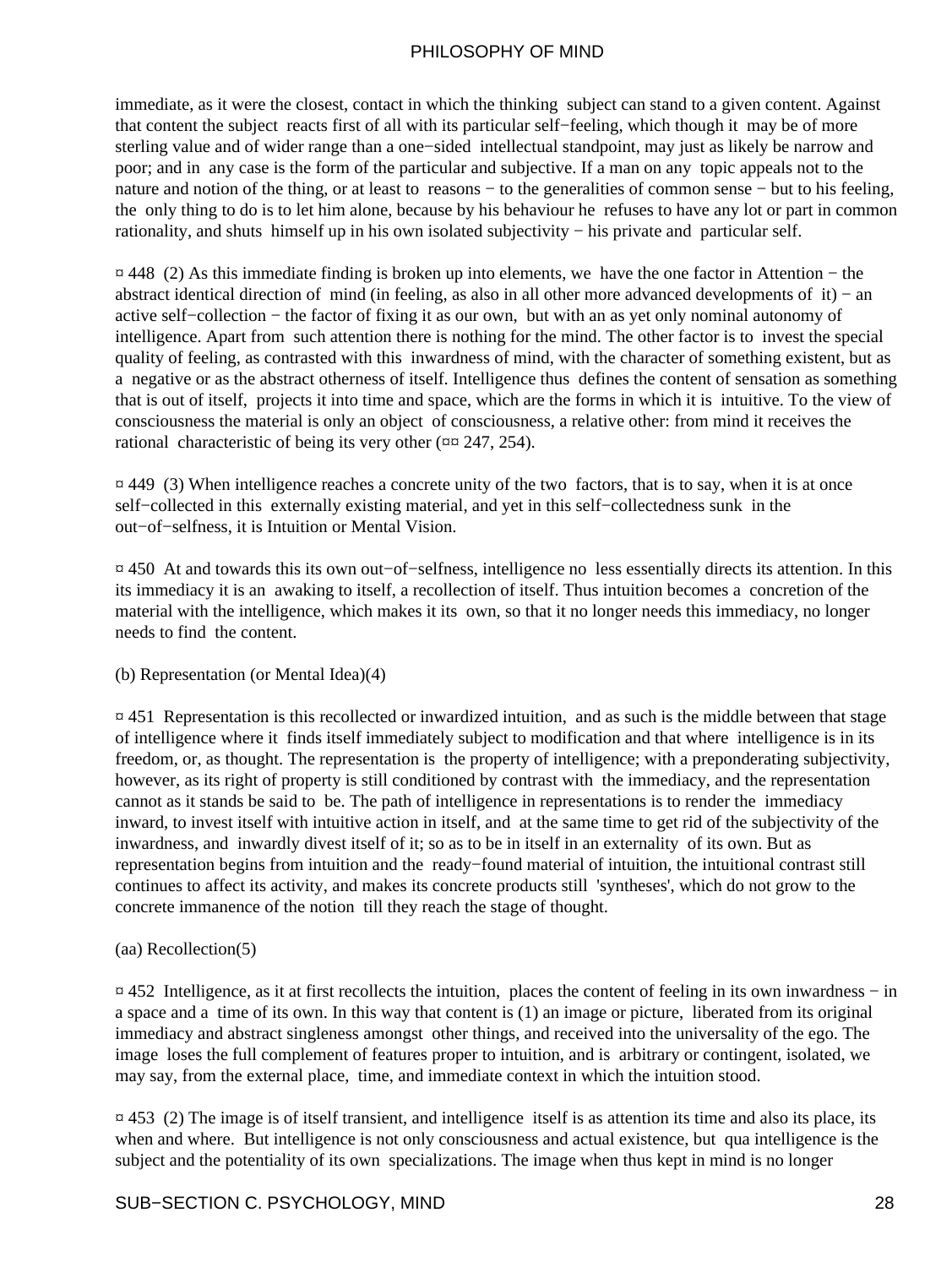immediate, as it were the closest, contact in which the thinking subject can stand to a given content. Against that content the subject reacts first of all with its particular self−feeling, which though it may be of more sterling value and of wider range than a one−sided intellectual standpoint, may just as likely be narrow and poor; and in any case is the form of the particular and subjective. If a man on any topic appeals not to the nature and notion of the thing, or at least to reasons − to the generalities of common sense − but to his feeling, the only thing to do is to let him alone, because by his behaviour he refuses to have any lot or part in common rationality, and shuts himself up in his own isolated subjectivity − his private and particular self.

¤ 448 (2) As this immediate finding is broken up into elements, we have the one factor in Attention − the abstract identical direction of mind (in feeling, as also in all other more advanced developments of it) − an active self−collection − the factor of fixing it as our own, but with an as yet only nominal autonomy of intelligence. Apart from such attention there is nothing for the mind. The other factor is to invest the special quality of feeling, as contrasted with this inwardness of mind, with the character of something existent, but as a negative or as the abstract otherness of itself. Intelligence thus defines the content of sensation as something that is out of itself, projects it into time and space, which are the forms in which it is intuitive. To the view of consciousness the material is only an object of consciousness, a relative other: from mind it receives the rational characteristic of being its very other (¤¤ 247, 254).

¤ 449 (3) When intelligence reaches a concrete unity of the two factors, that is to say, when it is at once self−collected in this externally existing material, and yet in this self−collectedness sunk in the out−of−selfness, it is Intuition or Mental Vision.

¤ 450 At and towards this its own out−of−selfness, intelligence no less essentially directs its attention. In this its immediacy it is an awaking to itself, a recollection of itself. Thus intuition becomes a concretion of the material with the intelligence, which makes it its own, so that it no longer needs this immediacy, no longer needs to find the content.

(b) Representation (or Mental Idea)(4)

¤ 451 Representation is this recollected or inwardized intuition, and as such is the middle between that stage of intelligence where it finds itself immediately subject to modification and that where intelligence is in its freedom, or, as thought. The representation is the property of intelligence; with a preponderating subjectivity, however, as its right of property is still conditioned by contrast with the immediacy, and the representation cannot as it stands be said to be. The path of intelligence in representations is to render the immediacy inward, to invest itself with intuitive action in itself, and at the same time to get rid of the subjectivity of the inwardness, and inwardly divest itself of it; so as to be in itself in an externality of its own. But as representation begins from intuition and the ready−found material of intuition, the intuitional contrast still continues to affect its activity, and makes its concrete products still 'syntheses', which do not grow to the concrete immanence of the notion till they reach the stage of thought.

(aa) Recollection(5)

¤ 452 Intelligence, as it at first recollects the intuition, places the content of feeling in its own inwardness − in a space and a time of its own. In this way that content is (1) an image or picture, liberated from its original immediacy and abstract singleness amongst other things, and received into the universality of the ego. The image loses the full complement of features proper to intuition, and is arbitrary or contingent, isolated, we may say, from the external place, time, and immediate context in which the intuition stood.

¤ 453 (2) The image is of itself transient, and intelligence itself is as attention its time and also its place, its when and where. But intelligence is not only consciousness and actual existence, but qua intelligence is the subject and the potentiality of its own specializations. The image when thus kept in mind is no longer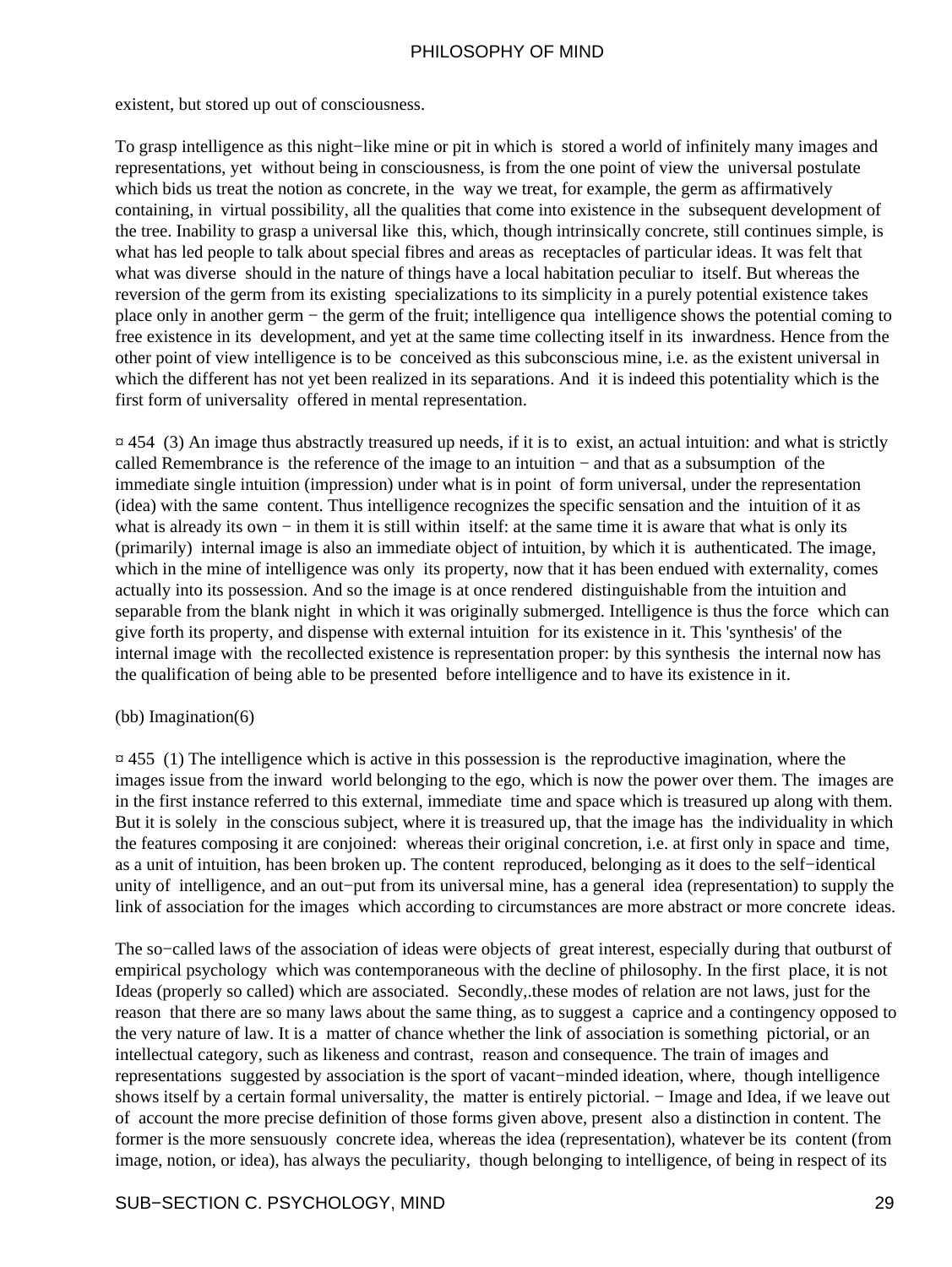existent, but stored up out of consciousness.

To grasp intelligence as this night−like mine or pit in which is stored a world of infinitely many images and representations, yet without being in consciousness, is from the one point of view the universal postulate which bids us treat the notion as concrete, in the way we treat, for example, the germ as affirmatively containing, in virtual possibility, all the qualities that come into existence in the subsequent development of the tree. Inability to grasp a universal like this, which, though intrinsically concrete, still continues simple, is what has led people to talk about special fibres and areas as receptacles of particular ideas. It was felt that what was diverse should in the nature of things have a local habitation peculiar to itself. But whereas the reversion of the germ from its existing specializations to its simplicity in a purely potential existence takes place only in another germ − the germ of the fruit; intelligence qua intelligence shows the potential coming to free existence in its development, and yet at the same time collecting itself in its inwardness. Hence from the other point of view intelligence is to be conceived as this subconscious mine, i.e. as the existent universal in which the different has not yet been realized in its separations. And it is indeed this potentiality which is the first form of universality offered in mental representation.

¤ 454 (3) An image thus abstractly treasured up needs, if it is to exist, an actual intuition: and what is strictly called Remembrance is the reference of the image to an intuition − and that as a subsumption of the immediate single intuition (impression) under what is in point of form universal, under the representation (idea) with the same content. Thus intelligence recognizes the specific sensation and the intuition of it as what is already its own − in them it is still within itself: at the same time it is aware that what is only its (primarily) internal image is also an immediate object of intuition, by which it is authenticated. The image, which in the mine of intelligence was only its property, now that it has been endued with externality, comes actually into its possession. And so the image is at once rendered distinguishable from the intuition and separable from the blank night in which it was originally submerged. Intelligence is thus the force which can give forth its property, and dispense with external intuition for its existence in it. This 'synthesis' of the internal image with the recollected existence is representation proper: by this synthesis the internal now has the qualification of being able to be presented before intelligence and to have its existence in it.

(bb) Imagination(6)

¤ 455 (1) The intelligence which is active in this possession is the reproductive imagination, where the images issue from the inward world belonging to the ego, which is now the power over them. The images are in the first instance referred to this external, immediate time and space which is treasured up along with them. But it is solely in the conscious subject, where it is treasured up, that the image has the individuality in which the features composing it are conjoined: whereas their original concretion, i.e. at first only in space and time, as a unit of intuition, has been broken up. The content reproduced, belonging as it does to the self−identical unity of intelligence, and an out−put from its universal mine, has a general idea (representation) to supply the link of association for the images which according to circumstances are more abstract or more concrete ideas.

The so−called laws of the association of ideas were objects of great interest, especially during that outburst of empirical psychology which was contemporaneous with the decline of philosophy. In the first place, it is not Ideas (properly so called) which are associated. Secondly,.these modes of relation are not laws, just for the reason that there are so many laws about the same thing, as to suggest a caprice and a contingency opposed to the very nature of law. It is a matter of chance whether the link of association is something pictorial, or an intellectual category, such as likeness and contrast, reason and consequence. The train of images and representations suggested by association is the sport of vacant−minded ideation, where, though intelligence shows itself by a certain formal universality, the matter is entirely pictorial. − Image and Idea, if we leave out of account the more precise definition of those forms given above, present also a distinction in content. The former is the more sensuously concrete idea, whereas the idea (representation), whatever be its content (from image, notion, or idea), has always the peculiarity, though belonging to intelligence, of being in respect of its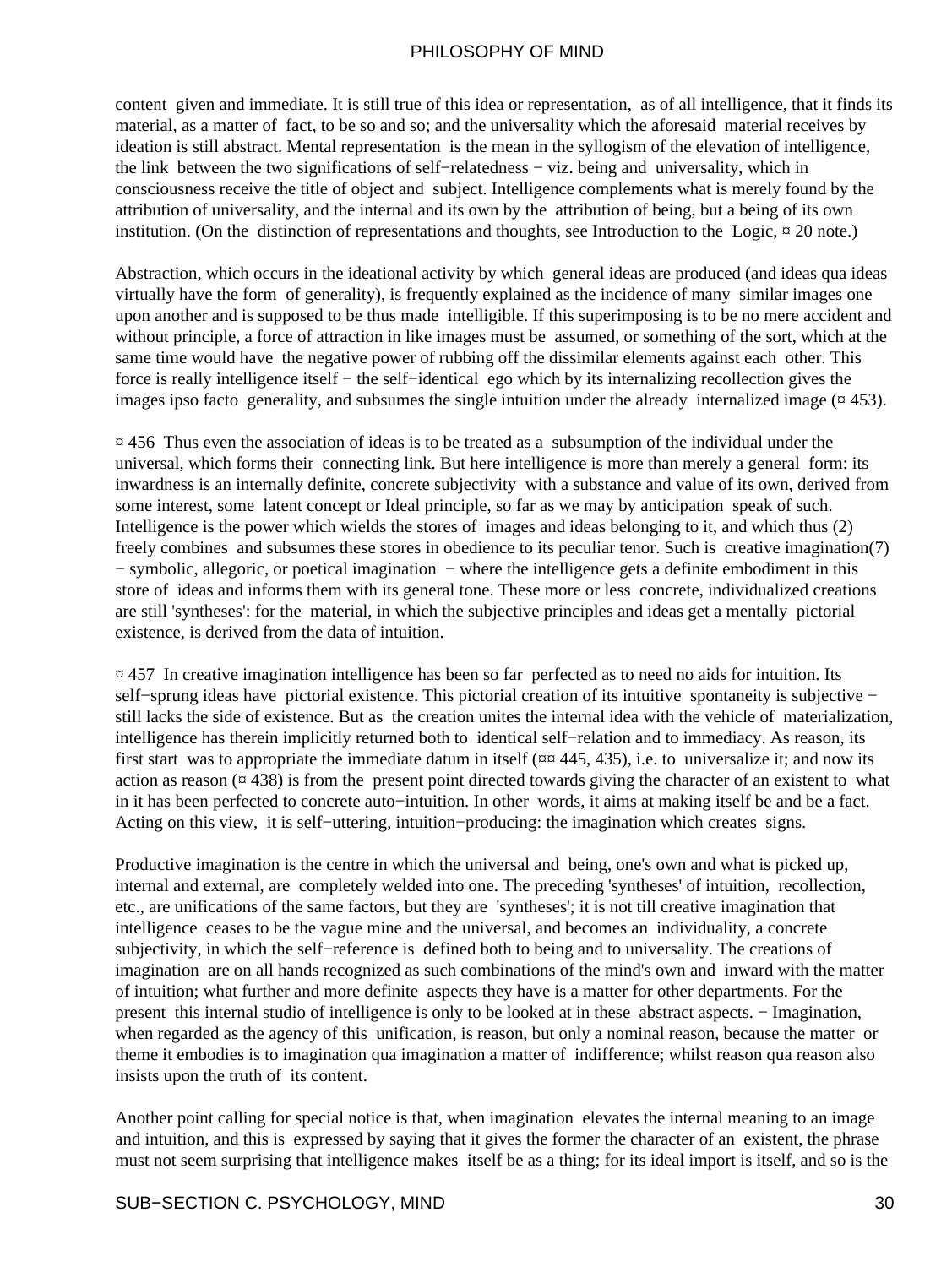content given and immediate. It is still true of this idea or representation, as of all intelligence, that it finds its material, as a matter of fact, to be so and so; and the universality which the aforesaid material receives by ideation is still abstract. Mental representation is the mean in the syllogism of the elevation of intelligence, the link between the two significations of self−relatedness − viz. being and universality, which in consciousness receive the title of object and subject. Intelligence complements what is merely found by the attribution of universality, and the internal and its own by the attribution of being, but a being of its own institution. (On the distinction of representations and thoughts, see Introduction to the Logic, ¤ 20 note.)

Abstraction, which occurs in the ideational activity by which general ideas are produced (and ideas qua ideas virtually have the form of generality), is frequently explained as the incidence of many similar images one upon another and is supposed to be thus made intelligible. If this superimposing is to be no mere accident and without principle, a force of attraction in like images must be assumed, or something of the sort, which at the same time would have the negative power of rubbing off the dissimilar elements against each other. This force is really intelligence itself − the self−identical ego which by its internalizing recollection gives the images ipso facto generality, and subsumes the single intuition under the already internalized image (¤ 453).

¤ 456 Thus even the association of ideas is to be treated as a subsumption of the individual under the universal, which forms their connecting link. But here intelligence is more than merely a general form: its inwardness is an internally definite, concrete subjectivity with a substance and value of its own, derived from some interest, some latent concept or Ideal principle, so far as we may by anticipation speak of such. Intelligence is the power which wields the stores of images and ideas belonging to it, and which thus (2) freely combines and subsumes these stores in obedience to its peculiar tenor. Such is creative imagination(7) − symbolic, allegoric, or poetical imagination − where the intelligence gets a definite embodiment in this store of ideas and informs them with its general tone. These more or less concrete, individualized creations are still 'syntheses': for the material, in which the subjective principles and ideas get a mentally pictorial existence, is derived from the data of intuition.

¤ 457 In creative imagination intelligence has been so far perfected as to need no aids for intuition. Its self−sprung ideas have pictorial existence. This pictorial creation of its intuitive spontaneity is subjective − still lacks the side of existence. But as the creation unites the internal idea with the vehicle of materialization, intelligence has therein implicitly returned both to identical self−relation and to immediacy. As reason, its first start was to appropriate the immediate datum in itself (¤¤ 445, 435), i.e. to universalize it; and now its action as reason (¤ 438) is from the present point directed towards giving the character of an existent to what in it has been perfected to concrete auto−intuition. In other words, it aims at making itself be and be a fact. Acting on this view, it is self−uttering, intuition−producing: the imagination which creates signs.

Productive imagination is the centre in which the universal and being, one's own and what is picked up, internal and external, are completely welded into one. The preceding 'syntheses' of intuition, recollection, etc., are unifications of the same factors, but they are 'syntheses'; it is not till creative imagination that intelligence ceases to be the vague mine and the universal, and becomes an individuality, a concrete subjectivity, in which the self−reference is defined both to being and to universality. The creations of imagination are on all hands recognized as such combinations of the mind's own and inward with the matter of intuition; what further and more definite aspects they have is a matter for other departments. For the present this internal studio of intelligence is only to be looked at in these abstract aspects. − Imagination, when regarded as the agency of this unification, is reason, but only a nominal reason, because the matter or theme it embodies is to imagination qua imagination a matter of indifference; whilst reason qua reason also insists upon the truth of its content.

Another point calling for special notice is that, when imagination elevates the internal meaning to an image and intuition, and this is expressed by saying that it gives the former the character of an existent, the phrase must not seem surprising that intelligence makes itself be as a thing; for its ideal import is itself, and so is the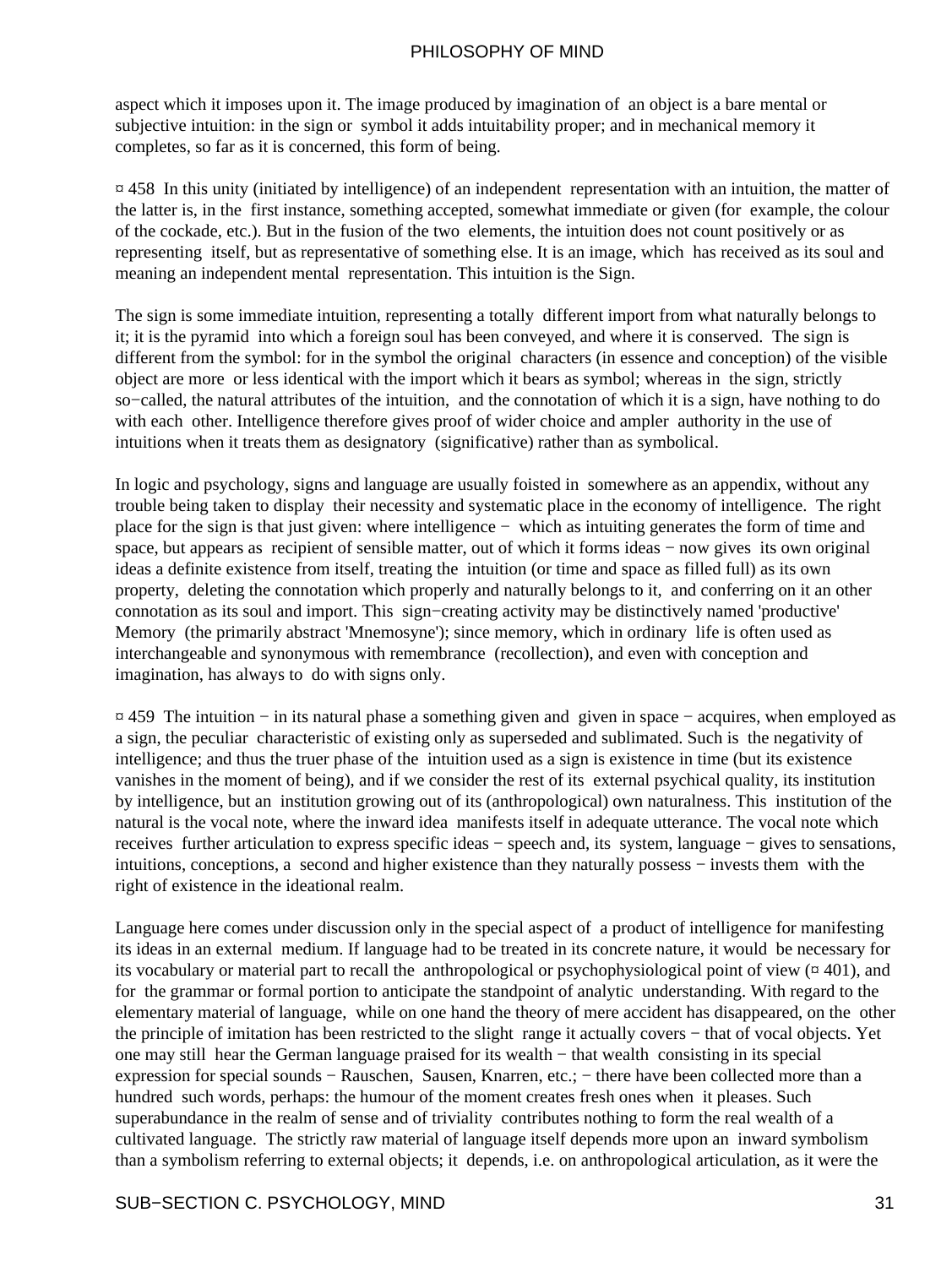aspect which it imposes upon it. The image produced by imagination of an object is a bare mental or subjective intuition: in the sign or symbol it adds intuitability proper; and in mechanical memory it completes, so far as it is concerned, this form of being.

¤ 458 In this unity (initiated by intelligence) of an independent representation with an intuition, the matter of the latter is, in the first instance, something accepted, somewhat immediate or given (for example, the colour of the cockade, etc.). But in the fusion of the two elements, the intuition does not count positively or as representing itself, but as representative of something else. It is an image, which has received as its soul and meaning an independent mental representation. This intuition is the Sign.

The sign is some immediate intuition, representing a totally different import from what naturally belongs to it; it is the pyramid into which a foreign soul has been conveyed, and where it is conserved. The sign is different from the symbol: for in the symbol the original characters (in essence and conception) of the visible object are more or less identical with the import which it bears as symbol; whereas in the sign, strictly so−called, the natural attributes of the intuition, and the connotation of which it is a sign, have nothing to do with each other. Intelligence therefore gives proof of wider choice and ampler authority in the use of intuitions when it treats them as designatory (significative) rather than as symbolical.

In logic and psychology, signs and language are usually foisted in somewhere as an appendix, without any trouble being taken to display their necessity and systematic place in the economy of intelligence. The right place for the sign is that just given: where intelligence − which as intuiting generates the form of time and space, but appears as recipient of sensible matter, out of which it forms ideas − now gives its own original ideas a definite existence from itself, treating the intuition (or time and space as filled full) as its own property, deleting the connotation which properly and naturally belongs to it, and conferring on it an other connotation as its soul and import. This sign−creating activity may be distinctively named 'productive' Memory (the primarily abstract 'Mnemosyne'); since memory, which in ordinary life is often used as interchangeable and synonymous with remembrance (recollection), and even with conception and imagination, has always to do with signs only.

¤ 459 The intuition − in its natural phase a something given and given in space − acquires, when employed as a sign, the peculiar characteristic of existing only as superseded and sublimated. Such is the negativity of intelligence; and thus the truer phase of the intuition used as a sign is existence in time (but its existence vanishes in the moment of being), and if we consider the rest of its external psychical quality, its institution by intelligence, but an institution growing out of its (anthropological) own naturalness. This institution of the natural is the vocal note, where the inward idea manifests itself in adequate utterance. The vocal note which receives further articulation to express specific ideas − speech and, its system, language − gives to sensations, intuitions, conceptions, a second and higher existence than they naturally possess − invests them with the right of existence in the ideational realm.

Language here comes under discussion only in the special aspect of a product of intelligence for manifesting its ideas in an external medium. If language had to be treated in its concrete nature, it would be necessary for its vocabulary or material part to recall the anthropological or psychophysiological point of view (¤ 401), and for the grammar or formal portion to anticipate the standpoint of analytic understanding. With regard to the elementary material of language, while on one hand the theory of mere accident has disappeared, on the other the principle of imitation has been restricted to the slight range it actually covers − that of vocal objects. Yet one may still hear the German language praised for its wealth − that wealth consisting in its special expression for special sounds − Rauschen, Sausen, Knarren, etc.; − there have been collected more than a hundred such words, perhaps: the humour of the moment creates fresh ones when it pleases. Such superabundance in the realm of sense and of triviality contributes nothing to form the real wealth of a cultivated language. The strictly raw material of language itself depends more upon an inward symbolism than a symbolism referring to external objects; it depends, i.e. on anthropological articulation, as it were the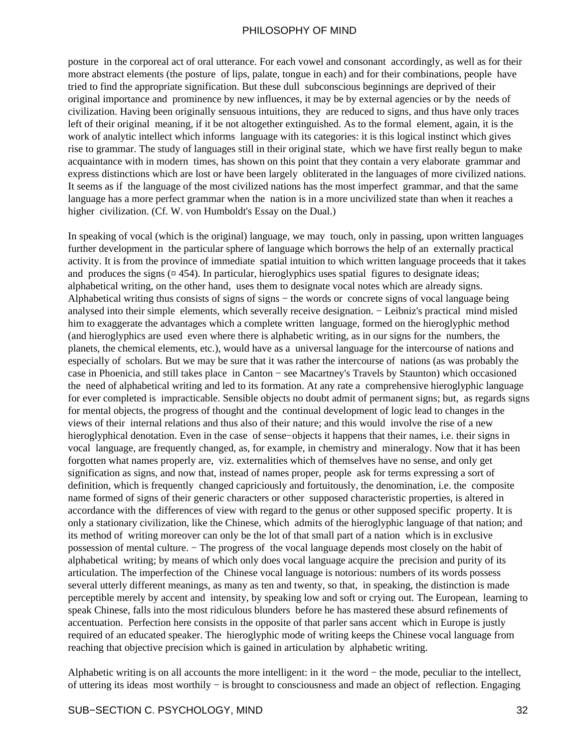posture in the corporeal act of oral utterance. For each vowel and consonant accordingly, as well as for their more abstract elements (the posture of lips, palate, tongue in each) and for their combinations, people have tried to find the appropriate signification. But these dull subconscious beginnings are deprived of their original importance and prominence by new influences, it may be by external agencies or by the needs of civilization. Having been originally sensuous intuitions, they are reduced to signs, and thus have only traces left of their original meaning, if it be not altogether extinguished. As to the formal element, again, it is the work of analytic intellect which informs language with its categories: it is this logical instinct which gives rise to grammar. The study of languages still in their original state, which we have first really begun to make acquaintance with in modern times, has shown on this point that they contain a very elaborate grammar and express distinctions which are lost or have been largely obliterated in the languages of more civilized nations. It seems as if the language of the most civilized nations has the most imperfect grammar, and that the same language has a more perfect grammar when the nation is in a more uncivilized state than when it reaches a higher civilization. (Cf. W. von Humboldt's Essay on the Dual.)

In speaking of vocal (which is the original) language, we may touch, only in passing, upon written languages further development in the particular sphere of language which borrows the help of an externally practical activity. It is from the province of immediate spatial intuition to which written language proceeds that it takes and produces the signs (¤ 454). In particular, hieroglyphics uses spatial figures to designate ideas; alphabetical writing, on the other hand, uses them to designate vocal notes which are already signs. Alphabetical writing thus consists of signs of signs − the words or concrete signs of vocal language being analysed into their simple elements, which severally receive designation. − Leibniz's practical mind misled him to exaggerate the advantages which a complete written language, formed on the hieroglyphic method (and hieroglyphics are used even where there is alphabetic writing, as in our signs for the numbers, the planets, the chemical elements, etc.), would have as a universal language for the intercourse of nations and especially of scholars. But we may be sure that it was rather the intercourse of nations (as was probably the case in Phoenicia, and still takes place in Canton − see Macartney's Travels by Staunton) which occasioned the need of alphabetical writing and led to its formation. At any rate a comprehensive hieroglyphic language for ever completed is impracticable. Sensible objects no doubt admit of permanent signs; but, as regards signs for mental objects, the progress of thought and the continual development of logic lead to changes in the views of their internal relations and thus also of their nature; and this would involve the rise of a new hieroglyphical denotation. Even in the case of sense−objects it happens that their names, i.e. their signs in vocal language, are frequently changed, as, for example, in chemistry and mineralogy. Now that it has been forgotten what names properly are, viz. externalities which of themselves have no sense, and only get signification as signs, and now that, instead of names proper, people ask for terms expressing a sort of definition, which is frequently changed capriciously and fortuitously, the denomination, i.e. the composite name formed of signs of their generic characters or other supposed characteristic properties, is altered in accordance with the differences of view with regard to the genus or other supposed specific property. It is only a stationary civilization, like the Chinese, which admits of the hieroglyphic language of that nation; and its method of writing moreover can only be the lot of that small part of a nation which is in exclusive possession of mental culture. − The progress of the vocal language depends most closely on the habit of alphabetical writing; by means of which only does vocal language acquire the precision and purity of its articulation. The imperfection of the Chinese vocal language is notorious: numbers of its words possess several utterly different meanings, as many as ten and twenty, so that, in speaking, the distinction is made perceptible merely by accent and intensity, by speaking low and soft or crying out. The European, learning to speak Chinese, falls into the most ridiculous blunders before he has mastered these absurd refinements of accentuation. Perfection here consists in the opposite of that parler sans accent which in Europe is justly required of an educated speaker. The hieroglyphic mode of writing keeps the Chinese vocal language from reaching that objective precision which is gained in articulation by alphabetic writing.

Alphabetic writing is on all accounts the more intelligent: in it the word − the mode, peculiar to the intellect, of uttering its ideas most worthily − is brought to consciousness and made an object of reflection. Engaging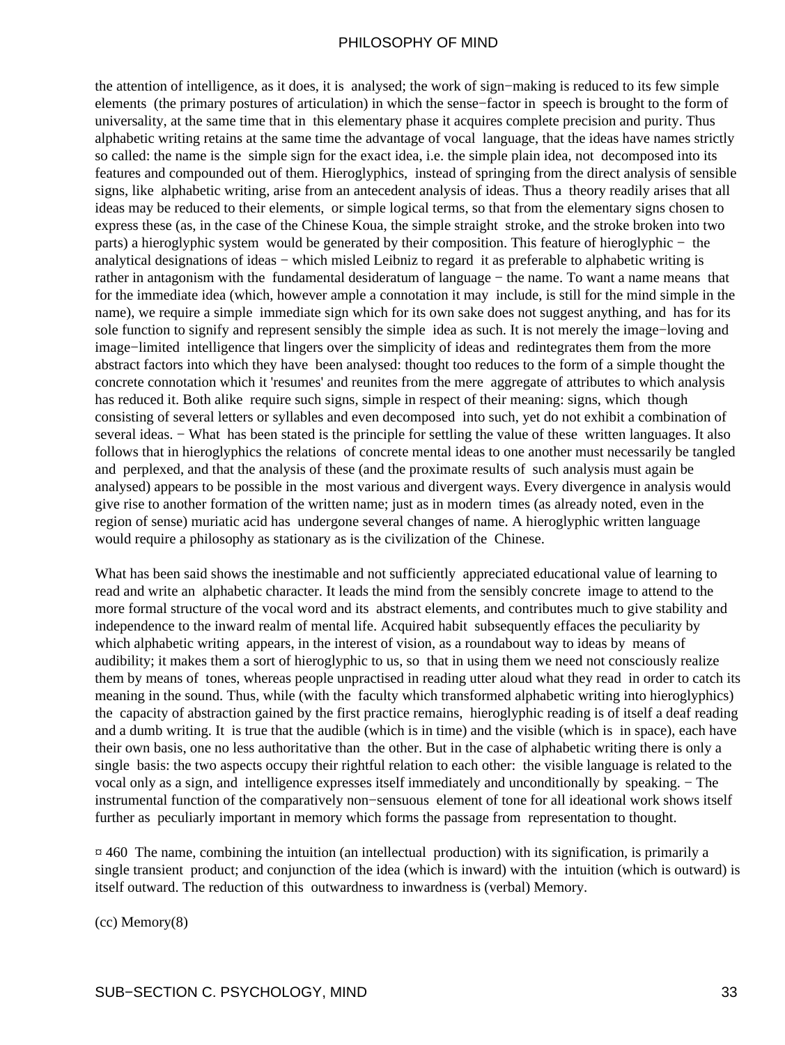the attention of intelligence, as it does, it is analysed; the work of sign−making is reduced to its few simple elements (the primary postures of articulation) in which the sense−factor in speech is brought to the form of universality, at the same time that in this elementary phase it acquires complete precision and purity. Thus alphabetic writing retains at the same time the advantage of vocal language, that the ideas have names strictly so called: the name is the simple sign for the exact idea, i.e. the simple plain idea, not decomposed into its features and compounded out of them. Hieroglyphics, instead of springing from the direct analysis of sensible signs, like alphabetic writing, arise from an antecedent analysis of ideas. Thus a theory readily arises that all ideas may be reduced to their elements, or simple logical terms, so that from the elementary signs chosen to express these (as, in the case of the Chinese Koua, the simple straight stroke, and the stroke broken into two parts) a hieroglyphic system would be generated by their composition. This feature of hieroglyphic − the analytical designations of ideas − which misled Leibniz to regard it as preferable to alphabetic writing is rather in antagonism with the fundamental desideratum of language − the name. To want a name means that for the immediate idea (which, however ample a connotation it may include, is still for the mind simple in the name), we require a simple immediate sign which for its own sake does not suggest anything, and has for its sole function to signify and represent sensibly the simple idea as such. It is not merely the image−loving and image−limited intelligence that lingers over the simplicity of ideas and redintegrates them from the more abstract factors into which they have been analysed: thought too reduces to the form of a simple thought the concrete connotation which it 'resumes' and reunites from the mere aggregate of attributes to which analysis has reduced it. Both alike require such signs, simple in respect of their meaning: signs, which though consisting of several letters or syllables and even decomposed into such, yet do not exhibit a combination of several ideas. − What has been stated is the principle for settling the value of these written languages. It also follows that in hieroglyphics the relations of concrete mental ideas to one another must necessarily be tangled and perplexed, and that the analysis of these (and the proximate results of such analysis must again be analysed) appears to be possible in the most various and divergent ways. Every divergence in analysis would give rise to another formation of the written name; just as in modern times (as already noted, even in the region of sense) muriatic acid has undergone several changes of name. A hieroglyphic written language would require a philosophy as stationary as is the civilization of the Chinese.

What has been said shows the inestimable and not sufficiently appreciated educational value of learning to read and write an alphabetic character. It leads the mind from the sensibly concrete image to attend to the more formal structure of the vocal word and its abstract elements, and contributes much to give stability and independence to the inward realm of mental life. Acquired habit subsequently effaces the peculiarity by which alphabetic writing appears, in the interest of vision, as a roundabout way to ideas by means of audibility; it makes them a sort of hieroglyphic to us, so that in using them we need not consciously realize them by means of tones, whereas people unpractised in reading utter aloud what they read in order to catch its meaning in the sound. Thus, while (with the faculty which transformed alphabetic writing into hieroglyphics) the capacity of abstraction gained by the first practice remains, hieroglyphic reading is of itself a deaf reading and a dumb writing. It is true that the audible (which is in time) and the visible (which is in space), each have their own basis, one no less authoritative than the other. But in the case of alphabetic writing there is only a single basis: the two aspects occupy their rightful relation to each other: the visible language is related to the vocal only as a sign, and intelligence expresses itself immediately and unconditionally by speaking. − The instrumental function of the comparatively non−sensuous element of tone for all ideational work shows itself further as peculiarly important in memory which forms the passage from representation to thought.

¤ 460 The name, combining the intuition (an intellectual production) with its signification, is primarily a single transient product; and conjunction of the idea (which is inward) with the intuition (which is outward) is itself outward. The reduction of this outwardness to inwardness is (verbal) Memory.

(cc) Memory(8)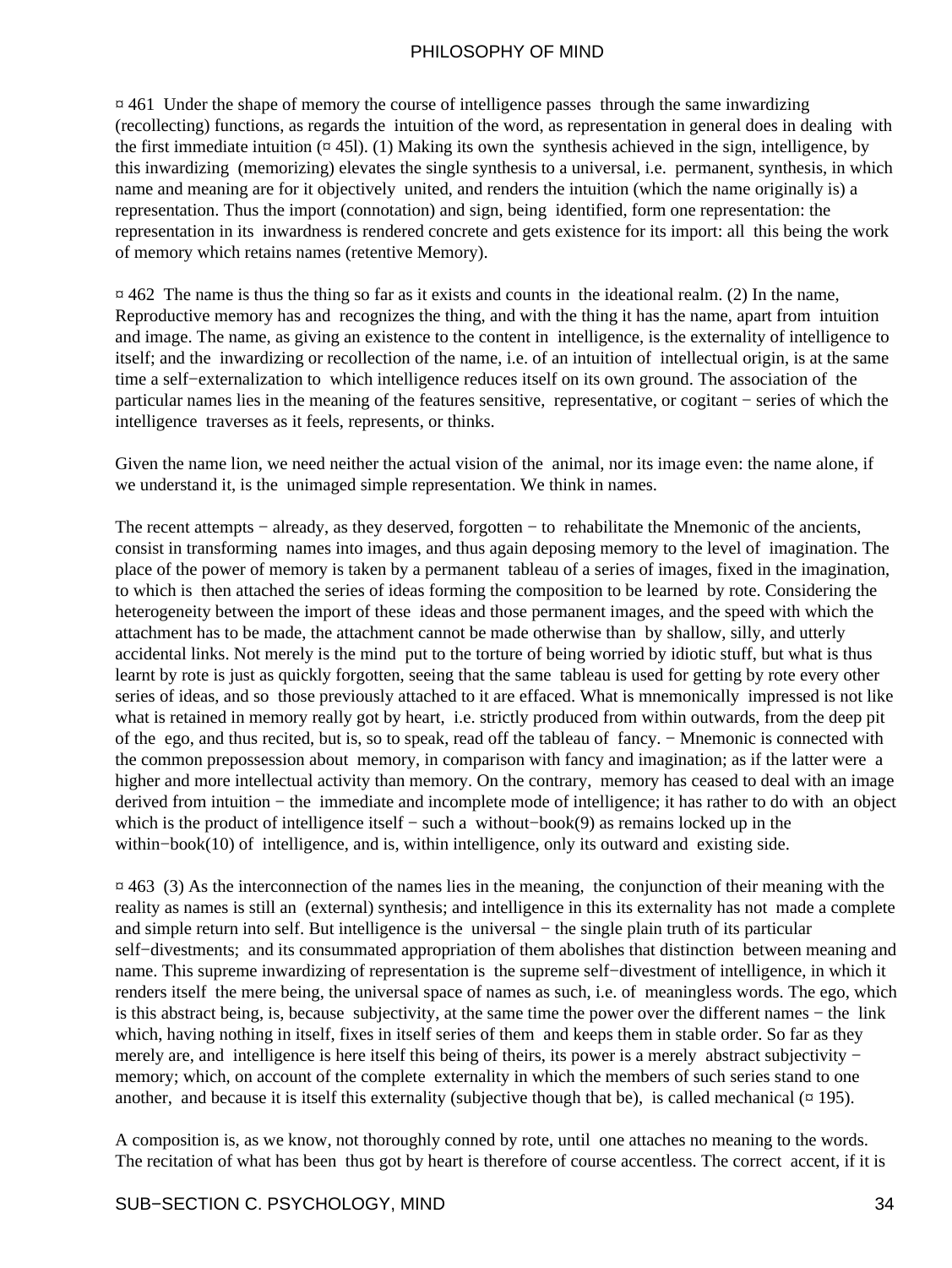¤ 461 Under the shape of memory the course of intelligence passes through the same inwardizing (recollecting) functions, as regards the intuition of the word, as representation in general does in dealing with the first immediate intuition (¤ 45l). (1) Making its own the synthesis achieved in the sign, intelligence, by this inwardizing (memorizing) elevates the single synthesis to a universal, i.e. permanent, synthesis, in which name and meaning are for it objectively united, and renders the intuition (which the name originally is) a representation. Thus the import (connotation) and sign, being identified, form one representation: the representation in its inwardness is rendered concrete and gets existence for its import: all this being the work of memory which retains names (retentive Memory).

¤ 462 The name is thus the thing so far as it exists and counts in the ideational realm. (2) In the name, Reproductive memory has and recognizes the thing, and with the thing it has the name, apart from intuition and image. The name, as giving an existence to the content in intelligence, is the externality of intelligence to itself; and the inwardizing or recollection of the name, i.e. of an intuition of intellectual origin, is at the same time a self−externalization to which intelligence reduces itself on its own ground. The association of the particular names lies in the meaning of the features sensitive, representative, or cogitant − series of which the intelligence traverses as it feels, represents, or thinks.

Given the name lion, we need neither the actual vision of the animal, nor its image even: the name alone, if we understand it, is the unimaged simple representation. We think in names.

The recent attempts − already, as they deserved, forgotten − to rehabilitate the Mnemonic of the ancients, consist in transforming names into images, and thus again deposing memory to the level of imagination. The place of the power of memory is taken by a permanent tableau of a series of images, fixed in the imagination, to which is then attached the series of ideas forming the composition to be learned by rote. Considering the heterogeneity between the import of these ideas and those permanent images, and the speed with which the attachment has to be made, the attachment cannot be made otherwise than by shallow, silly, and utterly accidental links. Not merely is the mind put to the torture of being worried by idiotic stuff, but what is thus learnt by rote is just as quickly forgotten, seeing that the same tableau is used for getting by rote every other series of ideas, and so those previously attached to it are effaced. What is mnemonically impressed is not like what is retained in memory really got by heart, i.e. strictly produced from within outwards, from the deep pit of the ego, and thus recited, but is, so to speak, read off the tableau of fancy. − Mnemonic is connected with the common prepossession about memory, in comparison with fancy and imagination; as if the latter were a higher and more intellectual activity than memory. On the contrary, memory has ceased to deal with an image derived from intuition − the immediate and incomplete mode of intelligence; it has rather to do with an object which is the product of intelligence itself − such a without−book(9) as remains locked up in the within−book(10) of intelligence, and is, within intelligence, only its outward and existing side.

¤ 463 (3) As the interconnection of the names lies in the meaning, the conjunction of their meaning with the reality as names is still an (external) synthesis; and intelligence in this its externality has not made a complete and simple return into self. But intelligence is the universal − the single plain truth of its particular self−divestments; and its consummated appropriation of them abolishes that distinction between meaning and name. This supreme inwardizing of representation is the supreme self−divestment of intelligence, in which it renders itself the mere being, the universal space of names as such, i.e. of meaningless words. The ego, which is this abstract being, is, because subjectivity, at the same time the power over the different names − the link which, having nothing in itself, fixes in itself series of them and keeps them in stable order. So far as they merely are, and intelligence is here itself this being of theirs, its power is a merely abstract subjectivity − memory; which, on account of the complete externality in which the members of such series stand to one another, and because it is itself this externality (subjective though that be), is called mechanical (¤ 195).

A composition is, as we know, not thoroughly conned by rote, until one attaches no meaning to the words. The recitation of what has been thus got by heart is therefore of course accentless. The correct accent, if it is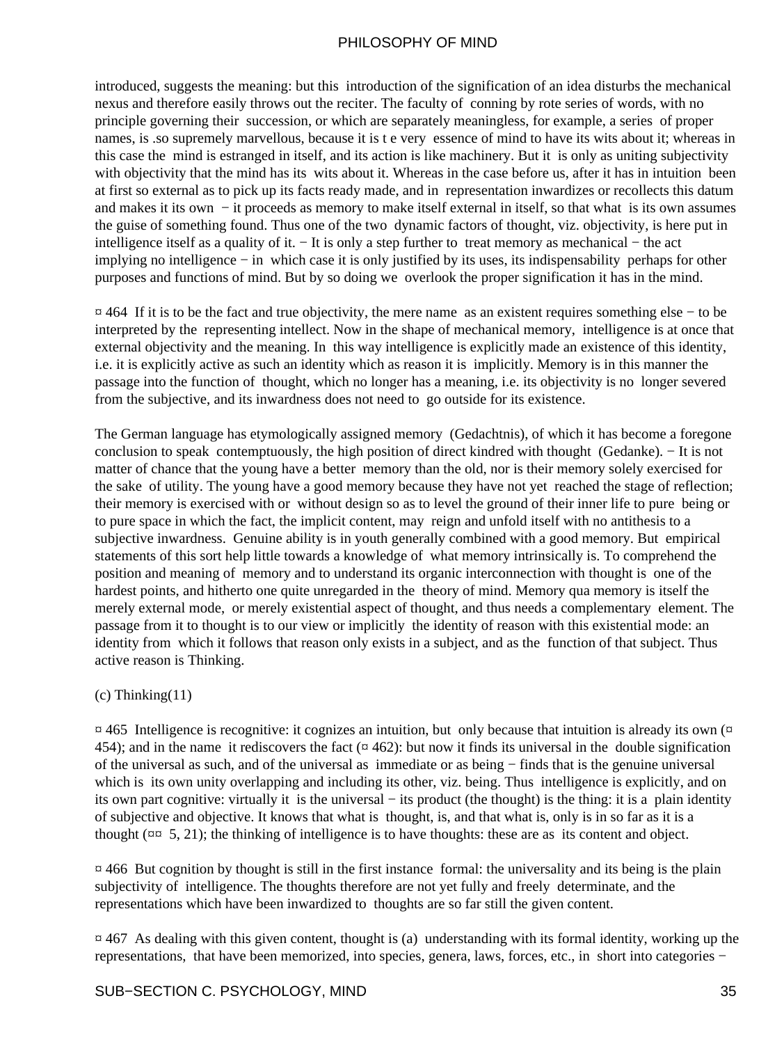introduced, suggests the meaning: but this introduction of the signification of an idea disturbs the mechanical nexus and therefore easily throws out the reciter. The faculty of conning by rote series of words, with no principle governing their succession, or which are separately meaningless, for example, a series of proper names, is .so supremely marvellous, because it is t e very essence of mind to have its wits about it; whereas in this case the mind is estranged in itself, and its action is like machinery. But it is only as uniting subjectivity with objectivity that the mind has its wits about it. Whereas in the case before us, after it has in intuition been at first so external as to pick up its facts ready made, and in representation inwardizes or recollects this datum and makes it its own − it proceeds as memory to make itself external in itself, so that what is its own assumes the guise of something found. Thus one of the two dynamic factors of thought, viz. objectivity, is here put in intelligence itself as a quality of it. − It is only a step further to treat memory as mechanical − the act implying no intelligence − in which case it is only justified by its uses, its indispensability perhaps for other purposes and functions of mind. But by so doing we overlook the proper signification it has in the mind.

¤ 464 If it is to be the fact and true objectivity, the mere name as an existent requires something else − to be interpreted by the representing intellect. Now in the shape of mechanical memory, intelligence is at once that external objectivity and the meaning. In this way intelligence is explicitly made an existence of this identity, i.e. it is explicitly active as such an identity which as reason it is implicitly. Memory is in this manner the passage into the function of thought, which no longer has a meaning, i.e. its objectivity is no longer severed from the subjective, and its inwardness does not need to go outside for its existence.

The German language has etymologically assigned memory (Gedachtnis), of which it has become a foregone conclusion to speak contemptuously, the high position of direct kindred with thought (Gedanke). − It is not matter of chance that the young have a better memory than the old, nor is their memory solely exercised for the sake of utility. The young have a good memory because they have not yet reached the stage of reflection; their memory is exercised with or without design so as to level the ground of their inner life to pure being or to pure space in which the fact, the implicit content, may reign and unfold itself with no antithesis to a subjective inwardness. Genuine ability is in youth generally combined with a good memory. But empirical statements of this sort help little towards a knowledge of what memory intrinsically is. To comprehend the position and meaning of memory and to understand its organic interconnection with thought is one of the hardest points, and hitherto one quite unregarded in the theory of mind. Memory qua memory is itself the merely external mode, or merely existential aspect of thought, and thus needs a complementary element. The passage from it to thought is to our view or implicitly the identity of reason with this existential mode: an identity from which it follows that reason only exists in a subject, and as the function of that subject. Thus active reason is Thinking.

(c) Thinking(11)

¤ 465 Intelligence is recognitive: it cognizes an intuition, but only because that intuition is already its own (¤ 454); and in the name it rediscovers the fact (¤ 462): but now it finds its universal in the double signification of the universal as such, and of the universal as immediate or as being − finds that is the genuine universal which is its own unity overlapping and including its other, viz. being. Thus intelligence is explicitly, and on its own part cognitive: virtually it is the universal − its product (the thought) is the thing: it is a plain identity of subjective and objective. It knows that what is thought, is, and that what is, only is in so far as it is a thought (¤¤ 5, 21); the thinking of intelligence is to have thoughts: these are as its content and object.

¤ 466 But cognition by thought is still in the first instance formal: the universality and its being is the plain subjectivity of intelligence. The thoughts therefore are not yet fully and freely determinate, and the representations which have been inwardized to thoughts are so far still the given content.

¤ 467 As dealing with this given content, thought is (a) understanding with its formal identity, working up the representations, that have been memorized, into species, genera, laws, forces, etc., in short into categories −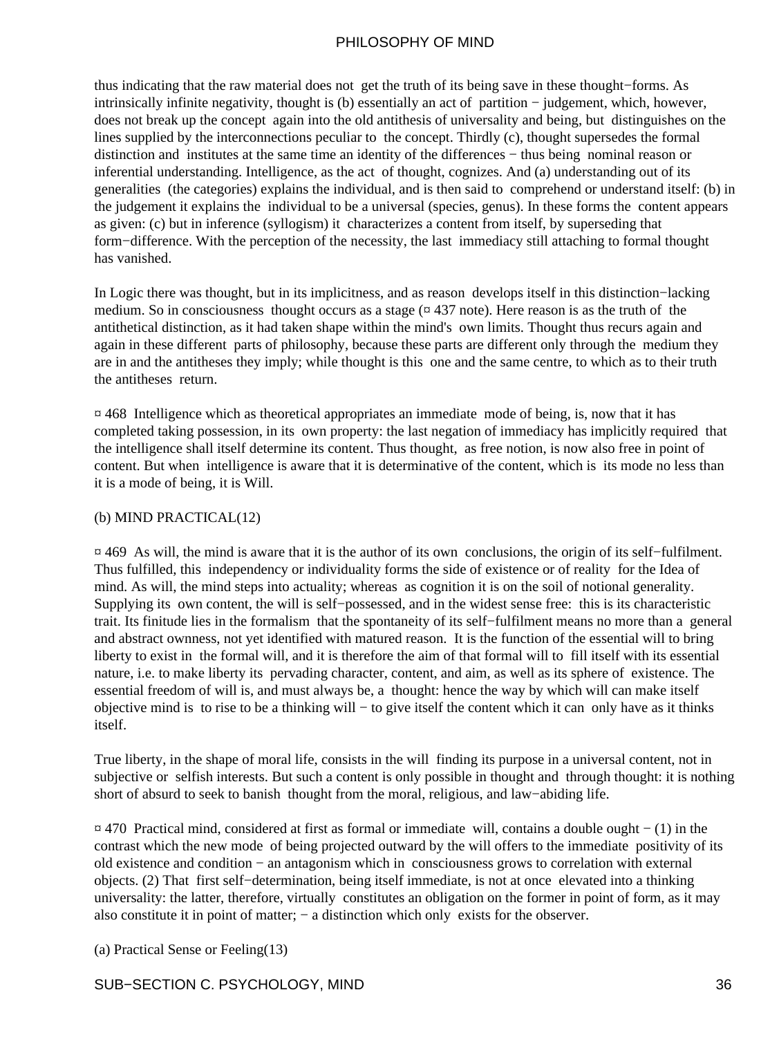thus indicating that the raw material does not get the truth of its being save in these thought−forms. As intrinsically infinite negativity, thought is (b) essentially an act of partition − judgement, which, however, does not break up the concept again into the old antithesis of universality and being, but distinguishes on the lines supplied by the interconnections peculiar to the concept. Thirdly (c), thought supersedes the formal distinction and institutes at the same time an identity of the differences − thus being nominal reason or inferential understanding. Intelligence, as the act of thought, cognizes. And (a) understanding out of its generalities (the categories) explains the individual, and is then said to comprehend or understand itself: (b) in the judgement it explains the individual to be a universal (species, genus). In these forms the content appears as given: (c) but in inference (syllogism) it characterizes a content from itself, by superseding that form−difference. With the perception of the necessity, the last immediacy still attaching to formal thought has vanished.

In Logic there was thought, but in its implicitness, and as reason develops itself in this distinction−lacking medium. So in consciousness thought occurs as a stage (¤ 437 note). Here reason is as the truth of the antithetical distinction, as it had taken shape within the mind's own limits. Thought thus recurs again and again in these different parts of philosophy, because these parts are different only through the medium they are in and the antitheses they imply; while thought is this one and the same centre, to which as to their truth the antitheses return.

¤ 468 Intelligence which as theoretical appropriates an immediate mode of being, is, now that it has completed taking possession, in its own property: the last negation of immediacy has implicitly required that the intelligence shall itself determine its content. Thus thought, as free notion, is now also free in point of content. But when intelligence is aware that it is determinative of the content, which is its mode no less than it is a mode of being, it is Will.

(b) MIND PRACTICAL(12)

¤ 469 As will, the mind is aware that it is the author of its own conclusions, the origin of its self−fulfilment. Thus fulfilled, this independency or individuality forms the side of existence or of reality for the Idea of mind. As will, the mind steps into actuality; whereas as cognition it is on the soil of notional generality. Supplying its own content, the will is self−possessed, and in the widest sense free: this is its characteristic trait. Its finitude lies in the formalism that the spontaneity of its self−fulfilment means no more than a general and abstract ownness, not yet identified with matured reason. It is the function of the essential will to bring liberty to exist in the formal will, and it is therefore the aim of that formal will to fill itself with its essential nature, i.e. to make liberty its pervading character, content, and aim, as well as its sphere of existence. The essential freedom of will is, and must always be, a thought: hence the way by which will can make itself objective mind is to rise to be a thinking will − to give itself the content which it can only have as it thinks itself.

True liberty, in the shape of moral life, consists in the will finding its purpose in a universal content, not in subjective or selfish interests. But such a content is only possible in thought and through thought: it is nothing short of absurd to seek to banish thought from the moral, religious, and law−abiding life.

¤ 470 Practical mind, considered at first as formal or immediate will, contains a double ought − (1) in the contrast which the new mode of being projected outward by the will offers to the immediate positivity of its old existence and condition − an antagonism which in consciousness grows to correlation with external objects. (2) That first self−determination, being itself immediate, is not at once elevated into a thinking universality: the latter, therefore, virtually constitutes an obligation on the former in point of form, as it may also constitute it in point of matter; − a distinction which only exists for the observer.

(a) Practical Sense or Feeling(13)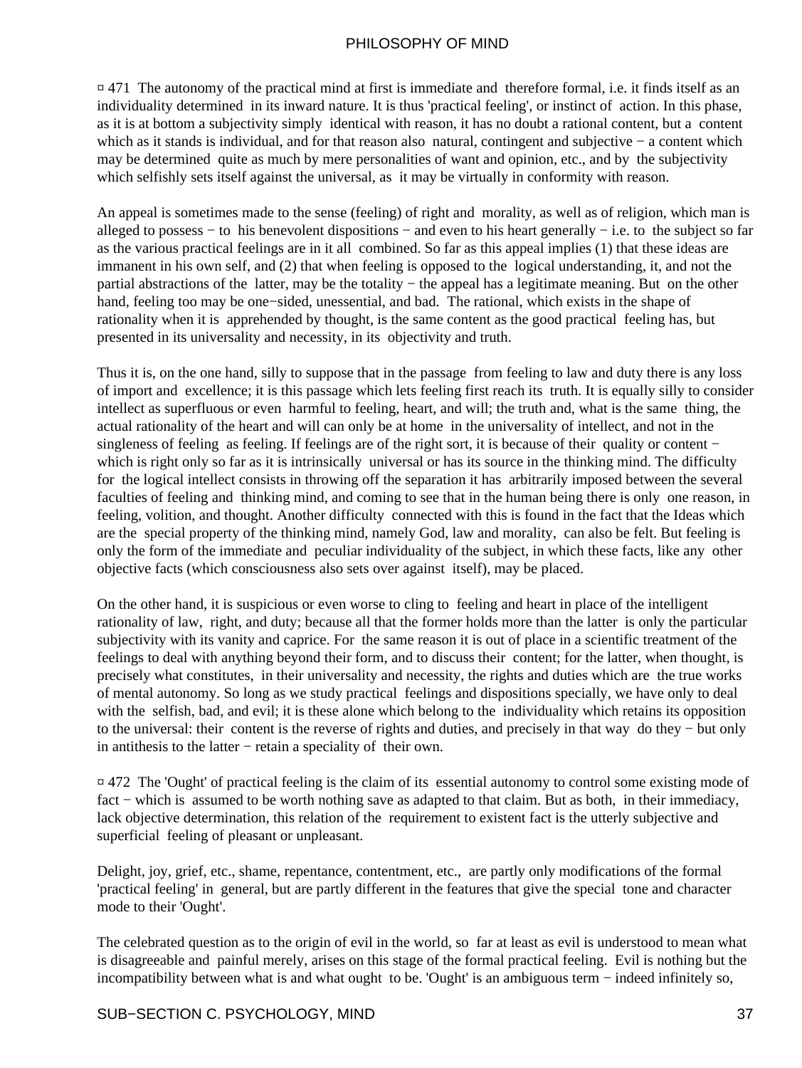¤ 471 The autonomy of the practical mind at first is immediate and therefore formal, i.e. it finds itself as an individuality determined in its inward nature. It is thus 'practical feeling', or instinct of action. In this phase, as it is at bottom a subjectivity simply identical with reason, it has no doubt a rational content, but a content which as it stands is individual, and for that reason also natural, contingent and subjective − a content which may be determined quite as much by mere personalities of want and opinion, etc., and by the subjectivity which selfishly sets itself against the universal, as it may be virtually in conformity with reason.

An appeal is sometimes made to the sense (feeling) of right and morality, as well as of religion, which man is alleged to possess − to his benevolent dispositions − and even to his heart generally − i.e. to the subject so far as the various practical feelings are in it all combined. So far as this appeal implies (1) that these ideas are immanent in his own self, and (2) that when feeling is opposed to the logical understanding, it, and not the partial abstractions of the latter, may be the totality − the appeal has a legitimate meaning. But on the other hand, feeling too may be one−sided, unessential, and bad. The rational, which exists in the shape of rationality when it is apprehended by thought, is the same content as the good practical feeling has, but presented in its universality and necessity, in its objectivity and truth.

Thus it is, on the one hand, silly to suppose that in the passage from feeling to law and duty there is any loss of import and excellence; it is this passage which lets feeling first reach its truth. It is equally silly to consider intellect as superfluous or even harmful to feeling, heart, and will; the truth and, what is the same thing, the actual rationality of the heart and will can only be at home in the universality of intellect, and not in the singleness of feeling as feeling. If feelings are of the right sort, it is because of their quality or content − which is right only so far as it is intrinsically universal or has its source in the thinking mind. The difficulty for the logical intellect consists in throwing off the separation it has arbitrarily imposed between the several faculties of feeling and thinking mind, and coming to see that in the human being there is only one reason, in feeling, volition, and thought. Another difficulty connected with this is found in the fact that the Ideas which are the special property of the thinking mind, namely God, law and morality, can also be felt. But feeling is only the form of the immediate and peculiar individuality of the subject, in which these facts, like any other objective facts (which consciousness also sets over against itself), may be placed.

On the other hand, it is suspicious or even worse to cling to feeling and heart in place of the intelligent rationality of law, right, and duty; because all that the former holds more than the latter is only the particular subjectivity with its vanity and caprice. For the same reason it is out of place in a scientific treatment of the feelings to deal with anything beyond their form, and to discuss their content; for the latter, when thought, is precisely what constitutes, in their universality and necessity, the rights and duties which are the true works of mental autonomy. So long as we study practical feelings and dispositions specially, we have only to deal with the selfish, bad, and evil; it is these alone which belong to the individuality which retains its opposition to the universal: their content is the reverse of rights and duties, and precisely in that way do they − but only in antithesis to the latter − retain a speciality of their own.

¤ 472 The 'Ought' of practical feeling is the claim of its essential autonomy to control some existing mode of fact − which is assumed to be worth nothing save as adapted to that claim. But as both, in their immediacy, lack objective determination, this relation of the requirement to existent fact is the utterly subjective and superficial feeling of pleasant or unpleasant.

Delight, joy, grief, etc., shame, repentance, contentment, etc., are partly only modifications of the formal 'practical feeling' in general, but are partly different in the features that give the special tone and character mode to their 'Ought'.

The celebrated question as to the origin of evil in the world, so far at least as evil is understood to mean what is disagreeable and painful merely, arises on this stage of the formal practical feeling. Evil is nothing but the incompatibility between what is and what ought to be. 'Ought' is an ambiguous term − indeed infinitely so,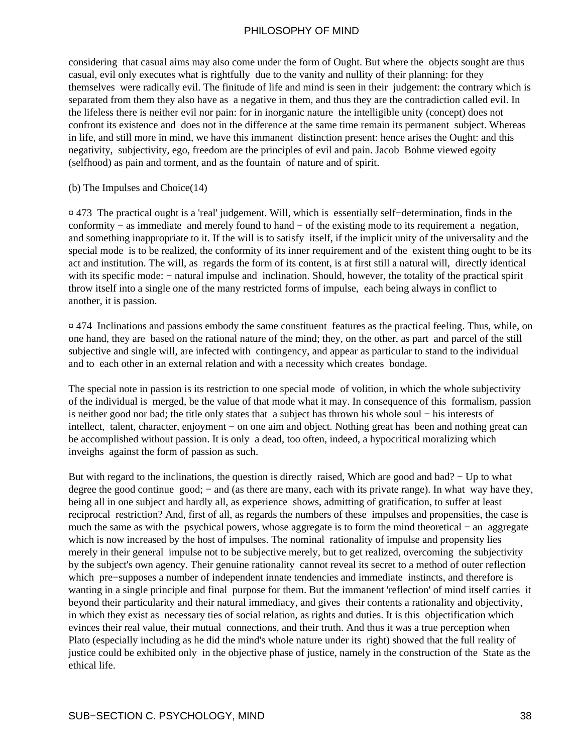considering that casual aims may also come under the form of Ought. But where the objects sought are thus casual, evil only executes what is rightfully due to the vanity and nullity of their planning: for they themselves were radically evil. The finitude of life and mind is seen in their judgement: the contrary which is separated from them they also have as a negative in them, and thus they are the contradiction called evil. In the lifeless there is neither evil nor pain: for in inorganic nature the intelligible unity (concept) does not confront its existence and does not in the difference at the same time remain its permanent subject. Whereas in life, and still more in mind, we have this immanent distinction present: hence arises the Ought: and this negativity, subjectivity, ego, freedom are the principles of evil and pain. Jacob Bohme viewed egoity (selfhood) as pain and torment, and as the fountain of nature and of spirit.

(b) The Impulses and Choice(14)

¤ 473 The practical ought is a 'real' judgement. Will, which is essentially self−determination, finds in the conformity − as immediate and merely found to hand − of the existing mode to its requirement a negation, and something inappropriate to it. If the will is to satisfy itself, if the implicit unity of the universality and the special mode is to be realized, the conformity of its inner requirement and of the existent thing ought to be its act and institution. The will, as regards the form of its content, is at first still a natural will, directly identical with its specific mode: − natural impulse and inclination. Should, however, the totality of the practical spirit throw itself into a single one of the many restricted forms of impulse, each being always in conflict to another, it is passion.

¤ 474 Inclinations and passions embody the same constituent features as the practical feeling. Thus, while, on one hand, they are based on the rational nature of the mind; they, on the other, as part and parcel of the still subjective and single will, are infected with contingency, and appear as particular to stand to the individual and to each other in an external relation and with a necessity which creates bondage.

The special note in passion is its restriction to one special mode of volition, in which the whole subjectivity of the individual is merged, be the value of that mode what it may. In consequence of this formalism, passion is neither good nor bad; the title only states that a subject has thrown his whole soul − his interests of intellect, talent, character, enjoyment − on one aim and object. Nothing great has been and nothing great can be accomplished without passion. It is only a dead, too often, indeed, a hypocritical moralizing which inveighs against the form of passion as such.

But with regard to the inclinations, the question is directly raised, Which are good and bad? − Up to what degree the good continue good; − and (as there are many, each with its private range). In what way have they, being all in one subject and hardly all, as experience shows, admitting of gratification, to suffer at least reciprocal restriction? And, first of all, as regards the numbers of these impulses and propensities, the case is much the same as with the psychical powers, whose aggregate is to form the mind theoretical − an aggregate which is now increased by the host of impulses. The nominal rationality of impulse and propensity lies merely in their general impulse not to be subjective merely, but to get realized, overcoming the subjectivity by the subject's own agency. Their genuine rationality cannot reveal its secret to a method of outer reflection which pre−supposes a number of independent innate tendencies and immediate instincts, and therefore is wanting in a single principle and final purpose for them. But the immanent 'reflection' of mind itself carries it beyond their particularity and their natural immediacy, and gives their contents a rationality and objectivity, in which they exist as necessary ties of social relation, as rights and duties. It is this objectification which evinces their real value, their mutual connections, and their truth. And thus it was a true perception when Plato (especially including as he did the mind's whole nature under its right) showed that the full reality of justice could be exhibited only in the objective phase of justice, namely in the construction of the State as the ethical life.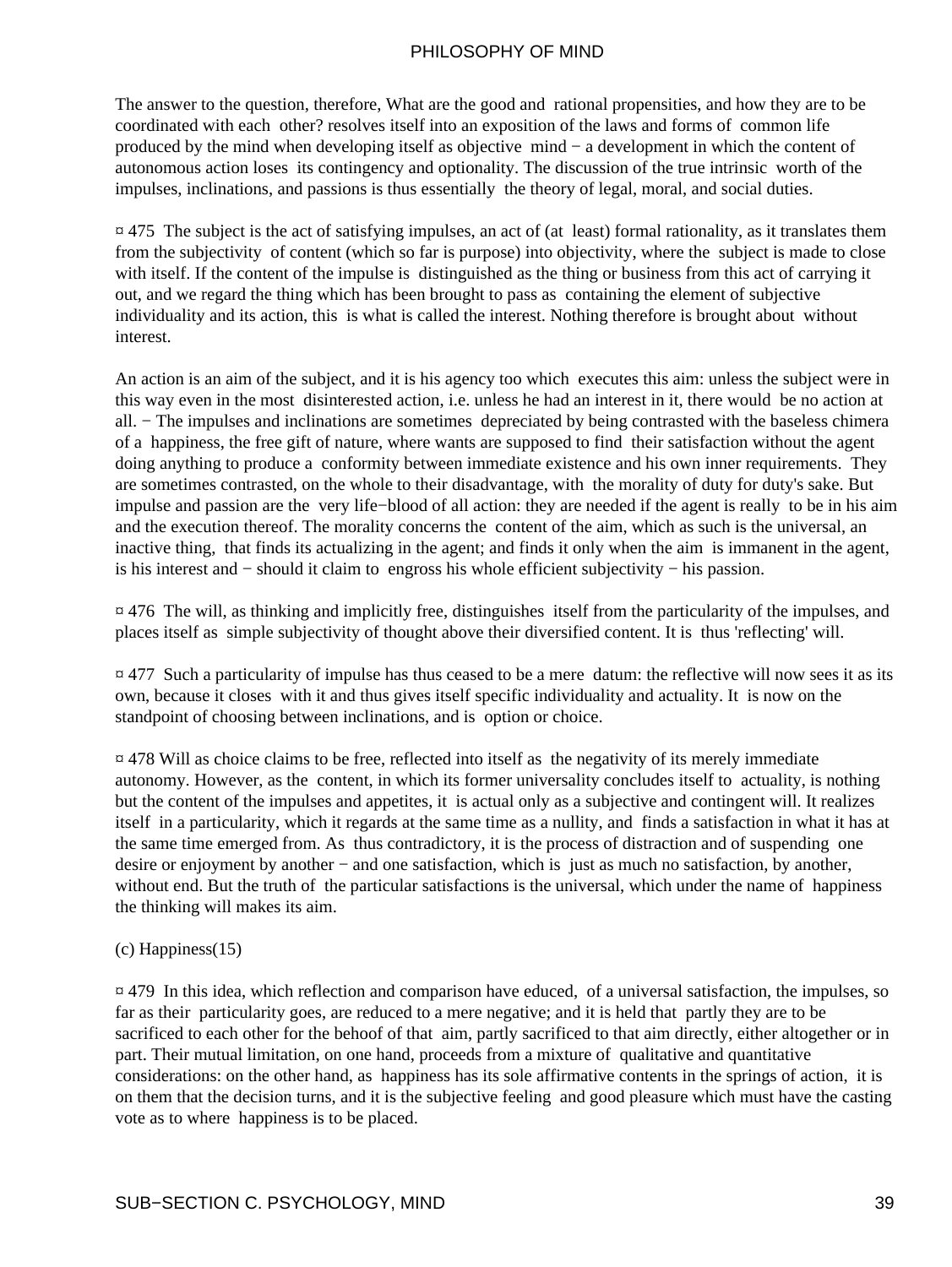The answer to the question, therefore, What are the good and rational propensities, and how they are to be coordinated with each other? resolves itself into an exposition of the laws and forms of common life produced by the mind when developing itself as objective mind − a development in which the content of autonomous action loses its contingency and optionality. The discussion of the true intrinsic worth of the impulses, inclinations, and passions is thus essentially the theory of legal, moral, and social duties.

¤ 475 The subject is the act of satisfying impulses, an act of (at least) formal rationality, as it translates them from the subjectivity of content (which so far is purpose) into objectivity, where the subject is made to close with itself. If the content of the impulse is distinguished as the thing or business from this act of carrying it out, and we regard the thing which has been brought to pass as containing the element of subjective individuality and its action, this is what is called the interest. Nothing therefore is brought about without interest.

An action is an aim of the subject, and it is his agency too which executes this aim: unless the subject were in this way even in the most disinterested action, i.e. unless he had an interest in it, there would be no action at all. − The impulses and inclinations are sometimes depreciated by being contrasted with the baseless chimera of a happiness, the free gift of nature, where wants are supposed to find their satisfaction without the agent doing anything to produce a conformity between immediate existence and his own inner requirements. They are sometimes contrasted, on the whole to their disadvantage, with the morality of duty for duty's sake. But impulse and passion are the very life−blood of all action: they are needed if the agent is really to be in his aim and the execution thereof. The morality concerns the content of the aim, which as such is the universal, an inactive thing, that finds its actualizing in the agent; and finds it only when the aim is immanent in the agent, is his interest and − should it claim to engross his whole efficient subjectivity − his passion.

¤ 476 The will, as thinking and implicitly free, distinguishes itself from the particularity of the impulses, and places itself as simple subjectivity of thought above their diversified content. It is thus 'reflecting' will.

¤ 477 Such a particularity of impulse has thus ceased to be a mere datum: the reflective will now sees it as its own, because it closes with it and thus gives itself specific individuality and actuality. It is now on the standpoint of choosing between inclinations, and is option or choice.

¤ 478 Will as choice claims to be free, reflected into itself as the negativity of its merely immediate autonomy. However, as the content, in which its former universality concludes itself to actuality, is nothing but the content of the impulses and appetites, it is actual only as a subjective and contingent will. It realizes itself in a particularity, which it regards at the same time as a nullity, and finds a satisfaction in what it has at the same time emerged from. As thus contradictory, it is the process of distraction and of suspending one desire or enjoyment by another − and one satisfaction, which is just as much no satisfaction, by another, without end. But the truth of the particular satisfactions is the universal, which under the name of happiness the thinking will makes its aim.

(c) Happiness(15)

¤ 479 In this idea, which reflection and comparison have educed, of a universal satisfaction, the impulses, so far as their particularity goes, are reduced to a mere negative; and it is held that partly they are to be sacrificed to each other for the behoof of that aim, partly sacrificed to that aim directly, either altogether or in part. Their mutual limitation, on one hand, proceeds from a mixture of qualitative and quantitative considerations: on the other hand, as happiness has its sole affirmative contents in the springs of action, it is on them that the decision turns, and it is the subjective feeling and good pleasure which must have the casting vote as to where happiness is to be placed.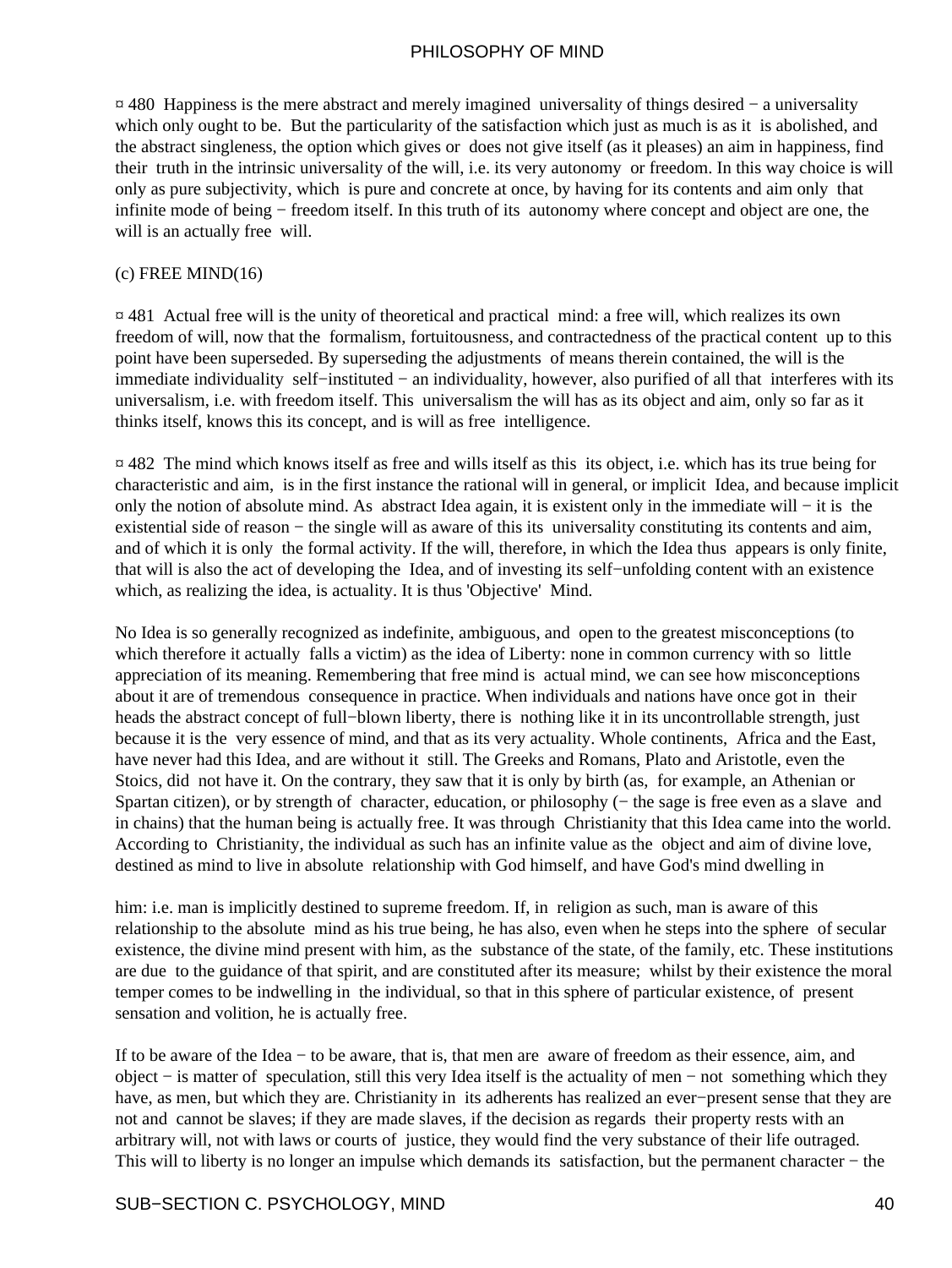¤ 480 Happiness is the mere abstract and merely imagined universality of things desired − a universality which only ought to be. But the particularity of the satisfaction which just as much is as it is abolished, and the abstract singleness, the option which gives or does not give itself (as it pleases) an aim in happiness, find their truth in the intrinsic universality of the will, i.e. its very autonomy or freedom. In this way choice is will only as pure subjectivity, which is pure and concrete at once, by having for its contents and aim only that infinite mode of being − freedom itself. In this truth of its autonomy where concept and object are one, the will is an actually free will.

(c) FREE MIND(16)

¤ 481 Actual free will is the unity of theoretical and practical mind: a free will, which realizes its own freedom of will, now that the formalism, fortuitousness, and contractedness of the practical content up to this point have been superseded. By superseding the adjustments of means therein contained, the will is the immediate individuality self−instituted − an individuality, however, also purified of all that interferes with its universalism, i.e. with freedom itself. This universalism the will has as its object and aim, only so far as it thinks itself, knows this its concept, and is will as free intelligence.

¤ 482 The mind which knows itself as free and wills itself as this its object, i.e. which has its true being for characteristic and aim, is in the first instance the rational will in general, or implicit Idea, and because implicit only the notion of absolute mind. As abstract Idea again, it is existent only in the immediate will − it is the existential side of reason − the single will as aware of this its universality constituting its contents and aim, and of which it is only the formal activity. If the will, therefore, in which the Idea thus appears is only finite, that will is also the act of developing the Idea, and of investing its self−unfolding content with an existence which, as realizing the idea, is actuality. It is thus 'Objective' Mind.

No Idea is so generally recognized as indefinite, ambiguous, and open to the greatest misconceptions (to which therefore it actually falls a victim) as the idea of Liberty: none in common currency with so little appreciation of its meaning. Remembering that free mind is actual mind, we can see how misconceptions about it are of tremendous consequence in practice. When individuals and nations have once got in their heads the abstract concept of full−blown liberty, there is nothing like it in its uncontrollable strength, just because it is the very essence of mind, and that as its very actuality. Whole continents, Africa and the East, have never had this Idea, and are without it still. The Greeks and Romans, Plato and Aristotle, even the Stoics, did not have it. On the contrary, they saw that it is only by birth (as, for example, an Athenian or Spartan citizen), or by strength of character, education, or philosophy (− the sage is free even as a slave and in chains) that the human being is actually free. It was through Christianity that this Idea came into the world. According to Christianity, the individual as such has an infinite value as the object and aim of divine love, destined as mind to live in absolute relationship with God himself, and have God's mind dwelling in him: i.e. man is implicitly destined to supreme freedom. If, in religion as such, man is aware of this relationship to the absolute mind as his true being, he has also, even when he steps into the sphere of secular existence, the divine mind present with him, as the substance of the state, of the family, etc. These institutions are due to the guidance of that spirit, and are constituted after its measure; whilst by their existence the moral temper comes to be indwelling in the individual, so that in this sphere of particular existence, of present sensation and volition, he is actually free.

If to be aware of the Idea − to be aware, that is, that men are aware of freedom as their essence, aim, and object − is matter of speculation, still this very Idea itself is the actuality of men − not something which they have, as men, but which they are. Christianity in its adherents has realized an ever−present sense that they are not and cannot be slaves; if they are made slaves, if the decision as regards their property rests with an arbitrary will, not with laws or courts of justice, they would find the very substance of their life outraged. This will to liberty is no longer an impulse which demands its satisfaction, but the permanent character − the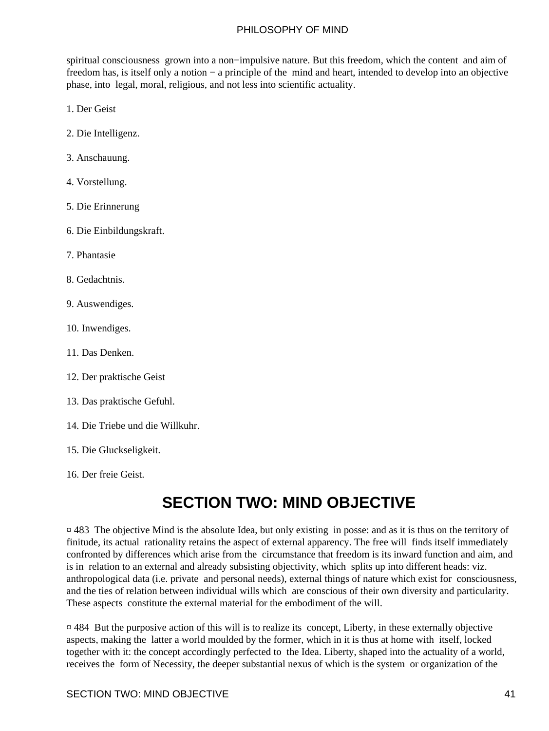spiritual consciousness grown into a non−impulsive nature. But this freedom, which the content and aim of freedom has, is itself only a notion − a principle of the mind and heart, intended to develop into an objective phase, into legal, moral, religious, and not less into scientific actuality.

1. Der Geist

2. Die Intelligenz.

3. Anschauung.

4. Vorstellung.

5. Die Erinnerung

6. Die Einbildungskraft.

7. Phantasie

8. Gedachtnis.

9. Auswendiges.

10. Inwendiges.

11. Das Denken.

12. Der praktische Geist

13. Das praktische Gefuhl.

14. Die Triebe und die Willkuhr.

15. Die Gluckseligkeit.

16. Der freie Geist.

# SECTION TWO: MIND OBJECTIVE

¤ 483 The objective Mind is the absolute Idea, but only existing in posse: and as it is thus on the territory of finitude, its actual rationality retains the aspect of external apparency. The free will finds itself immediately confronted by differences which arise from the circumstance that freedom is its inward function and aim, and is in relation to an external and already subsisting objectivity, which splits up into different heads: viz. anthropological data (i.e. private and personal needs), external things of nature which exist for consciousness, and the ties of relation between individual wills which are conscious of their own diversity and particularity. These aspects constitute the external material for the embodiment of the will.

¤ 484 But the purposive action of this will is to realize its concept, Liberty, in these externally objective aspects, making the latter a world moulded by the former, which in it is thus at home with itself, locked together with it: the concept accordingly perfected to the Idea. Liberty, shaped into the actuality of a world, receives the form of Necessity, the deeper substantial nexus of which is the system or organization of the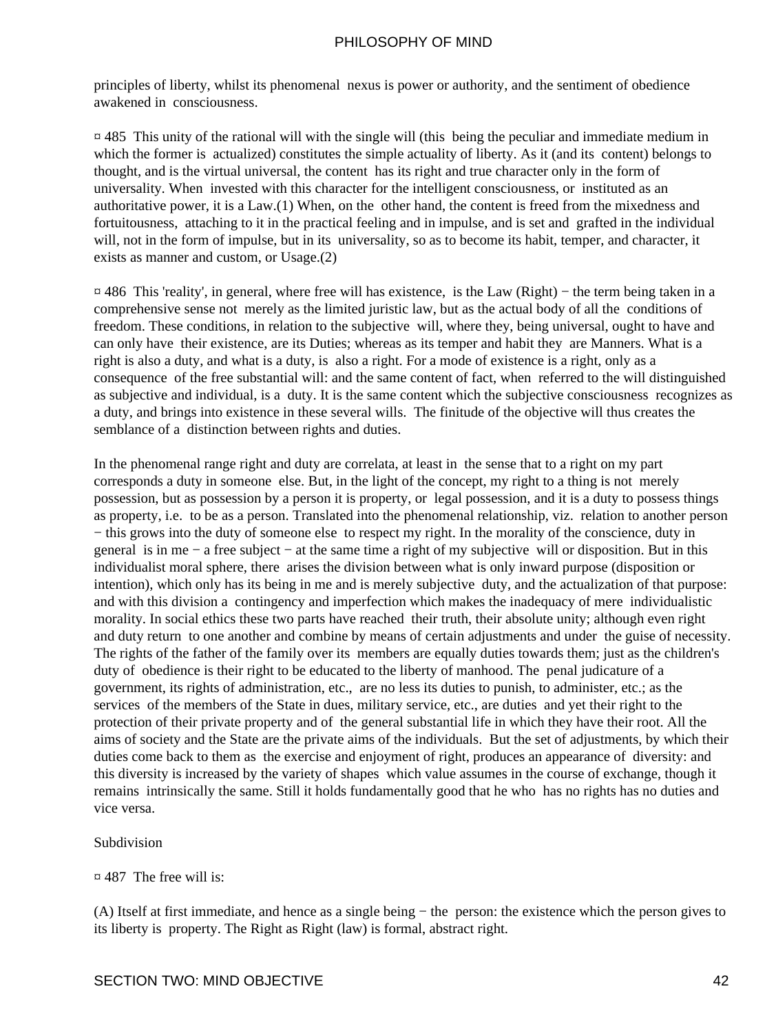principles of liberty, whilst its phenomenal nexus is power or authority, and the sentiment of obedience awakened in consciousness.

¤ 485 This unity of the rational will with the single will (this being the peculiar and immediate medium in which the former is actualized) constitutes the simple actuality of liberty. As it (and its content) belongs to thought, and is the virtual universal, the content has its right and true character only in the form of universality. When invested with this character for the intelligent consciousness, or instituted as an authoritative power, it is a Law.(1) When, on the other hand, the content is freed from the mixedness and fortuitousness, attaching to it in the practical feeling and in impulse, and is set and grafted in the individual will, not in the form of impulse, but in its universality, so as to become its habit, temper, and character, it exists as manner and custom, or Usage.(2)

¤ 486 This 'reality', in general, where free will has existence, is the Law (Right) − the term being taken in a comprehensive sense not merely as the limited juristic law, but as the actual body of all the conditions of freedom. These conditions, in relation to the subjective will, where they, being universal, ought to have and can only have their existence, are its Duties; whereas as its temper and habit they are Manners. What is a right is also a duty, and what is a duty, is also a right. For a mode of existence is a right, only as a consequence of the free substantial will: and the same content of fact, when referred to the will distinguished as subjective and individual, is a duty. It is the same content which the subjective consciousness recognizes as a duty, and brings into existence in these several wills. The finitude of the objective will thus creates the semblance of a distinction between rights and duties.

In the phenomenal range right and duty are correlata, at least in the sense that to a right on my part corresponds a duty in someone else. But, in the light of the concept, my right to a thing is not merely possession, but as possession by a person it is property, or legal possession, and it is a duty to possess things as property, i.e. to be as a person. Translated into the phenomenal relationship, viz. relation to another person − this grows into the duty of someone else to respect my right. In the morality of the conscience, duty in general is in me − a free subject − at the same time a right of my subjective will or disposition. But in this individualist moral sphere, there arises the division between what is only inward purpose (disposition or intention), which only has its being in me and is merely subjective duty, and the actualization of that purpose: and with this division a contingency and imperfection which makes the inadequacy of mere individualistic morality. In social ethics these two parts have reached their truth, their absolute unity; although even right and duty return to one another and combine by means of certain adjustments and under the guise of necessity. The rights of the father of the family over its members are equally duties towards them; just as the children's duty of obedience is their right to be educated to the liberty of manhood. The penal judicature of a government, its rights of administration, etc., are no less its duties to punish, to administer, etc.; as the services of the members of the State in dues, military service, etc., are duties and yet their right to the protection of their private property and of the general substantial life in which they have their root. All the aims of society and the State are the private aims of the individuals. But the set of adjustments, by which their duties come back to them as the exercise and enjoyment of right, produces an appearance of diversity: and this diversity is increased by the variety of shapes which value assumes in the course of exchange, though it remains intrinsically the same. Still it holds fundamentally good that he who has no rights has no duties and vice versa.

Subdivision

¤ 487 The free will is:

(A) Itself at first immediate, and hence as a single being − the person: the existence which the person gives to its liberty is property. The Right as Right (law) is formal, abstract right.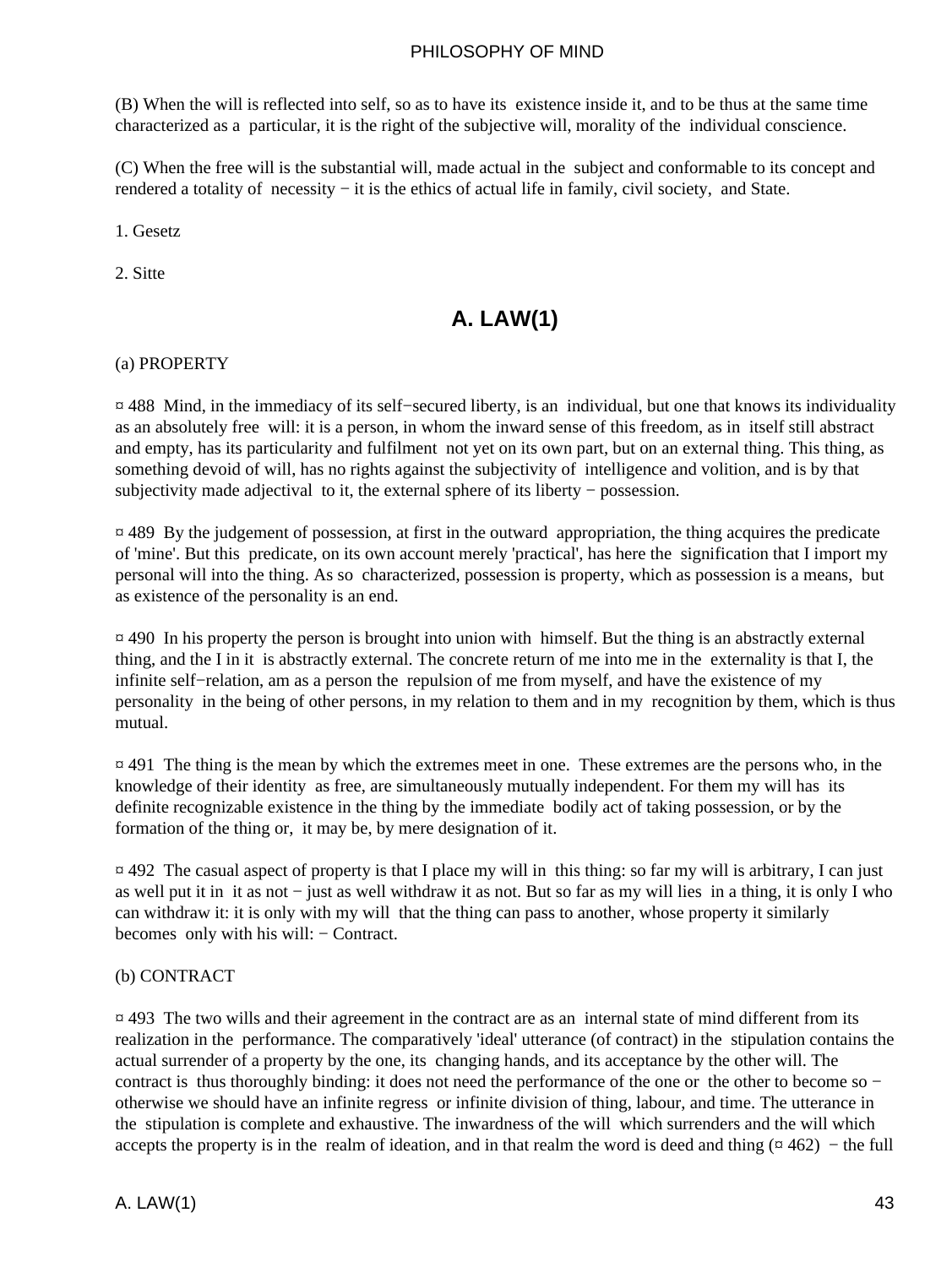(B) When the will is reflected into self, so as to have its existence inside it, and to be thus at the same time characterized as a particular, it is the right of the subjective will, morality of the individual conscience.

(C) When the free will is the substantial will, made actual in the subject and conformable to its concept and rendered a totality of necessity − it is the ethics of actual life in family, civil society, and State.

1. Gesetz

2. Sitte

## A. LAW(1)

(a) PROPERTY

¤ 488 Mind, in the immediacy of its self−secured liberty, is an individual, but one that knows its individuality as an absolutely free will: it is a person, in whom the inward sense of this freedom, as in itself still abstract and empty, has its particularity and fulfilment not yet on its own part, but on an external thing. This thing, as something devoid of will, has no rights against the subjectivity of intelligence and volition, and is by that subjectivity made adjectival to it, the external sphere of its liberty − possession.

¤ 489 By the judgement of possession, at first in the outward appropriation, the thing acquires the predicate of 'mine'. But this predicate, on its own account merely 'practical', has here the signification that I import my personal will into the thing. As so characterized, possession is property, which as possession is a means, but as existence of the personality is an end.

¤ 490 In his property the person is brought into union with himself. But the thing is an abstractly external thing, and the I in it is abstractly external. The concrete return of me into me in the externality is that I, the infinite self−relation, am as a person the repulsion of me from myself, and have the existence of my personality in the being of other persons, in my relation to them and in my recognition by them, which is thus mutual.

¤ 491 The thing is the mean by which the extremes meet in one. These extremes are the persons who, in the knowledge of their identity as free, are simultaneously mutually independent. For them my will has its definite recognizable existence in the thing by the immediate bodily act of taking possession, or by the formation of the thing or, it may be, by mere designation of it.

¤ 492 The casual aspect of property is that I place my will in this thing: so far my will is arbitrary, I can just as well put it in it as not − just as well withdraw it as not. But so far as my will lies in a thing, it is only I who can withdraw it: it is only with my will that the thing can pass to another, whose property it similarly becomes only with his will: − Contract.

(b) CONTRACT

¤ 493 The two wills and their agreement in the contract are as an internal state of mind different from its realization in the performance. The comparatively 'ideal' utterance (of contract) in the stipulation contains the actual surrender of a property by the one, its changing hands, and its acceptance by the other will. The contract is thus thoroughly binding: it does not need the performance of the one or the other to become so − otherwise we should have an infinite regress or infinite division of thing, labour, and time. The utterance in the stipulation is complete and exhaustive. The inwardness of the will which surrenders and the will which accepts the property is in the realm of ideation, and in that realm the word is deed and thing (¤ 462) − the full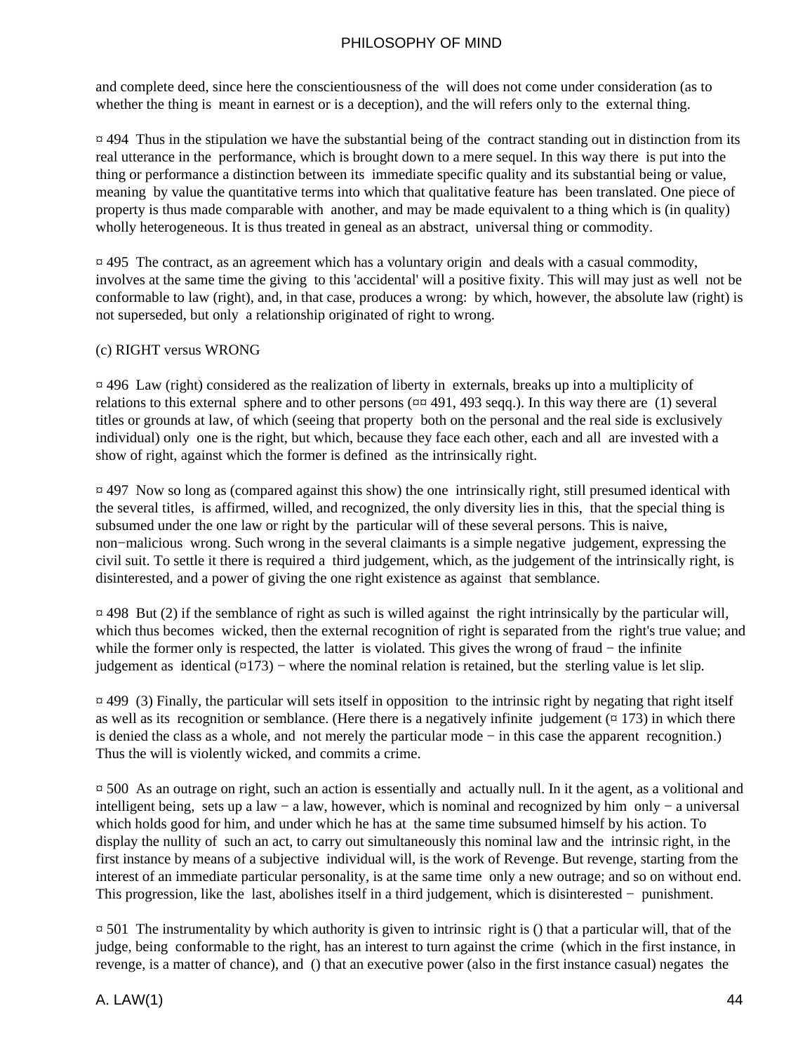and complete deed, since here the conscientiousness of the will does not come under consideration (as to whether the thing is meant in earnest or is a deception), and the will refers only to the external thing.

¤ 494 Thus in the stipulation we have the substantial being of the contract standing out in distinction from its real utterance in the performance, which is brought down to a mere sequel. In this way there is put into the thing or performance a distinction between its immediate specific quality and its substantial being or value, meaning by value the quantitative terms into which that qualitative feature has been translated. One piece of property is thus made comparable with another, and may be made equivalent to a thing which is (in quality) wholly heterogeneous. It is thus treated in geneal as an abstract, universal thing or commodity.

¤ 495 The contract, as an agreement which has a voluntary origin and deals with a casual commodity, involves at the same time the giving to this 'accidental' will a positive fixity. This will may just as well not be conformable to law (right), and, in that case, produces a wrong: by which, however, the absolute law (right) is not superseded, but only a relationship originated of right to wrong.

(c) RIGHT versus WRONG

¤ 496 Law (right) considered as the realization of liberty in externals, breaks up into a multiplicity of relations to this external sphere and to other persons (¤¤ 491, 493 seqq.). In this way there are (1) several titles or grounds at law, of which (seeing that property both on the personal and the real side is exclusively individual) only one is the right, but which, because they face each other, each and all are invested with a show of right, against which the former is defined as the intrinsically right.

¤ 497 Now so long as (compared against this show) the one intrinsically right, still presumed identical with the several titles, is affirmed, willed, and recognized, the only diversity lies in this, that the special thing is subsumed under the one law or right by the particular will of these several persons. This is naive, non−malicious wrong. Such wrong in the several claimants is a simple negative judgement, expressing the civil suit. To settle it there is required a third judgement, which, as the judgement of the intrinsically right, is disinterested, and a power of giving the one right existence as against that semblance.

¤ 498 But (2) if the semblance of right as such is willed against the right intrinsically by the particular will, which thus becomes wicked, then the external recognition of right is separated from the right's true value; and while the former only is respected, the latter is violated. This gives the wrong of fraud − the infinite judgement as identical (¤173) − where the nominal relation is retained, but the sterling value is let slip.

¤ 499 (3) Finally, the particular will sets itself in opposition to the intrinsic right by negating that right itself as well as its recognition or semblance. (Here there is a negatively infinite judgement (¤ 173) in which there is denied the class as a whole, and not merely the particular mode − in this case the apparent recognition.) Thus the will is violently wicked, and commits a crime.

¤ 500 As an outrage on right, such an action is essentially and actually null. In it the agent, as a volitional and intelligent being, sets up a law − a law, however, which is nominal and recognized by him only − a universal which holds good for him, and under which he has at the same time subsumed himself by his action. To display the nullity of such an act, to carry out simultaneously this nominal law and the intrinsic right, in the first instance by means of a subjective individual will, is the work of Revenge. But revenge, starting from the interest of an immediate particular personality, is at the same time only a new outrage; and so on without end. This progression, like the last, abolishes itself in a third judgement, which is disinterested − punishment.

¤ 501 The instrumentality by which authority is given to intrinsic right is () that a particular will, that of the judge, being conformable to the right, has an interest to turn against the crime (which in the first instance, in revenge, is a matter of chance), and () that an executive power (also in the first instance casual) negates the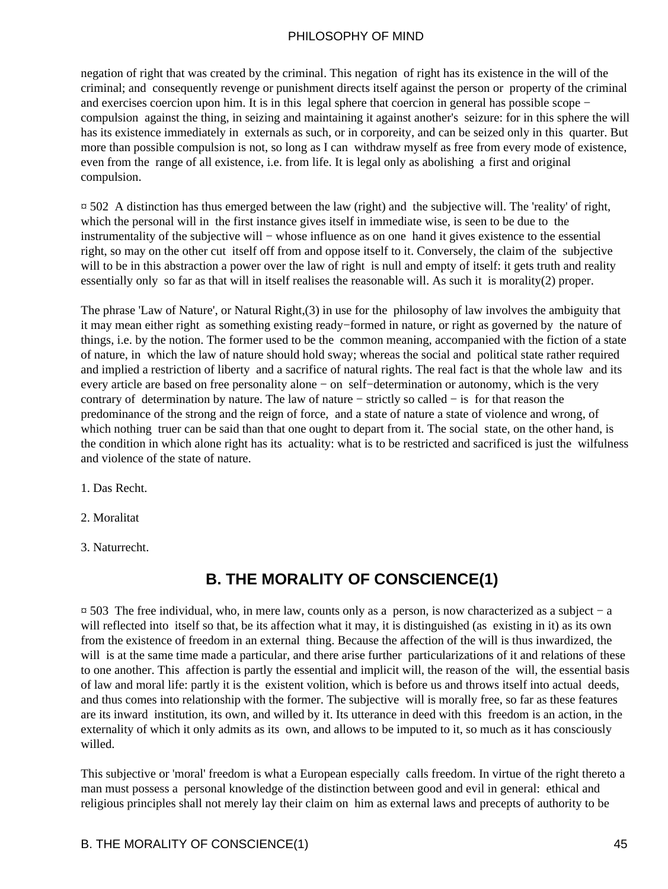negation of right that was created by the criminal. This negation of right has its existence in the will of the criminal; and consequently revenge or punishment directs itself against the person or property of the criminal and exercises coercion upon him. It is in this legal sphere that coercion in general has possible scope − compulsion against the thing, in seizing and maintaining it against another's seizure: for in this sphere the will has its existence immediately in externals as such, or in corporeity, and can be seized only in this quarter. But more than possible compulsion is not, so long as I can withdraw myself as free from every mode of existence, even from the range of all existence, i.e. from life. It is legal only as abolishing a first and original compulsion.

¤ 502 A distinction has thus emerged between the law (right) and the subjective will. The 'reality' of right, which the personal will in the first instance gives itself in immediate wise, is seen to be due to the instrumentality of the subjective will − whose influence as on one hand it gives existence to the essential right, so may on the other cut itself off from and oppose itself to it. Conversely, the claim of the subjective will to be in this abstraction a power over the law of right is null and empty of itself: it gets truth and reality essentially only so far as that will in itself realises the reasonable will. As such it is morality(2) proper.

The phrase 'Law of Nature', or Natural Right,(3) in use for the philosophy of law involves the ambiguity that it may mean either right as something existing ready−formed in nature, or right as governed by the nature of things, i.e. by the notion. The former used to be the common meaning, accompanied with the fiction of a state of nature, in which the law of nature should hold sway; whereas the social and political state rather required and implied a restriction of liberty and a sacrifice of natural rights. The real fact is that the whole law and its every article are based on free personality alone − on self−determination or autonomy, which is the very contrary of determination by nature. The law of nature − strictly so called − is for that reason the predominance of the strong and the reign of force, and a state of nature a state of violence and wrong, of which nothing truer can be said than that one ought to depart from it. The social state, on the other hand, is the condition in which alone right has its actuality: what is to be restricted and sacrificed is just the wilfulness and violence of the state of nature.

1. Das Recht.

2. Moralitat

3. Naturrecht.

## B. THE MORALITY OF CONSCIENCE(1)

¤ 503 The free individual, who, in mere law, counts only as a person, is now characterized as a subject − a will reflected into itself so that, be its affection what it may, it is distinguished (as existing in it) as its own from the existence of freedom in an external thing. Because the affection of the will is thus inwardized, the will is at the same time made a particular, and there arise further particularizations of it and relations of these to one another. This affection is partly the essential and implicit will, the reason of the will, the essential basis of law and moral life: partly it is the existent volition, which is before us and throws itself into actual deeds, and thus comes into relationship with the former. The subjective will is morally free, so far as these features are its inward institution, its own, and willed by it. Its utterance in deed with this freedom is an action, in the externality of which it only admits as its own, and allows to be imputed to it, so much as it has consciously willed.

This subjective or 'moral' freedom is what a European especially calls freedom. In virtue of the right thereto a man must possess a personal knowledge of the distinction between good and evil in general: ethical and religious principles shall not merely lay their claim on him as external laws and precepts of authority to be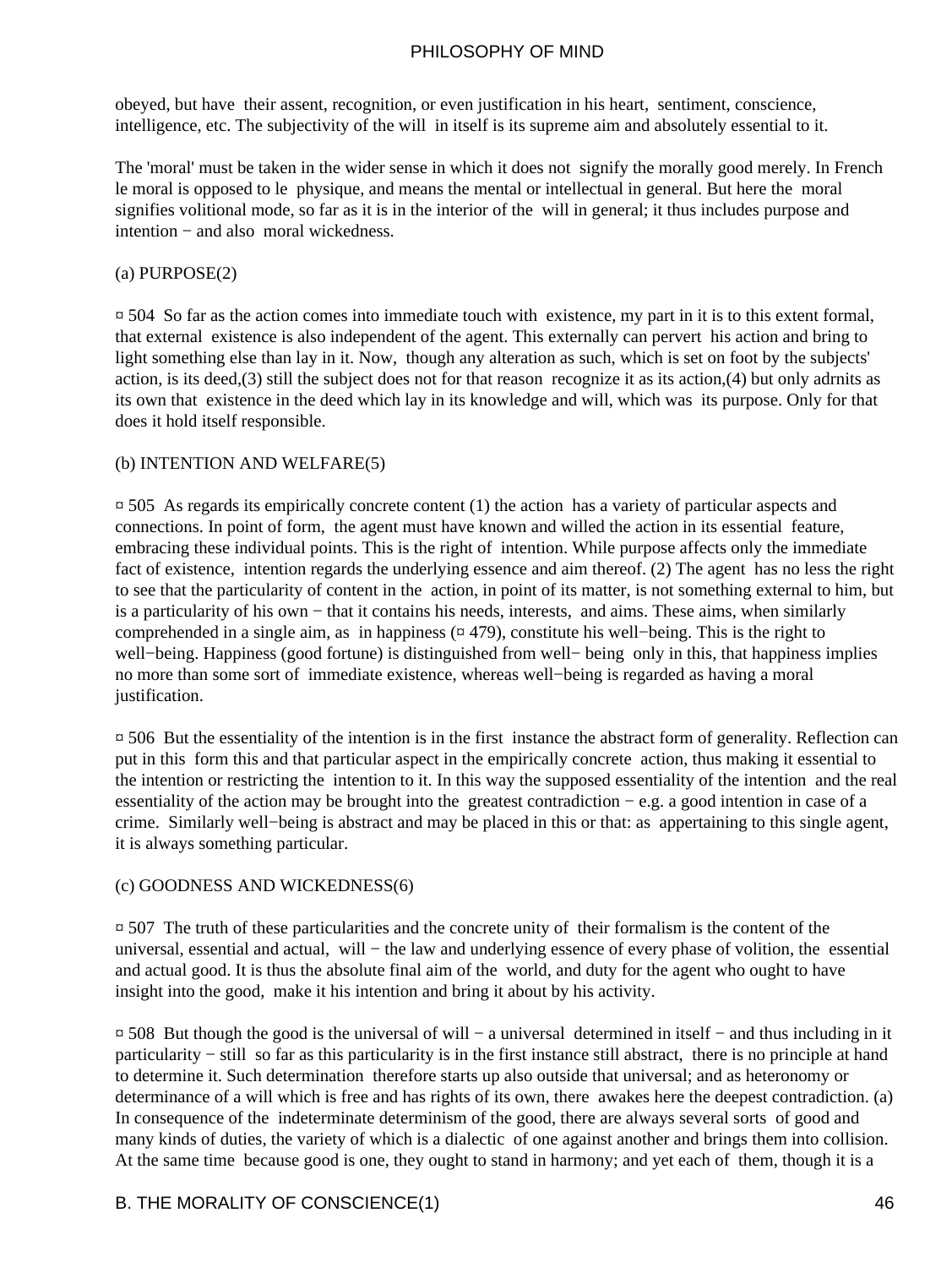obeyed, but have their assent, recognition, or even justification in his heart, sentiment, conscience, intelligence, etc. The subjectivity of the will in itself is its supreme aim and absolutely essential to it.

The 'moral' must be taken in the wider sense in which it does not signify the morally good merely. In French le moral is opposed to le physique, and means the mental or intellectual in general. But here the moral signifies volitional mode, so far as it is in the interior of the will in general; it thus includes purpose and intention − and also moral wickedness.

### (a) PURPOSE(2)

¤ 504 So far as the action comes into immediate touch with existence, my part in it is to this extent formal, that external existence is also independent of the agent. This externally can pervert his action and bring to light something else than lay in it. Now, though any alteration as such, which is set on foot by the subjects' action, is its deed,(3) still the subject does not for that reason recognize it as its action,(4) but only adrnits as its own that existence in the deed which lay in its knowledge and will, which was its purpose. Only for that does it hold itself responsible.

### (b) INTENTION AND WELFARE(5)

¤ 505 As regards its empirically concrete content (1) the action has a variety of particular aspects and connections. In point of form, the agent must have known and willed the action in its essential feature, embracing these individual points. This is the right of intention. While purpose affects only the immediate fact of existence, intention regards the underlying essence and aim thereof. (2) The agent has no less the right to see that the particularity of content in the action, in point of its matter, is not something external to him, but is a particularity of his own − that it contains his needs, interests, and aims. These aims, when similarly comprehended in a single aim, as in happiness (¤ 479), constitute his well−being. This is the right to well−being. Happiness (good fortune) is distinguished from well− being only in this, that happiness implies no more than some sort of immediate existence, whereas well−being is regarded as having a moral justification.

¤ 506 But the essentiality of the intention is in the first instance the abstract form of generality. Reflection can put in this form this and that particular aspect in the empirically concrete action, thus making it essential to the intention or restricting the intention to it. In this way the supposed essentiality of the intention and the real essentiality of the action may be brought into the greatest contradiction − e.g. a good intention in case of a crime. Similarly well−being is abstract and may be placed in this or that: as appertaining to this single agent, it is always something particular.

### (c) GOODNESS AND WICKEDNESS(6)

¤ 507 The truth of these particularities and the concrete unity of their formalism is the content of the universal, essential and actual, will − the law and underlying essence of every phase of volition, the essential and actual good. It is thus the absolute final aim of the world, and duty for the agent who ought to have insight into the good, make it his intention and bring it about by his activity.

¤ 508 But though the good is the universal of will − a universal determined in itself − and thus including in it particularity − still so far as this particularity is in the first instance still abstract, there is no principle at hand to determine it. Such determination therefore starts up also outside that universal; and as heteronomy or determinance of a will which is free and has rights of its own, there awakes here the deepest contradiction. (a) In consequence of the indeterminate determinism of the good, there are always several sorts of good and many kinds of duties, the variety of which is a dialectic of one against another and brings them into collision. At the same time because good is one, they ought to stand in harmony; and yet each of them, though it is a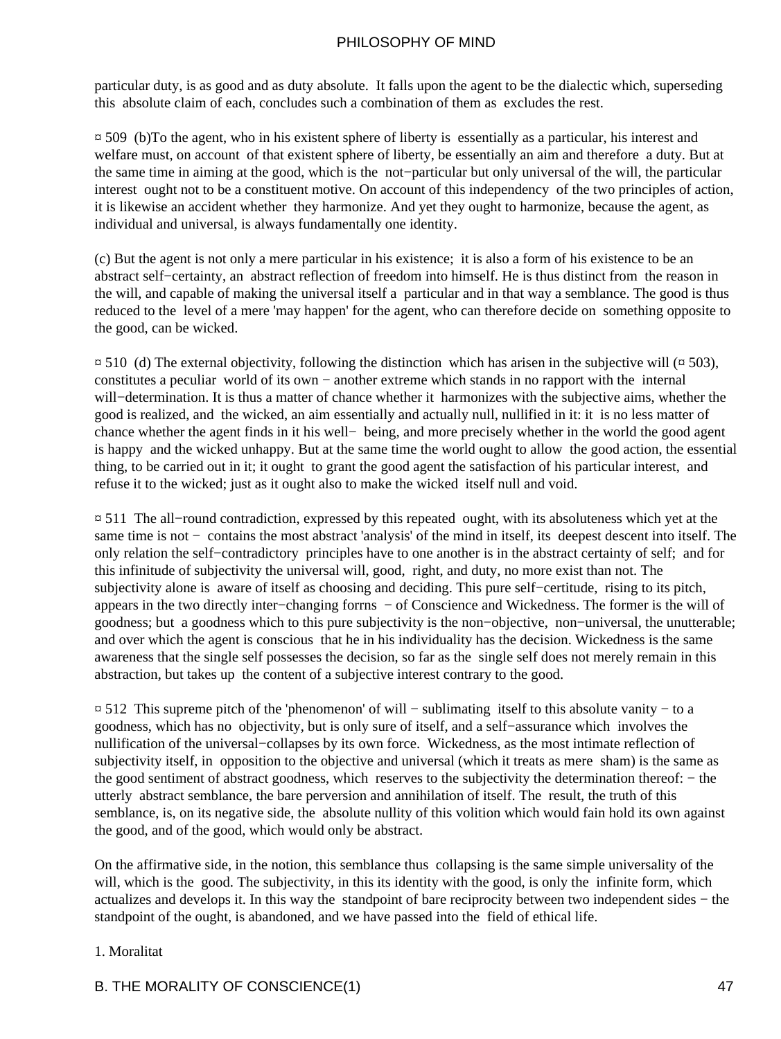particular duty, is as good and as duty absolute. It falls upon the agent to be the dialectic which, superseding this absolute claim of each, concludes such a combination of them as excludes the rest.

¤ 509 (b)To the agent, who in his existent sphere of liberty is essentially as a particular, his interest and welfare must, on account of that existent sphere of liberty, be essentially an aim and therefore a duty. But at the same time in aiming at the good, which is the not−particular but only universal of the will, the particular interest ought not to be a constituent motive. On account of this independency of the two principles of action, it is likewise an accident whether they harmonize. And yet they ought to harmonize, because the agent, as individual and universal, is always fundamentally one identity.

(c) But the agent is not only a mere particular in his existence; it is also a form of his existence to be an abstract self−certainty, an abstract reflection of freedom into himself. He is thus distinct from the reason in the will, and capable of making the universal itself a particular and in that way a semblance. The good is thus reduced to the level of a mere 'may happen' for the agent, who can therefore decide on something opposite to the good, can be wicked.

¤ 510 (d) The external objectivity, following the distinction which has arisen in the subjective will (¤ 503), constitutes a peculiar world of its own − another extreme which stands in no rapport with the internal will−determination. It is thus a matter of chance whether it harmonizes with the subjective aims, whether the good is realized, and the wicked, an aim essentially and actually null, nullified in it: it is no less matter of chance whether the agent finds in it his well− being, and more precisely whether in the world the good agent is happy and the wicked unhappy. But at the same time the world ought to allow the good action, the essential thing, to be carried out in it; it ought to grant the good agent the satisfaction of his particular interest, and refuse it to the wicked; just as it ought also to make the wicked itself null and void.

¤ 511 The all−round contradiction, expressed by this repeated ought, with its absoluteness which yet at the same time is not − contains the most abstract 'analysis' of the mind in itself, its deepest descent into itself. The only relation the self−contradictory principles have to one another is in the abstract certainty of self; and for this infinitude of subjectivity the universal will, good, right, and duty, no more exist than not. The subjectivity alone is aware of itself as choosing and deciding. This pure self−certitude, rising to its pitch, appears in the two directly inter−changing forrns − of Conscience and Wickedness. The former is the will of goodness; but a goodness which to this pure subjectivity is the non−objective, non−universal, the unutterable; and over which the agent is conscious that he in his individuality has the decision. Wickedness is the same awareness that the single self possesses the decision, so far as the single self does not merely remain in this abstraction, but takes up the content of a subjective interest contrary to the good.

¤ 512 This supreme pitch of the 'phenomenon' of will − sublimating itself to this absolute vanity − to a goodness, which has no objectivity, but is only sure of itself, and a self−assurance which involves the nullification of the universal−collapses by its own force. Wickedness, as the most intimate reflection of subjectivity itself, in opposition to the objective and universal (which it treats as mere sham) is the same as the good sentiment of abstract goodness, which reserves to the subjectivity the determination thereof: − the utterly abstract semblance, the bare perversion and annihilation of itself. The result, the truth of this semblance, is, on its negative side, the absolute nullity of this volition which would fain hold its own against the good, and of the good, which would only be abstract.

On the affirmative side, in the notion, this semblance thus collapsing is the same simple universality of the will, which is the good. The subjectivity, in this its identity with the good, is only the infinite form, which actualizes and develops it. In this way the standpoint of bare reciprocity between two independent sides − the standpoint of the ought, is abandoned, and we have passed into the field of ethical life.

1. Moralitat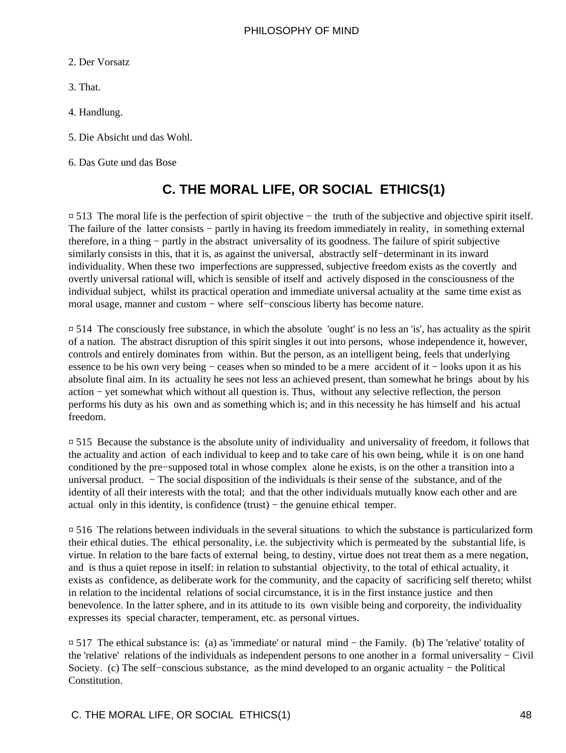2. Der Vorsatz

3. That.

4. Handlung.

5. Die Absicht und das Wohl.

6. Das Gute und das Bose

## C. THE MORAL LIFE, OR SOCIAL ETHICS(1)

¤ 513 The moral life is the perfection of spirit objective − the truth of the subjective and objective spirit itself. The failure of the latter consists − partly in having its freedom immediately in reality, in something external therefore, in a thing − partly in the abstract universality of its goodness. The failure of spirit subjective similarly consists in this, that it is, as against the universal, abstractly self−determinant in its inward individuality. When these two imperfections are suppressed, subjective freedom exists as the covertly and overtly universal rational will, which is sensible of itself and actively disposed in the consciousness of the individual subject, whilst its practical operation and immediate universal actuality at the same time exist as moral usage, manner and custom − where self−conscious liberty has become nature.

¤ 514 The consciously free substance, in which the absolute 'ought' is no less an 'is', has actuality as the spirit of a nation. The abstract disruption of this spirit singles it out into persons, whose independence it, however, controls and entirely dominates from within. But the person, as an intelligent being, feels that underlying essence to be his own very being − ceases when so minded to be a mere accident of it − looks upon it as his absolute final aim. In its actuality he sees not less an achieved present, than somewhat he brings about by his action − yet somewhat which without all question is. Thus, without any selective reflection, the person performs his duty as his own and as something which is; and in this necessity he has himself and his actual freedom.

¤ 515 Because the substance is the absolute unity of individuality and universality of freedom, it follows that the actuality and action of each individual to keep and to take care of his own being, while it is on one hand conditioned by the pre−supposed total in whose complex alone he exists, is on the other a transition into a universal product. − The social disposition of the individuals is their sense of the substance, and of the identity of all their interests with the total; and that the other individuals mutually know each other and are actual only in this identity, is confidence (trust) − the genuine ethical temper.

¤ 516 The relations between individuals in the several situations to which the substance is particularized form their ethical duties. The ethical personality, i.e. the subjectivity which is permeated by the substantial life, is virtue. In relation to the bare facts of external being, to destiny, virtue does not treat them as a mere negation, and is thus a quiet repose in itself: in relation to substantial objectivity, to the total of ethical actuality, it exists as confidence, as deliberate work for the community, and the capacity of sacrificing self thereto; whilst in relation to the incidental relations of social circumstance, it is in the first instance justice and then benevolence. In the latter sphere, and in its attitude to its own visible being and corporeity, the individuality expresses its special character, temperament, etc. as personal virtues.

¤ 517 The ethical substance is: (a) as 'immediate' or natural mind − the Family. (b) The 'relative' totality of the 'relative' relations of the individuals as independent persons to one another in a formal universality − Civil Society. (c) The self−conscious substance, as the mind developed to an organic actuality − the Political Constitution.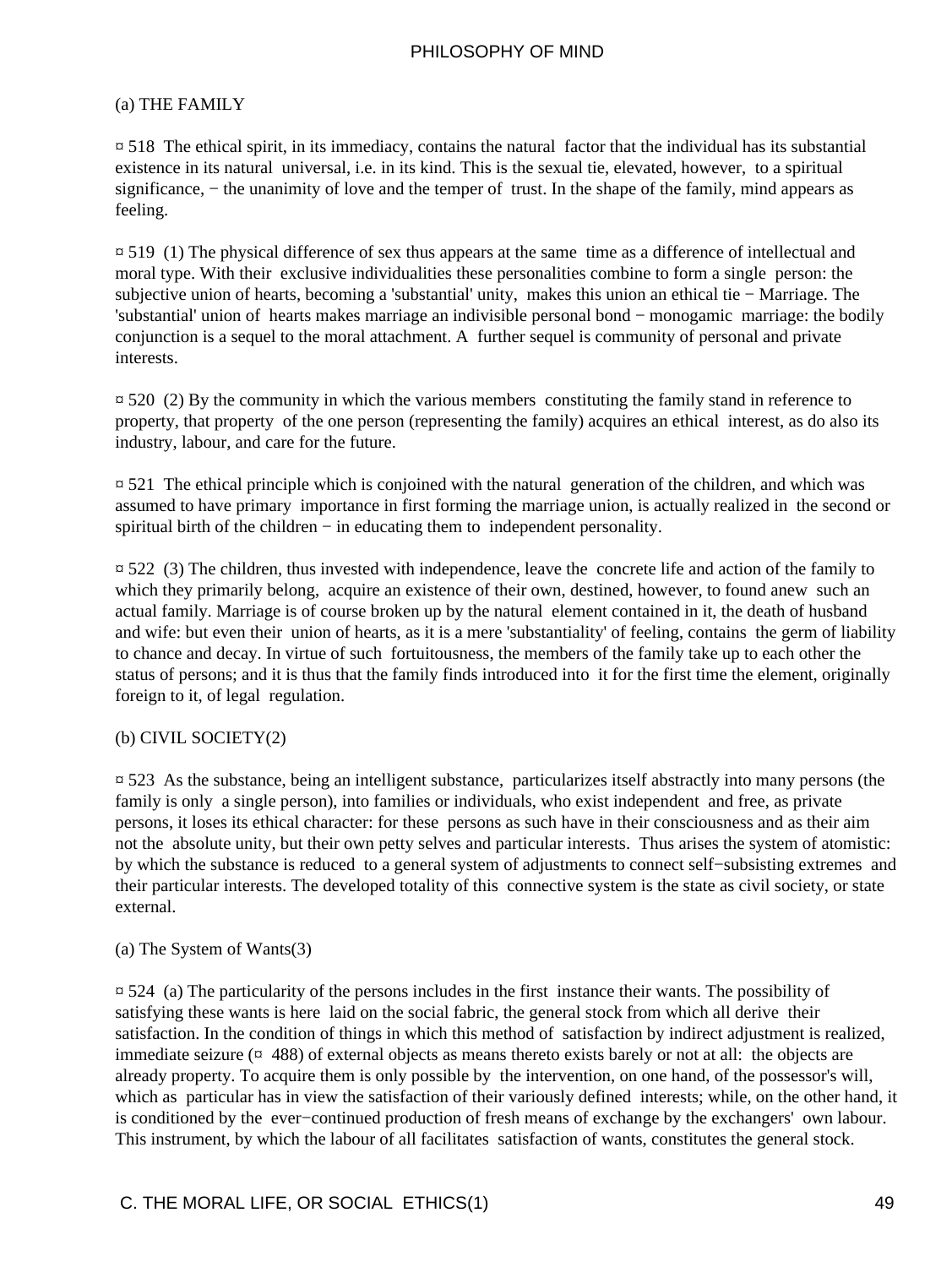## (a) THE FAMILY

¤ 518 The ethical spirit, in its immediacy, contains the natural factor that the individual has its substantial existence in its natural universal, i.e. in its kind. This is the sexual tie, elevated, however, to a spiritual significance, − the unanimity of love and the temper of trust. In the shape of the family, mind appears as feeling.

¤ 519 (1) The physical difference of sex thus appears at the same time as a difference of intellectual and moral type. With their exclusive individualities these personalities combine to form a single person: the subjective union of hearts, becoming a 'substantial' unity, makes this union an ethical tie − Marriage. The 'substantial' union of hearts makes marriage an indivisible personal bond − monogamic marriage: the bodily conjunction is a sequel to the moral attachment. A further sequel is community of personal and private interests.

¤ 520 (2) By the community in which the various members constituting the family stand in reference to property, that property of the one person (representing the family) acquires an ethical interest, as do also its industry, labour, and care for the future.

¤ 521 The ethical principle which is conjoined with the natural generation of the children, and which was assumed to have primary importance in first forming the marriage union, is actually realized in the second or spiritual birth of the children − in educating them to independent personality.

¤ 522 (3) The children, thus invested with independence, leave the concrete life and action of the family to which they primarily belong, acquire an existence of their own, destined, however, to found anew such an actual family. Marriage is of course broken up by the natural element contained in it, the death of husband and wife: but even their union of hearts, as it is a mere 'substantiality' of feeling, contains the germ of liability to chance and decay. In virtue of such fortuitousness, the members of the family take up to each other the status of persons; and it is thus that the family finds introduced into it for the first time the element, originally foreign to it, of legal regulation.

## (b) CIVIL SOCIETY(2)

¤ 523 As the substance, being an intelligent substance, particularizes itself abstractly into many persons (the family is only a single person), into families or individuals, who exist independent and free, as private persons, it loses its ethical character: for these persons as such have in their consciousness and as their aim not the absolute unity, but their own petty selves and particular interests. Thus arises the system of atomistic: by which the substance is reduced to a general system of adjustments to connect self−subsisting extremes and their particular interests. The developed totality of this connective system is the state as civil society, or state external.

### (a) The System of Wants(3)

¤ 524 (a) The particularity of the persons includes in the first instance their wants. The possibility of satisfying these wants is here laid on the social fabric, the general stock from which all derive their satisfaction. In the condition of things in which this method of satisfaction by indirect adjustment is realized, immediate seizure (¤ 488) of external objects as means thereto exists barely or not at all: the objects are already property. To acquire them is only possible by the intervention, on one hand, of the possessor's will, which as particular has in view the satisfaction of their variously defined interests; while, on the other hand, it is conditioned by the ever−continued production of fresh means of exchange by the exchangers' own labour. This instrument, by which the labour of all facilitates satisfaction of wants, constitutes the general stock.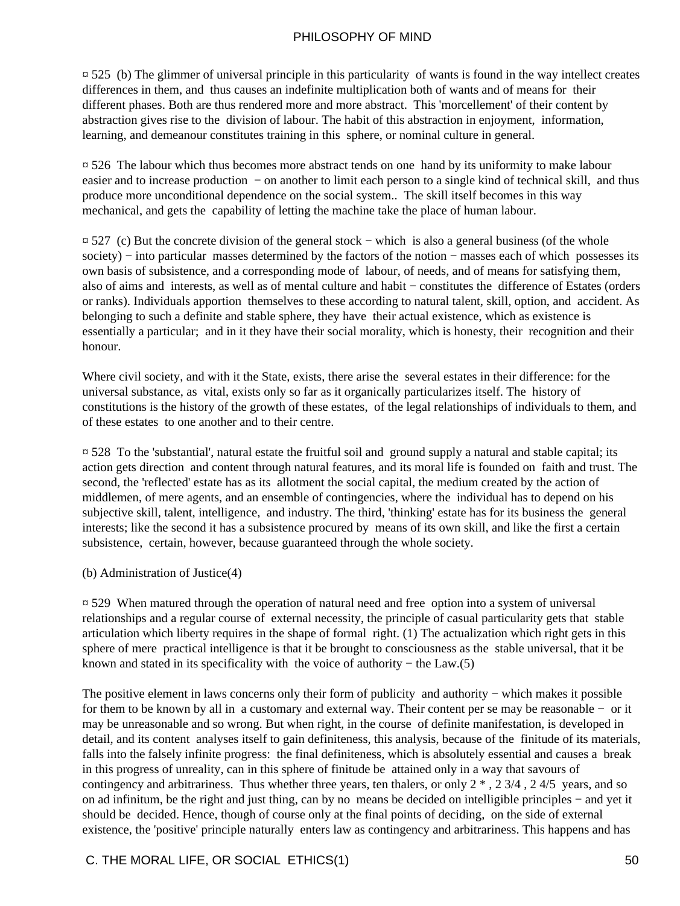¤ 525 (b) The glimmer of universal principle in this particularity of wants is found in the way intellect creates differences in them, and thus causes an indefinite multiplication both of wants and of means for their different phases. Both are thus rendered more and more abstract. This 'morcellement' of their content by abstraction gives rise to the division of labour. The habit of this abstraction in enjoyment, information, learning, and demeanour constitutes training in this sphere, or nominal culture in general.

¤ 526 The labour which thus becomes more abstract tends on one hand by its uniformity to make labour easier and to increase production − on another to limit each person to a single kind of technical skill, and thus produce more unconditional dependence on the social system.. The skill itself becomes in this way mechanical, and gets the capability of letting the machine take the place of human labour.

¤ 527 (c) But the concrete division of the general stock − which is also a general business (of the whole society) − into particular masses determined by the factors of the notion − masses each of which possesses its own basis of subsistence, and a corresponding mode of labour, of needs, and of means for satisfying them, also of aims and interests, as well as of mental culture and habit − constitutes the difference of Estates (orders or ranks). Individuals apportion themselves to these according to natural talent, skill, option, and accident. As belonging to such a definite and stable sphere, they have their actual existence, which as existence is essentially a particular; and in it they have their social morality, which is honesty, their recognition and their honour.

Where civil society, and with it the State, exists, there arise the several estates in their difference: for the universal substance, as vital, exists only so far as it organically particularizes itself. The history of constitutions is the history of the growth of these estates, of the legal relationships of individuals to them, and of these estates to one another and to their centre.

¤ 528 To the 'substantial', natural estate the fruitful soil and ground supply a natural and stable capital; its action gets direction and content through natural features, and its moral life is founded on faith and trust. The second, the 'reflected' estate has as its allotment the social capital, the medium created by the action of middlemen, of mere agents, and an ensemble of contingencies, where the individual has to depend on his subjective skill, talent, intelligence, and industry. The third, 'thinking' estate has for its business the general interests; like the second it has a subsistence procured by means of its own skill, and like the first a certain subsistence, certain, however, because guaranteed through the whole society.

(b) Administration of Justice(4)

¤ 529 When matured through the operation of natural need and free option into a system of universal relationships and a regular course of external necessity, the principle of casual particularity gets that stable articulation which liberty requires in the shape of formal right. (1) The actualization which right gets in this sphere of mere practical intelligence is that it be brought to consciousness as the stable universal, that it be known and stated in its specificality with the voice of authority − the Law.(5)

The positive element in laws concerns only their form of publicity and authority − which makes it possible for them to be known by all in a customary and external way. Their content per se may be reasonable − or it may be unreasonable and so wrong. But when right, in the course of definite manifestation, is developed in detail, and its content analyses itself to gain definiteness, this analysis, because of the finitude of its materials, falls into the falsely infinite progress: the final definiteness, which is absolutely essential and causes a break in this progress of unreality, can in this sphere of finitude be attained only in a way that savours of contingency and arbitrariness. Thus whether three years, ten thalers, or only 2 * , 2 3/4 , 2 4/5 years, and so on ad infinitum, be the right and just thing, can by no means be decided on intelligible principles − and yet it should be decided. Hence, though of course only at the final points of deciding, on the side of external existence, the 'positive' principle naturally enters law as contingency and arbitrariness. This happens and has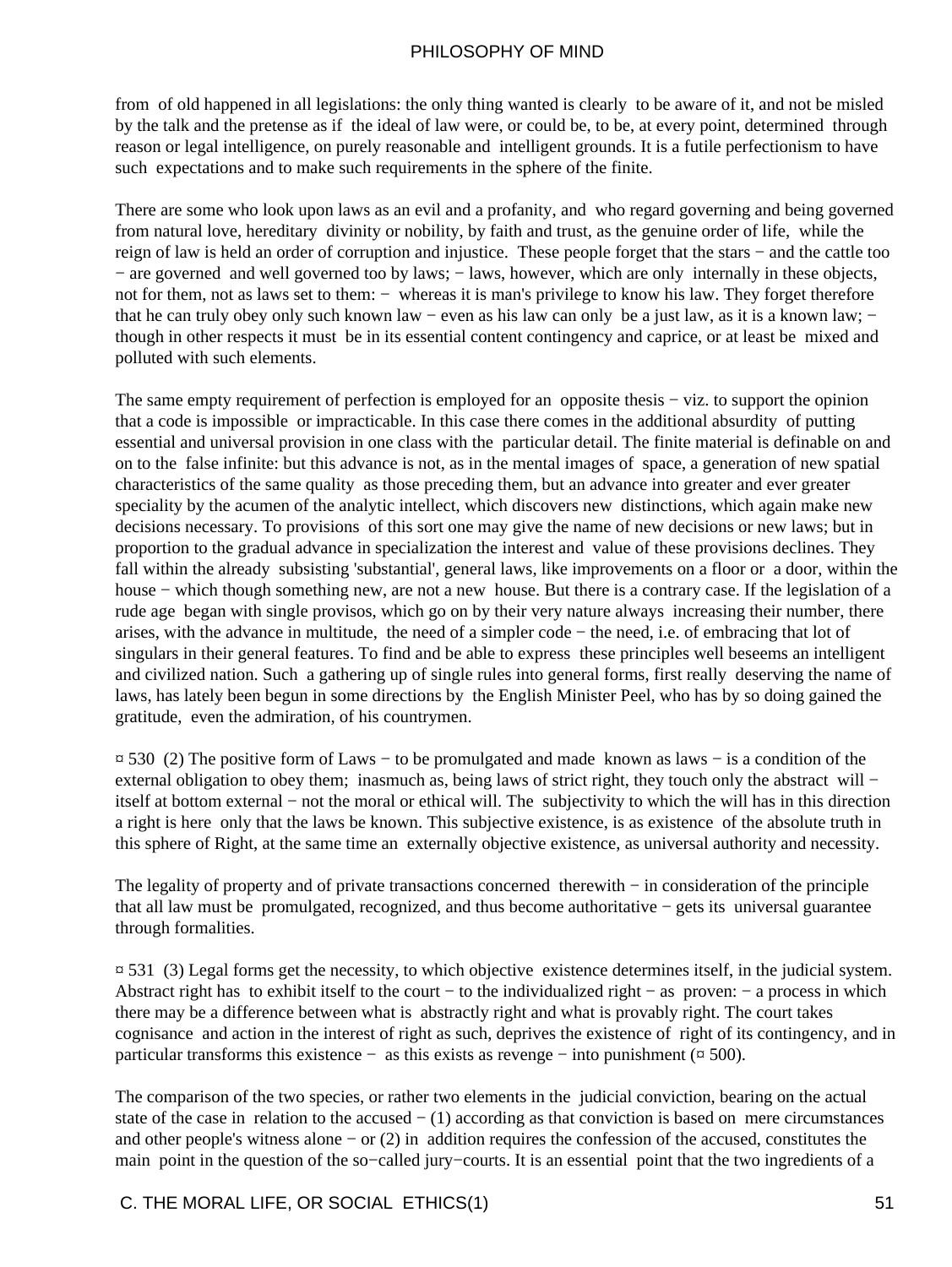from of old happened in all legislations: the only thing wanted is clearly to be aware of it, and not be misled by the talk and the pretense as if the ideal of law were, or could be, to be, at every point, determined through reason or legal intelligence, on purely reasonable and intelligent grounds. It is a futile perfectionism to have such expectations and to make such requirements in the sphere of the finite.

There are some who look upon laws as an evil and a profanity, and who regard governing and being governed from natural love, hereditary divinity or nobility, by faith and trust, as the genuine order of life, while the reign of law is held an order of corruption and injustice. These people forget that the stars − and the cattle too − are governed and well governed too by laws; − laws, however, which are only internally in these objects, not for them, not as laws set to them: − whereas it is man's privilege to know his law. They forget therefore that he can truly obey only such known law − even as his law can only be a just law, as it is a known law; − though in other respects it must be in its essential content contingency and caprice, or at least be mixed and polluted with such elements.

The same empty requirement of perfection is employed for an opposite thesis − viz. to support the opinion that a code is impossible or impracticable. In this case there comes in the additional absurdity of putting essential and universal provision in one class with the particular detail. The finite material is definable on and on to the false infinite: but this advance is not, as in the mental images of space, a generation of new spatial characteristics of the same quality as those preceding them, but an advance into greater and ever greater speciality by the acumen of the analytic intellect, which discovers new distinctions, which again make new decisions necessary. To provisions of this sort one may give the name of new decisions or new laws; but in proportion to the gradual advance in specialization the interest and value of these provisions declines. They fall within the already subsisting 'substantial', general laws, like improvements on a floor or a door, within the house − which though something new, are not a new house. But there is a contrary case. If the legislation of a rude age began with single provisos, which go on by their very nature always increasing their number, there arises, with the advance in multitude, the need of a simpler code − the need, i.e. of embracing that lot of singulars in their general features. To find and be able to express these principles well beseems an intelligent and civilized nation. Such a gathering up of single rules into general forms, first really deserving the name of laws, has lately been begun in some directions by the English Minister Peel, who has by so doing gained the gratitude, even the admiration, of his countrymen.

¤ 530 (2) The positive form of Laws − to be promulgated and made known as laws − is a condition of the external obligation to obey them; inasmuch as, being laws of strict right, they touch only the abstract will − itself at bottom external − not the moral or ethical will. The subjectivity to which the will has in this direction a right is here only that the laws be known. This subjective existence, is as existence of the absolute truth in this sphere of Right, at the same time an externally objective existence, as universal authority and necessity.

The legality of property and of private transactions concerned therewith − in consideration of the principle that all law must be promulgated, recognized, and thus become authoritative − gets its universal guarantee through formalities.

¤ 531 (3) Legal forms get the necessity, to which objective existence determines itself, in the judicial system. Abstract right has to exhibit itself to the court − to the individualized right − as proven: − a process in which there may be a difference between what is abstractly right and what is provably right. The court takes cognisance and action in the interest of right as such, deprives the existence of right of its contingency, and in particular transforms this existence − as this exists as revenge − into punishment (¤ 500).

The comparison of the two species, or rather two elements in the judicial conviction, bearing on the actual state of the case in relation to the accused − (1) according as that conviction is based on mere circumstances and other people's witness alone − or (2) in addition requires the confession of the accused, constitutes the main point in the question of the so−called jury−courts. It is an essential point that the two ingredients of a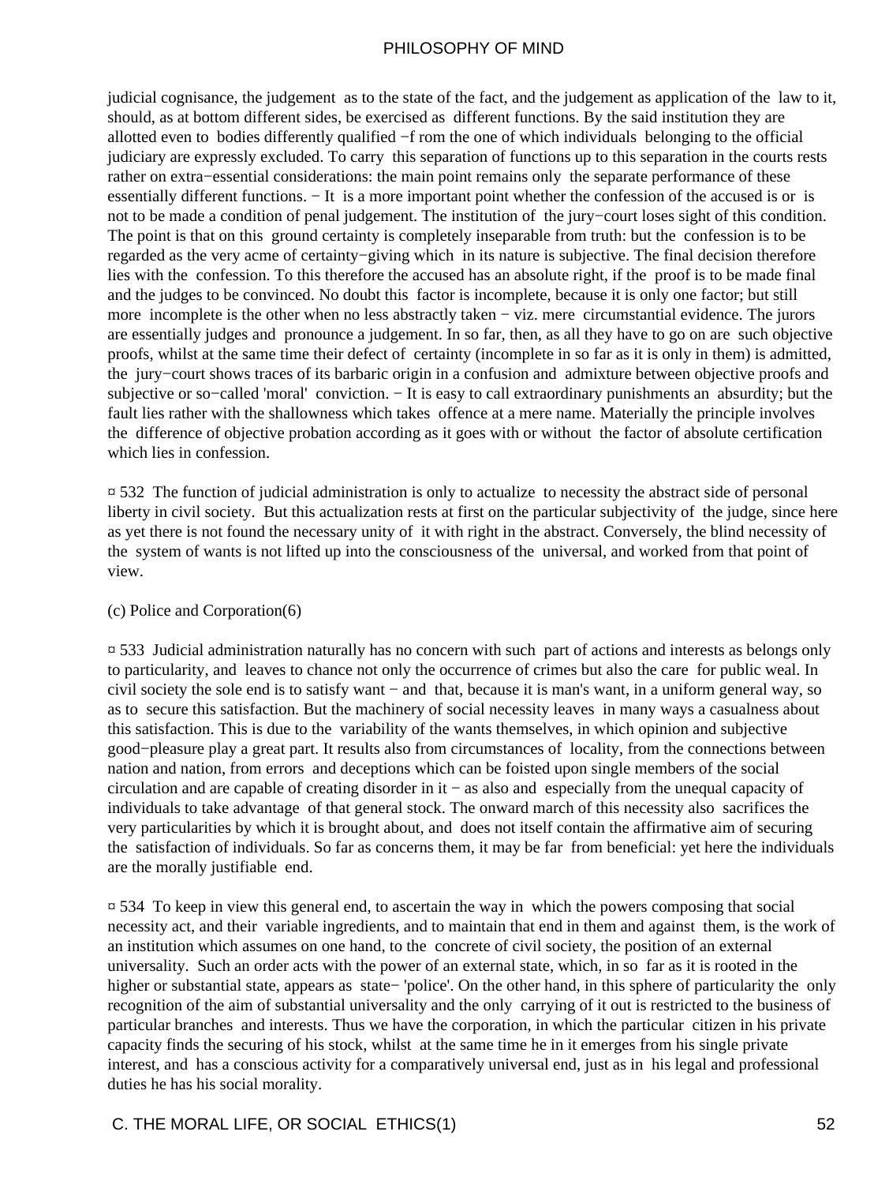judicial cognisance, the judgement as to the state of the fact, and the judgement as application of the law to it, should, as at bottom different sides, be exercised as different functions. By the said institution they are allotted even to bodies differently qualified −f rom the one of which individuals belonging to the official judiciary are expressly excluded. To carry this separation of functions up to this separation in the courts rests rather on extra−essential considerations: the main point remains only the separate performance of these essentially different functions. − It is a more important point whether the confession of the accused is or is not to be made a condition of penal judgement. The institution of the jury−court loses sight of this condition. The point is that on this ground certainty is completely inseparable from truth: but the confession is to be regarded as the very acme of certainty−giving which in its nature is subjective. The final decision therefore lies with the confession. To this therefore the accused has an absolute right, if the proof is to be made final and the judges to be convinced. No doubt this factor is incomplete, because it is only one factor; but still more incomplete is the other when no less abstractly taken − viz. mere circumstantial evidence. The jurors are essentially judges and pronounce a judgement. In so far, then, as all they have to go on are such objective proofs, whilst at the same time their defect of certainty (incomplete in so far as it is only in them) is admitted, the jury−court shows traces of its barbaric origin in a confusion and admixture between objective proofs and subjective or so−called 'moral' conviction. − It is easy to call extraordinary punishments an absurdity; but the fault lies rather with the shallowness which takes offence at a mere name. Materially the principle involves the difference of objective probation according as it goes with or without the factor of absolute certification which lies in confession.

¤ 532 The function of judicial administration is only to actualize to necessity the abstract side of personal liberty in civil society. But this actualization rests at first on the particular subjectivity of the judge, since here as yet there is not found the necessary unity of it with right in the abstract. Conversely, the blind necessity of the system of wants is not lifted up into the consciousness of the universal, and worked from that point of view.

(c) Police and Corporation(6)

¤ 533 Judicial administration naturally has no concern with such part of actions and interests as belongs only to particularity, and leaves to chance not only the occurrence of crimes but also the care for public weal. In civil society the sole end is to satisfy want − and that, because it is man's want, in a uniform general way, so as to secure this satisfaction. But the machinery of social necessity leaves in many ways a casualness about this satisfaction. This is due to the variability of the wants themselves, in which opinion and subjective good−pleasure play a great part. It results also from circumstances of locality, from the connections between nation and nation, from errors and deceptions which can be foisted upon single members of the social circulation and are capable of creating disorder in it − as also and especially from the unequal capacity of individuals to take advantage of that general stock. The onward march of this necessity also sacrifices the very particularities by which it is brought about, and does not itself contain the affirmative aim of securing the satisfaction of individuals. So far as concerns them, it may be far from beneficial: yet here the individuals are the morally justifiable end.

¤ 534 To keep in view this general end, to ascertain the way in which the powers composing that social necessity act, and their variable ingredients, and to maintain that end in them and against them, is the work of an institution which assumes on one hand, to the concrete of civil society, the position of an external universality. Such an order acts with the power of an external state, which, in so far as it is rooted in the higher or substantial state, appears as state− 'police'. On the other hand, in this sphere of particularity the only recognition of the aim of substantial universality and the only carrying of it out is restricted to the business of particular branches and interests. Thus we have the corporation, in which the particular citizen in his private capacity finds the securing of his stock, whilst at the same time he in it emerges from his single private interest, and has a conscious activity for a comparatively universal end, just as in his legal and professional duties he has his social morality.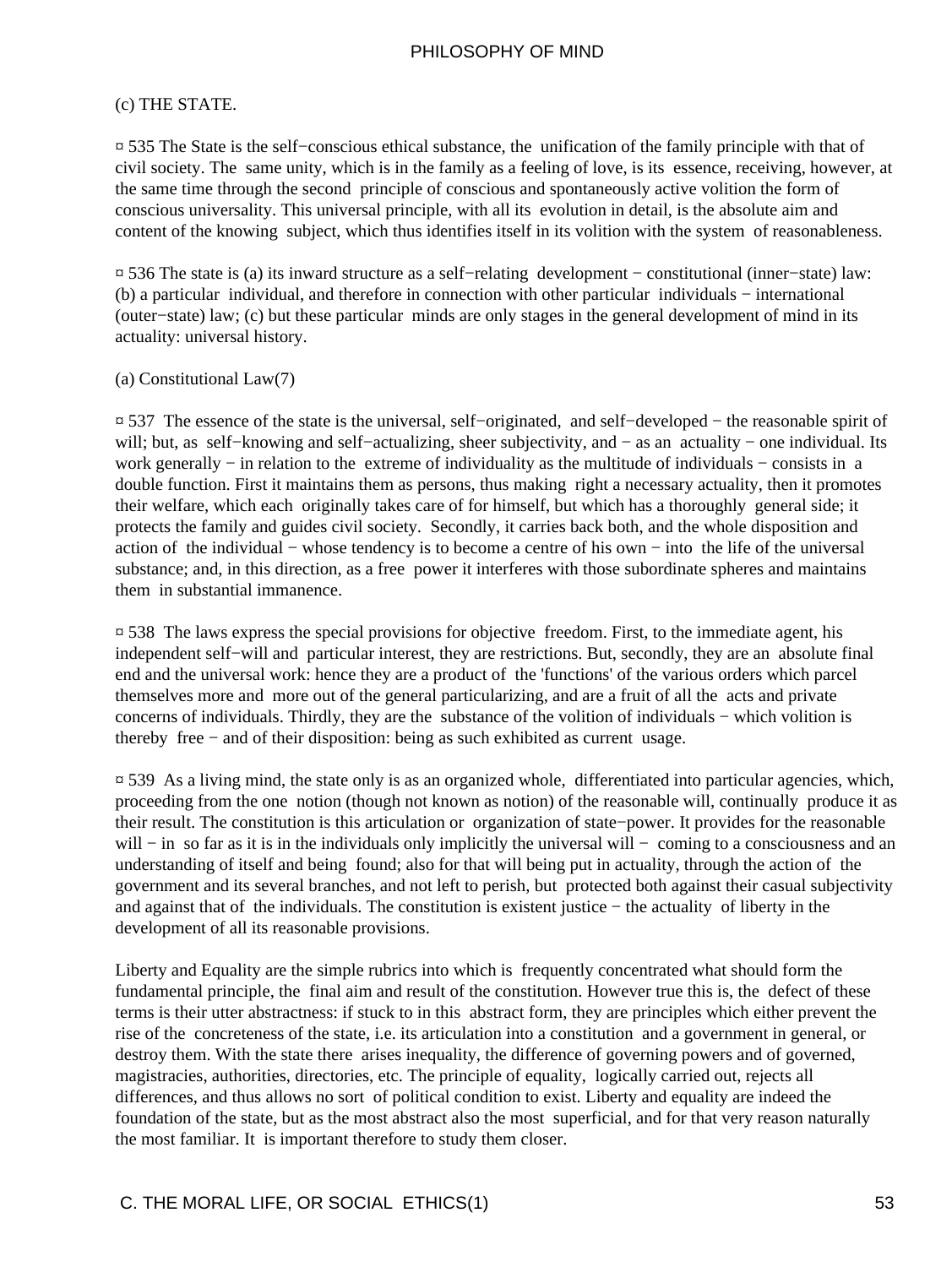(c) THE STATE.

¤ 535 The State is the self−conscious ethical substance, the unification of the family principle with that of civil society. The same unity, which is in the family as a feeling of love, is its essence, receiving, however, at the same time through the second principle of conscious and spontaneously active volition the form of conscious universality. This universal principle, with all its evolution in detail, is the absolute aim and content of the knowing subject, which thus identifies itself in its volition with the system of reasonableness.

¤ 536 The state is (a) its inward structure as a self−relating development − constitutional (inner−state) law: (b) a particular individual, and therefore in connection with other particular individuals − international (outer−state) law; (c) but these particular minds are only stages in the general development of mind in its actuality: universal history.

(a) Constitutional Law(7)

¤ 537 The essence of the state is the universal, self−originated, and self−developed − the reasonable spirit of will; but, as self−knowing and self−actualizing, sheer subjectivity, and − as an actuality − one individual. Its work generally − in relation to the extreme of individuality as the multitude of individuals − consists in a double function. First it maintains them as persons, thus making right a necessary actuality, then it promotes their welfare, which each originally takes care of for himself, but which has a thoroughly general side; it protects the family and guides civil society. Secondly, it carries back both, and the whole disposition and action of the individual − whose tendency is to become a centre of his own − into the life of the universal substance; and, in this direction, as a free power it interferes with those subordinate spheres and maintains them in substantial immanence.

¤ 538 The laws express the special provisions for objective freedom. First, to the immediate agent, his independent self−will and particular interest, they are restrictions. But, secondly, they are an absolute final end and the universal work: hence they are a product of the 'functions' of the various orders which parcel themselves more and more out of the general particularizing, and are a fruit of all the acts and private concerns of individuals. Thirdly, they are the substance of the volition of individuals − which volition is thereby free − and of their disposition: being as such exhibited as current usage.

¤ 539 As a living mind, the state only is as an organized whole, differentiated into particular agencies, which, proceeding from the one notion (though not known as notion) of the reasonable will, continually produce it as their result. The constitution is this articulation or organization of state−power. It provides for the reasonable will − in so far as it is in the individuals only implicitly the universal will − coming to a consciousness and an understanding of itself and being found; also for that will being put in actuality, through the action of the government and its several branches, and not left to perish, but protected both against their casual subjectivity and against that of the individuals. The constitution is existent justice − the actuality of liberty in the development of all its reasonable provisions.

Liberty and Equality are the simple rubrics into which is frequently concentrated what should form the fundamental principle, the final aim and result of the constitution. However true this is, the defect of these terms is their utter abstractness: if stuck to in this abstract form, they are principles which either prevent the rise of the concreteness of the state, i.e. its articulation into a constitution and a government in general, or destroy them. With the state there arises inequality, the difference of governing powers and of governed, magistracies, authorities, directories, etc. The principle of equality, logically carried out, rejects all differences, and thus allows no sort of political condition to exist. Liberty and equality are indeed the foundation of the state, but as the most abstract also the most superficial, and for that very reason naturally the most familiar. It is important therefore to study them closer.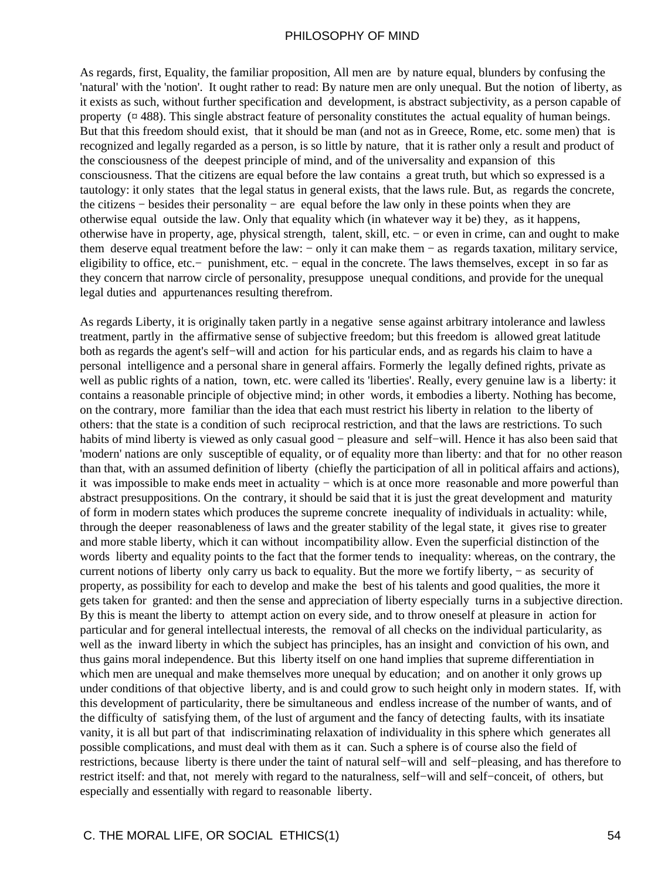As regards, first, Equality, the familiar proposition, All men are by nature equal, blunders by confusing the 'natural' with the 'notion'. It ought rather to read: By nature men are only unequal. But the notion of liberty, as it exists as such, without further specification and development, is abstract subjectivity, as a person capable of property (¤ 488). This single abstract feature of personality constitutes the actual equality of human beings. But that this freedom should exist, that it should be man (and not as in Greece, Rome, etc. some men) that is recognized and legally regarded as a person, is so little by nature, that it is rather only a result and product of the consciousness of the deepest principle of mind, and of the universality and expansion of this consciousness. That the citizens are equal before the law contains a great truth, but which so expressed is a tautology: it only states that the legal status in general exists, that the laws rule. But, as regards the concrete, the citizens − besides their personality − are equal before the law only in these points when they are otherwise equal outside the law. Only that equality which (in whatever way it be) they, as it happens, otherwise have in property, age, physical strength, talent, skill, etc. − or even in crime, can and ought to make them deserve equal treatment before the law: − only it can make them − as regards taxation, military service, eligibility to office, etc.− punishment, etc. − equal in the concrete. The laws themselves, except in so far as they concern that narrow circle of personality, presuppose unequal conditions, and provide for the unequal legal duties and appurtenances resulting therefrom.

As regards Liberty, it is originally taken partly in a negative sense against arbitrary intolerance and lawless treatment, partly in the affirmative sense of subjective freedom; but this freedom is allowed great latitude both as regards the agent's self−will and action for his particular ends, and as regards his claim to have a personal intelligence and a personal share in general affairs. Formerly the legally defined rights, private as well as public rights of a nation, town, etc. were called its 'liberties'. Really, every genuine law is a liberty: it contains a reasonable principle of objective mind; in other words, it embodies a liberty. Nothing has become, on the contrary, more familiar than the idea that each must restrict his liberty in relation to the liberty of others: that the state is a condition of such reciprocal restriction, and that the laws are restrictions. To such habits of mind liberty is viewed as only casual good − pleasure and self−will. Hence it has also been said that 'modern' nations are only susceptible of equality, or of equality more than liberty: and that for no other reason than that, with an assumed definition of liberty (chiefly the participation of all in political affairs and actions), it was impossible to make ends meet in actuality − which is at once more reasonable and more powerful than abstract presuppositions. On the contrary, it should be said that it is just the great development and maturity of form in modern states which produces the supreme concrete inequality of individuals in actuality: while, through the deeper reasonableness of laws and the greater stability of the legal state, it gives rise to greater and more stable liberty, which it can without incompatibility allow. Even the superficial distinction of the words liberty and equality points to the fact that the former tends to inequality: whereas, on the contrary, the current notions of liberty only carry us back to equality. But the more we fortify liberty, − as security of property, as possibility for each to develop and make the best of his talents and good qualities, the more it gets taken for granted: and then the sense and appreciation of liberty especially turns in a subjective direction. By this is meant the liberty to attempt action on every side, and to throw oneself at pleasure in action for particular and for general intellectual interests, the removal of all checks on the individual particularity, as well as the inward liberty in which the subject has principles, has an insight and conviction of his own, and thus gains moral independence. But this liberty itself on one hand implies that supreme differentiation in which men are unequal and make themselves more unequal by education; and on another it only grows up under conditions of that objective liberty, and is and could grow to such height only in modern states. If, with this development of particularity, there be simultaneous and endless increase of the number of wants, and of the difficulty of satisfying them, of the lust of argument and the fancy of detecting faults, with its insatiate vanity, it is all but part of that indiscriminating relaxation of individuality in this sphere which generates all possible complications, and must deal with them as it can. Such a sphere is of course also the field of restrictions, because liberty is there under the taint of natural self−will and self−pleasing, and has therefore to restrict itself: and that, not merely with regard to the naturalness, self−will and self−conceit, of others, but especially and essentially with regard to reasonable liberty.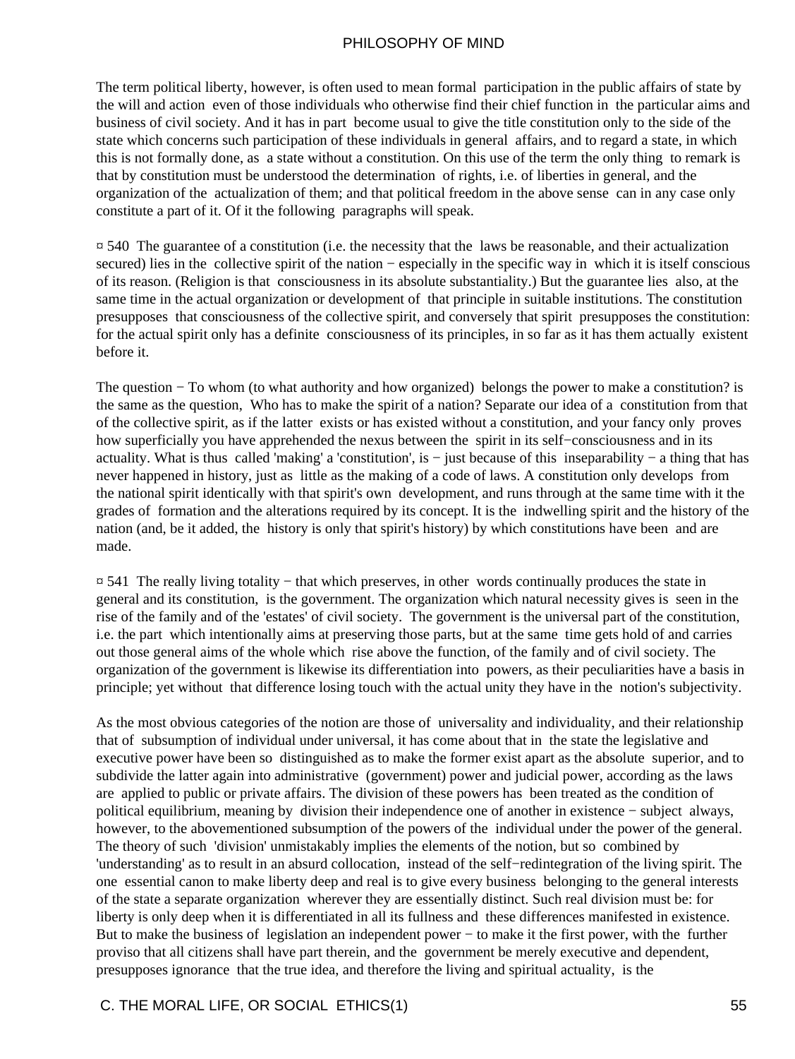The term political liberty, however, is often used to mean formal participation in the public affairs of state by the will and action even of those individuals who otherwise find their chief function in the particular aims and business of civil society. And it has in part become usual to give the title constitution only to the side of the state which concerns such participation of these individuals in general affairs, and to regard a state, in which this is not formally done, as a state without a constitution. On this use of the term the only thing to remark is that by constitution must be understood the determination of rights, i.e. of liberties in general, and the organization of the actualization of them; and that political freedom in the above sense can in any case only constitute a part of it. Of it the following paragraphs will speak.

¤ 540 The guarantee of a constitution (i.e. the necessity that the laws be reasonable, and their actualization secured) lies in the collective spirit of the nation − especially in the specific way in which it is itself conscious of its reason. (Religion is that consciousness in its absolute substantiality.) But the guarantee lies also, at the same time in the actual organization or development of that principle in suitable institutions. The constitution presupposes that consciousness of the collective spirit, and conversely that spirit presupposes the constitution: for the actual spirit only has a definite consciousness of its principles, in so far as it has them actually existent before it.

The question − To whom (to what authority and how organized) belongs the power to make a constitution? is the same as the question, Who has to make the spirit of a nation? Separate our idea of a constitution from that of the collective spirit, as if the latter exists or has existed without a constitution, and your fancy only proves how superficially you have apprehended the nexus between the spirit in its self−consciousness and in its actuality. What is thus called 'making' a 'constitution', is − just because of this inseparability − a thing that has never happened in history, just as little as the making of a code of laws. A constitution only develops from the national spirit identically with that spirit's own development, and runs through at the same time with it the grades of formation and the alterations required by its concept. It is the indwelling spirit and the history of the nation (and, be it added, the history is only that spirit's history) by which constitutions have been and are made.

¤ 541 The really living totality − that which preserves, in other words continually produces the state in general and its constitution, is the government. The organization which natural necessity gives is seen in the rise of the family and of the 'estates' of civil society. The government is the universal part of the constitution, i.e. the part which intentionally aims at preserving those parts, but at the same time gets hold of and carries out those general aims of the whole which rise above the function, of the family and of civil society. The organization of the government is likewise its differentiation into powers, as their peculiarities have a basis in principle; yet without that difference losing touch with the actual unity they have in the notion's subjectivity.

As the most obvious categories of the notion are those of universality and individuality, and their relationship that of subsumption of individual under universal, it has come about that in the state the legislative and executive power have been so distinguished as to make the former exist apart as the absolute superior, and to subdivide the latter again into administrative (government) power and judicial power, according as the laws are applied to public or private affairs. The division of these powers has been treated as the condition of political equilibrium, meaning by division their independence one of another in existence − subject always, however, to the abovementioned subsumption of the powers of the individual under the power of the general. The theory of such 'division' unmistakably implies the elements of the notion, but so combined by 'understanding' as to result in an absurd collocation, instead of the self−redintegration of the living spirit. The one essential canon to make liberty deep and real is to give every business belonging to the general interests of the state a separate organization wherever they are essentially distinct. Such real division must be: for liberty is only deep when it is differentiated in all its fullness and these differences manifested in existence. But to make the business of legislation an independent power − to make it the first power, with the further proviso that all citizens shall have part therein, and the government be merely executive and dependent, presupposes ignorance that the true idea, and therefore the living and spiritual actuality, is the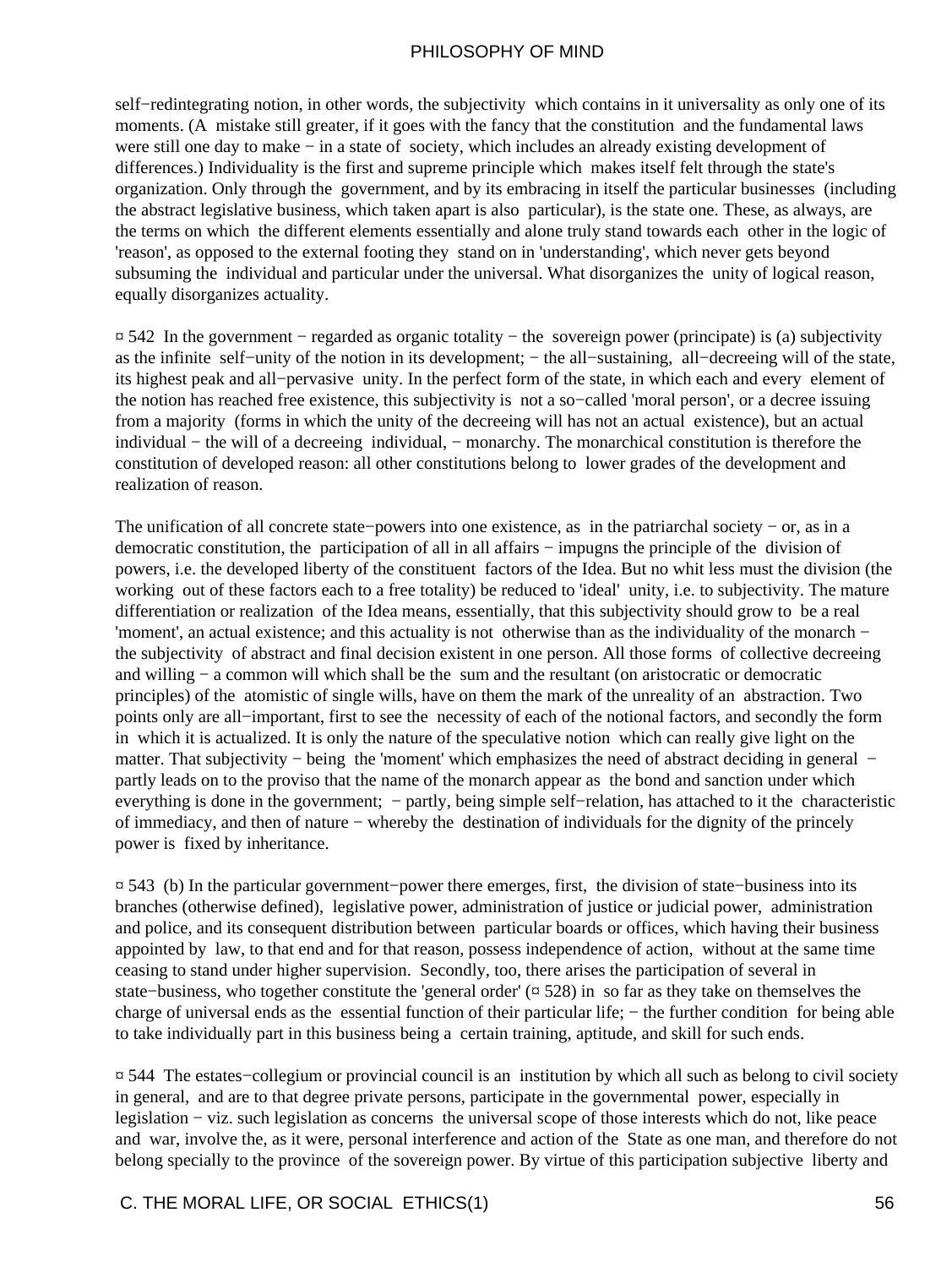self−redintegrating notion, in other words, the subjectivity which contains in it universality as only one of its moments. (A mistake still greater, if it goes with the fancy that the constitution and the fundamental laws were still one day to make − in a state of society, which includes an already existing development of differences.) Individuality is the first and supreme principle which makes itself felt through the state's organization. Only through the government, and by its embracing in itself the particular businesses (including the abstract legislative business, which taken apart is also particular), is the state one. These, as always, are the terms on which the different elements essentially and alone truly stand towards each other in the logic of 'reason', as opposed to the external footing they stand on in 'understanding', which never gets beyond subsuming the individual and particular under the universal. What disorganizes the unity of logical reason, equally disorganizes actuality.

¤ 542 In the government − regarded as organic totality − the sovereign power (principate) is (a) subjectivity as the infinite self−unity of the notion in its development; − the all−sustaining, all−decreeing will of the state, its highest peak and all−pervasive unity. In the perfect form of the state, in which each and every element of the notion has reached free existence, this subjectivity is not a so−called 'moral person', or a decree issuing from a majority (forms in which the unity of the decreeing will has not an actual existence), but an actual individual − the will of a decreeing individual, − monarchy. The monarchical constitution is therefore the constitution of developed reason: all other constitutions belong to lower grades of the development and realization of reason.

The unification of all concrete state−powers into one existence, as in the patriarchal society − or, as in a democratic constitution, the participation of all in all affairs − impugns the principle of the division of powers, i.e. the developed liberty of the constituent factors of the Idea. But no whit less must the division (the working out of these factors each to a free totality) be reduced to 'ideal' unity, i.e. to subjectivity. The mature differentiation or realization of the Idea means, essentially, that this subjectivity should grow to be a real 'moment', an actual existence; and this actuality is not otherwise than as the individuality of the monarch − the subjectivity of abstract and final decision existent in one person. All those forms of collective decreeing and willing − a common will which shall be the sum and the resultant (on aristocratic or democratic principles) of the atomistic of single wills, have on them the mark of the unreality of an abstraction. Two points only are all−important, first to see the necessity of each of the notional factors, and secondly the form in which it is actualized. It is only the nature of the speculative notion which can really give light on the matter. That subjectivity − being the 'moment' which emphasizes the need of abstract deciding in general − partly leads on to the proviso that the name of the monarch appear as the bond and sanction under which everything is done in the government; − partly, being simple self−relation, has attached to it the characteristic of immediacy, and then of nature − whereby the destination of individuals for the dignity of the princely power is fixed by inheritance.

¤ 543 (b) In the particular government−power there emerges, first, the division of state−business into its branches (otherwise defined), legislative power, administration of justice or judicial power, administration and police, and its consequent distribution between particular boards or offices, which having their business appointed by law, to that end and for that reason, possess independence of action, without at the same time ceasing to stand under higher supervision. Secondly, too, there arises the participation of several in state−business, who together constitute the 'general order' (¤ 528) in so far as they take on themselves the charge of universal ends as the essential function of their particular life; − the further condition for being able to take individually part in this business being a certain training, aptitude, and skill for such ends.

¤ 544 The estates−collegium or provincial council is an institution by which all such as belong to civil society in general, and are to that degree private persons, participate in the governmental power, especially in legislation − viz. such legislation as concerns the universal scope of those interests which do not, like peace and war, involve the, as it were, personal interference and action of the State as one man, and therefore do not belong specially to the province of the sovereign power. By virtue of this participation subjective liberty and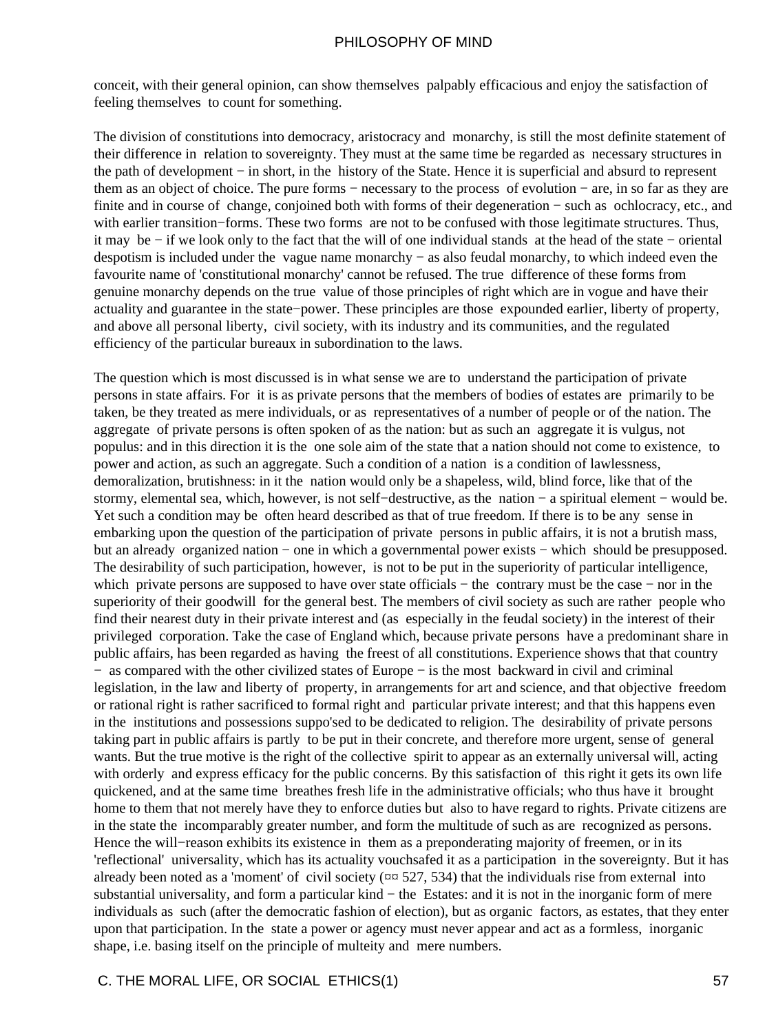conceit, with their general opinion, can show themselves palpably efficacious and enjoy the satisfaction of feeling themselves to count for something.

The division of constitutions into democracy, aristocracy and monarchy, is still the most definite statement of their difference in relation to sovereignty. They must at the same time be regarded as necessary structures in the path of development − in short, in the history of the State. Hence it is superficial and absurd to represent them as an object of choice. The pure forms − necessary to the process of evolution − are, in so far as they are finite and in course of change, conjoined both with forms of their degeneration − such as ochlocracy, etc., and with earlier transition−forms. These two forms are not to be confused with those legitimate structures. Thus, it may be − if we look only to the fact that the will of one individual stands at the head of the state − oriental despotism is included under the vague name monarchy − as also feudal monarchy, to which indeed even the favourite name of 'constitutional monarchy' cannot be refused. The true difference of these forms from genuine monarchy depends on the true value of those principles of right which are in vogue and have their actuality and guarantee in the state−power. These principles are those expounded earlier, liberty of property, and above all personal liberty, civil society, with its industry and its communities, and the regulated efficiency of the particular bureaux in subordination to the laws.

The question which is most discussed is in what sense we are to understand the participation of private persons in state affairs. For it is as private persons that the members of bodies of estates are primarily to be taken, be they treated as mere individuals, or as representatives of a number of people or of the nation. The aggregate of private persons is often spoken of as the nation: but as such an aggregate it is vulgus, not populus: and in this direction it is the one sole aim of the state that a nation should not come to existence, to power and action, as such an aggregate. Such a condition of a nation is a condition of lawlessness, demoralization, brutishness: in it the nation would only be a shapeless, wild, blind force, like that of the stormy, elemental sea, which, however, is not self−destructive, as the nation − a spiritual element − would be. Yet such a condition may be often heard described as that of true freedom. If there is to be any sense in embarking upon the question of the participation of private persons in public affairs, it is not a brutish mass, but an already organized nation − one in which a governmental power exists − which should be presupposed. The desirability of such participation, however, is not to be put in the superiority of particular intelligence, which private persons are supposed to have over state officials − the contrary must be the case − nor in the superiority of their goodwill for the general best. The members of civil society as such are rather people who find their nearest duty in their private interest and (as especially in the feudal society) in the interest of their privileged corporation. Take the case of England which, because private persons have a predominant share in public affairs, has been regarded as having the freest of all constitutions. Experience shows that that country − as compared with the other civilized states of Europe − is the most backward in civil and criminal legislation, in the law and liberty of property, in arrangements for art and science, and that objective freedom or rational right is rather sacrificed to formal right and particular private interest; and that this happens even in the institutions and possessions suppo'sed to be dedicated to religion. The desirability of private persons taking part in public affairs is partly to be put in their concrete, and therefore more urgent, sense of general wants. But the true motive is the right of the collective spirit to appear as an externally universal will, acting with orderly and express efficacy for the public concerns. By this satisfaction of this right it gets its own life quickened, and at the same time breathes fresh life in the administrative officials; who thus have it brought home to them that not merely have they to enforce duties but also to have regard to rights. Private citizens are in the state the incomparably greater number, and form the multitude of such as are recognized as persons. Hence the will−reason exhibits its existence in them as a preponderating majority of freemen, or in its 'reflectional' universality, which has its actuality vouchsafed it as a participation in the sovereignty. But it has already been noted as a 'moment' of civil society (¤¤ 527, 534) that the individuals rise from external into substantial universality, and form a particular kind − the Estates: and it is not in the inorganic form of mere individuals as such (after the democratic fashion of election), but as organic factors, as estates, that they enter upon that participation. In the state a power or agency must never appear and act as a formless, inorganic shape, i.e. basing itself on the principle of multeity and mere numbers.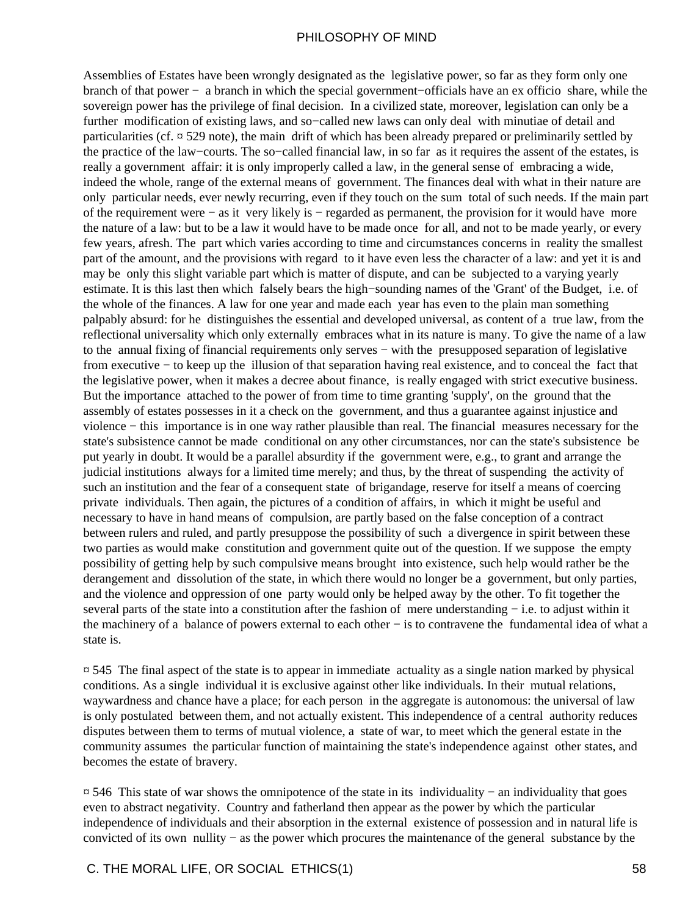Assemblies of Estates have been wrongly designated as the legislative power, so far as they form only one branch of that power − a branch in which the special government−officials have an ex officio share, while the sovereign power has the privilege of final decision. In a civilized state, moreover, legislation can only be a further modification of existing laws, and so−called new laws can only deal with minutiae of detail and particularities (cf. ¤ 529 note), the main drift of which has been already prepared or preliminarily settled by the practice of the law−courts. The so−called financial law, in so far as it requires the assent of the estates, is really a government affair: it is only improperly called a law, in the general sense of embracing a wide, indeed the whole, range of the external means of government. The finances deal with what in their nature are only particular needs, ever newly recurring, even if they touch on the sum total of such needs. If the main part of the requirement were − as it very likely is − regarded as permanent, the provision for it would have more the nature of a law: but to be a law it would have to be made once for all, and not to be made yearly, or every few years, afresh. The part which varies according to time and circumstances concerns in reality the smallest part of the amount, and the provisions with regard to it have even less the character of a law: and yet it is and may be only this slight variable part which is matter of dispute, and can be subjected to a varying yearly estimate. It is this last then which falsely bears the high−sounding names of the 'Grant' of the Budget, i.e. of the whole of the finances. A law for one year and made each year has even to the plain man something palpably absurd: for he distinguishes the essential and developed universal, as content of a true law, from the reflectional universality which only externally embraces what in its nature is many. To give the name of a law to the annual fixing of financial requirements only serves − with the presupposed separation of legislative from executive − to keep up the illusion of that separation having real existence, and to conceal the fact that the legislative power, when it makes a decree about finance, is really engaged with strict executive business. But the importance attached to the power of from time to time granting 'supply', on the ground that the assembly of estates possesses in it a check on the government, and thus a guarantee against injustice and violence − this importance is in one way rather plausible than real. The financial measures necessary for the state's subsistence cannot be made conditional on any other circumstances, nor can the state's subsistence be put yearly in doubt. It would be a parallel absurdity if the government were, e.g., to grant and arrange the judicial institutions always for a limited time merely; and thus, by the threat of suspending the activity of such an institution and the fear of a consequent state of brigandage, reserve for itself a means of coercing private individuals. Then again, the pictures of a condition of affairs, in which it might be useful and necessary to have in hand means of compulsion, are partly based on the false conception of a contract between rulers and ruled, and partly presuppose the possibility of such a divergence in spirit between these two parties as would make constitution and government quite out of the question. If we suppose the empty possibility of getting help by such compulsive means brought into existence, such help would rather be the derangement and dissolution of the state, in which there would no longer be a government, but only parties, and the violence and oppression of one party would only be helped away by the other. To fit together the several parts of the state into a constitution after the fashion of mere understanding − i.e. to adjust within it the machinery of a balance of powers external to each other − is to contravene the fundamental idea of what a state is.

¤ 545 The final aspect of the state is to appear in immediate actuality as a single nation marked by physical conditions. As a single individual it is exclusive against other like individuals. In their mutual relations, waywardness and chance have a place; for each person in the aggregate is autonomous: the universal of law is only postulated between them, and not actually existent. This independence of a central authority reduces disputes between them to terms of mutual violence, a state of war, to meet which the general estate in the community assumes the particular function of maintaining the state's independence against other states, and becomes the estate of bravery.

¤ 546 This state of war shows the omnipotence of the state in its individuality − an individuality that goes even to abstract negativity. Country and fatherland then appear as the power by which the particular independence of individuals and their absorption in the external existence of possession and in natural life is convicted of its own nullity − as the power which procures the maintenance of the general substance by the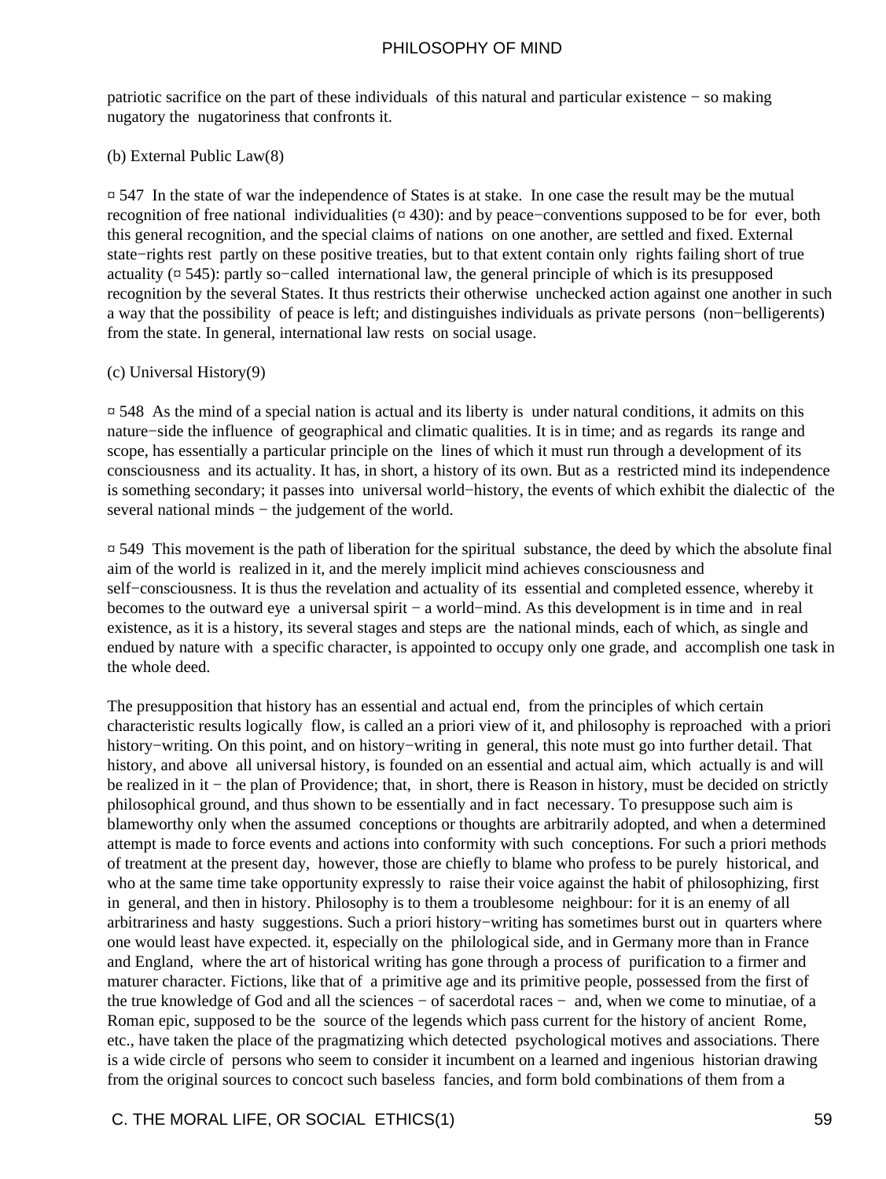patriotic sacrifice on the part of these individuals of this natural and particular existence − so making nugatory the nugatoriness that confronts it.

(b) External Public Law(8)

¤ 547 In the state of war the independence of States is at stake. In one case the result may be the mutual recognition of free national individualities (¤ 430): and by peace−conventions supposed to be for ever, both this general recognition, and the special claims of nations on one another, are settled and fixed. External state−rights rest partly on these positive treaties, but to that extent contain only rights failing short of true actuality (¤ 545): partly so−called international law, the general principle of which is its presupposed recognition by the several States. It thus restricts their otherwise unchecked action against one another in such a way that the possibility of peace is left; and distinguishes individuals as private persons (non−belligerents) from the state. In general, international law rests on social usage.

(c) Universal History(9)

¤ 548 As the mind of a special nation is actual and its liberty is under natural conditions, it admits on this nature−side the influence of geographical and climatic qualities. It is in time; and as regards its range and scope, has essentially a particular principle on the lines of which it must run through a development of its consciousness and its actuality. It has, in short, a history of its own. But as a restricted mind its independence is something secondary; it passes into universal world−history, the events of which exhibit the dialectic of the several national minds − the judgement of the world.

¤ 549 This movement is the path of liberation for the spiritual substance, the deed by which the absolute final aim of the world is realized in it, and the merely implicit mind achieves consciousness and self−consciousness. It is thus the revelation and actuality of its essential and completed essence, whereby it becomes to the outward eye a universal spirit − a world−mind. As this development is in time and in real existence, as it is a history, its several stages and steps are the national minds, each of which, as single and endued by nature with a specific character, is appointed to occupy only one grade, and accomplish one task in the whole deed.

The presupposition that history has an essential and actual end, from the principles of which certain characteristic results logically flow, is called an a priori view of it, and philosophy is reproached with a priori history−writing. On this point, and on history−writing in general, this note must go into further detail. That history, and above all universal history, is founded on an essential and actual aim, which actually is and will be realized in it − the plan of Providence; that, in short, there is Reason in history, must be decided on strictly philosophical ground, and thus shown to be essentially and in fact necessary. To presuppose such aim is blameworthy only when the assumed conceptions or thoughts are arbitrarily adopted, and when a determined attempt is made to force events and actions into conformity with such conceptions. For such a priori methods of treatment at the present day, however, those are chiefly to blame who profess to be purely historical, and who at the same time take opportunity expressly to raise their voice against the habit of philosophizing, first in general, and then in history. Philosophy is to them a troublesome neighbour: for it is an enemy of all arbitrariness and hasty suggestions. Such a priori history−writing has sometimes burst out in quarters where one would least have expected. it, especially on the philological side, and in Germany more than in France and England, where the art of historical writing has gone through a process of purification to a firmer and maturer character. Fictions, like that of a primitive age and its primitive people, possessed from the first of the true knowledge of God and all the sciences − of sacerdotal races − and, when we come to minutiae, of a Roman epic, supposed to be the source of the legends which pass current for the history of ancient Rome, etc., have taken the place of the pragmatizing which detected psychological motives and associations. There is a wide circle of persons who seem to consider it incumbent on a learned and ingenious historian drawing from the original sources to concoct such baseless fancies, and form bold combinations of them from a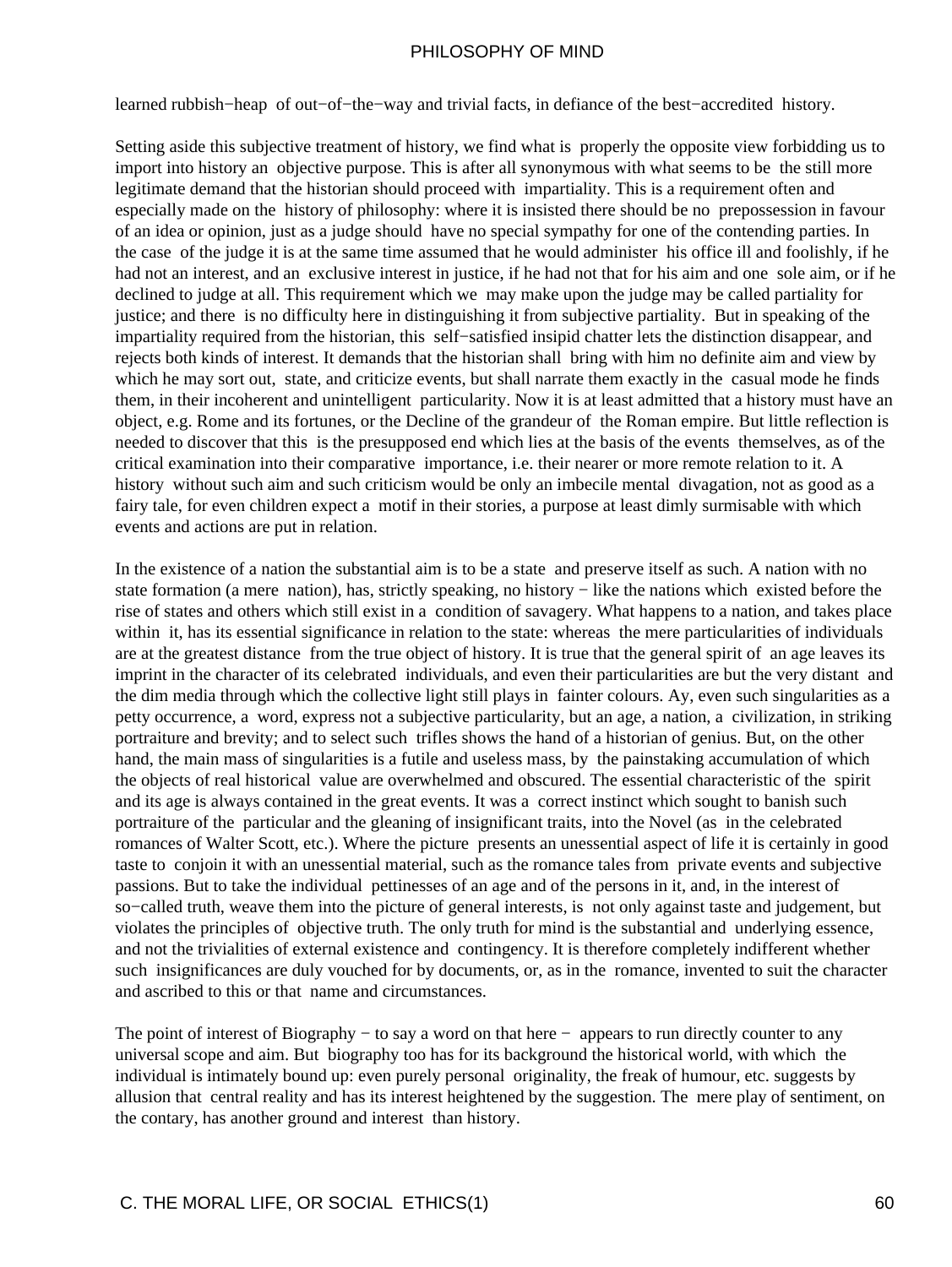learned rubbish−heap of out−of−the−way and trivial facts, in defiance of the best−accredited history.

Setting aside this subjective treatment of history, we find what is properly the opposite view forbidding us to import into history an objective purpose. This is after all synonymous with what seems to be the still more legitimate demand that the historian should proceed with impartiality. This is a requirement often and especially made on the history of philosophy: where it is insisted there should be no prepossession in favour of an idea or opinion, just as a judge should have no special sympathy for one of the contending parties. In the case of the judge it is at the same time assumed that he would administer his office ill and foolishly, if he had not an interest, and an exclusive interest in justice, if he had not that for his aim and one sole aim, or if he declined to judge at all. This requirement which we may make upon the judge may be called partiality for justice; and there is no difficulty here in distinguishing it from subjective partiality. But in speaking of the impartiality required from the historian, this self−satisfied insipid chatter lets the distinction disappear, and rejects both kinds of interest. It demands that the historian shall bring with him no definite aim and view by which he may sort out, state, and criticize events, but shall narrate them exactly in the casual mode he finds them, in their incoherent and unintelligent particularity. Now it is at least admitted that a history must have an object, e.g. Rome and its fortunes, or the Decline of the grandeur of the Roman empire. But little reflection is needed to discover that this is the presupposed end which lies at the basis of the events themselves, as of the critical examination into their comparative importance, i.e. their nearer or more remote relation to it. A history without such aim and such criticism would be only an imbecile mental divagation, not as good as a fairy tale, for even children expect a motif in their stories, a purpose at least dimly surmisable with which events and actions are put in relation.

In the existence of a nation the substantial aim is to be a state and preserve itself as such. A nation with no state formation (a mere nation), has, strictly speaking, no history − like the nations which existed before the rise of states and others which still exist in a condition of savagery. What happens to a nation, and takes place within it, has its essential significance in relation to the state: whereas the mere particularities of individuals are at the greatest distance from the true object of history. It is true that the general spirit of an age leaves its imprint in the character of its celebrated individuals, and even their particularities are but the very distant and the dim media through which the collective light still plays in fainter colours. Ay, even such singularities as a petty occurrence, a word, express not a subjective particularity, but an age, a nation, a civilization, in striking portraiture and brevity; and to select such trifles shows the hand of a historian of genius. But, on the other hand, the main mass of singularities is a futile and useless mass, by the painstaking accumulation of which the objects of real historical value are overwhelmed and obscured. The essential characteristic of the spirit and its age is always contained in the great events. It was a correct instinct which sought to banish such portraiture of the particular and the gleaning of insignificant traits, into the Novel (as in the celebrated romances of Walter Scott, etc.). Where the picture presents an unessential aspect of life it is certainly in good taste to conjoin it with an unessential material, such as the romance tales from private events and subjective passions. But to take the individual pettinesses of an age and of the persons in it, and, in the interest of so−called truth, weave them into the picture of general interests, is not only against taste and judgement, but violates the principles of objective truth. The only truth for mind is the substantial and underlying essence, and not the trivialities of external existence and contingency. It is therefore completely indifferent whether such insignificances are duly vouched for by documents, or, as in the romance, invented to suit the character and ascribed to this or that name and circumstances.

The point of interest of Biography − to say a word on that here − appears to run directly counter to any universal scope and aim. But biography too has for its background the historical world, with which the individual is intimately bound up: even purely personal originality, the freak of humour, etc. suggests by allusion that central reality and has its interest heightened by the suggestion. The mere play of sentiment, on the contary, has another ground and interest than history.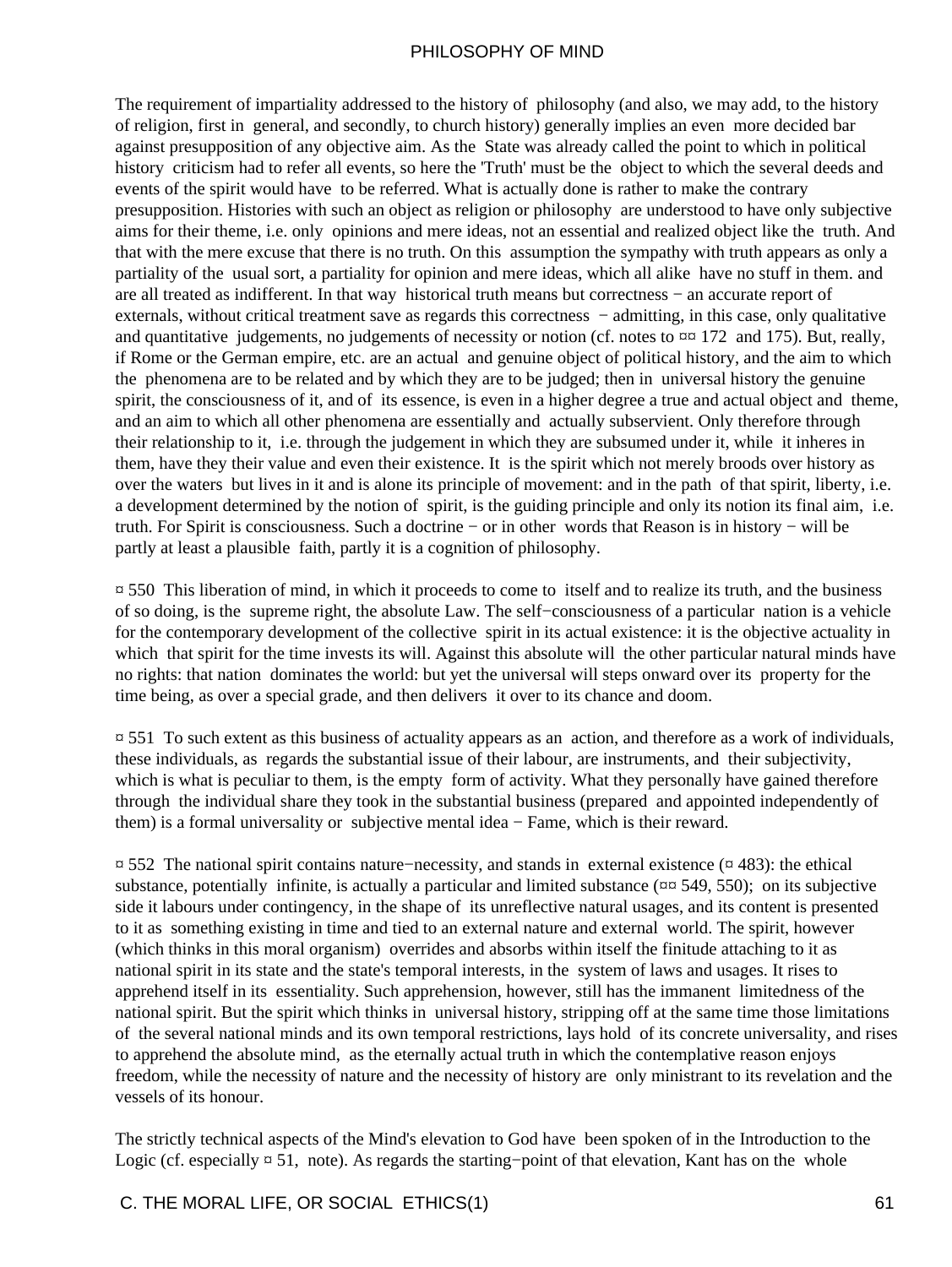The requirement of impartiality addressed to the history of philosophy (and also, we may add, to the history of religion, first in general, and secondly, to church history) generally implies an even more decided bar against presupposition of any objective aim. As the State was already called the point to which in political history criticism had to refer all events, so here the 'Truth' must be the object to which the several deeds and events of the spirit would have to be referred. What is actually done is rather to make the contrary presupposition. Histories with such an object as religion or philosophy are understood to have only subjective aims for their theme, i.e. only opinions and mere ideas, not an essential and realized object like the truth. And that with the mere excuse that there is no truth. On this assumption the sympathy with truth appears as only a partiality of the usual sort, a partiality for opinion and mere ideas, which all alike have no stuff in them. and are all treated as indifferent. In that way historical truth means but correctness − an accurate report of externals, without critical treatment save as regards this correctness − admitting, in this case, only qualitative and quantitative judgements, no judgements of necessity or notion (cf. notes to ¤¤ 172 and 175). But, really, if Rome or the German empire, etc. are an actual and genuine object of political history, and the aim to which the phenomena are to be related and by which they are to be judged; then in universal history the genuine spirit, the consciousness of it, and of its essence, is even in a higher degree a true and actual object and theme, and an aim to which all other phenomena are essentially and actually subservient. Only therefore through their relationship to it, i.e. through the judgement in which they are subsumed under it, while it inheres in them, have they their value and even their existence. It is the spirit which not merely broods over history as over the waters but lives in it and is alone its principle of movement: and in the path of that spirit, liberty, i.e. a development determined by the notion of spirit, is the guiding principle and only its notion its final aim, i.e. truth. For Spirit is consciousness. Such a doctrine − or in other words that Reason is in history − will be partly at least a plausible faith, partly it is a cognition of philosophy.

¤ 550 This liberation of mind, in which it proceeds to come to itself and to realize its truth, and the business of so doing, is the supreme right, the absolute Law. The self−consciousness of a particular nation is a vehicle for the contemporary development of the collective spirit in its actual existence: it is the objective actuality in which that spirit for the time invests its will. Against this absolute will the other particular natural minds have no rights: that nation dominates the world: but yet the universal will steps onward over its property for the time being, as over a special grade, and then delivers it over to its chance and doom.

¤ 551 To such extent as this business of actuality appears as an action, and therefore as a work of individuals, these individuals, as regards the substantial issue of their labour, are instruments, and their subjectivity, which is what is peculiar to them, is the empty form of activity. What they personally have gained therefore through the individual share they took in the substantial business (prepared and appointed independently of them) is a formal universality or subjective mental idea − Fame, which is their reward.

¤ 552 The national spirit contains nature−necessity, and stands in external existence (¤ 483): the ethical substance, potentially infinite, is actually a particular and limited substance (¤¤ 549, 550); on its subjective side it labours under contingency, in the shape of its unreflective natural usages, and its content is presented to it as something existing in time and tied to an external nature and external world. The spirit, however (which thinks in this moral organism) overrides and absorbs within itself the finitude attaching to it as national spirit in its state and the state's temporal interests, in the system of laws and usages. It rises to apprehend itself in its essentiality. Such apprehension, however, still has the immanent limitedness of the national spirit. But the spirit which thinks in universal history, stripping off at the same time those limitations of the several national minds and its own temporal restrictions, lays hold of its concrete universality, and rises to apprehend the absolute mind, as the eternally actual truth in which the contemplative reason enjoys freedom, while the necessity of nature and the necessity of history are only ministrant to its revelation and the vessels of its honour.

The strictly technical aspects of the Mind's elevation to God have been spoken of in the Introduction to the Logic (cf. especially ¤ 51, note). As regards the starting−point of that elevation, Kant has on the whole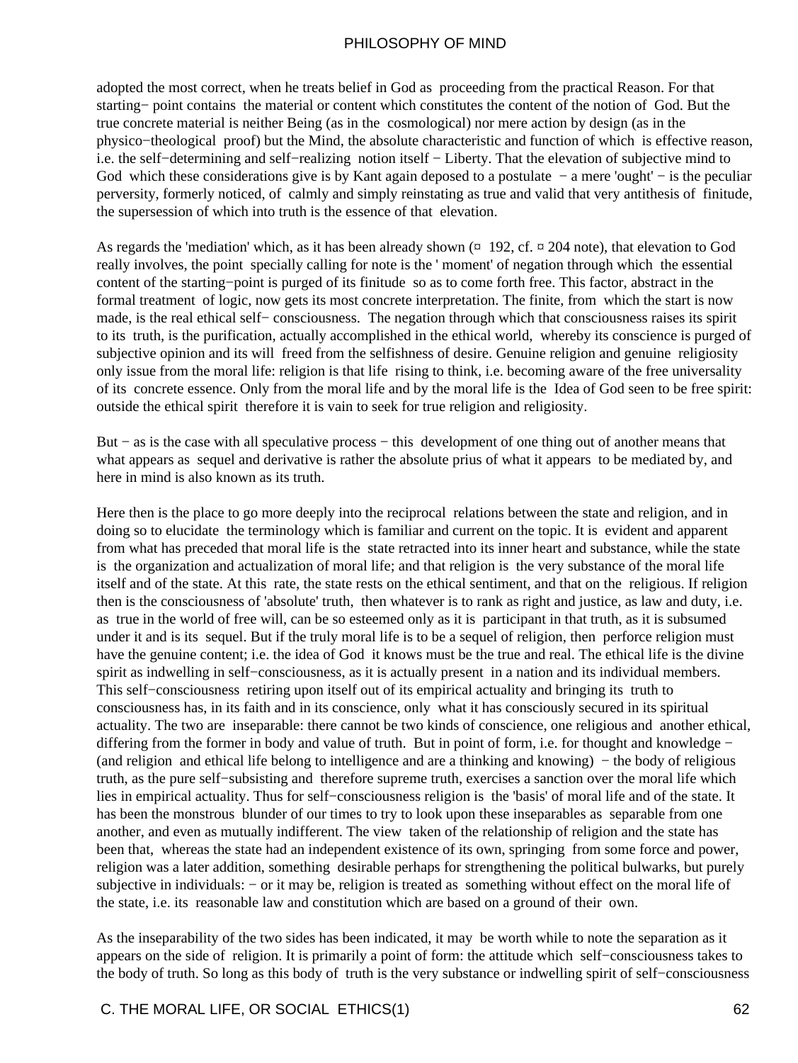adopted the most correct, when he treats belief in God as proceeding from the practical Reason. For that starting− point contains the material or content which constitutes the content of the notion of God. But the true concrete material is neither Being (as in the cosmological) nor mere action by design (as in the physico−theological proof) but the Mind, the absolute characteristic and function of which is effective reason, i.e. the self−determining and self−realizing notion itself − Liberty. That the elevation of subjective mind to God which these considerations give is by Kant again deposed to a postulate − a mere 'ought' − is the peculiar perversity, formerly noticed, of calmly and simply reinstating as true and valid that very antithesis of finitude, the supersession of which into truth is the essence of that elevation.

As regards the 'mediation' which, as it has been already shown (¤ 192, cf. ¤ 204 note), that elevation to God really involves, the point specially calling for note is the ' moment' of negation through which the essential content of the starting−point is purged of its finitude so as to come forth free. This factor, abstract in the formal treatment of logic, now gets its most concrete interpretation. The finite, from which the start is now made, is the real ethical self− consciousness. The negation through which that consciousness raises its spirit to its truth, is the purification, actually accomplished in the ethical world, whereby its conscience is purged of subjective opinion and its will freed from the selfishness of desire. Genuine religion and genuine religiosity only issue from the moral life: religion is that life rising to think, i.e. becoming aware of the free universality of its concrete essence. Only from the moral life and by the moral life is the Idea of God seen to be free spirit: outside the ethical spirit therefore it is vain to seek for true religion and religiosity.

But − as is the case with all speculative process − this development of one thing out of another means that what appears as sequel and derivative is rather the absolute prius of what it appears to be mediated by, and here in mind is also known as its truth.

Here then is the place to go more deeply into the reciprocal relations between the state and religion, and in doing so to elucidate the terminology which is familiar and current on the topic. It is evident and apparent from what has preceded that moral life is the state retracted into its inner heart and substance, while the state is the organization and actualization of moral life; and that religion is the very substance of the moral life itself and of the state. At this rate, the state rests on the ethical sentiment, and that on the religious. If religion then is the consciousness of 'absolute' truth, then whatever is to rank as right and justice, as law and duty, i.e. as true in the world of free will, can be so esteemed only as it is participant in that truth, as it is subsumed under it and is its sequel. But if the truly moral life is to be a sequel of religion, then perforce religion must have the genuine content; i.e. the idea of God it knows must be the true and real. The ethical life is the divine spirit as indwelling in self−consciousness, as it is actually present in a nation and its individual members. This self−consciousness retiring upon itself out of its empirical actuality and bringing its truth to consciousness has, in its faith and in its conscience, only what it has consciously secured in its spiritual actuality. The two are inseparable: there cannot be two kinds of conscience, one religious and another ethical, differing from the former in body and value of truth. But in point of form, i.e. for thought and knowledge − (and religion and ethical life belong to intelligence and are a thinking and knowing) − the body of religious truth, as the pure self−subsisting and therefore supreme truth, exercises a sanction over the moral life which lies in empirical actuality. Thus for self−consciousness religion is the 'basis' of moral life and of the state. It has been the monstrous blunder of our times to try to look upon these inseparables as separable from one another, and even as mutually indifferent. The view taken of the relationship of religion and the state has been that, whereas the state had an independent existence of its own, springing from some force and power, religion was a later addition, something desirable perhaps for strengthening the political bulwarks, but purely subjective in individuals: − or it may be, religion is treated as something without effect on the moral life of the state, i.e. its reasonable law and constitution which are based on a ground of their own.

As the inseparability of the two sides has been indicated, it may be worth while to note the separation as it appears on the side of religion. It is primarily a point of form: the attitude which self−consciousness takes to the body of truth. So long as this body of truth is the very substance or indwelling spirit of self−consciousness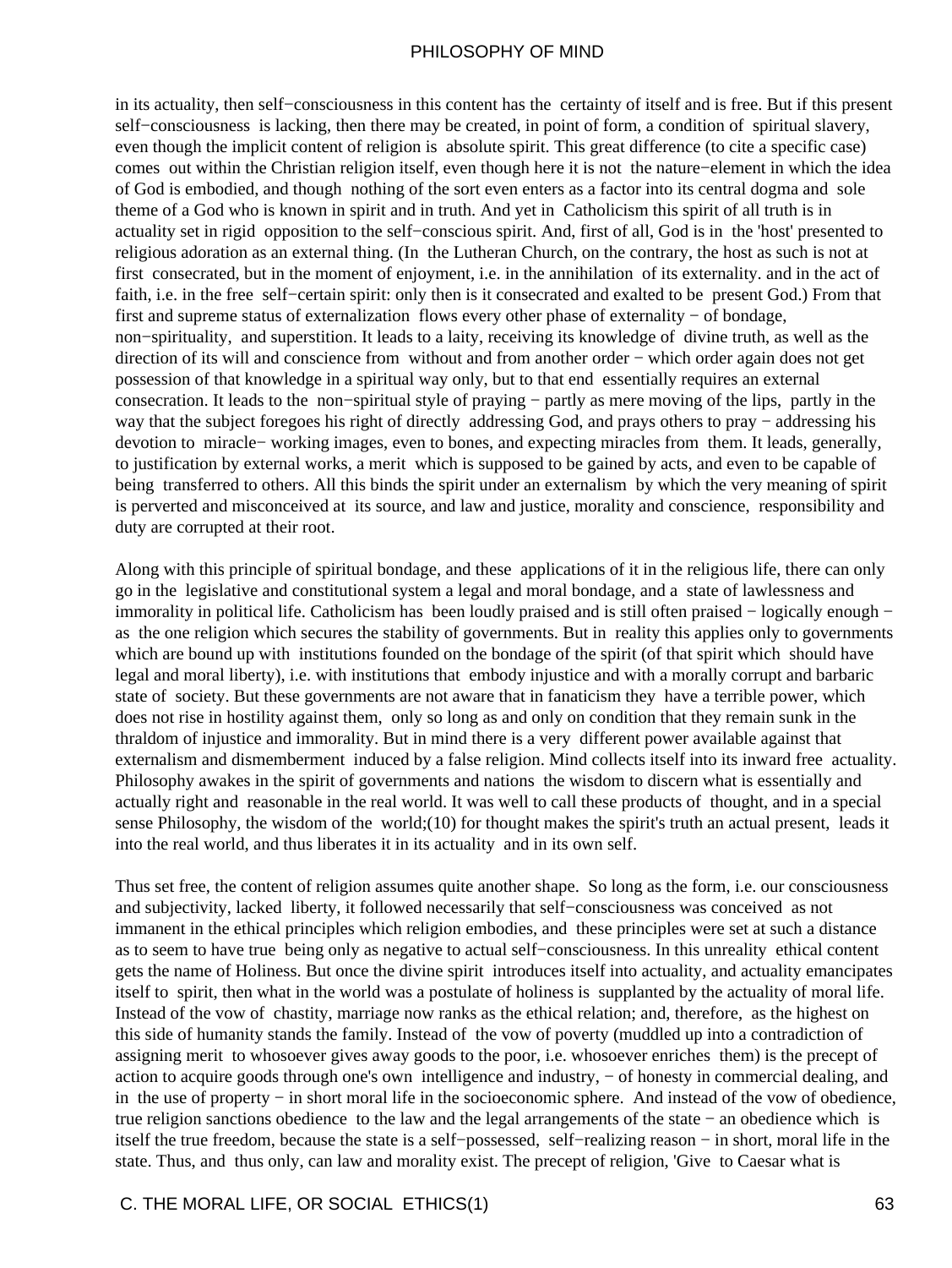in its actuality, then self−consciousness in this content has the certainty of itself and is free. But if this present self−consciousness is lacking, then there may be created, in point of form, a condition of spiritual slavery, even though the implicit content of religion is absolute spirit. This great difference (to cite a specific case) comes out within the Christian religion itself, even though here it is not the nature−element in which the idea of God is embodied, and though nothing of the sort even enters as a factor into its central dogma and sole theme of a God who is known in spirit and in truth. And yet in Catholicism this spirit of all truth is in actuality set in rigid opposition to the self−conscious spirit. And, first of all, God is in the 'host' presented to religious adoration as an external thing. (In the Lutheran Church, on the contrary, the host as such is not at first consecrated, but in the moment of enjoyment, i.e. in the annihilation of its externality. and in the act of faith, i.e. in the free self−certain spirit: only then is it consecrated and exalted to be present God.) From that first and supreme status of externalization flows every other phase of externality − of bondage, non−spirituality, and superstition. It leads to a laity, receiving its knowledge of divine truth, as well as the direction of its will and conscience from without and from another order − which order again does not get possession of that knowledge in a spiritual way only, but to that end essentially requires an external consecration. It leads to the non−spiritual style of praying − partly as mere moving of the lips, partly in the way that the subject foregoes his right of directly addressing God, and prays others to pray − addressing his devotion to miracle− working images, even to bones, and expecting miracles from them. It leads, generally, to justification by external works, a merit which is supposed to be gained by acts, and even to be capable of being transferred to others. All this binds the spirit under an externalism by which the very meaning of spirit is perverted and misconceived at its source, and law and justice, morality and conscience, responsibility and duty are corrupted at their root.

Along with this principle of spiritual bondage, and these applications of it in the religious life, there can only go in the legislative and constitutional system a legal and moral bondage, and a state of lawlessness and immorality in political life. Catholicism has been loudly praised and is still often praised − logically enough − as the one religion which secures the stability of governments. But in reality this applies only to governments which are bound up with institutions founded on the bondage of the spirit (of that spirit which should have legal and moral liberty), i.e. with institutions that embody injustice and with a morally corrupt and barbaric state of society. But these governments are not aware that in fanaticism they have a terrible power, which does not rise in hostility against them, only so long as and only on condition that they remain sunk in the thraldom of injustice and immorality. But in mind there is a very different power available against that externalism and dismemberment induced by a false religion. Mind collects itself into its inward free actuality. Philosophy awakes in the spirit of governments and nations the wisdom to discern what is essentially and actually right and reasonable in the real world. It was well to call these products of thought, and in a special sense Philosophy, the wisdom of the world;(10) for thought makes the spirit's truth an actual present, leads it into the real world, and thus liberates it in its actuality and in its own self.

Thus set free, the content of religion assumes quite another shape. So long as the form, i.e. our consciousness and subjectivity, lacked liberty, it followed necessarily that self−consciousness was conceived as not immanent in the ethical principles which religion embodies, and these principles were set at such a distance as to seem to have true being only as negative to actual self−consciousness. In this unreality ethical content gets the name of Holiness. But once the divine spirit introduces itself into actuality, and actuality emancipates itself to spirit, then what in the world was a postulate of holiness is supplanted by the actuality of moral life. Instead of the vow of chastity, marriage now ranks as the ethical relation; and, therefore, as the highest on this side of humanity stands the family. Instead of the vow of poverty (muddled up into a contradiction of assigning merit to whosoever gives away goods to the poor, i.e. whosoever enriches them) is the precept of action to acquire goods through one's own intelligence and industry, − of honesty in commercial dealing, and in the use of property − in short moral life in the socioeconomic sphere. And instead of the vow of obedience, true religion sanctions obedience to the law and the legal arrangements of the state − an obedience which is itself the true freedom, because the state is a self−possessed, self−realizing reason − in short, moral life in the state. Thus, and thus only, can law and morality exist. The precept of religion, 'Give to Caesar what is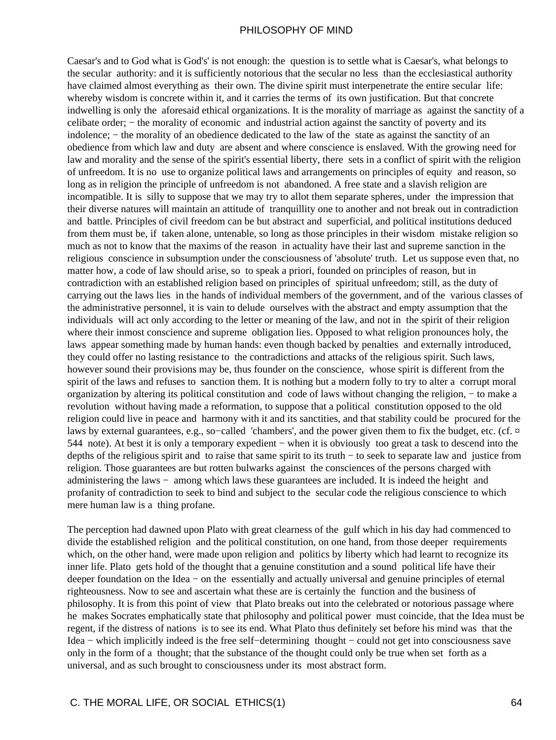Caesar's and to God what is God's' is not enough: the question is to settle what is Caesar's, what belongs to the secular authority: and it is sufficiently notorious that the secular no less than the ecclesiastical authority have claimed almost everything as their own. The divine spirit must interpenetrate the entire secular life: whereby wisdom is concrete within it, and it carries the terms of its own justification. But that concrete indwelling is only the aforesaid ethical organizations. It is the morality of marriage as against the sanctity of a celibate order; − the morality of economic and industrial action against the sanctity of poverty and its indolence; − the morality of an obedience dedicated to the law of the state as against the sanctity of an obedience from which law and duty are absent and where conscience is enslaved. With the growing need for law and morality and the sense of the spirit's essential liberty, there sets in a conflict of spirit with the religion of unfreedom. It is no use to organize political laws and arrangements on principles of equity and reason, so long as in religion the principle of unfreedom is not abandoned. A free state and a slavish religion are incompatible. It is silly to suppose that we may try to allot them separate spheres, under the impression that their diverse natures will maintain an attitude of tranquillity one to another and not break out in contradiction and battle. Principles of civil freedom can be but abstract and superficial, and political institutions deduced from them must be, if taken alone, untenable, so long as those principles in their wisdom mistake religion so much as not to know that the maxims of the reason in actuality have their last and supreme sanction in the religious conscience in subsumption under the consciousness of 'absolute' truth. Let us suppose even that, no matter how, a code of law should arise, so to speak a priori, founded on principles of reason, but in contradiction with an established religion based on principles of spiritual unfreedom; still, as the duty of carrying out the laws lies in the hands of individual members of the government, and of the various classes of the administrative personnel, it is vain to delude ourselves with the abstract and empty assumption that the individuals will act only according to the letter or meaning of the law, and not in the spirit of their religion where their inmost conscience and supreme obligation lies. Opposed to what religion pronounces holy, the laws appear something made by human hands: even though backed by penalties and externally introduced, they could offer no lasting resistance to the contradictions and attacks of the religious spirit. Such laws, however sound their provisions may be, thus founder on the conscience, whose spirit is different from the spirit of the laws and refuses to sanction them. It is nothing but a modern folly to try to alter a corrupt moral organization by altering its political constitution and code of laws without changing the religion, − to make a revolution without having made a reformation, to suppose that a political constitution opposed to the old religion could live in peace and harmony with it and its sanctities, and that stability could be procured for the laws by external guarantees, e.g., so−called 'chambers', and the power given them to fix the budget, etc. (cf. ¤ 544 note). At best it is only a temporary expedient − when it is obviously too great a task to descend into the depths of the religious spirit and to raise that same spirit to its truth − to seek to separate law and justice from religion. Those guarantees are but rotten bulwarks against the consciences of the persons charged with administering the laws − among which laws these guarantees are included. It is indeed the height and profanity of contradiction to seek to bind and subject to the secular code the religious conscience to which mere human law is a thing profane.

The perception had dawned upon Plato with great clearness of the gulf which in his day had commenced to divide the established religion and the political constitution, on one hand, from those deeper requirements which, on the other hand, were made upon religion and politics by liberty which had learnt to recognize its inner life. Plato gets hold of the thought that a genuine constitution and a sound political life have their deeper foundation on the Idea − on the essentially and actually universal and genuine principles of eternal righteousness. Now to see and ascertain what these are is certainly the function and the business of philosophy. It is from this point of view that Plato breaks out into the celebrated or notorious passage where he makes Socrates emphatically state that philosophy and political power must coincide, that the Idea must be regent, if the distress of nations is to see its end. What Plato thus definitely set before his mind was that the Idea − which implicitly indeed is the free self−determining thought − could not get into consciousness save only in the form of a thought; that the substance of the thought could only be true when set forth as a universal, and as such brought to consciousness under its most abstract form.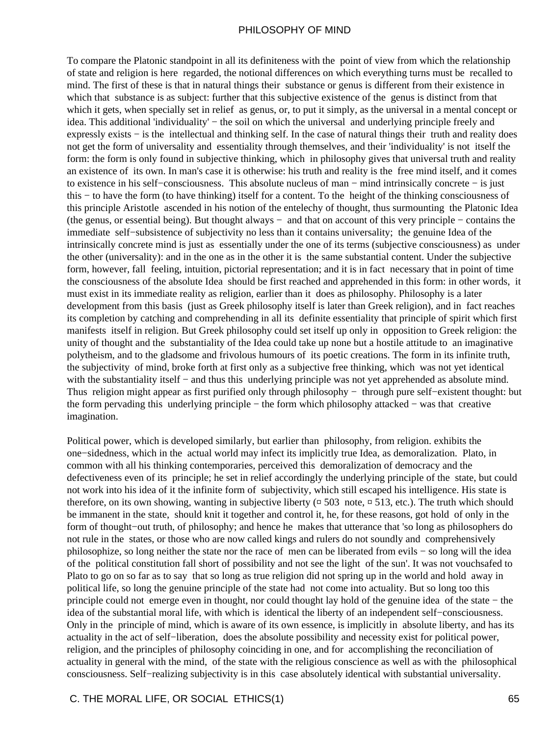To compare the Platonic standpoint in all its definiteness with the point of view from which the relationship of state and religion is here regarded, the notional differences on which everything turns must be recalled to mind. The first of these is that in natural things their substance or genus is different from their existence in which that substance is as subject: further that this subjective existence of the genus is distinct from that which it gets, when specially set in relief as genus, or, to put it simply, as the universal in a mental concept or idea. This additional 'individuality' − the soil on which the universal and underlying principle freely and expressly exists − is the intellectual and thinking self. In the case of natural things their truth and reality does not get the form of universality and essentiality through themselves, and their 'individuality' is not itself the form: the form is only found in subjective thinking, which in philosophy gives that universal truth and reality an existence of its own. In man's case it is otherwise: his truth and reality is the free mind itself, and it comes to existence in his self−consciousness. This absolute nucleus of man − mind intrinsically concrete − is just this − to have the form (to have thinking) itself for a content. To the height of the thinking consciousness of this principle Aristotle ascended in his notion of the entelechy of thought, thus surmounting the Platonic Idea (the genus, or essential being). But thought always − and that on account of this very principle − contains the immediate self−subsistence of subjectivity no less than it contains universality; the genuine Idea of the intrinsically concrete mind is just as essentially under the one of its terms (subjective consciousness) as under the other (universality): and in the one as in the other it is the same substantial content. Under the subjective form, however, fall feeling, intuition, pictorial representation; and it is in fact necessary that in point of time the consciousness of the absolute Idea should be first reached and apprehended in this form: in other words, it must exist in its immediate reality as religion, earlier than it does as philosophy. Philosophy is a later development from this basis (just as Greek philosophy itself is later than Greek religion), and in fact reaches its completion by catching and comprehending in all its definite essentiality that principle of spirit which first manifests itself in religion. But Greek philosophy could set itself up only in opposition to Greek religion: the unity of thought and the substantiality of the Idea could take up none but a hostile attitude to an imaginative polytheism, and to the gladsome and frivolous humours of its poetic creations. The form in its infinite truth, the subjectivity of mind, broke forth at first only as a subjective free thinking, which was not yet identical with the substantiality itself − and thus this underlying principle was not yet apprehended as absolute mind. Thus religion might appear as first purified only through philosophy − through pure self−existent thought: but the form pervading this underlying principle − the form which philosophy attacked − was that creative imagination.

Political power, which is developed similarly, but earlier than philosophy, from religion. exhibits the one−sidedness, which in the actual world may infect its implicitly true Idea, as demoralization. Plato, in common with all his thinking contemporaries, perceived this demoralization of democracy and the defectiveness even of its principle; he set in relief accordingly the underlying principle of the state, but could not work into his idea of it the infinite form of subjectivity, which still escaped his intelligence. His state is therefore, on its own showing, wanting in subjective liberty (¤ 503 note, ¤ 513, etc.). The truth which should be immanent in the state, should knit it together and control it, he, for these reasons, got hold of only in the form of thought−out truth, of philosophy; and hence he makes that utterance that 'so long as philosophers do not rule in the states, or those who are now called kings and rulers do not soundly and comprehensively philosophize, so long neither the state nor the race of men can be liberated from evils − so long will the idea of the political constitution fall short of possibility and not see the light of the sun'. It was not vouchsafed to Plato to go on so far as to say that so long as true religion did not spring up in the world and hold away in political life, so long the genuine principle of the state had not come into actuality. But so long too this principle could not emerge even in thought, nor could thought lay hold of the genuine idea of the state − the idea of the substantial moral life, with which is identical the liberty of an independent self−consciousness. Only in the principle of mind, which is aware of its own essence, is implicitly in absolute liberty, and has its actuality in the act of self−liberation, does the absolute possibility and necessity exist for political power, religion, and the principles of philosophy coinciding in one, and for accomplishing the reconciliation of actuality in general with the mind, of the state with the religious conscience as well as with the philosophical consciousness. Self−realizing subjectivity is in this case absolutely identical with substantial universality.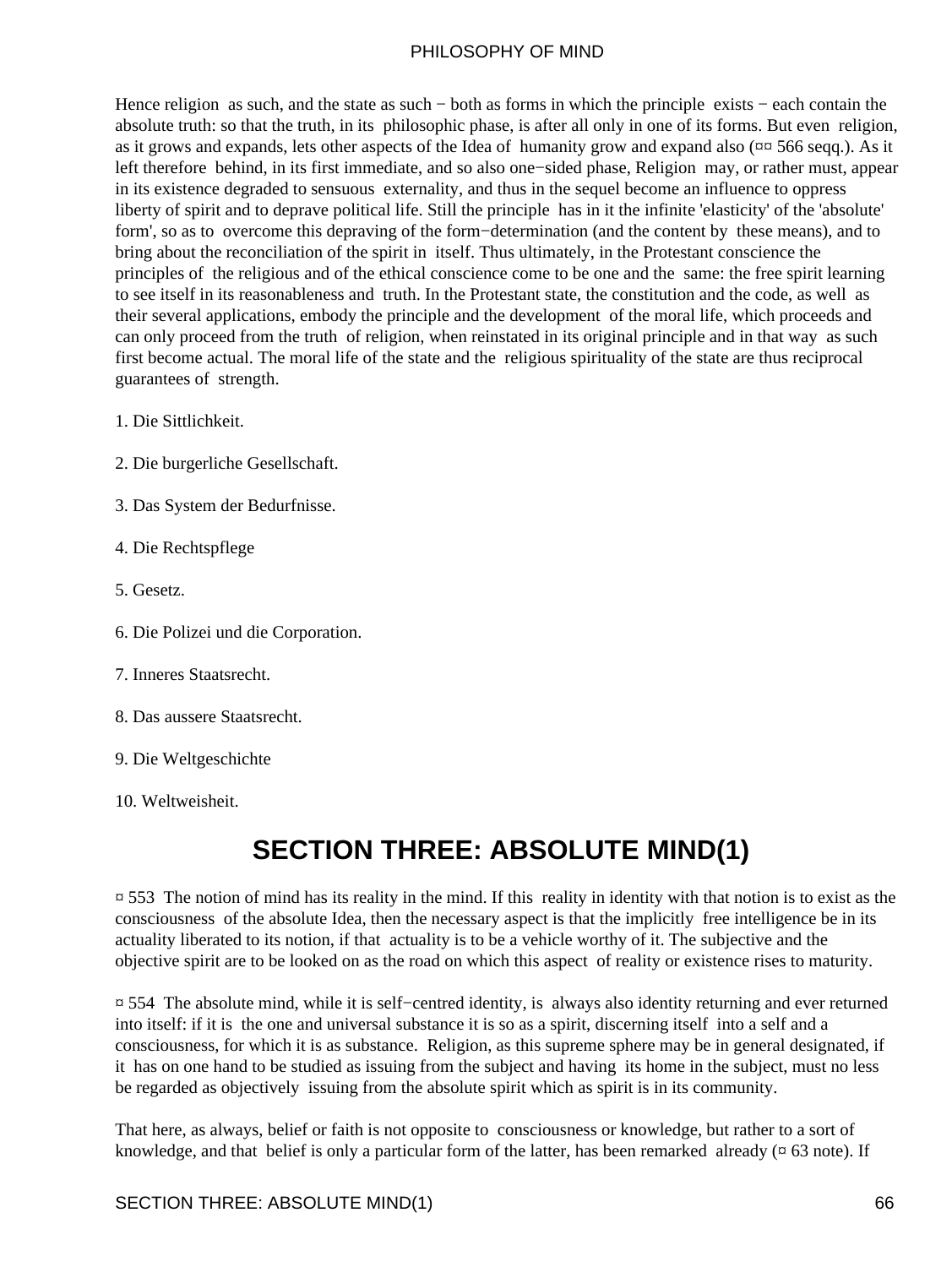Hence religion as such, and the state as such − both as forms in which the principle exists − each contain the absolute truth: so that the truth, in its philosophic phase, is after all only in one of its forms. But even religion, as it grows and expands, lets other aspects of the Idea of humanity grow and expand also (¤¤ 566 seqq.). As it left therefore behind, in its first immediate, and so also one−sided phase, Religion may, or rather must, appear in its existence degraded to sensuous externality, and thus in the sequel become an influence to oppress liberty of spirit and to deprave political life. Still the principle has in it the infinite 'elasticity' of the 'absolute' form', so as to overcome this depraving of the form−determination (and the content by these means), and to bring about the reconciliation of the spirit in itself. Thus ultimately, in the Protestant conscience the principles of the religious and of the ethical conscience come to be one and the same: the free spirit learning to see itself in its reasonableness and truth. In the Protestant state, the constitution and the code, as well as their several applications, embody the principle and the development of the moral life, which proceeds and can only proceed from the truth of religion, when reinstated in its original principle and in that way as such first become actual. The moral life of the state and the religious spirituality of the state are thus reciprocal guarantees of strength.

1. Die Sittlichkeit.

2. Die burgerliche Gesellschaft.

3. Das System der Bedurfnisse.

4. Die Rechtspflege

5. Gesetz.

6. Die Polizei und die Corporation.

7. Inneres Staatsrecht.

8. Das aussere Staatsrecht.

9. Die Weltgeschichte

10. Weltweisheit.

# SECTION THREE: ABSOLUTE MIND(1)

¤ 553 The notion of mind has its reality in the mind. If this reality in identity with that notion is to exist as the consciousness of the absolute Idea, then the necessary aspect is that the implicitly free intelligence be in its actuality liberated to its notion, if that actuality is to be a vehicle worthy of it. The subjective and the objective spirit are to be looked on as the road on which this aspect of reality or existence rises to maturity.

¤ 554 The absolute mind, while it is self−centred identity, is always also identity returning and ever returned into itself: if it is the one and universal substance it is so as a spirit, discerning itself into a self and a consciousness, for which it is as substance. Religion, as this supreme sphere may be in general designated, if it has on one hand to be studied as issuing from the subject and having its home in the subject, must no less be regarded as objectively issuing from the absolute spirit which as spirit is in its community.

That here, as always, belief or faith is not opposite to consciousness or knowledge, but rather to a sort of knowledge, and that belief is only a particular form of the latter, has been remarked already (¤ 63 note). If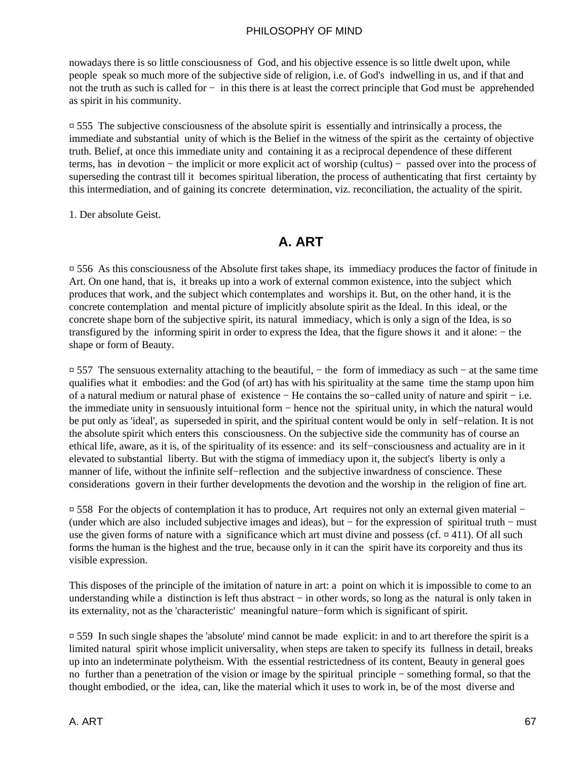nowadays there is so little consciousness of God, and his objective essence is so little dwelt upon, while people speak so much more of the subjective side of religion, i.e. of God's indwelling in us, and if that and not the truth as such is called for − in this there is at least the correct principle that God must be apprehended as spirit in his community.

¤ 555 The subjective consciousness of the absolute spirit is essentially and intrinsically a process, the immediate and substantial unity of which is the Belief in the witness of the spirit as the certainty of objective truth. Belief, at once this immediate unity and containing it as a reciprocal dependence of these different terms, has in devotion − the implicit or more explicit act of worship (cultus) − passed over into the process of superseding the contrast till it becomes spiritual liberation, the process of authenticating that first certainty by this intermediation, and of gaining its concrete determination, viz. reconciliation, the actuality of the spirit.

1. Der absolute Geist.

## A. ART

¤ 556 As this consciousness of the Absolute first takes shape, its immediacy produces the factor of finitude in Art. On one hand, that is, it breaks up into a work of external common existence, into the subject which produces that work, and the subject which contemplates and worships it. But, on the other hand, it is the concrete contemplation and mental picture of implicitly absolute spirit as the Ideal. In this ideal, or the concrete shape born of the subjective spirit, its natural immediacy, which is only a sign of the Idea, is so transfigured by the informing spirit in order to express the Idea, that the figure shows it and it alone: − the shape or form of Beauty.

¤ 557 The sensuous externality attaching to the beautiful, − the form of immediacy as such − at the same time qualifies what it embodies: and the God (of art) has with his spirituality at the same time the stamp upon him of a natural medium or natural phase of existence − He contains the so−called unity of nature and spirit − i.e. the immediate unity in sensuously intuitional form − hence not the spiritual unity, in which the natural would be put only as 'ideal', as superseded in spirit, and the spiritual content would be only in self−relation. It is not the absolute spirit which enters this consciousness. On the subjective side the community has of course an ethical life, aware, as it is, of the spirituality of its essence: and its self−consciousness and actuality are in it elevated to substantial liberty. But with the stigma of immediacy upon it, the subject's liberty is only a manner of life, without the infinite self−reflection and the subjective inwardness of conscience. These considerations govern in their further developments the devotion and the worship in the religion of fine art.

¤ 558 For the objects of contemplation it has to produce, Art requires not only an external given material − (under which are also included subjective images and ideas), but − for the expression of spiritual truth − must use the given forms of nature with a significance which art must divine and possess (cf. ¤ 411). Of all such forms the human is the highest and the true, because only in it can the spirit have its corporeity and thus its visible expression.

This disposes of the principle of the imitation of nature in art: a point on which it is impossible to come to an understanding while a distinction is left thus abstract − in other words, so long as the natural is only taken in its externality, not as the 'characteristic' meaningful nature−form which is significant of spirit.

¤ 559 In such single shapes the 'absolute' mind cannot be made explicit: in and to art therefore the spirit is a limited natural spirit whose implicit universality, when steps are taken to specify its fullness in detail, breaks up into an indeterminate polytheism. With the essential restrictedness of its content, Beauty in general goes no further than a penetration of the vision or image by the spiritual principle − something formal, so that the thought embodied, or the idea, can, like the material which it uses to work in, be of the most diverse and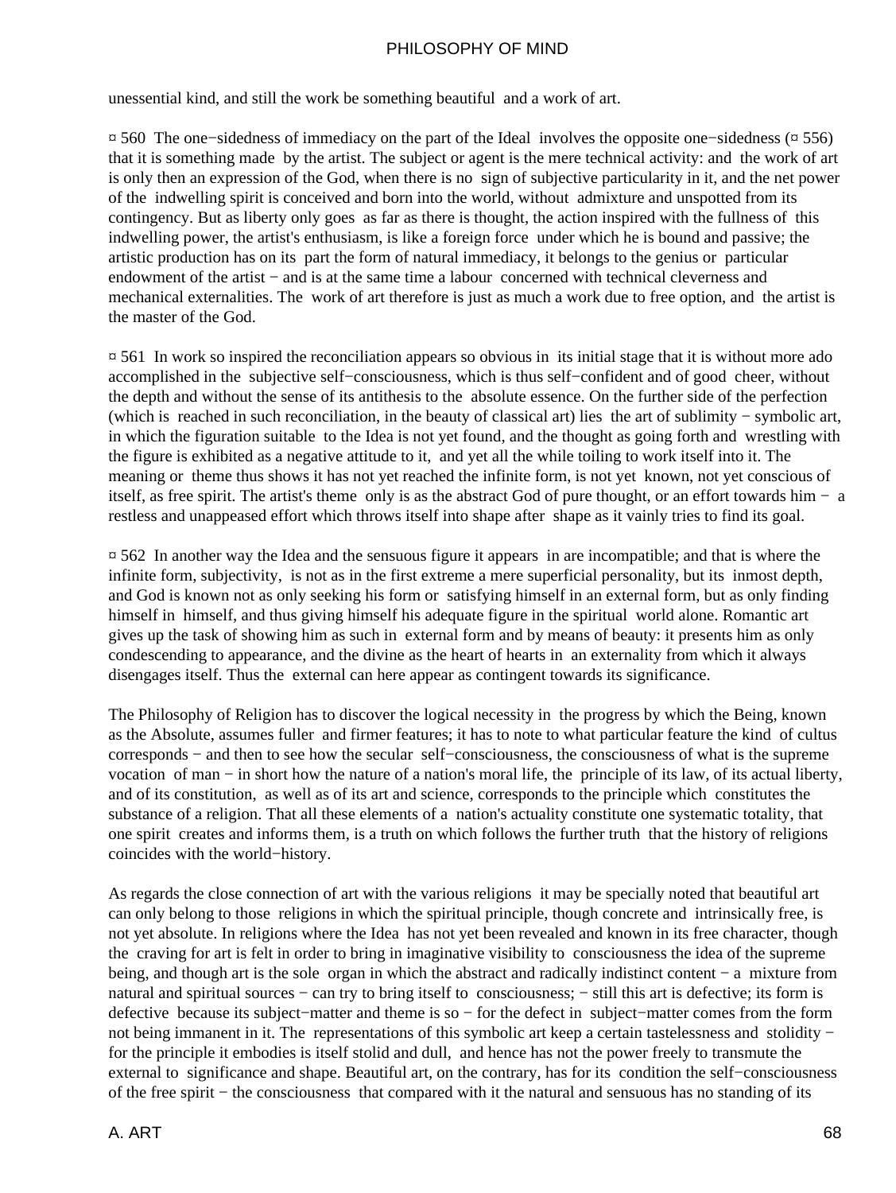unessential kind, and still the work be something beautiful and a work of art.

¤ 560 The one−sidedness of immediacy on the part of the Ideal involves the opposite one−sidedness (¤ 556) that it is something made by the artist. The subject or agent is the mere technical activity: and the work of art is only then an expression of the God, when there is no sign of subjective particularity in it, and the net power of the indwelling spirit is conceived and born into the world, without admixture and unspotted from its contingency. But as liberty only goes as far as there is thought, the action inspired with the fullness of this indwelling power, the artist's enthusiasm, is like a foreign force under which he is bound and passive; the artistic production has on its part the form of natural immediacy, it belongs to the genius or particular endowment of the artist − and is at the same time a labour concerned with technical cleverness and mechanical externalities. The work of art therefore is just as much a work due to free option, and the artist is the master of the God.

¤ 561 In work so inspired the reconciliation appears so obvious in its initial stage that it is without more ado accomplished in the subjective self−consciousness, which is thus self−confident and of good cheer, without the depth and without the sense of its antithesis to the absolute essence. On the further side of the perfection (which is reached in such reconciliation, in the beauty of classical art) lies the art of sublimity − symbolic art, in which the figuration suitable to the Idea is not yet found, and the thought as going forth and wrestling with the figure is exhibited as a negative attitude to it, and yet all the while toiling to work itself into it. The meaning or theme thus shows it has not yet reached the infinite form, is not yet known, not yet conscious of itself, as free spirit. The artist's theme only is as the abstract God of pure thought, or an effort towards him − a restless and unappeased effort which throws itself into shape after shape as it vainly tries to find its goal.

¤ 562 In another way the Idea and the sensuous figure it appears in are incompatible; and that is where the infinite form, subjectivity, is not as in the first extreme a mere superficial personality, but its inmost depth, and God is known not as only seeking his form or satisfying himself in an external form, but as only finding himself in himself, and thus giving himself his adequate figure in the spiritual world alone. Romantic art gives up the task of showing him as such in external form and by means of beauty: it presents him as only condescending to appearance, and the divine as the heart of hearts in an externality from which it always disengages itself. Thus the external can here appear as contingent towards its significance.

The Philosophy of Religion has to discover the logical necessity in the progress by which the Being, known as the Absolute, assumes fuller and firmer features; it has to note to what particular feature the kind of cultus corresponds − and then to see how the secular self−consciousness, the consciousness of what is the supreme vocation of man − in short how the nature of a nation's moral life, the principle of its law, of its actual liberty, and of its constitution, as well as of its art and science, corresponds to the principle which constitutes the substance of a religion. That all these elements of a nation's actuality constitute one systematic totality, that one spirit creates and informs them, is a truth on which follows the further truth that the history of religions coincides with the world−history.

As regards the close connection of art with the various religions it may be specially noted that beautiful art can only belong to those religions in which the spiritual principle, though concrete and intrinsically free, is not yet absolute. In religions where the Idea has not yet been revealed and known in its free character, though the craving for art is felt in order to bring in imaginative visibility to consciousness the idea of the supreme being, and though art is the sole organ in which the abstract and radically indistinct content − a mixture from natural and spiritual sources − can try to bring itself to consciousness; − still this art is defective; its form is defective because its subject−matter and theme is so − for the defect in subject−matter comes from the form not being immanent in it. The representations of this symbolic art keep a certain tastelessness and stolidity − for the principle it embodies is itself stolid and dull, and hence has not the power freely to transmute the external to significance and shape. Beautiful art, on the contrary, has for its condition the self−consciousness of the free spirit − the consciousness that compared with it the natural and sensuous has no standing of its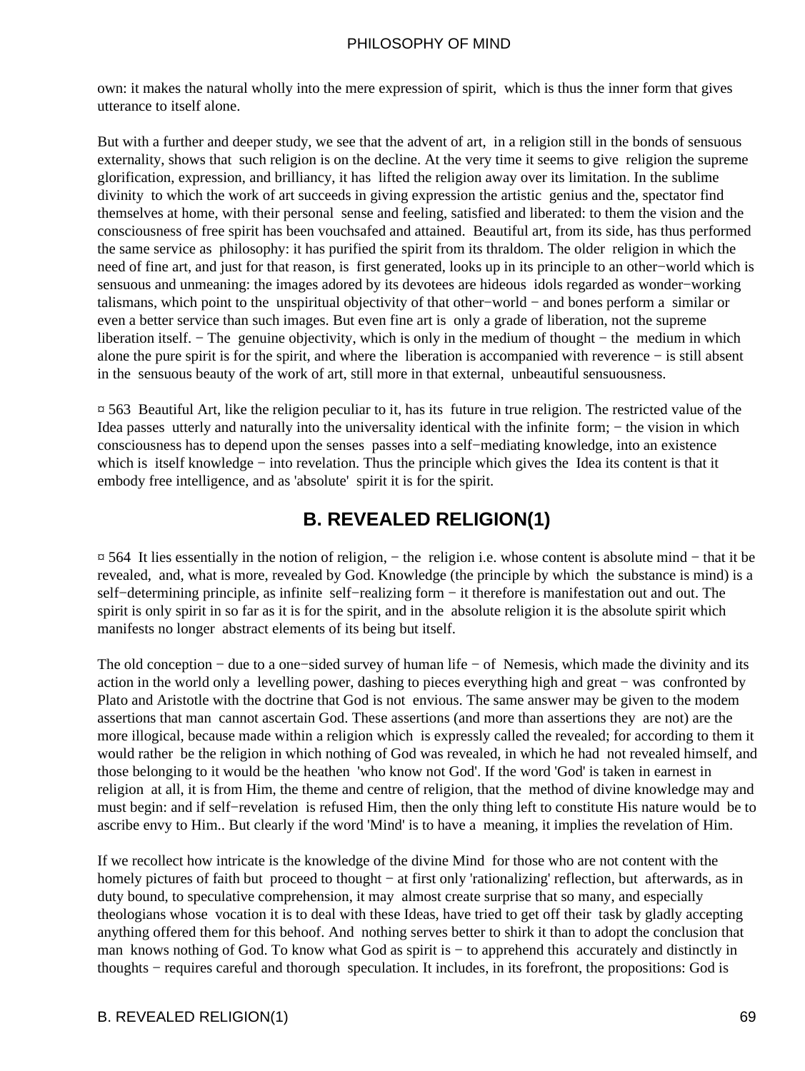own: it makes the natural wholly into the mere expression of spirit, which is thus the inner form that gives utterance to itself alone.

But with a further and deeper study, we see that the advent of art, in a religion still in the bonds of sensuous externality, shows that such religion is on the decline. At the very time it seems to give religion the supreme glorification, expression, and brilliancy, it has lifted the religion away over its limitation. In the sublime divinity to which the work of art succeeds in giving expression the artistic genius and the, spectator find themselves at home, with their personal sense and feeling, satisfied and liberated: to them the vision and the consciousness of free spirit has been vouchsafed and attained. Beautiful art, from its side, has thus performed the same service as philosophy: it has purified the spirit from its thraldom. The older religion in which the need of fine art, and just for that reason, is first generated, looks up in its principle to an other−world which is sensuous and unmeaning: the images adored by its devotees are hideous idols regarded as wonder−working talismans, which point to the unspiritual objectivity of that other−world − and bones perform a similar or even a better service than such images. But even fine art is only a grade of liberation, not the supreme liberation itself. − The genuine objectivity, which is only in the medium of thought − the medium in which alone the pure spirit is for the spirit, and where the liberation is accompanied with reverence − is still absent in the sensuous beauty of the work of art, still more in that external, unbeautiful sensuousness.

¤ 563 Beautiful Art, like the religion peculiar to it, has its future in true religion. The restricted value of the Idea passes utterly and naturally into the universality identical with the infinite form; − the vision in which consciousness has to depend upon the senses passes into a self−mediating knowledge, into an existence which is itself knowledge − into revelation. Thus the principle which gives the Idea its content is that it embody free intelligence, and as 'absolute' spirit it is for the spirit.

## B. REVEALED RELIGION(1)

¤ 564 It lies essentially in the notion of religion, − the religion i.e. whose content is absolute mind − that it be revealed, and, what is more, revealed by God. Knowledge (the principle by which the substance is mind) is a self−determining principle, as infinite self−realizing form − it therefore is manifestation out and out. The spirit is only spirit in so far as it is for the spirit, and in the absolute religion it is the absolute spirit which manifests no longer abstract elements of its being but itself.

The old conception − due to a one−sided survey of human life − of Nemesis, which made the divinity and its action in the world only a levelling power, dashing to pieces everything high and great − was confronted by Plato and Aristotle with the doctrine that God is not envious. The same answer may be given to the modem assertions that man cannot ascertain God. These assertions (and more than assertions they are not) are the more illogical, because made within a religion which is expressly called the revealed; for according to them it would rather be the religion in which nothing of God was revealed, in which he had not revealed himself, and those belonging to it would be the heathen 'who know not God'. If the word 'God' is taken in earnest in religion at all, it is from Him, the theme and centre of religion, that the method of divine knowledge may and must begin: and if self−revelation is refused Him, then the only thing left to constitute His nature would be to ascribe envy to Him.. But clearly if the word 'Mind' is to have a meaning, it implies the revelation of Him.

If we recollect how intricate is the knowledge of the divine Mind for those who are not content with the homely pictures of faith but proceed to thought − at first only 'rationalizing' reflection, but afterwards, as in duty bound, to speculative comprehension, it may almost create surprise that so many, and especially theologians whose vocation it is to deal with these Ideas, have tried to get off their task by gladly accepting anything offered them for this behoof. And nothing serves better to shirk it than to adopt the conclusion that man knows nothing of God. To know what God as spirit is − to apprehend this accurately and distinctly in thoughts − requires careful and thorough speculation. It includes, in its forefront, the propositions: God is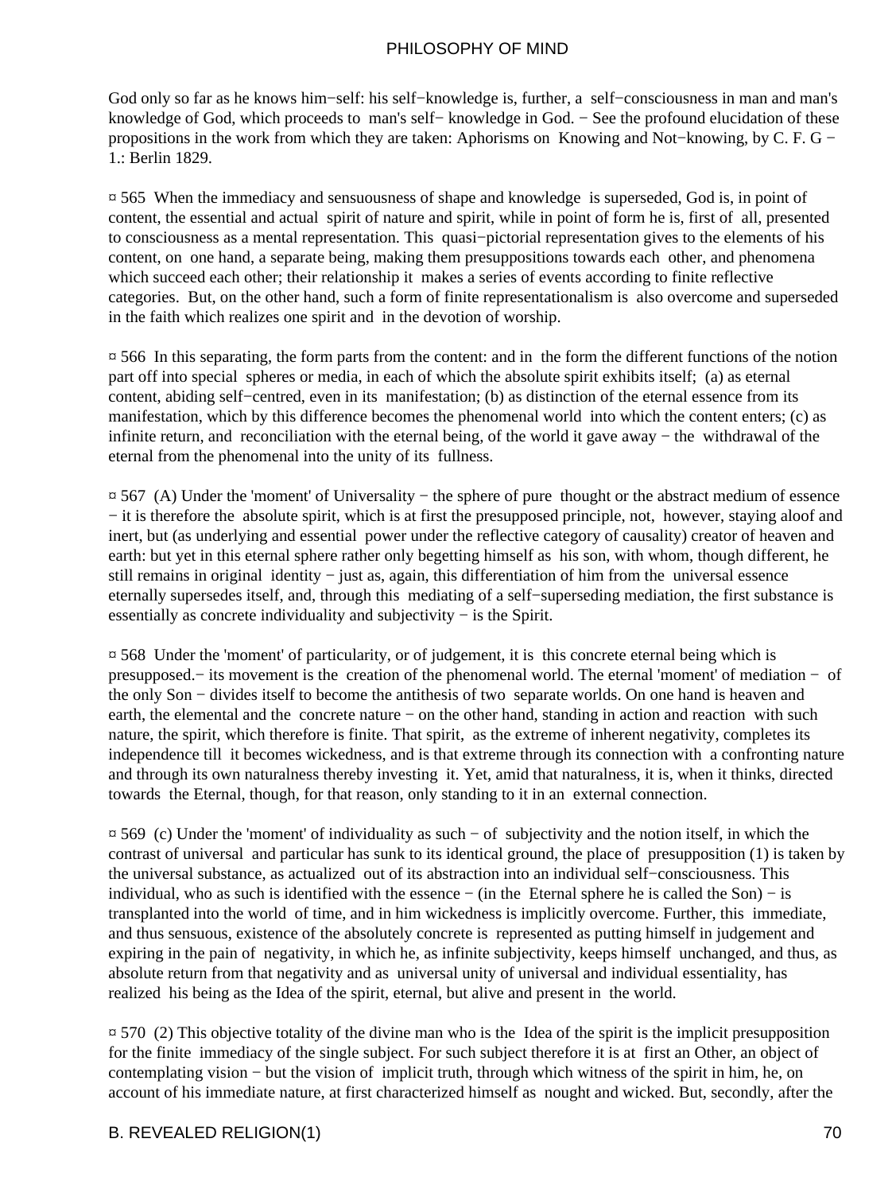God only so far as he knows him−self: his self−knowledge is, further, a self−consciousness in man and man's knowledge of God, which proceeds to man's self− knowledge in God. − See the profound elucidation of these propositions in the work from which they are taken: Aphorisms on Knowing and Not−knowing, by C. F. G − 1.: Berlin 1829.

¤ 565 When the immediacy and sensuousness of shape and knowledge is superseded, God is, in point of content, the essential and actual spirit of nature and spirit, while in point of form he is, first of all, presented to consciousness as a mental representation. This quasi−pictorial representation gives to the elements of his content, on one hand, a separate being, making them presuppositions towards each other, and phenomena which succeed each other; their relationship it makes a series of events according to finite reflective categories. But, on the other hand, such a form of finite representationalism is also overcome and superseded in the faith which realizes one spirit and in the devotion of worship.

¤ 566 In this separating, the form parts from the content: and in the form the different functions of the notion part off into special spheres or media, in each of which the absolute spirit exhibits itself; (a) as eternal content, abiding self−centred, even in its manifestation; (b) as distinction of the eternal essence from its manifestation, which by this difference becomes the phenomenal world into which the content enters; (c) as infinite return, and reconciliation with the eternal being, of the world it gave away − the withdrawal of the eternal from the phenomenal into the unity of its fullness.

¤ 567 (A) Under the 'moment' of Universality − the sphere of pure thought or the abstract medium of essence − it is therefore the absolute spirit, which is at first the presupposed principle, not, however, staying aloof and inert, but (as underlying and essential power under the reflective category of causality) creator of heaven and earth: but yet in this eternal sphere rather only begetting himself as his son, with whom, though different, he still remains in original identity − just as, again, this differentiation of him from the universal essence eternally supersedes itself, and, through this mediating of a self−superseding mediation, the first substance is essentially as concrete individuality and subjectivity − is the Spirit.

¤ 568 Under the 'moment' of particularity, or of judgement, it is this concrete eternal being which is presupposed.− its movement is the creation of the phenomenal world. The eternal 'moment' of mediation − of the only Son − divides itself to become the antithesis of two separate worlds. On one hand is heaven and earth, the elemental and the concrete nature − on the other hand, standing in action and reaction with such nature, the spirit, which therefore is finite. That spirit, as the extreme of inherent negativity, completes its independence till it becomes wickedness, and is that extreme through its connection with a confronting nature and through its own naturalness thereby investing it. Yet, amid that naturalness, it is, when it thinks, directed towards the Eternal, though, for that reason, only standing to it in an external connection.

¤ 569 (c) Under the 'moment' of individuality as such − of subjectivity and the notion itself, in which the contrast of universal and particular has sunk to its identical ground, the place of presupposition (1) is taken by the universal substance, as actualized out of its abstraction into an individual self−consciousness. This individual, who as such is identified with the essence − (in the Eternal sphere he is called the Son) − is transplanted into the world of time, and in him wickedness is implicitly overcome. Further, this immediate, and thus sensuous, existence of the absolutely concrete is represented as putting himself in judgement and expiring in the pain of negativity, in which he, as infinite subjectivity, keeps himself unchanged, and thus, as absolute return from that negativity and as universal unity of universal and individual essentiality, has realized his being as the Idea of the spirit, eternal, but alive and present in the world.

¤ 570 (2) This objective totality of the divine man who is the Idea of the spirit is the implicit presupposition for the finite immediacy of the single subject. For such subject therefore it is at first an Other, an object of contemplating vision − but the vision of implicit truth, through which witness of the spirit in him, he, on account of his immediate nature, at first characterized himself as nought and wicked. But, secondly, after the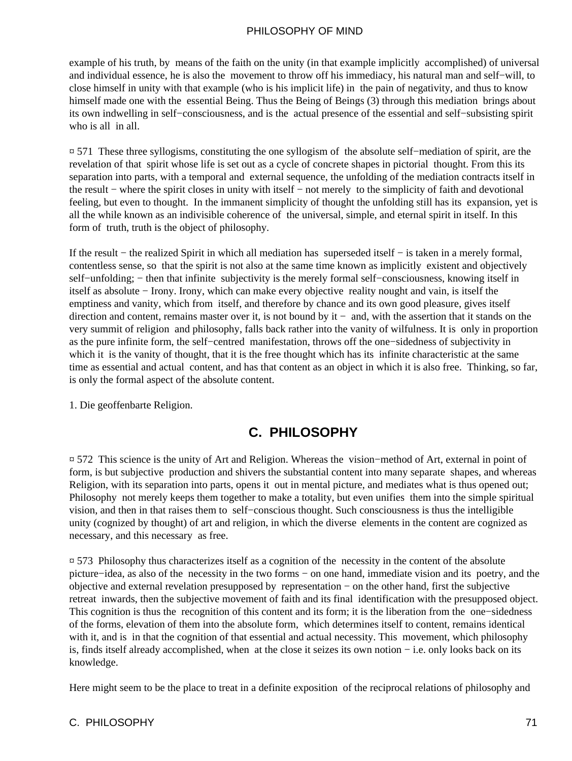example of his truth, by means of the faith on the unity (in that example implicitly accomplished) of universal and individual essence, he is also the movement to throw off his immediacy, his natural man and self−will, to close himself in unity with that example (who is his implicit life) in the pain of negativity, and thus to know himself made one with the essential Being. Thus the Being of Beings (3) through this mediation brings about its own indwelling in self−consciousness, and is the actual presence of the essential and self−subsisting spirit who is all in all.

¤ 571 These three syllogisms, constituting the one syllogism of the absolute self−mediation of spirit, are the revelation of that spirit whose life is set out as a cycle of concrete shapes in pictorial thought. From this its separation into parts, with a temporal and external sequence, the unfolding of the mediation contracts itself in the result − where the spirit closes in unity with itself − not merely to the simplicity of faith and devotional feeling, but even to thought. In the immanent simplicity of thought the unfolding still has its expansion, yet is all the while known as an indivisible coherence of the universal, simple, and eternal spirit in itself. In this form of truth, truth is the object of philosophy.

If the result − the realized Spirit in which all mediation has superseded itself − is taken in a merely formal, contentless sense, so that the spirit is not also at the same time known as implicitly existent and objectively self−unfolding; − then that infinite subjectivity is the merely formal self−consciousness, knowing itself in itself as absolute − Irony. Irony, which can make every objective reality nought and vain, is itself the emptiness and vanity, which from itself, and therefore by chance and its own good pleasure, gives itself direction and content, remains master over it, is not bound by it − and, with the assertion that it stands on the very summit of religion and philosophy, falls back rather into the vanity of wilfulness. It is only in proportion as the pure infinite form, the self−centred manifestation, throws off the one−sidedness of subjectivity in which it is the vanity of thought, that it is the free thought which has its infinite characteristic at the same time as essential and actual content, and has that content as an object in which it is also free. Thinking, so far, is only the formal aspect of the absolute content.

1. Die geoffenbarte Religion.

## C. PHILOSOPHY

¤ 572 This science is the unity of Art and Religion. Whereas the vision−method of Art, external in point of form, is but subjective production and shivers the substantial content into many separate shapes, and whereas Religion, with its separation into parts, opens it out in mental picture, and mediates what is thus opened out; Philosophy not merely keeps them together to make a totality, but even unifies them into the simple spiritual vision, and then in that raises them to self−conscious thought. Such consciousness is thus the intelligible unity (cognized by thought) of art and religion, in which the diverse elements in the content are cognized as necessary, and this necessary as free.

¤ 573 Philosophy thus characterizes itself as a cognition of the necessity in the content of the absolute picture−idea, as also of the necessity in the two forms − on one hand, immediate vision and its poetry, and the objective and external revelation presupposed by representation − on the other hand, first the subjective retreat inwards, then the subjective movement of faith and its final identification with the presupposed object. This cognition is thus the recognition of this content and its form; it is the liberation from the one−sidedness of the forms, elevation of them into the absolute form, which determines itself to content, remains identical with it, and is in that the cognition of that essential and actual necessity. This movement, which philosophy is, finds itself already accomplished, when at the close it seizes its own notion − i.e. only looks back on its knowledge.

Here might seem to be the place to treat in a definite exposition of the reciprocal relations of philosophy and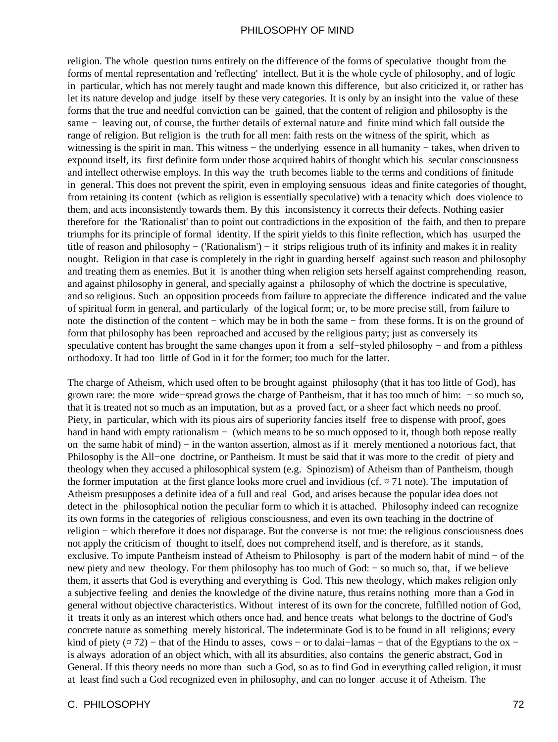religion. The whole question turns entirely on the difference of the forms of speculative thought from the forms of mental representation and 'reflecting' intellect. But it is the whole cycle of philosophy, and of logic in particular, which has not merely taught and made known this difference, but also criticized it, or rather has let its nature develop and judge itself by these very categories. It is only by an insight into the value of these forms that the true and needful conviction can be gained, that the content of religion and philosophy is the same − leaving out, of course, the further details of external nature and finite mind which fall outside the range of religion. But religion is the truth for all men: faith rests on the witness of the spirit, which as witnessing is the spirit in man. This witness − the underlying essence in all humanity − takes, when driven to expound itself, its first definite form under those acquired habits of thought which his secular consciousness and intellect otherwise employs. In this way the truth becomes liable to the terms and conditions of finitude in general. This does not prevent the spirit, even in employing sensuous ideas and finite categories of thought, from retaining its content (which as religion is essentially speculative) with a tenacity which does violence to them, and acts inconsistently towards them. By this inconsistency it corrects their defects. Nothing easier therefore for the 'Rationalist' than to point out contradictions in the exposition of the faith, and then to prepare triumphs for its principle of formal identity. If the spirit yields to this finite reflection, which has usurped the title of reason and philosophy − ('Rationalism') − it strips religious truth of its infinity and makes it in reality nought. Religion in that case is completely in the right in guarding herself against such reason and philosophy and treating them as enemies. But it is another thing when religion sets herself against comprehending reason, and against philosophy in general, and specially against a philosophy of which the doctrine is speculative, and so religious. Such an opposition proceeds from failure to appreciate the difference indicated and the value of spiritual form in general, and particularly of the logical form; or, to be more precise still, from failure to note the distinction of the content − which may be in both the same − from these forms. It is on the ground of form that philosophy has been reproached and accused by the religious party; just as conversely its speculative content has brought the same changes upon it from a self−styled philosophy − and from a pithless orthodoxy. It had too little of God in it for the former; too much for the latter.

The charge of Atheism, which used often to be brought against philosophy (that it has too little of God), has grown rare: the more wide−spread grows the charge of Pantheism, that it has too much of him: − so much so, that it is treated not so much as an imputation, but as a proved fact, or a sheer fact which needs no proof. Piety, in particular, which with its pious airs of superiority fancies itself free to dispense with proof, goes hand in hand with empty rationalism − (which means to be so much opposed to it, though both repose really on the same habit of mind) − in the wanton assertion, almost as if it merely mentioned a notorious fact, that Philosophy is the All−one doctrine, or Pantheism. It must be said that it was more to the credit of piety and theology when they accused a philosophical system (e.g. Spinozism) of Atheism than of Pantheism, though the former imputation at the first glance looks more cruel and invidious (cf. ¤ 71 note). The imputation of Atheism presupposes a definite idea of a full and real God, and arises because the popular idea does not detect in the philosophical notion the peculiar form to which it is attached. Philosophy indeed can recognize its own forms in the categories of religious consciousness, and even its own teaching in the doctrine of religion − which therefore it does not disparage. But the converse is not true: the religious consciousness does not apply the criticism of thought to itself, does not comprehend itself, and is therefore, as it stands, exclusive. To impute Pantheism instead of Atheism to Philosophy is part of the modern habit of mind − of the new piety and new theology. For them philosophy has too much of God: − so much so, that, if we believe them, it asserts that God is everything and everything is God. This new theology, which makes religion only a subjective feeling and denies the knowledge of the divine nature, thus retains nothing more than a God in general without objective characteristics. Without interest of its own for the concrete, fulfilled notion of God, it treats it only as an interest which others once had, and hence treats what belongs to the doctrine of God's concrete nature as something merely historical. The indeterminate God is to be found in all religions; every kind of piety (¤ 72) − that of the Hindu to asses, cows − or to dalai−lamas − that of the Egyptians to the ox − is always adoration of an object which, with all its absurdities, also contains the generic abstract, God in General. If this theory needs no more than such a God, so as to find God in everything called religion, it must at least find such a God recognized even in philosophy, and can no longer accuse it of Atheism. The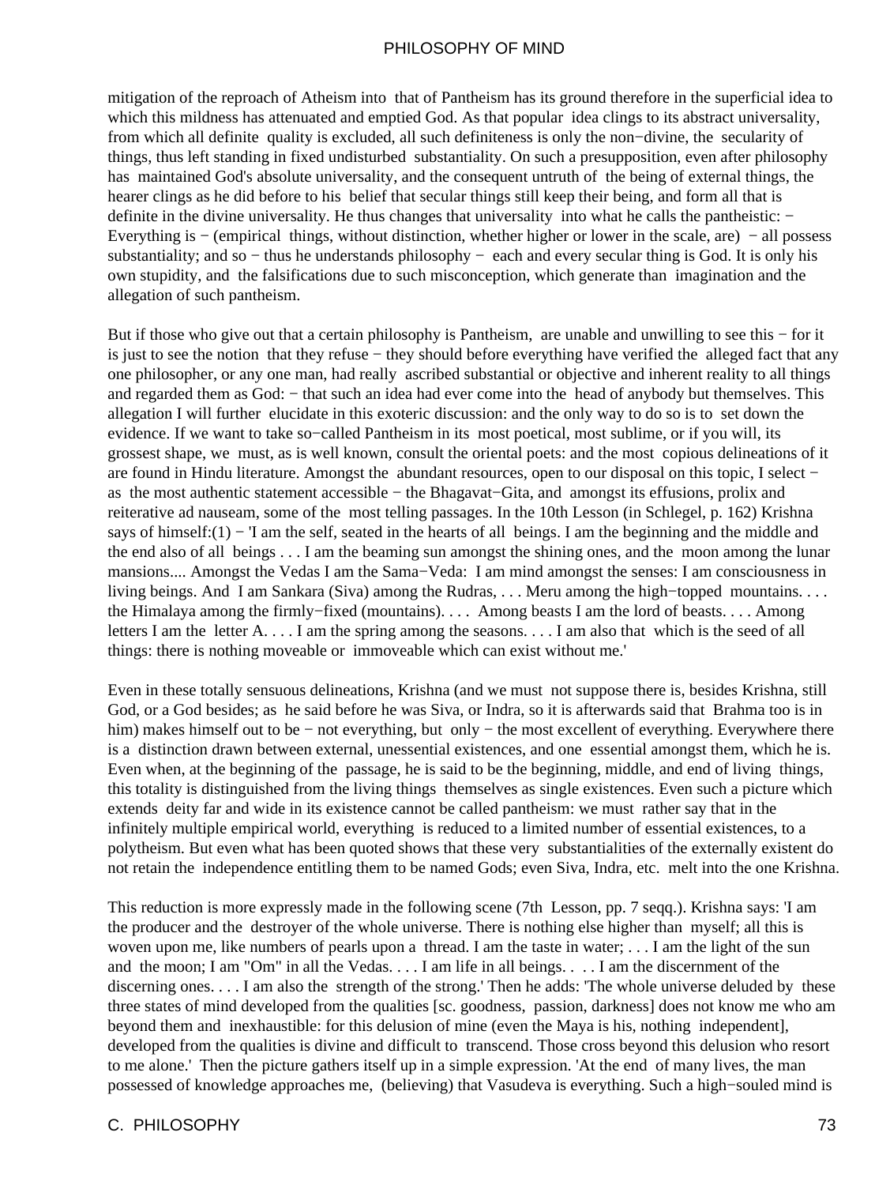mitigation of the reproach of Atheism into that of Pantheism has its ground therefore in the superficial idea to which this mildness has attenuated and emptied God. As that popular idea clings to its abstract universality, from which all definite quality is excluded, all such definiteness is only the non−divine, the secularity of things, thus left standing in fixed undisturbed substantiality. On such a presupposition, even after philosophy has maintained God's absolute universality, and the consequent untruth of the being of external things, the hearer clings as he did before to his belief that secular things still keep their being, and form all that is definite in the divine universality. He thus changes that universality into what he calls the pantheistic: − Everything is − (empirical things, without distinction, whether higher or lower in the scale, are) − all possess substantiality; and so − thus he understands philosophy − each and every secular thing is God. It is only his own stupidity, and the falsifications due to such misconception, which generate than imagination and the allegation of such pantheism.

But if those who give out that a certain philosophy is Pantheism, are unable and unwilling to see this − for it is just to see the notion that they refuse − they should before everything have verified the alleged fact that any one philosopher, or any one man, had really ascribed substantial or objective and inherent reality to all things and regarded them as God: − that such an idea had ever come into the head of anybody but themselves. This allegation I will further elucidate in this exoteric discussion: and the only way to do so is to set down the evidence. If we want to take so−called Pantheism in its most poetical, most sublime, or if you will, its grossest shape, we must, as is well known, consult the oriental poets: and the most copious delineations of it are found in Hindu literature. Amongst the abundant resources, open to our disposal on this topic, I select − as the most authentic statement accessible − the Bhagavat−Gita, and amongst its effusions, prolix and reiterative ad nauseam, some of the most telling passages. In the 10th Lesson (in Schlegel, p. 162) Krishna says of himself:(1) − 'I am the self, seated in the hearts of all beings. I am the beginning and the middle and the end also of all beings . . . I am the beaming sun amongst the shining ones, and the moon among the lunar mansions.... Amongst the Vedas I am the Sama−Veda: I am mind amongst the senses: I am consciousness in living beings. And I am Sankara (Siva) among the Rudras, . . . Meru among the high−topped mountains. . . . the Himalaya among the firmly−fixed (mountains). . . . Among beasts I am the lord of beasts. . . . Among letters I am the letter A. . . . I am the spring among the seasons. . . . I am also that which is the seed of all things: there is nothing moveable or immoveable which can exist without me.'

Even in these totally sensuous delineations, Krishna (and we must not suppose there is, besides Krishna, still God, or a God besides; as he said before he was Siva, or Indra, so it is afterwards said that Brahma too is in him) makes himself out to be − not everything, but only − the most excellent of everything. Everywhere there is a distinction drawn between external, unessential existences, and one essential amongst them, which he is. Even when, at the beginning of the passage, he is said to be the beginning, middle, and end of living things, this totality is distinguished from the living things themselves as single existences. Even such a picture which extends deity far and wide in its existence cannot be called pantheism: we must rather say that in the infinitely multiple empirical world, everything is reduced to a limited number of essential existences, to a polytheism. But even what has been quoted shows that these very substantialities of the externally existent do not retain the independence entitling them to be named Gods; even Siva, Indra, etc. melt into the one Krishna.

This reduction is more expressly made in the following scene (7th Lesson, pp. 7 seqq.). Krishna says: 'I am the producer and the destroyer of the whole universe. There is nothing else higher than myself; all this is woven upon me, like numbers of pearls upon a thread. I am the taste in water; . . . I am the light of the sun and the moon; I am "Om" in all the Vedas. . . . I am life in all beings. . . . I am the discernment of the discerning ones. . . . I am also the strength of the strong.' Then he adds: 'The whole universe deluded by these three states of mind developed from the qualities [sc. goodness, passion, darkness] does not know me who am beyond them and inexhaustible: for this delusion of mine (even the Maya is his, nothing independent], developed from the qualities is divine and difficult to transcend. Those cross beyond this delusion who resort to me alone.' Then the picture gathers itself up in a simple expression. 'At the end of many lives, the man possessed of knowledge approaches me, (believing) that Vasudeva is everything. Such a high−souled mind is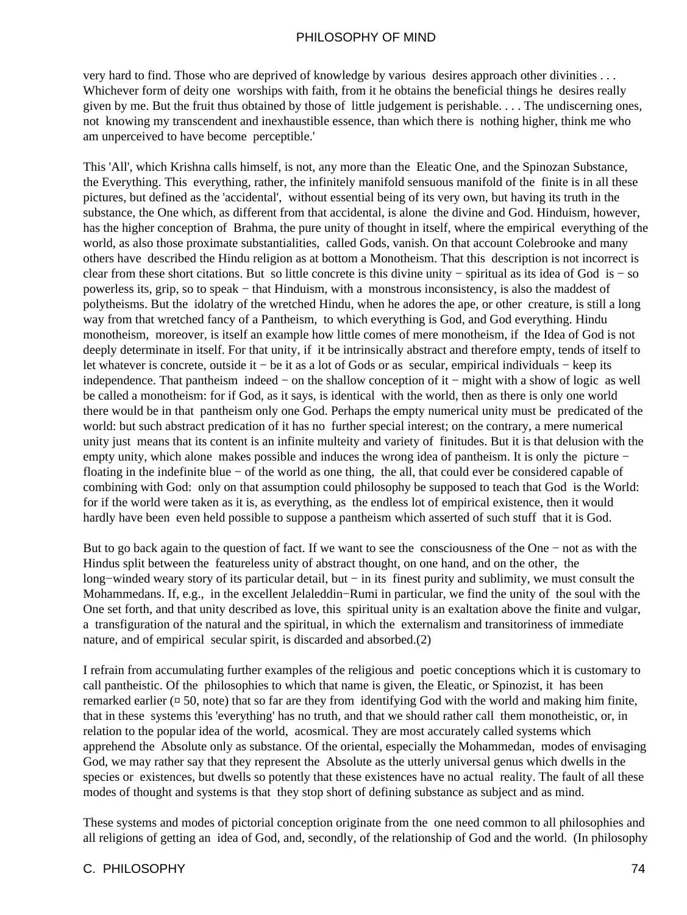very hard to find. Those who are deprived of knowledge by various desires approach other divinities . . . Whichever form of deity one worships with faith, from it he obtains the beneficial things he desires really given by me. But the fruit thus obtained by those of little judgement is perishable. . . . The undiscerning ones, not knowing my transcendent and inexhaustible essence, than which there is nothing higher, think me who am unperceived to have become perceptible.'

This 'All', which Krishna calls himself, is not, any more than the Eleatic One, and the Spinozan Substance, the Everything. This everything, rather, the infinitely manifold sensuous manifold of the finite is in all these pictures, but defined as the 'accidental', without essential being of its very own, but having its truth in the substance, the One which, as different from that accidental, is alone the divine and God. Hinduism, however, has the higher conception of Brahma, the pure unity of thought in itself, where the empirical everything of the world, as also those proximate substantialities, called Gods, vanish. On that account Colebrooke and many others have described the Hindu religion as at bottom a Monotheism. That this description is not incorrect is clear from these short citations. But so little concrete is this divine unity − spiritual as its idea of God is − so powerless its, grip, so to speak − that Hinduism, with a monstrous inconsistency, is also the maddest of polytheisms. But the idolatry of the wretched Hindu, when he adores the ape, or other creature, is still a long way from that wretched fancy of a Pantheism, to which everything is God, and God everything. Hindu monotheism, moreover, is itself an example how little comes of mere monotheism, if the Idea of God is not deeply determinate in itself. For that unity, if it be intrinsically abstract and therefore empty, tends of itself to let whatever is concrete, outside it − be it as a lot of Gods or as secular, empirical individuals − keep its independence. That pantheism indeed − on the shallow conception of it − might with a show of logic as well be called a monotheism: for if God, as it says, is identical with the world, then as there is only one world there would be in that pantheism only one God. Perhaps the empty numerical unity must be predicated of the world: but such abstract predication of it has no further special interest; on the contrary, a mere numerical unity just means that its content is an infinite multeity and variety of finitudes. But it is that delusion with the empty unity, which alone makes possible and induces the wrong idea of pantheism. It is only the picture − floating in the indefinite blue − of the world as one thing, the all, that could ever be considered capable of combining with God: only on that assumption could philosophy be supposed to teach that God is the World: for if the world were taken as it is, as everything, as the endless lot of empirical existence, then it would hardly have been even held possible to suppose a pantheism which asserted of such stuff that it is God.

But to go back again to the question of fact. If we want to see the consciousness of the One − not as with the Hindus split between the featureless unity of abstract thought, on one hand, and on the other, the long−winded weary story of its particular detail, but − in its finest purity and sublimity, we must consult the Mohammedans. If, e.g., in the excellent Jelaleddin−Rumi in particular, we find the unity of the soul with the One set forth, and that unity described as love, this spiritual unity is an exaltation above the finite and vulgar, a transfiguration of the natural and the spiritual, in which the externalism and transitoriness of immediate nature, and of empirical secular spirit, is discarded and absorbed.(2)

I refrain from accumulating further examples of the religious and poetic conceptions which it is customary to call pantheistic. Of the philosophies to which that name is given, the Eleatic, or Spinozist, it has been remarked earlier (¤ 50, note) that so far are they from identifying God with the world and making him finite, that in these systems this 'everything' has no truth, and that we should rather call them monotheistic, or, in relation to the popular idea of the world, acosmical. They are most accurately called systems which apprehend the Absolute only as substance. Of the oriental, especially the Mohammedan, modes of envisaging God, we may rather say that they represent the Absolute as the utterly universal genus which dwells in the species or existences, but dwells so potently that these existences have no actual reality. The fault of all these modes of thought and systems is that they stop short of defining substance as subject and as mind.

These systems and modes of pictorial conception originate from the one need common to all philosophies and all religions of getting an idea of God, and, secondly, of the relationship of God and the world. (In philosophy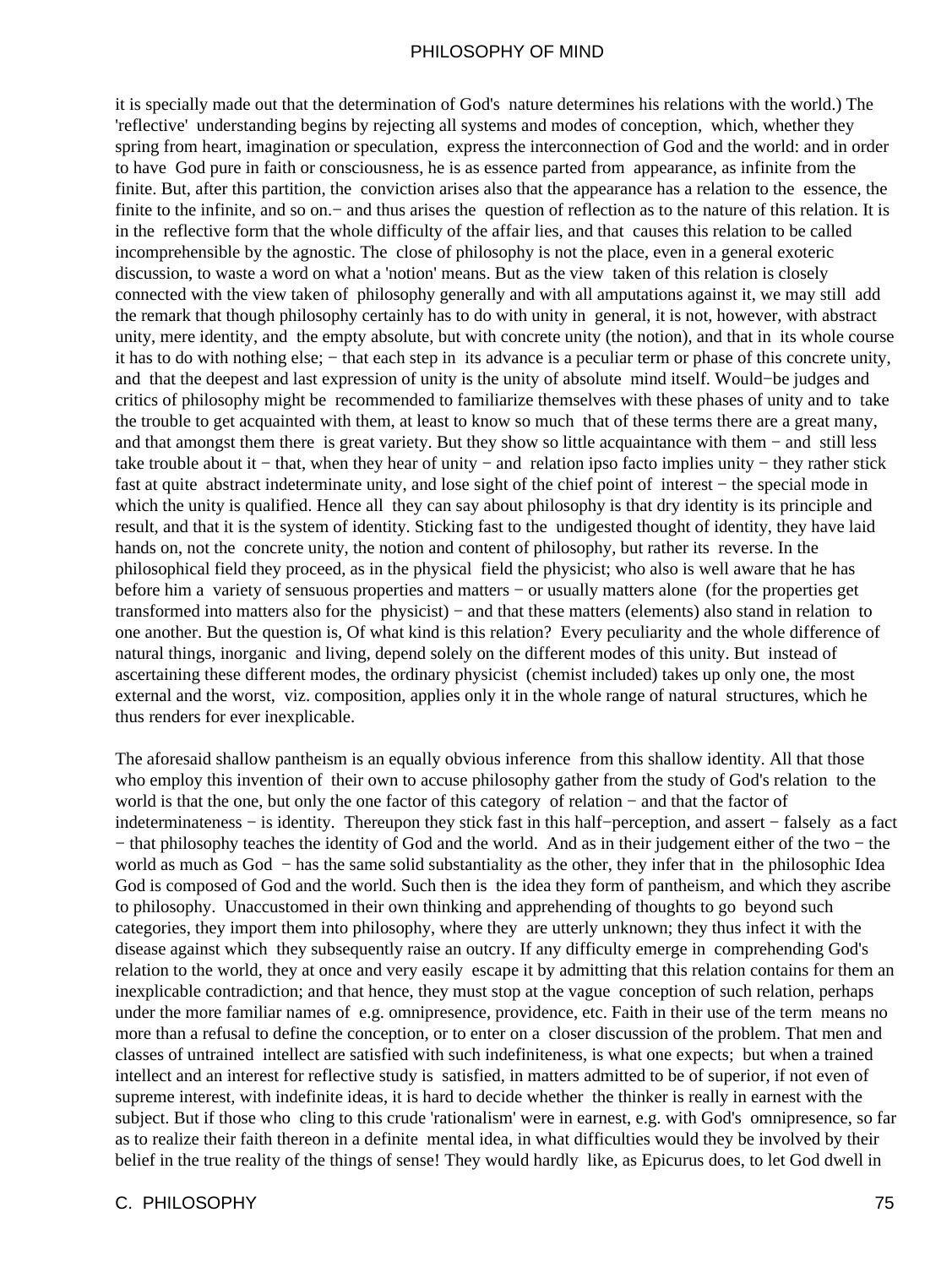it is specially made out that the determination of God's nature determines his relations with the world.) The 'reflective' understanding begins by rejecting all systems and modes of conception, which, whether they spring from heart, imagination or speculation, express the interconnection of God and the world: and in order to have God pure in faith or consciousness, he is as essence parted from appearance, as infinite from the finite. But, after this partition, the conviction arises also that the appearance has a relation to the essence, the finite to the infinite, and so on.− and thus arises the question of reflection as to the nature of this relation. It is in the reflective form that the whole difficulty of the affair lies, and that causes this relation to be called incomprehensible by the agnostic. The close of philosophy is not the place, even in a general exoteric discussion, to waste a word on what a 'notion' means. But as the view taken of this relation is closely connected with the view taken of philosophy generally and with all amputations against it, we may still add the remark that though philosophy certainly has to do with unity in general, it is not, however, with abstract unity, mere identity, and the empty absolute, but with concrete unity (the notion), and that in its whole course it has to do with nothing else; − that each step in its advance is a peculiar term or phase of this concrete unity, and that the deepest and last expression of unity is the unity of absolute mind itself. Would−be judges and critics of philosophy might be recommended to familiarize themselves with these phases of unity and to take the trouble to get acquainted with them, at least to know so much that of these terms there are a great many, and that amongst them there is great variety. But they show so little acquaintance with them − and still less take trouble about it − that, when they hear of unity − and relation ipso facto implies unity − they rather stick fast at quite abstract indeterminate unity, and lose sight of the chief point of interest − the special mode in which the unity is qualified. Hence all they can say about philosophy is that dry identity is its principle and result, and that it is the system of identity. Sticking fast to the undigested thought of identity, they have laid hands on, not the concrete unity, the notion and content of philosophy, but rather its reverse. In the philosophical field they proceed, as in the physical field the physicist; who also is well aware that he has before him a variety of sensuous properties and matters − or usually matters alone (for the properties get transformed into matters also for the physicist) − and that these matters (elements) also stand in relation to one another. But the question is, Of what kind is this relation? Every peculiarity and the whole difference of natural things, inorganic and living, depend solely on the different modes of this unity. But instead of ascertaining these different modes, the ordinary physicist (chemist included) takes up only one, the most external and the worst, viz. composition, applies only it in the whole range of natural structures, which he thus renders for ever inexplicable.

The aforesaid shallow pantheism is an equally obvious inference from this shallow identity. All that those who employ this invention of their own to accuse philosophy gather from the study of God's relation to the world is that the one, but only the one factor of this category of relation − and that the factor of indeterminateness − is identity. Thereupon they stick fast in this half−perception, and assert − falsely as a fact − that philosophy teaches the identity of God and the world. And as in their judgement either of the two − the world as much as God − has the same solid substantiality as the other, they infer that in the philosophic Idea God is composed of God and the world. Such then is the idea they form of pantheism, and which they ascribe to philosophy. Unaccustomed in their own thinking and apprehending of thoughts to go beyond such categories, they import them into philosophy, where they are utterly unknown; they thus infect it with the disease against which they subsequently raise an outcry. If any difficulty emerge in comprehending God's relation to the world, they at once and very easily escape it by admitting that this relation contains for them an inexplicable contradiction; and that hence, they must stop at the vague conception of such relation, perhaps under the more familiar names of e.g. omnipresence, providence, etc. Faith in their use of the term means no more than a refusal to define the conception, or to enter on a closer discussion of the problem. That men and classes of untrained intellect are satisfied with such indefiniteness, is what one expects; but when a trained intellect and an interest for reflective study is satisfied, in matters admitted to be of superior, if not even of supreme interest, with indefinite ideas, it is hard to decide whether the thinker is really in earnest with the subject. But if those who cling to this crude 'rationalism' were in earnest, e.g. with God's omnipresence, so far as to realize their faith thereon in a definite mental idea, in what difficulties would they be involved by their belief in the true reality of the things of sense! They would hardly like, as Epicurus does, to let God dwell in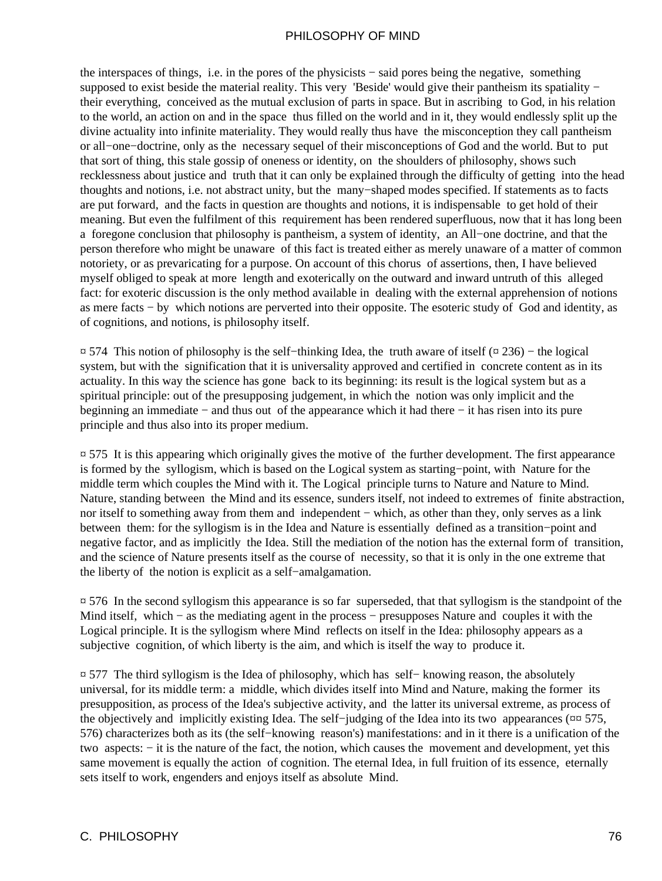the interspaces of things, i.e. in the pores of the physicists − said pores being the negative, something supposed to exist beside the material reality. This very 'Beside' would give their pantheism its spatiality − their everything, conceived as the mutual exclusion of parts in space. But in ascribing to God, in his relation to the world, an action on and in the space thus filled on the world and in it, they would endlessly split up the divine actuality into infinite materiality. They would really thus have the misconception they call pantheism or all−one−doctrine, only as the necessary sequel of their misconceptions of God and the world. But to put that sort of thing, this stale gossip of oneness or identity, on the shoulders of philosophy, shows such recklessness about justice and truth that it can only be explained through the difficulty of getting into the head thoughts and notions, i.e. not abstract unity, but the many−shaped modes specified. If statements as to facts are put forward, and the facts in question are thoughts and notions, it is indispensable to get hold of their meaning. But even the fulfilment of this requirement has been rendered superfluous, now that it has long been a foregone conclusion that philosophy is pantheism, a system of identity, an All−one doctrine, and that the person therefore who might be unaware of this fact is treated either as merely unaware of a matter of common notoriety, or as prevaricating for a purpose. On account of this chorus of assertions, then, I have believed myself obliged to speak at more length and exoterically on the outward and inward untruth of this alleged fact: for exoteric discussion is the only method available in dealing with the external apprehension of notions as mere facts − by which notions are perverted into their opposite. The esoteric study of God and identity, as of cognitions, and notions, is philosophy itself.

¤ 574 This notion of philosophy is the self−thinking Idea, the truth aware of itself (¤ 236) − the logical system, but with the signification that it is universality approved and certified in concrete content as in its actuality. In this way the science has gone back to its beginning: its result is the logical system but as a spiritual principle: out of the presupposing judgement, in which the notion was only implicit and the beginning an immediate − and thus out of the appearance which it had there − it has risen into its pure principle and thus also into its proper medium.

¤ 575 It is this appearing which originally gives the motive of the further development. The first appearance is formed by the syllogism, which is based on the Logical system as starting−point, with Nature for the middle term which couples the Mind with it. The Logical principle turns to Nature and Nature to Mind. Nature, standing between the Mind and its essence, sunders itself, not indeed to extremes of finite abstraction, nor itself to something away from them and independent − which, as other than they, only serves as a link between them: for the syllogism is in the Idea and Nature is essentially defined as a transition−point and negative factor, and as implicitly the Idea. Still the mediation of the notion has the external form of transition, and the science of Nature presents itself as the course of necessity, so that it is only in the one extreme that the liberty of the notion is explicit as a self−amalgamation.

¤ 576 In the second syllogism this appearance is so far superseded, that that syllogism is the standpoint of the Mind itself, which − as the mediating agent in the process − presupposes Nature and couples it with the Logical principle. It is the syllogism where Mind reflects on itself in the Idea: philosophy appears as a subjective cognition, of which liberty is the aim, and which is itself the way to produce it.

¤ 577 The third syllogism is the Idea of philosophy, which has self− knowing reason, the absolutely universal, for its middle term: a middle, which divides itself into Mind and Nature, making the former its presupposition, as process of the Idea's subjective activity, and the latter its universal extreme, as process of the objectively and implicitly existing Idea. The self−judging of the Idea into its two appearances (¤¤ 575, 576) characterizes both as its (the self−knowing reason's) manifestations: and in it there is a unification of the two aspects: − it is the nature of the fact, the notion, which causes the movement and development, yet this same movement is equally the action of cognition. The eternal Idea, in full fruition of its essence, eternally sets itself to work, engenders and enjoys itself as absolute Mind.